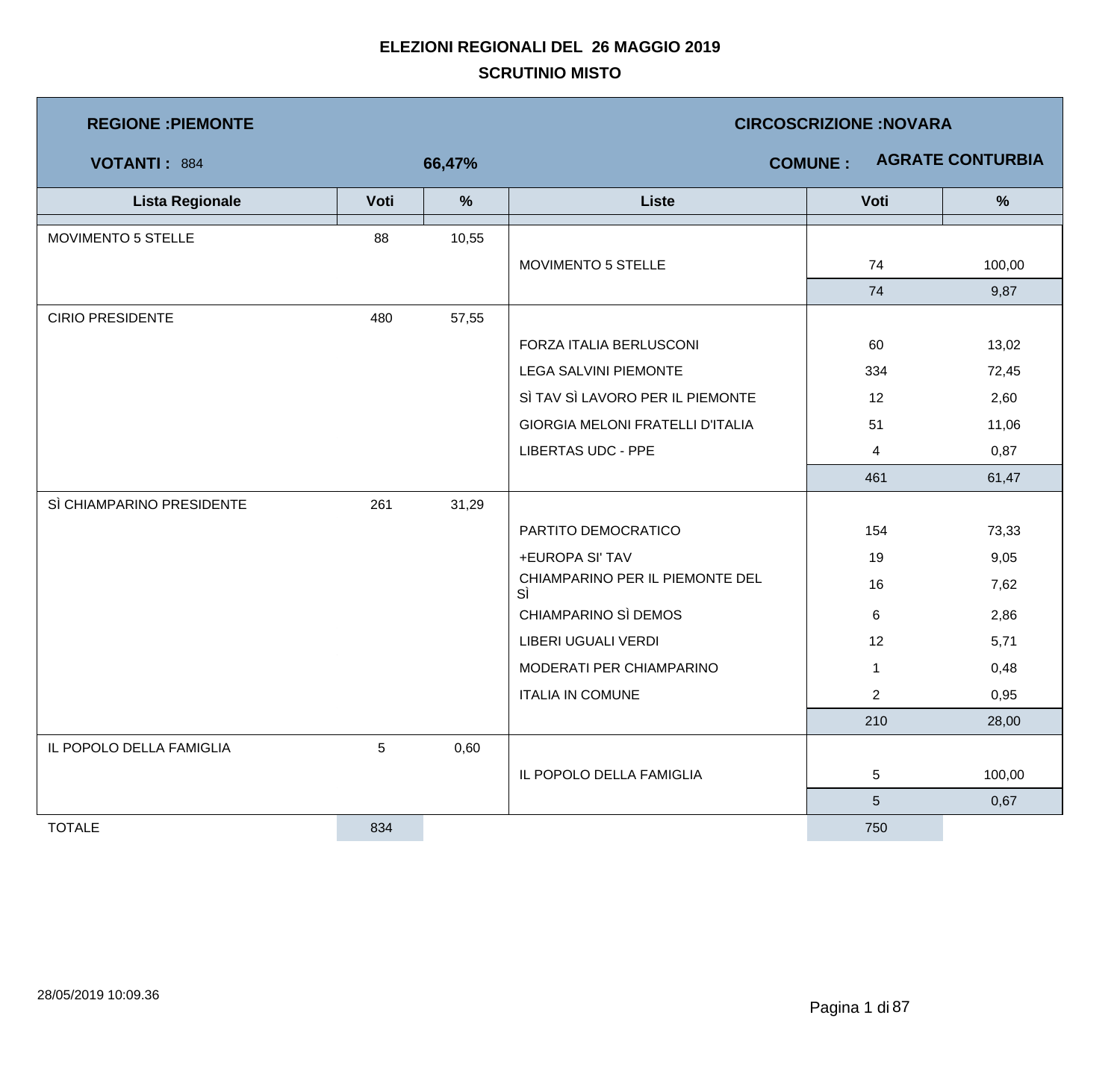**ELEZIONI REGIONALI DEL 26 MAGGIO 2019**

**SCRUTINIO MISTO**

**REGIONE :PIEMONTE** | **CIRCOSCRIZIONE :NOVARA**

**VOTANTI :** 884 | **66,47%** | **COMUNE : AGRATE CONTURBIA**

| Lista Regionale | Voti | % | Liste | Voti | % |
|---|---|---|---|---|---|
| MOVIMENTO 5 STELLE | 88 | 10,55 | | | |
| | | | MOVIMENTO 5 STELLE | 74 | 100,00 |
| | | | | 74 | 9,87 |
| CIRIO PRESIDENTE | 480 | 57,55 | | | |
| | | | FORZA ITALIA BERLUSCONI | 60 | 13,02 |
| | | | LEGA SALVINI PIEMONTE | 334 | 72,45 |
| | | | SÌ TAV SÌ LAVORO PER IL PIEMONTE | 12 | 2,60 |
| | | | GIORGIA MELONI FRATELLI D'ITALIA | 51 | 11,06 |
| | | | LIBERTAS UDC - PPE | 4 | 0,87 |
| | | | | 461 | 61,47 |
| SÌ CHIAMPARINO PRESIDENTE | 261 | 31,29 | | | |
| | | | PARTITO DEMOCRATICO | 154 | 73,33 |
| | | | +EUROPA SI' TAV | 19 | 9,05 |
| | | | CHIAMPARINO PER IL PIEMONTE DEL SÌ | 16 | 7,62 |
| | | | CHIAMPARINO SÌ DEMOS | 6 | 2,86 |
| | | | LIBERI UGUALI VERDI | 12 | 5,71 |
| | | | MODERATI PER CHIAMPARINO | 1 | 0,48 |
| | | | ITALIA IN COMUNE | 2 | 0,95 |
| | | | | 210 | 28,00 |
| IL POPOLO DELLA FAMIGLIA | 5 | 0,60 | | | |
| | | | IL POPOLO DELLA FAMIGLIA | 5 | 100,00 |
| | | | | 5 | 0,67 |
| TOTALE | 834 | | | 750 | |

28/05/2019 10:09.36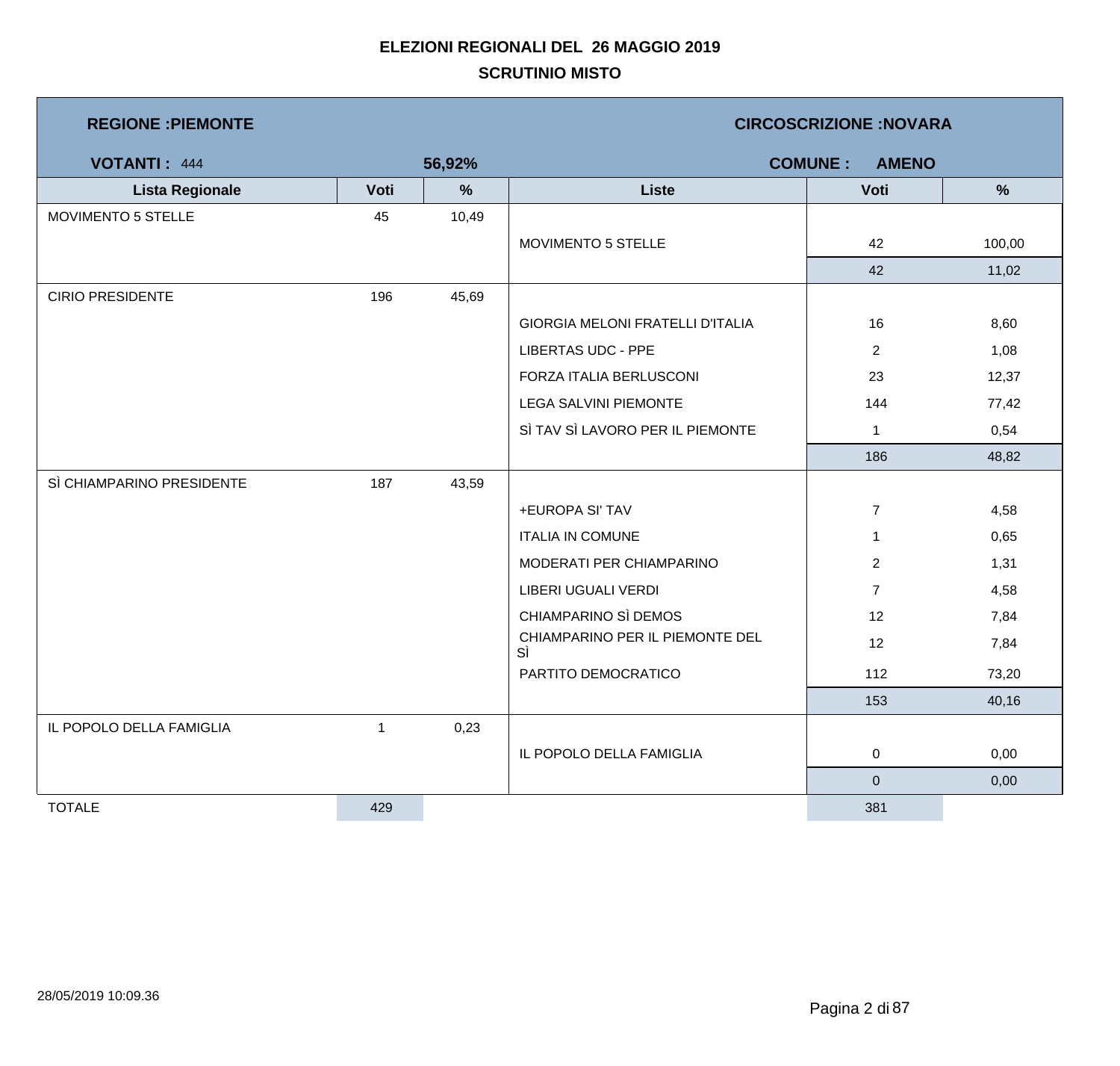# ELEZIONI REGIONALI DEL 26 MAGGIO 2019

## SCRUTINIO MISTO

**REGIONE :PIEMONTE** | **CIRCOSCRIZIONE :NOVARA**

**VOTANTI :** 444 **56,92%** | **COMUNE : AMENO**

| Lista Regionale | Voti | % | Liste | Voti | % |
|---|---|---|---|---|---|
| MOVIMENTO 5 STELLE | 45 | 10,49 | | | |
| | | | MOVIMENTO 5 STELLE | 42 | 100,00 |
| | | | | 42 | 11,02 |
| CIRIO PRESIDENTE | 196 | 45,69 | | | |
| | | | GIORGIA MELONI FRATELLI D'ITALIA | 16 | 8,60 |
| | | | LIBERTAS UDC - PPE | 2 | 1,08 |
| | | | FORZA ITALIA BERLUSCONI | 23 | 12,37 |
| | | | LEGA SALVINI PIEMONTE | 144 | 77,42 |
| | | | SÌ TAV SÌ LAVORO PER IL PIEMONTE | 1 | 0,54 |
| | | | | 186 | 48,82 |
| SÌ CHIAMPARINO PRESIDENTE | 187 | 43,59 | | | |
| | | | +EUROPA SI' TAV | 7 | 4,58 |
| | | | ITALIA IN COMUNE | 1 | 0,65 |
| | | | MODERATI PER CHIAMPARINO | 2 | 1,31 |
| | | | LIBERI UGUALI VERDI | 7 | 4,58 |
| | | | CHIAMPARINO SÌ DEMOS | 12 | 7,84 |
| | | | CHIAMPARINO PER IL PIEMONTE DEL SÌ | 12 | 7,84 |
| | | | PARTITO DEMOCRATICO | 112 | 73,20 |
| | | | | 153 | 40,16 |
| IL POPOLO DELLA FAMIGLIA | 1 | 0,23 | | | |
| | | | IL POPOLO DELLA FAMIGLIA | 0 | 0,00 |
| | | | | 0 | 0,00 |
| TOTALE | 429 | | | 381 | |

28/05/2019 10:09.36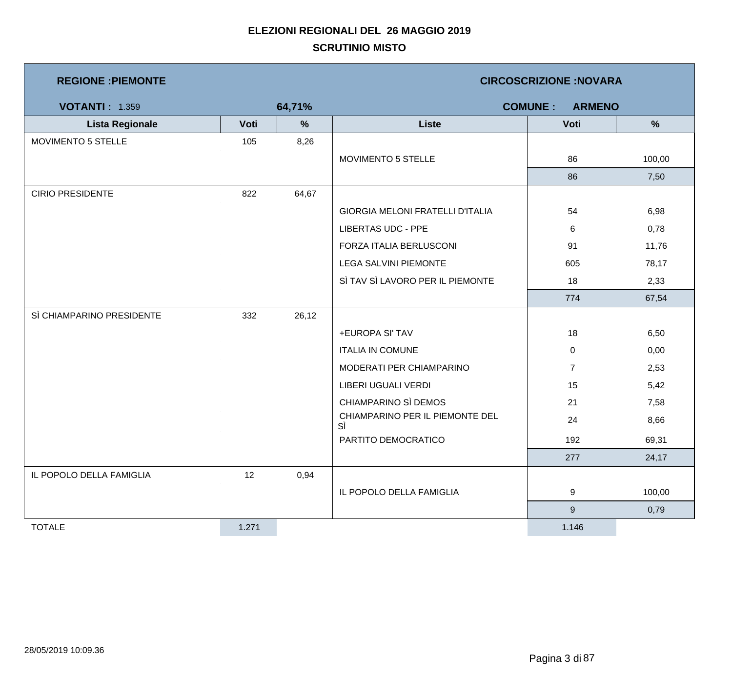# ELEZIONI REGIONALI DEL 26 MAGGIO 2019

## SCRUTINIO MISTO

**REGIONE :PIEMONTE** | **CIRCOSCRIZIONE :NOVARA**

**VOTANTI :** 1.359 | **64,71%** | **COMUNE : ARMENO**

| Lista Regionale | Voti | % | Liste | Voti | % |
|---|---|---|---|---|---|
| MOVIMENTO 5 STELLE | 105 | 8,26 | | | |
| | | | MOVIMENTO 5 STELLE | 86 | 100,00 |
| | | | | 86 | 7,50 |
| CIRIO PRESIDENTE | 822 | 64,67 | | | |
| | | | GIORGIA MELONI FRATELLI D'ITALIA | 54 | 6,98 |
| | | | LIBERTAS UDC - PPE | 6 | 0,78 |
| | | | FORZA ITALIA BERLUSCONI | 91 | 11,76 |
| | | | LEGA SALVINI PIEMONTE | 605 | 78,17 |
| | | | SÌ TAV SÌ LAVORO PER IL PIEMONTE | 18 | 2,33 |
| | | | | 774 | 67,54 |
| SÌ CHIAMPARINO PRESIDENTE | 332 | 26,12 | | | |
| | | | +EUROPA SI' TAV | 18 | 6,50 |
| | | | ITALIA IN COMUNE | 0 | 0,00 |
| | | | MODERATI PER CHIAMPARINO | 7 | 2,53 |
| | | | LIBERI UGUALI VERDI | 15 | 5,42 |
| | | | CHIAMPARINO SÌ DEMOS | 21 | 7,58 |
| | | | CHIAMPARINO PER IL PIEMONTE DEL SÌ | 24 | 8,66 |
| | | | PARTITO DEMOCRATICO | 192 | 69,31 |
| | | | | 277 | 24,17 |
| IL POPOLO DELLA FAMIGLIA | 12 | 0,94 | | | |
| | | | IL POPOLO DELLA FAMIGLIA | 9 | 100,00 |
| | | | | 9 | 0,79 |
| TOTALE | 1.271 | | | 1.146 | |

28/05/2019 10:09.36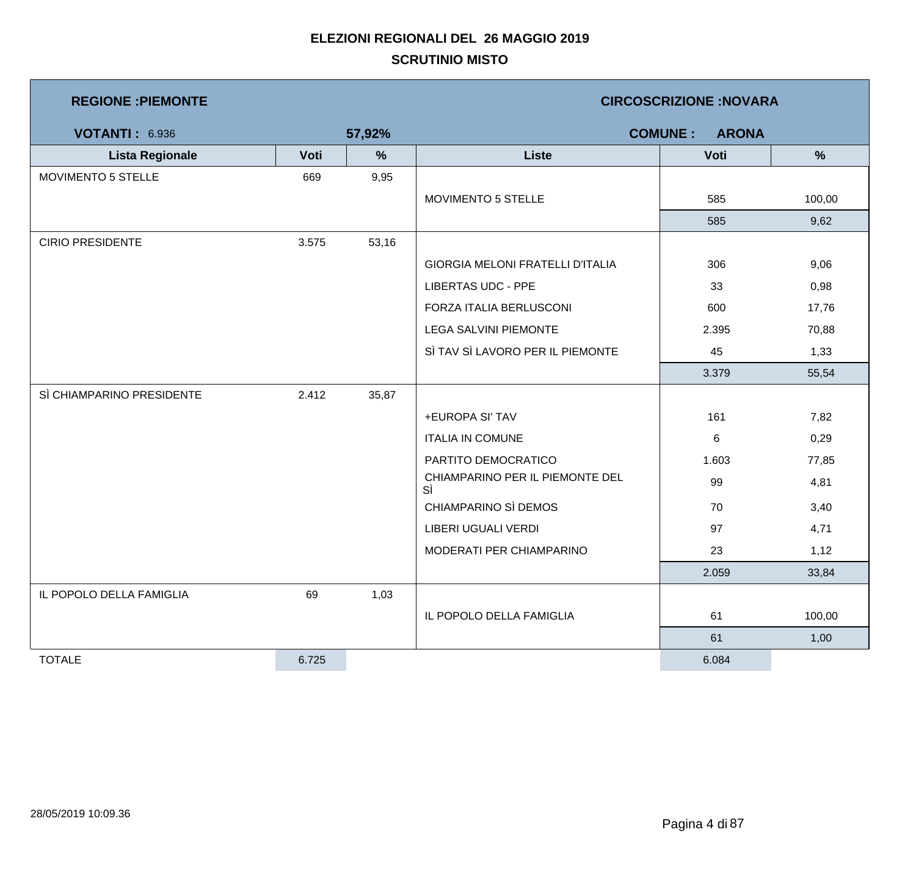# ELEZIONI REGIONALI DEL 26 MAGGIO 2019

## SCRUTINIO MISTO

**REGIONE :PIEMONTE** | **CIRCOSCRIZIONE :NOVARA**

**VOTANTI :** 6.936 **57,92%** | **COMUNE : ARONA**

| Lista Regionale | Voti | % | Liste | Voti | % |
|---|---|---|---|---|---|
| MOVIMENTO 5 STELLE | 669 | 9,95 | | | |
| | | | MOVIMENTO 5 STELLE | 585 | 100,00 |
| | | | | 585 | 9,62 |
| CIRIO PRESIDENTE | 3.575 | 53,16 | | | |
| | | | GIORGIA MELONI FRATELLI D'ITALIA | 306 | 9,06 |
| | | | LIBERTAS UDC - PPE | 33 | 0,98 |
| | | | FORZA ITALIA BERLUSCONI | 600 | 17,76 |
| | | | LEGA SALVINI PIEMONTE | 2.395 | 70,88 |
| | | | SÌ TAV SÌ LAVORO PER IL PIEMONTE | 45 | 1,33 |
| | | | | 3.379 | 55,54 |
| SÌ CHIAMPARINO PRESIDENTE | 2.412 | 35,87 | | | |
| | | | +EUROPA SI' TAV | 161 | 7,82 |
| | | | ITALIA IN COMUNE | 6 | 0,29 |
| | | | PARTITO DEMOCRATICO | 1.603 | 77,85 |
| | | | CHIAMPARINO PER IL PIEMONTE DEL SÌ | 99 | 4,81 |
| | | | CHIAMPARINO SÌ DEMOS | 70 | 3,40 |
| | | | LIBERI UGUALI VERDI | 97 | 4,71 |
| | | | MODERATI PER CHIAMPARINO | 23 | 1,12 |
| | | | | 2.059 | 33,84 |
| IL POPOLO DELLA FAMIGLIA | 69 | 1,03 | | | |
| | | | IL POPOLO DELLA FAMIGLIA | 61 | 100,00 |
| | | | | 61 | 1,00 |
| TOTALE | 6.725 | | | 6.084 | |

28/05/2019 10:09.36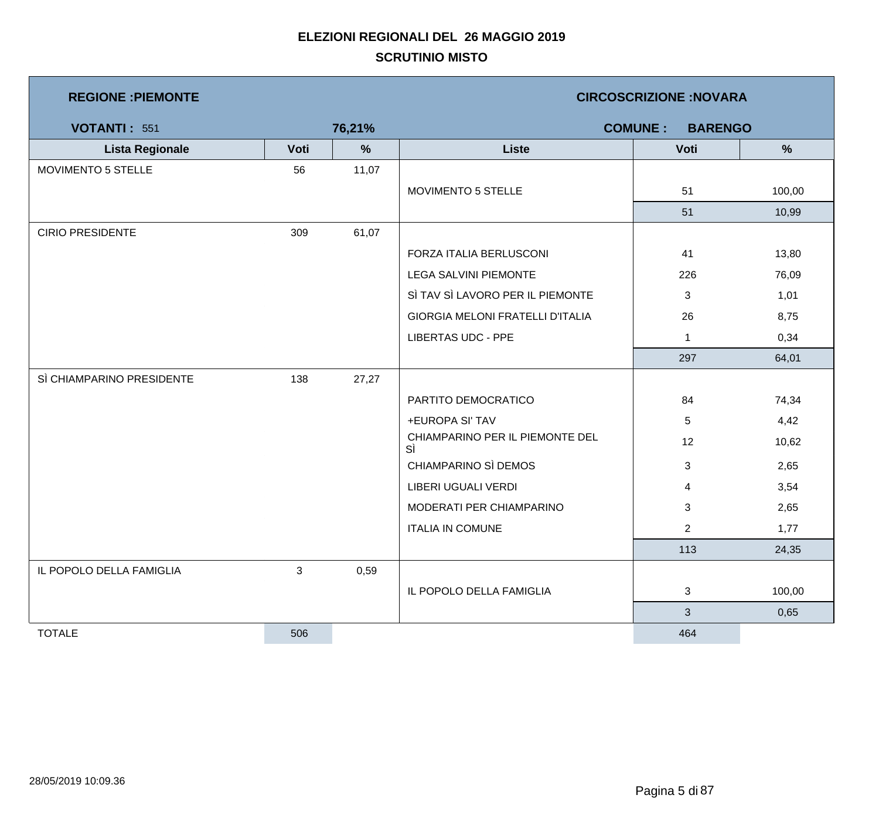# ELEZIONI REGIONALI DEL 26 MAGGIO 2019

## SCRUTINIO MISTO

**REGIONE :PIEMONTE** — **CIRCOSCRIZIONE :NOVARA**

**VOTANTI :** 551 — **76,21%** — **COMUNE : BARENGO**

| Lista Regionale | Voti | % | Liste | Voti | % |
|---|---|---|---|---|---|
| MOVIMENTO 5 STELLE | 56 | 11,07 | | | |
| | | | MOVIMENTO 5 STELLE | 51 | 100,00 |
| | | | | 51 | 10,99 |
| CIRIO PRESIDENTE | 309 | 61,07 | | | |
| | | | FORZA ITALIA BERLUSCONI | 41 | 13,80 |
| | | | LEGA SALVINI PIEMONTE | 226 | 76,09 |
| | | | SÌ TAV SÌ LAVORO PER IL PIEMONTE | 3 | 1,01 |
| | | | GIORGIA MELONI FRATELLI D'ITALIA | 26 | 8,75 |
| | | | LIBERTAS UDC - PPE | 1 | 0,34 |
| | | | | 297 | 64,01 |
| SÌ CHIAMPARINO PRESIDENTE | 138 | 27,27 | | | |
| | | | PARTITO DEMOCRATICO | 84 | 74,34 |
| | | | +EUROPA SI' TAV | 5 | 4,42 |
| | | | CHIAMPARINO PER IL PIEMONTE DEL SÌ | 12 | 10,62 |
| | | | CHIAMPARINO SÌ DEMOS | 3 | 2,65 |
| | | | LIBERI UGUALI VERDI | 4 | 3,54 |
| | | | MODERATI PER CHIAMPARINO | 3 | 2,65 |
| | | | ITALIA IN COMUNE | 2 | 1,77 |
| | | | | 113 | 24,35 |
| IL POPOLO DELLA FAMIGLIA | 3 | 0,59 | | | |
| | | | IL POPOLO DELLA FAMIGLIA | 3 | 100,00 |
| | | | | 3 | 0,65 |
| TOTALE | 506 | | | 464 | |

28/05/2019 10:09.36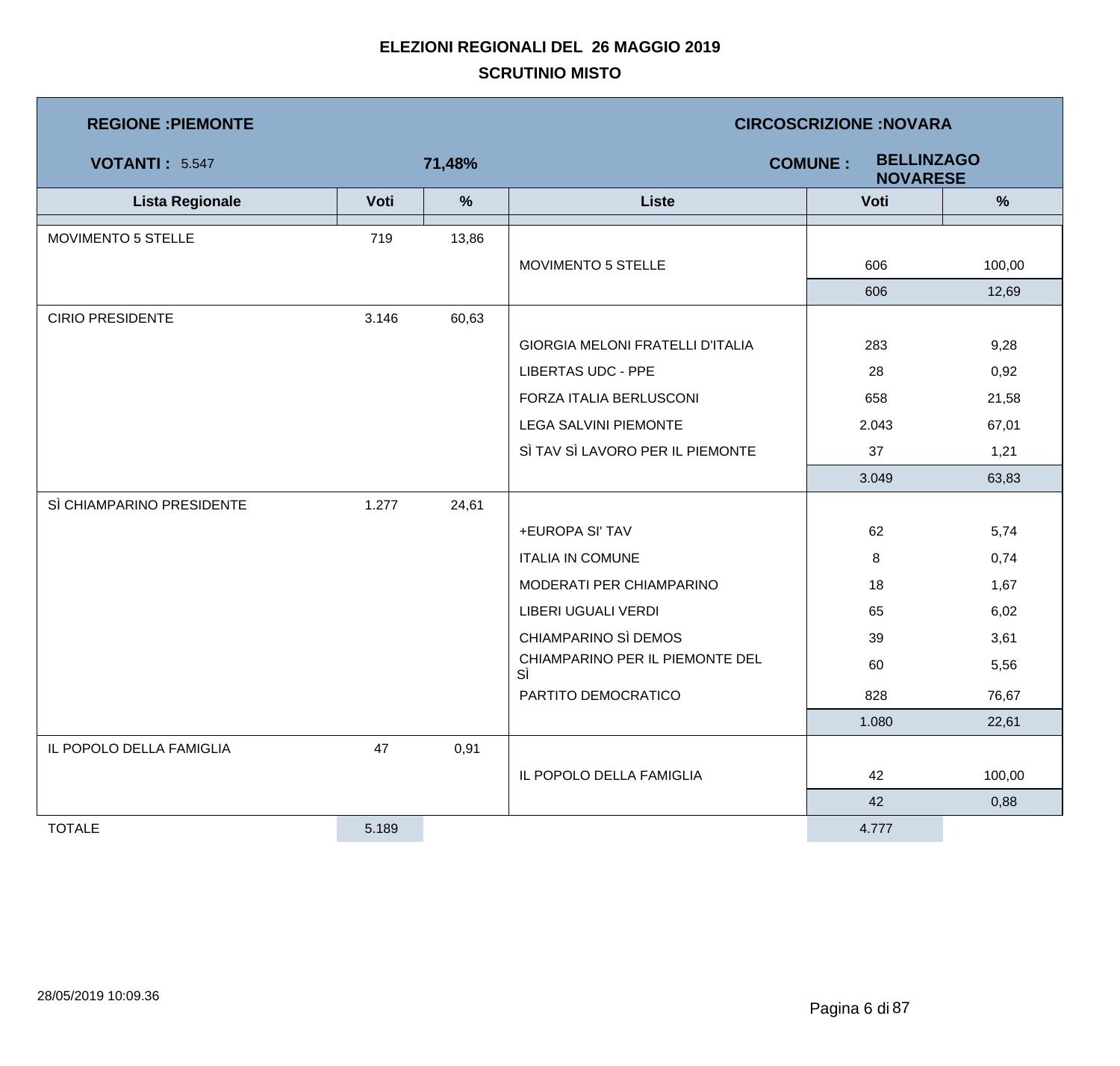**ELEZIONI REGIONALI DEL 26 MAGGIO 2019**

**SCRUTINIO MISTO**

**REGIONE :PIEMONTE** | **CIRCOSCRIZIONE :NOVARA**

**VOTANTI :** 5.547 | **71,48%** | **COMUNE :** **BELLINZAGO NOVARESE**

| Lista Regionale | Voti | % | Liste | Voti | % |
|---|---|---|---|---|---|
| MOVIMENTO 5 STELLE | 719 | 13,86 | | | |
| | | | MOVIMENTO 5 STELLE | 606 | 100,00 |
| | | | | 606 | 12,69 |
| CIRIO PRESIDENTE | 3.146 | 60,63 | | | |
| | | | GIORGIA MELONI FRATELLI D'ITALIA | 283 | 9,28 |
| | | | LIBERTAS UDC - PPE | 28 | 0,92 |
| | | | FORZA ITALIA BERLUSCONI | 658 | 21,58 |
| | | | LEGA SALVINI PIEMONTE | 2.043 | 67,01 |
| | | | SÌ TAV SÌ LAVORO PER IL PIEMONTE | 37 | 1,21 |
| | | | | 3.049 | 63,83 |
| SÌ CHIAMPARINO PRESIDENTE | 1.277 | 24,61 | | | |
| | | | +EUROPA SI' TAV | 62 | 5,74 |
| | | | ITALIA IN COMUNE | 8 | 0,74 |
| | | | MODERATI PER CHIAMPARINO | 18 | 1,67 |
| | | | LIBERI UGUALI VERDI | 65 | 6,02 |
| | | | CHIAMPARINO SÌ DEMOS | 39 | 3,61 |
| | | | CHIAMPARINO PER IL PIEMONTE DEL SÌ | 60 | 5,56 |
| | | | PARTITO DEMOCRATICO | 828 | 76,67 |
| | | | | 1.080 | 22,61 |
| IL POPOLO DELLA FAMIGLIA | 47 | 0,91 | | | |
| | | | IL POPOLO DELLA FAMIGLIA | 42 | 100,00 |
| | | | | 42 | 0,88 |
| TOTALE | 5.189 | | | 4.777 | |

28/05/2019 10:09.36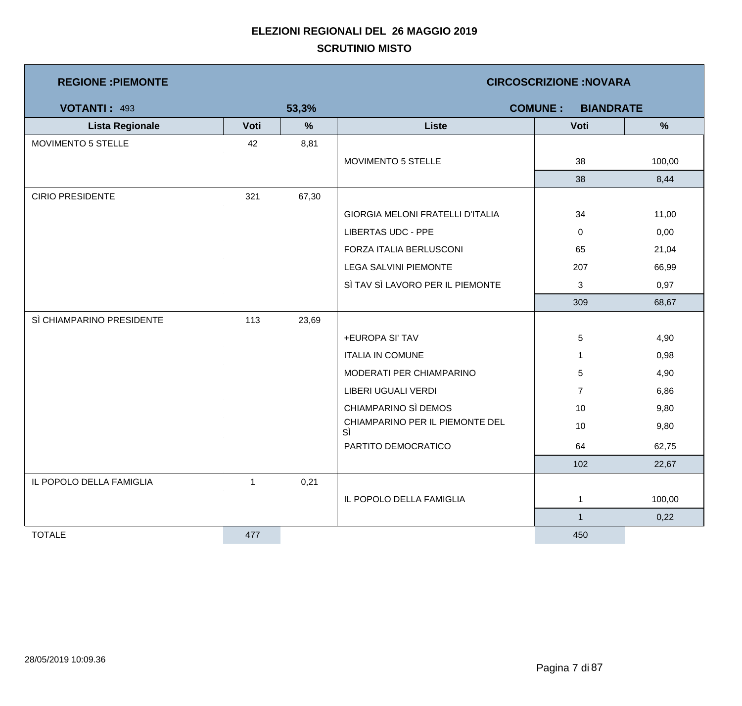**ELEZIONI REGIONALI DEL 26 MAGGIO 2019**

**SCRUTINIO MISTO**

**REGIONE :PIEMONTE** | **CIRCOSCRIZIONE :NOVARA**

**VOTANTI :** 493 | **53,3%** | **COMUNE : BIANDRATE**

| Lista Regionale | Voti | % | Liste | Voti | % |
|---|---|---|---|---|---|
| MOVIMENTO 5 STELLE | 42 | 8,81 | | | |
| | | | MOVIMENTO 5 STELLE | 38 | 100,00 |
| | | | | 38 | 8,44 |
| CIRIO PRESIDENTE | 321 | 67,30 | | | |
| | | | GIORGIA MELONI FRATELLI D'ITALIA | 34 | 11,00 |
| | | | LIBERTAS UDC - PPE | 0 | 0,00 |
| | | | FORZA ITALIA BERLUSCONI | 65 | 21,04 |
| | | | LEGA SALVINI PIEMONTE | 207 | 66,99 |
| | | | SÌ TAV SÌ LAVORO PER IL PIEMONTE | 3 | 0,97 |
| | | | | 309 | 68,67 |
| SÌ CHIAMPARINO PRESIDENTE | 113 | 23,69 | | | |
| | | | +EUROPA SI' TAV | 5 | 4,90 |
| | | | ITALIA IN COMUNE | 1 | 0,98 |
| | | | MODERATI PER CHIAMPARINO | 5 | 4,90 |
| | | | LIBERI UGUALI VERDI | 7 | 6,86 |
| | | | CHIAMPARINO SÌ DEMOS | 10 | 9,80 |
| | | | CHIAMPARINO PER IL PIEMONTE DEL SÌ | 10 | 9,80 |
| | | | PARTITO DEMOCRATICO | 64 | 62,75 |
| | | | | 102 | 22,67 |
| IL POPOLO DELLA FAMIGLIA | 1 | 0,21 | | | |
| | | | IL POPOLO DELLA FAMIGLIA | 1 | 100,00 |
| | | | | 1 | 0,22 |
| TOTALE | 477 | | | 450 | |

28/05/2019 10:09.36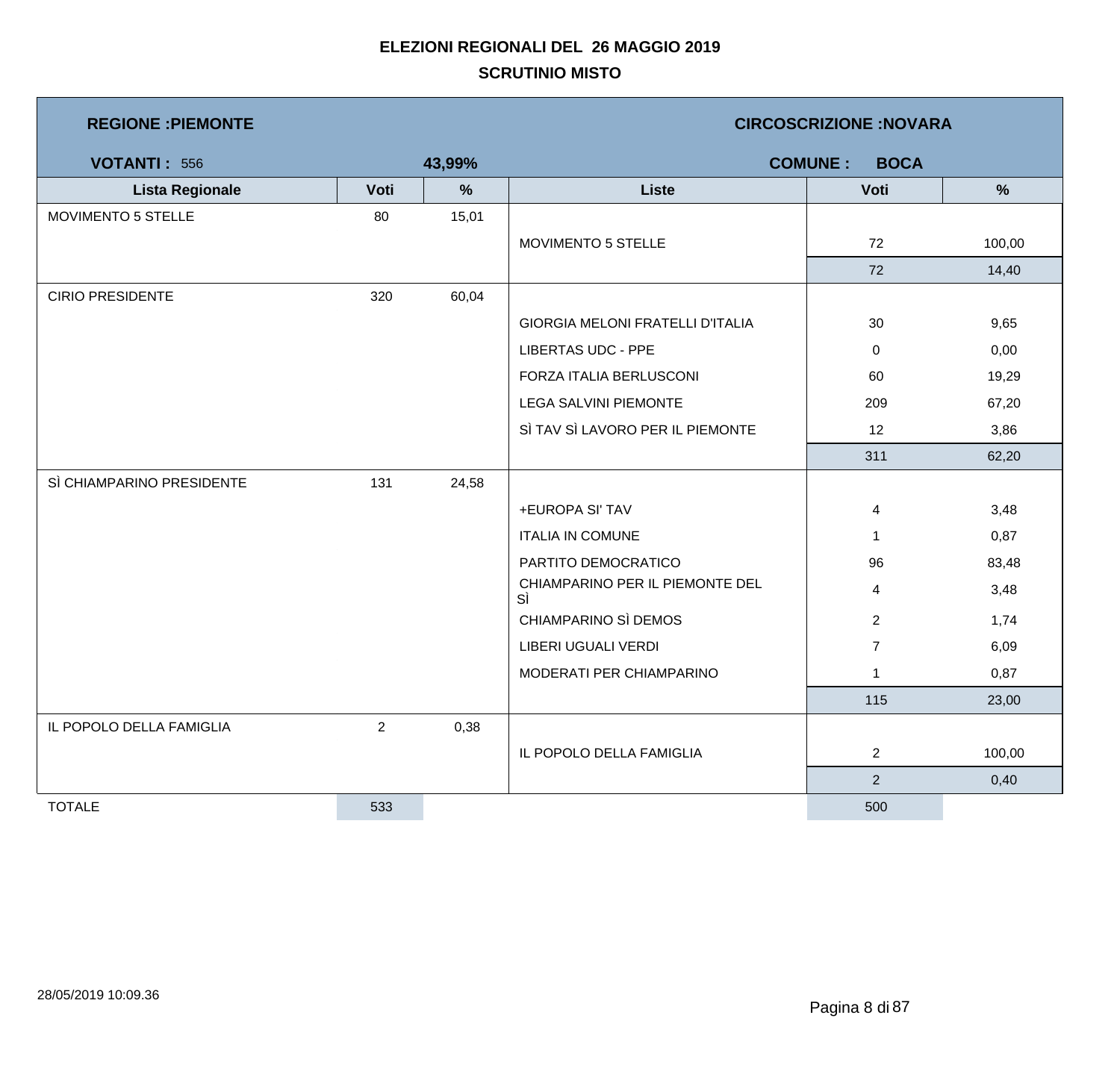# ELEZIONI REGIONALI DEL 26 MAGGIO 2019

## SCRUTINIO MISTO

**REGIONE :PIEMONTE** | **CIRCOSCRIZIONE :NOVARA**

**VOTANTI :** 556 | **43,99%** | **COMUNE : BOCA**

| Lista Regionale | Voti | % | Liste | Voti | % |
|---|---|---|---|---|---|
| MOVIMENTO 5 STELLE | 80 | 15,01 | | | |
| | | | MOVIMENTO 5 STELLE | 72 | 100,00 |
| | | | | 72 | 14,40 |
| CIRIO PRESIDENTE | 320 | 60,04 | | | |
| | | | GIORGIA MELONI FRATELLI D'ITALIA | 30 | 9,65 |
| | | | LIBERTAS UDC - PPE | 0 | 0,00 |
| | | | FORZA ITALIA BERLUSCONI | 60 | 19,29 |
| | | | LEGA SALVINI PIEMONTE | 209 | 67,20 |
| | | | SÌ TAV SÌ LAVORO PER IL PIEMONTE | 12 | 3,86 |
| | | | | 311 | 62,20 |
| SÌ CHIAMPARINO PRESIDENTE | 131 | 24,58 | | | |
| | | | +EUROPA SI' TAV | 4 | 3,48 |
| | | | ITALIA IN COMUNE | 1 | 0,87 |
| | | | PARTITO DEMOCRATICO | 96 | 83,48 |
| | | | CHIAMPARINO PER IL PIEMONTE DEL SÌ | 4 | 3,48 |
| | | | CHIAMPARINO SÌ DEMOS | 2 | 1,74 |
| | | | LIBERI UGUALI VERDI | 7 | 6,09 |
| | | | MODERATI PER CHIAMPARINO | 1 | 0,87 |
| | | | | 115 | 23,00 |
| IL POPOLO DELLA FAMIGLIA | 2 | 0,38 | | | |
| | | | IL POPOLO DELLA FAMIGLIA | 2 | 100,00 |
| | | | | 2 | 0,40 |
| TOTALE | 533 | | | 500 | |

28/05/2019 10:09.36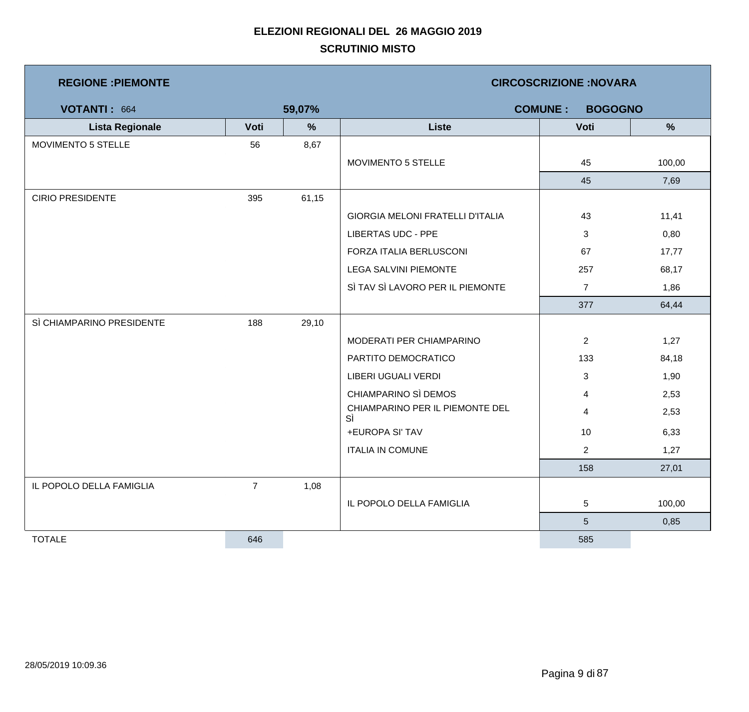# ELEZIONI REGIONALI DEL 26 MAGGIO 2019

## SCRUTINIO MISTO

**REGIONE :PIEMONTE** | **CIRCOSCRIZIONE :NOVARA**

**VOTANTI :** 664 | **59,07%** | **COMUNE : BOGOGNO**

| Lista Regionale | Voti | % | Liste | Voti | % |
|---|---|---|---|---|---|
| MOVIMENTO 5 STELLE | 56 | 8,67 | | | |
| | | | MOVIMENTO 5 STELLE | 45 | 100,00 |
| | | | | 45 | 7,69 |
| CIRIO PRESIDENTE | 395 | 61,15 | | | |
| | | | GIORGIA MELONI FRATELLI D'ITALIA | 43 | 11,41 |
| | | | LIBERTAS UDC - PPE | 3 | 0,80 |
| | | | FORZA ITALIA BERLUSCONI | 67 | 17,77 |
| | | | LEGA SALVINI PIEMONTE | 257 | 68,17 |
| | | | SÌ TAV SÌ LAVORO PER IL PIEMONTE | 7 | 1,86 |
| | | | | 377 | 64,44 |
| SÌ CHIAMPARINO PRESIDENTE | 188 | 29,10 | | | |
| | | | MODERATI PER CHIAMPARINO | 2 | 1,27 |
| | | | PARTITO DEMOCRATICO | 133 | 84,18 |
| | | | LIBERI UGUALI VERDI | 3 | 1,90 |
| | | | CHIAMPARINO SÌ DEMOS | 4 | 2,53 |
| | | | CHIAMPARINO PER IL PIEMONTE DEL SÌ | 4 | 2,53 |
| | | | +EUROPA SI' TAV | 10 | 6,33 |
| | | | ITALIA IN COMUNE | 2 | 1,27 |
| | | | | 158 | 27,01 |
| IL POPOLO DELLA FAMIGLIA | 7 | 1,08 | | | |
| | | | IL POPOLO DELLA FAMIGLIA | 5 | 100,00 |
| | | | | 5 | 0,85 |
| TOTALE | 646 | | | 585 | |

28/05/2019 10:09.36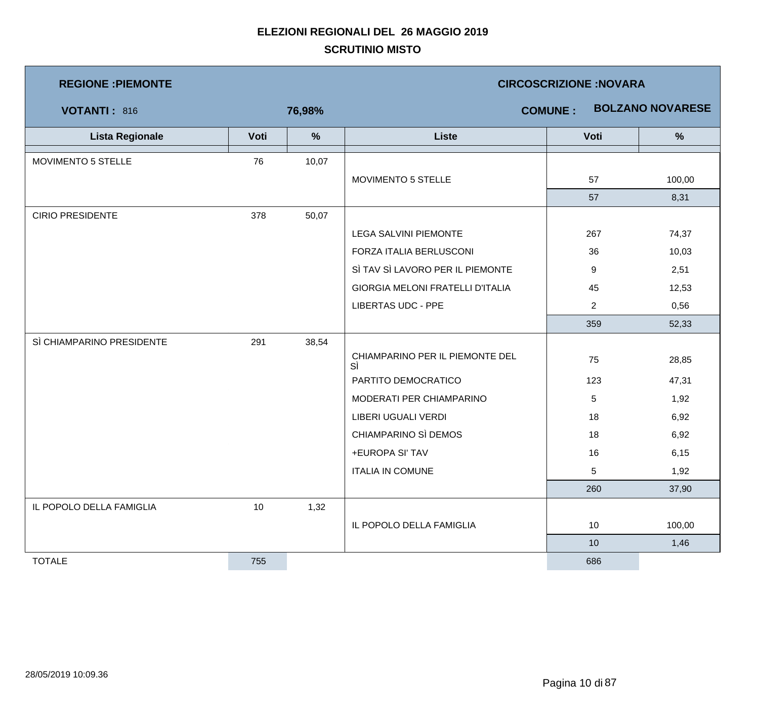**ELEZIONI REGIONALI DEL 26 MAGGIO 2019**

**SCRUTINIO MISTO**

**REGIONE :PIEMONTE** | **CIRCOSCRIZIONE :NOVARA**

**VOTANTI :** 816 | **76,98%** | **COMUNE : BOLZANO NOVARESE**

| Lista Regionale | Voti | % | Liste | Voti | % |
|---|---|---|---|---|---|
| MOVIMENTO 5 STELLE | 76 | 10,07 | | | |
| | | | MOVIMENTO 5 STELLE | 57 | 100,00 |
| | | | | 57 | 8,31 |
| CIRIO PRESIDENTE | 378 | 50,07 | | | |
| | | | LEGA SALVINI PIEMONTE | 267 | 74,37 |
| | | | FORZA ITALIA BERLUSCONI | 36 | 10,03 |
| | | | SÌ TAV SÌ LAVORO PER IL PIEMONTE | 9 | 2,51 |
| | | | GIORGIA MELONI FRATELLI D'ITALIA | 45 | 12,53 |
| | | | LIBERTAS UDC - PPE | 2 | 0,56 |
| | | | | 359 | 52,33 |
| SÌ CHIAMPARINO PRESIDENTE | 291 | 38,54 | | | |
| | | | CHIAMPARINO PER IL PIEMONTE DEL SÌ | 75 | 28,85 |
| | | | PARTITO DEMOCRATICO | 123 | 47,31 |
| | | | MODERATI PER CHIAMPARINO | 5 | 1,92 |
| | | | LIBERI UGUALI VERDI | 18 | 6,92 |
| | | | CHIAMPARINO SÌ DEMOS | 18 | 6,92 |
| | | | +EUROPA SI' TAV | 16 | 6,15 |
| | | | ITALIA IN COMUNE | 5 | 1,92 |
| | | | | 260 | 37,90 |
| IL POPOLO DELLA FAMIGLIA | 10 | 1,32 | | | |
| | | | IL POPOLO DELLA FAMIGLIA | 10 | 100,00 |
| | | | | 10 | 1,46 |
| TOTALE | 755 | | | 686 | |

28/05/2019 10:09.36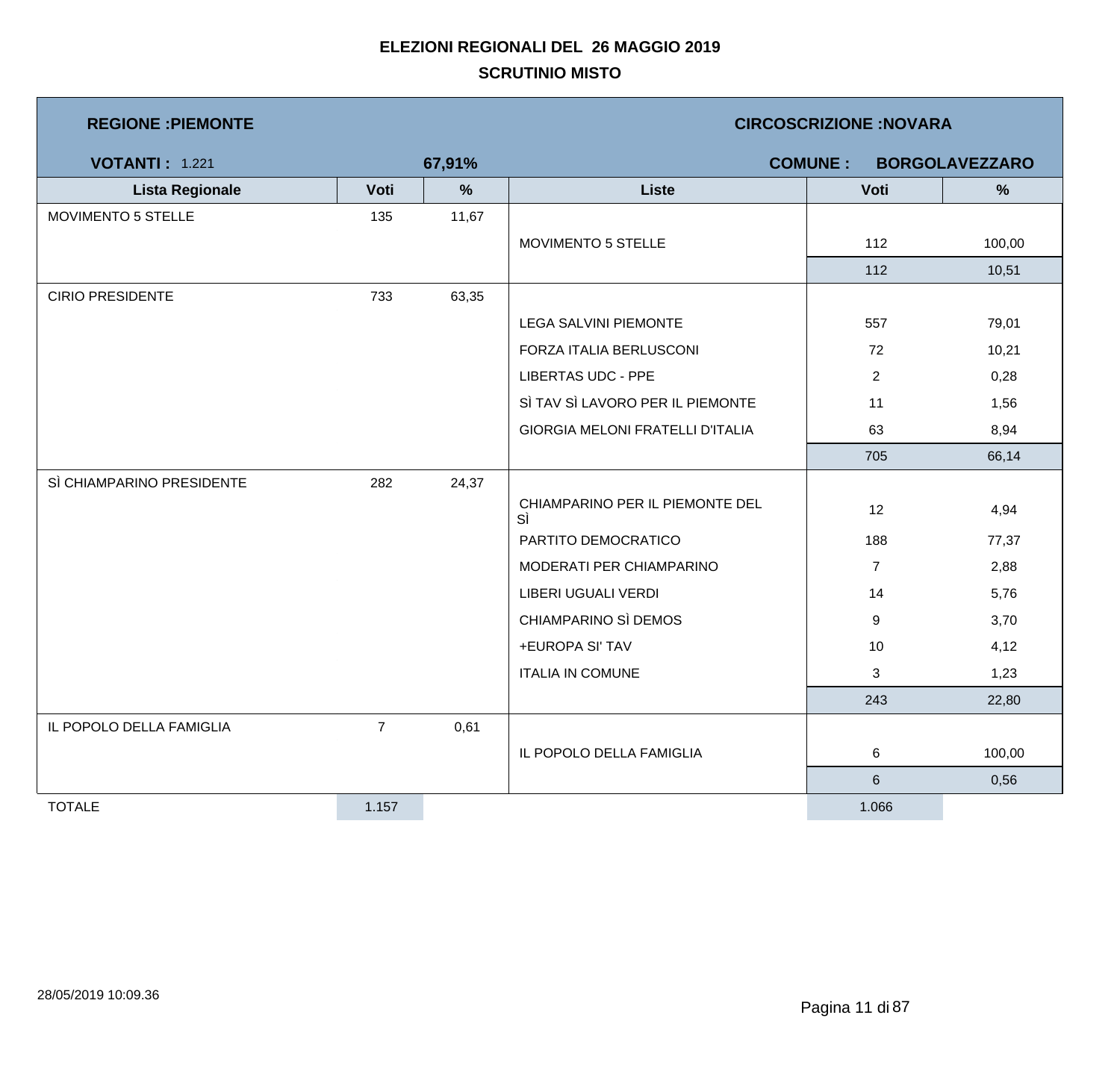**ELEZIONI REGIONALI DEL 26 MAGGIO 2019**

**SCRUTINIO MISTO**

**REGIONE :PIEMONTE** | **CIRCOSCRIZIONE :NOVARA**

**VOTANTI :** 1.221 | **67,91%** | **COMUNE : BORGOLAVEZZARO**

| Lista Regionale | Voti | % | Liste | Voti | % |
|---|---|---|---|---|---|
| MOVIMENTO 5 STELLE | 135 | 11,67 | | | |
| | | | MOVIMENTO 5 STELLE | 112 | 100,00 |
| | | | | 112 | 10,51 |
| CIRIO PRESIDENTE | 733 | 63,35 | | | |
| | | | LEGA SALVINI PIEMONTE | 557 | 79,01 |
| | | | FORZA ITALIA BERLUSCONI | 72 | 10,21 |
| | | | LIBERTAS UDC - PPE | 2 | 0,28 |
| | | | SÌ TAV SÌ LAVORO PER IL PIEMONTE | 11 | 1,56 |
| | | | GIORGIA MELONI FRATELLI D'ITALIA | 63 | 8,94 |
| | | | | 705 | 66,14 |
| SÌ CHIAMPARINO PRESIDENTE | 282 | 24,37 | | | |
| | | | CHIAMPARINO PER IL PIEMONTE DEL SÌ | 12 | 4,94 |
| | | | PARTITO DEMOCRATICO | 188 | 77,37 |
| | | | MODERATI PER CHIAMPARINO | 7 | 2,88 |
| | | | LIBERI UGUALI VERDI | 14 | 5,76 |
| | | | CHIAMPARINO SÌ DEMOS | 9 | 3,70 |
| | | | +EUROPA SI' TAV | 10 | 4,12 |
| | | | ITALIA IN COMUNE | 3 | 1,23 |
| | | | | 243 | 22,80 |
| IL POPOLO DELLA FAMIGLIA | 7 | 0,61 | | | |
| | | | IL POPOLO DELLA FAMIGLIA | 6 | 100,00 |
| | | | | 6 | 0,56 |
| TOTALE | 1.157 | | | 1.066 | |

28/05/2019 10:09.36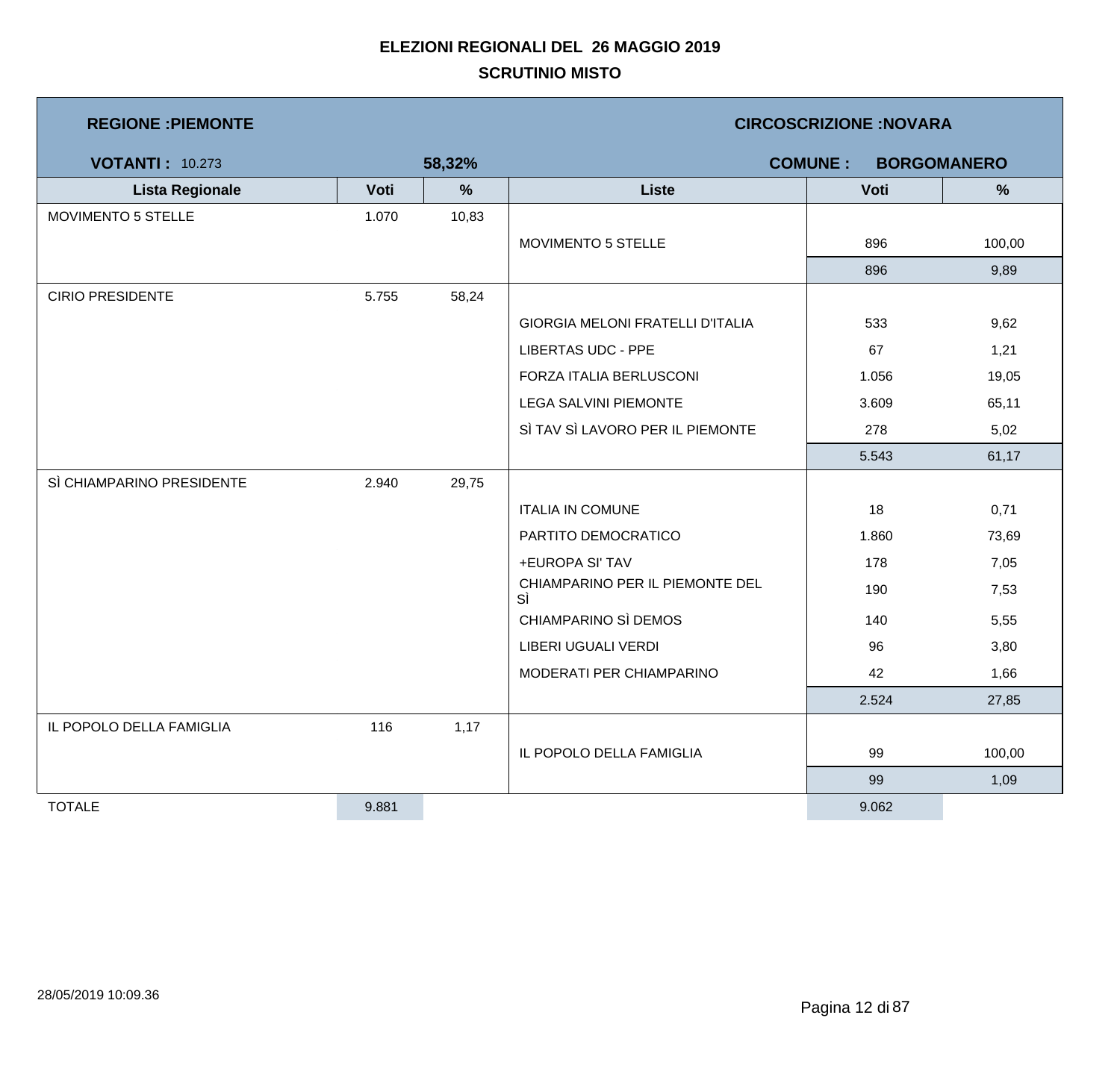# ELEZIONI REGIONALI DEL 26 MAGGIO 2019

## SCRUTINIO MISTO

**REGIONE :PIEMONTE** | **CIRCOSCRIZIONE :NOVARA**

**VOTANTI :** 10.273 | **58,32%** | **COMUNE : BORGOMANERO**

| Lista Regionale | Voti | % | Liste | Voti | % |
|---|---|---|---|---|---|
| MOVIMENTO 5 STELLE | 1.070 | 10,83 | | | |
| | | | MOVIMENTO 5 STELLE | 896 | 100,00 |
| | | | | 896 | 9,89 |
| CIRIO PRESIDENTE | 5.755 | 58,24 | | | |
| | | | GIORGIA MELONI FRATELLI D'ITALIA | 533 | 9,62 |
| | | | LIBERTAS UDC - PPE | 67 | 1,21 |
| | | | FORZA ITALIA BERLUSCONI | 1.056 | 19,05 |
| | | | LEGA SALVINI PIEMONTE | 3.609 | 65,11 |
| | | | SÌ TAV SÌ LAVORO PER IL PIEMONTE | 278 | 5,02 |
| | | | | 5.543 | 61,17 |
| SÌ CHIAMPARINO PRESIDENTE | 2.940 | 29,75 | | | |
| | | | ITALIA IN COMUNE | 18 | 0,71 |
| | | | PARTITO DEMOCRATICO | 1.860 | 73,69 |
| | | | +EUROPA SI' TAV | 178 | 7,05 |
| | | | CHIAMPARINO PER IL PIEMONTE DEL SÌ | 190 | 7,53 |
| | | | CHIAMPARINO SÌ DEMOS | 140 | 5,55 |
| | | | LIBERI UGUALI VERDI | 96 | 3,80 |
| | | | MODERATI PER CHIAMPARINO | 42 | 1,66 |
| | | | | 2.524 | 27,85 |
| IL POPOLO DELLA FAMIGLIA | 116 | 1,17 | | | |
| | | | IL POPOLO DELLA FAMIGLIA | 99 | 100,00 |
| | | | | 99 | 1,09 |
| TOTALE | 9.881 | | | 9.062 | |

28/05/2019 10:09.36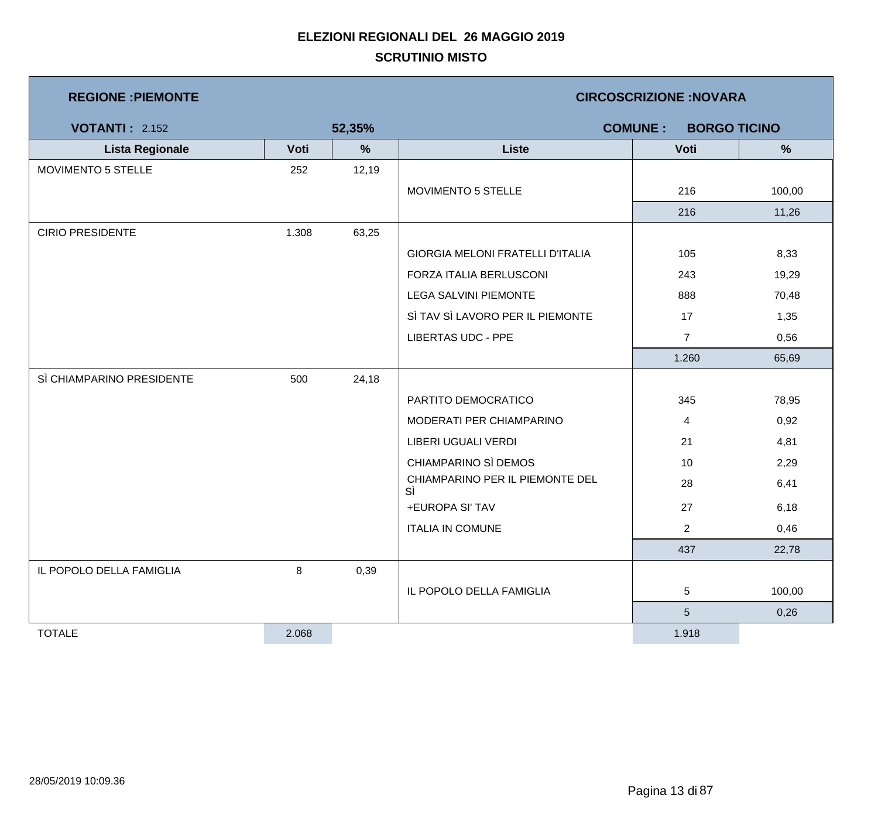# ELEZIONI REGIONALI DEL 26 MAGGIO 2019

## SCRUTINIO MISTO

**REGIONE :PIEMONTE** | **CIRCOSCRIZIONE :NOVARA**

**VOTANTI :** 2.152 | **52,35%** | **COMUNE : BORGO TICINO**

| Lista Regionale | Voti | % | Liste | Voti | % |
|---|---|---|---|---|---|
| MOVIMENTO 5 STELLE | 252 | 12,19 | | | |
| | | | MOVIMENTO 5 STELLE | 216 | 100,00 |
| | | | | 216 | 11,26 |
| CIRIO PRESIDENTE | 1.308 | 63,25 | | | |
| | | | GIORGIA MELONI FRATELLI D'ITALIA | 105 | 8,33 |
| | | | FORZA ITALIA BERLUSCONI | 243 | 19,29 |
| | | | LEGA SALVINI PIEMONTE | 888 | 70,48 |
| | | | SÌ TAV SÌ LAVORO PER IL PIEMONTE | 17 | 1,35 |
| | | | LIBERTAS UDC - PPE | 7 | 0,56 |
| | | | | 1.260 | 65,69 |
| SÌ CHIAMPARINO PRESIDENTE | 500 | 24,18 | | | |
| | | | PARTITO DEMOCRATICO | 345 | 78,95 |
| | | | MODERATI PER CHIAMPARINO | 4 | 0,92 |
| | | | LIBERI UGUALI VERDI | 21 | 4,81 |
| | | | CHIAMPARINO SÌ DEMOS | 10 | 2,29 |
| | | | CHIAMPARINO PER IL PIEMONTE DEL SÌ | 28 | 6,41 |
| | | | +EUROPA SI' TAV | 27 | 6,18 |
| | | | ITALIA IN COMUNE | 2 | 0,46 |
| | | | | 437 | 22,78 |
| IL POPOLO DELLA FAMIGLIA | 8 | 0,39 | | | |
| | | | IL POPOLO DELLA FAMIGLIA | 5 | 100,00 |
| | | | | 5 | 0,26 |
| TOTALE | 2.068 | | | 1.918 | |

28/05/2019 10:09.36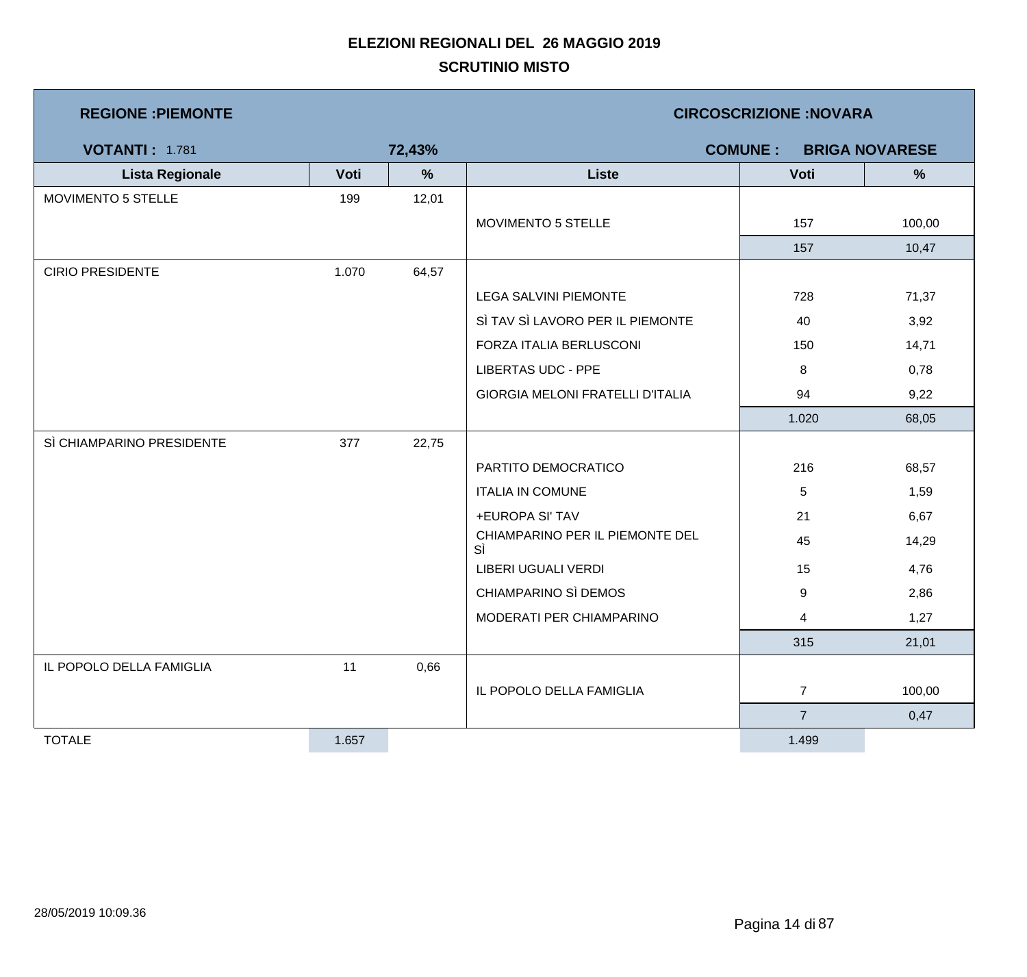**ELEZIONI REGIONALI DEL 26 MAGGIO 2019**

**SCRUTINIO MISTO**

| **REGIONE :PIEMONTE** | | | **CIRCOSCRIZIONE :NOVARA** | | |
|---|---|---|---|---|---|
| **VOTANTI :** 1.781 | | **72,43%** | **COMUNE : BRIGA NOVARESE** | | |
| **Lista Regionale** | **Voti** | **%** | **Liste** | **Voti** | **%** |
| MOVIMENTO 5 STELLE | 199 | 12,01 | | | |
| | | | MOVIMENTO 5 STELLE | 157 | 100,00 |
| | | | | 157 | 10,47 |
| CIRIO PRESIDENTE | 1.070 | 64,57 | | | |
| | | | LEGA SALVINI PIEMONTE | 728 | 71,37 |
| | | | SÌ TAV SÌ LAVORO PER IL PIEMONTE | 40 | 3,92 |
| | | | FORZA ITALIA BERLUSCONI | 150 | 14,71 |
| | | | LIBERTAS UDC - PPE | 8 | 0,78 |
| | | | GIORGIA MELONI FRATELLI D'ITALIA | 94 | 9,22 |
| | | | | 1.020 | 68,05 |
| SÌ CHIAMPARINO PRESIDENTE | 377 | 22,75 | | | |
| | | | PARTITO DEMOCRATICO | 216 | 68,57 |
| | | | ITALIA IN COMUNE | 5 | 1,59 |
| | | | +EUROPA SI' TAV | 21 | 6,67 |
| | | | CHIAMPARINO PER IL PIEMONTE DEL SÌ | 45 | 14,29 |
| | | | LIBERI UGUALI VERDI | 15 | 4,76 |
| | | | CHIAMPARINO SÌ DEMOS | 9 | 2,86 |
| | | | MODERATI PER CHIAMPARINO | 4 | 1,27 |
| | | | | 315 | 21,01 |
| IL POPOLO DELLA FAMIGLIA | 11 | 0,66 | | | |
| | | | IL POPOLO DELLA FAMIGLIA | 7 | 100,00 |
| | | | | 7 | 0,47 |
| TOTALE | 1.657 | | | 1.499 | |

28/05/2019 10:09.36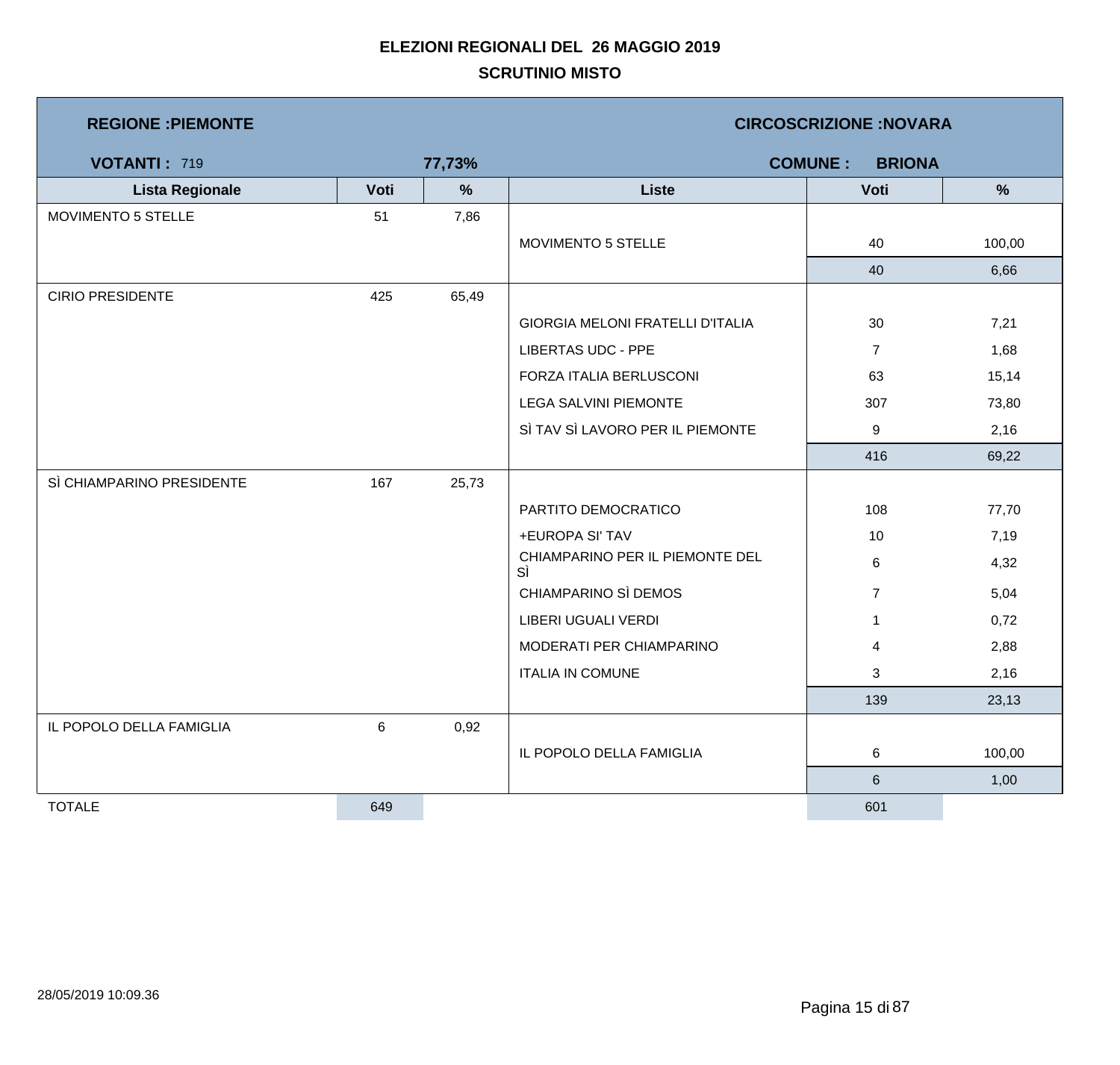**ELEZIONI REGIONALI DEL 26 MAGGIO 2019**

**SCRUTINIO MISTO**

**REGIONE :PIEMONTE** | **CIRCOSCRIZIONE :NOVARA**

**VOTANTI :** 719 **77,73%** | **COMUNE : BRIONA**

| Lista Regionale | Voti | % | Liste | Voti | % |
|---|---|---|---|---|---|
| MOVIMENTO 5 STELLE | 51 | 7,86 | | | |
| | | | MOVIMENTO 5 STELLE | 40 | 100,00 |
| | | | | 40 | 6,66 |
| CIRIO PRESIDENTE | 425 | 65,49 | | | |
| | | | GIORGIA MELONI FRATELLI D'ITALIA | 30 | 7,21 |
| | | | LIBERTAS UDC - PPE | 7 | 1,68 |
| | | | FORZA ITALIA BERLUSCONI | 63 | 15,14 |
| | | | LEGA SALVINI PIEMONTE | 307 | 73,80 |
| | | | SÌ TAV SÌ LAVORO PER IL PIEMONTE | 9 | 2,16 |
| | | | | 416 | 69,22 |
| SÌ CHIAMPARINO PRESIDENTE | 167 | 25,73 | | | |
| | | | PARTITO DEMOCRATICO | 108 | 77,70 |
| | | | +EUROPA SI' TAV | 10 | 7,19 |
| | | | CHIAMPARINO PER IL PIEMONTE DEL SÌ | 6 | 4,32 |
| | | | CHIAMPARINO SÌ DEMOS | 7 | 5,04 |
| | | | LIBERI UGUALI VERDI | 1 | 0,72 |
| | | | MODERATI PER CHIAMPARINO | 4 | 2,88 |
| | | | ITALIA IN COMUNE | 3 | 2,16 |
| | | | | 139 | 23,13 |
| IL POPOLO DELLA FAMIGLIA | 6 | 0,92 | | | |
| | | | IL POPOLO DELLA FAMIGLIA | 6 | 100,00 |
| | | | | 6 | 1,00 |
| TOTALE | 649 | | | 601 | |

28/05/2019 10:09.36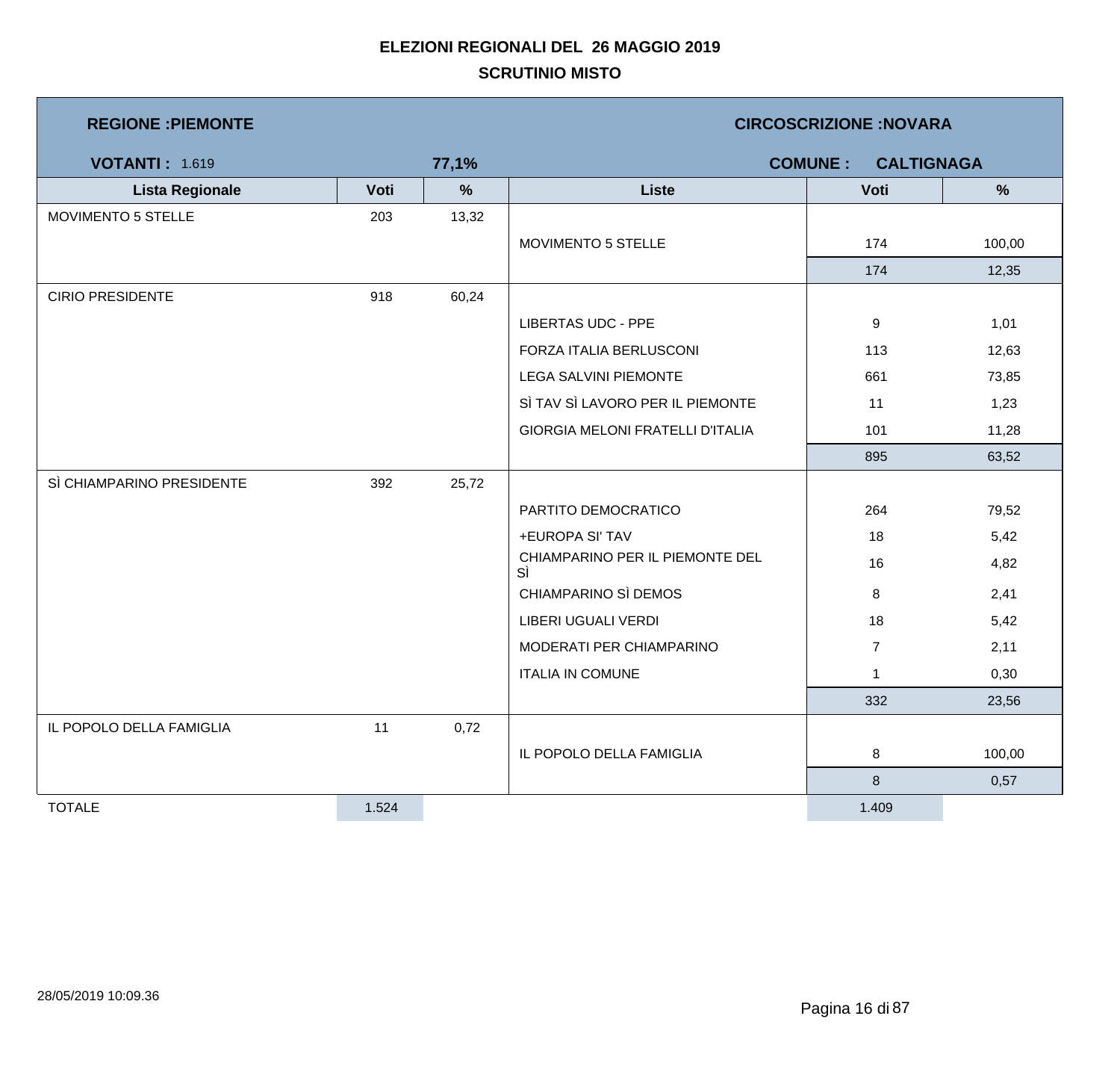# ELEZIONI REGIONALI DEL 26 MAGGIO 2019

## SCRUTINIO MISTO

**REGIONE :PIEMONTE** | **CIRCOSCRIZIONE :NOVARA**

**VOTANTI :** 1.619 | **77,1%** | **COMUNE : CALTIGNAGA**

| Lista Regionale | Voti | % | Liste | Voti | % |
|---|---|---|---|---|---|
| MOVIMENTO 5 STELLE | 203 | 13,32 | | | |
| | | | MOVIMENTO 5 STELLE | 174 | 100,00 |
| | | | | 174 | 12,35 |
| CIRIO PRESIDENTE | 918 | 60,24 | | | |
| | | | LIBERTAS UDC - PPE | 9 | 1,01 |
| | | | FORZA ITALIA BERLUSCONI | 113 | 12,63 |
| | | | LEGA SALVINI PIEMONTE | 661 | 73,85 |
| | | | SÌ TAV SÌ LAVORO PER IL PIEMONTE | 11 | 1,23 |
| | | | GIORGIA MELONI FRATELLI D'ITALIA | 101 | 11,28 |
| | | | | 895 | 63,52 |
| SÌ CHIAMPARINO PRESIDENTE | 392 | 25,72 | | | |
| | | | PARTITO DEMOCRATICO | 264 | 79,52 |
| | | | +EUROPA SI' TAV | 18 | 5,42 |
| | | | CHIAMPARINO PER IL PIEMONTE DEL SÌ | 16 | 4,82 |
| | | | CHIAMPARINO SÌ DEMOS | 8 | 2,41 |
| | | | LIBERI UGUALI VERDI | 18 | 5,42 |
| | | | MODERATI PER CHIAMPARINO | 7 | 2,11 |
| | | | ITALIA IN COMUNE | 1 | 0,30 |
| | | | | 332 | 23,56 |
| IL POPOLO DELLA FAMIGLIA | 11 | 0,72 | | | |
| | | | IL POPOLO DELLA FAMIGLIA | 8 | 100,00 |
| | | | | 8 | 0,57 |
| TOTALE | 1.524 | | | 1.409 | |

28/05/2019 10:09.36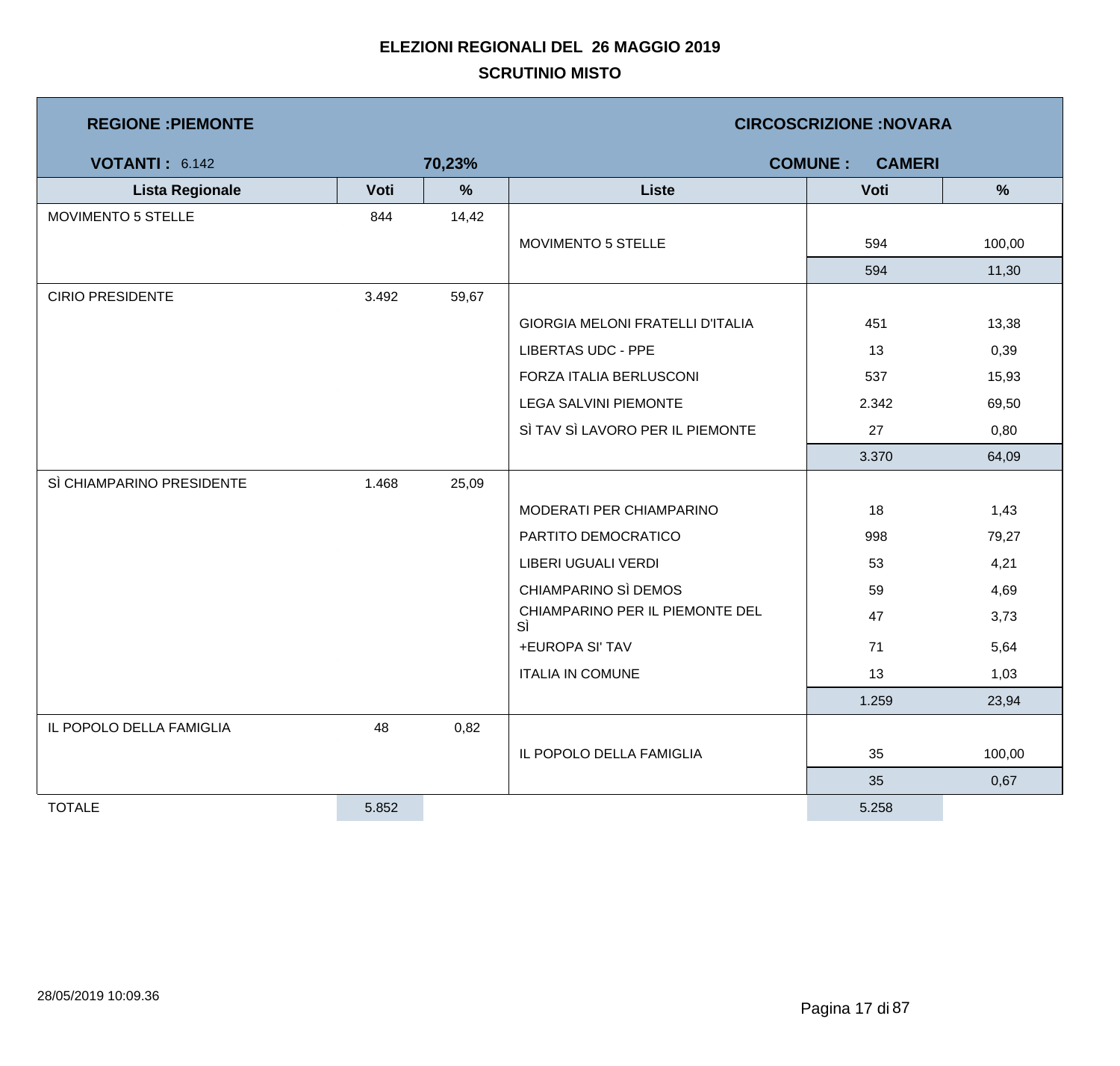# ELEZIONI REGIONALI DEL 26 MAGGIO 2019

## SCRUTINIO MISTO

**REGIONE :PIEMONTE** | **CIRCOSCRIZIONE :NOVARA**

**VOTANTI :** 6.142 | **70,23%** | **COMUNE : CAMERI**

| Lista Regionale | Voti | % | Liste | Voti | % |
|---|---|---|---|---|---|
| MOVIMENTO 5 STELLE | 844 | 14,42 | | | |
| | | | MOVIMENTO 5 STELLE | 594 | 100,00 |
| | | | | 594 | 11,30 |
| CIRIO PRESIDENTE | 3.492 | 59,67 | | | |
| | | | GIORGIA MELONI FRATELLI D'ITALIA | 451 | 13,38 |
| | | | LIBERTAS UDC - PPE | 13 | 0,39 |
| | | | FORZA ITALIA BERLUSCONI | 537 | 15,93 |
| | | | LEGA SALVINI PIEMONTE | 2.342 | 69,50 |
| | | | SÌ TAV SÌ LAVORO PER IL PIEMONTE | 27 | 0,80 |
| | | | | 3.370 | 64,09 |
| SÌ CHIAMPARINO PRESIDENTE | 1.468 | 25,09 | | | |
| | | | MODERATI PER CHIAMPARINO | 18 | 1,43 |
| | | | PARTITO DEMOCRATICO | 998 | 79,27 |
| | | | LIBERI UGUALI VERDI | 53 | 4,21 |
| | | | CHIAMPARINO SÌ DEMOS | 59 | 4,69 |
| | | | CHIAMPARINO PER IL PIEMONTE DEL SÌ | 47 | 3,73 |
| | | | +EUROPA SI' TAV | 71 | 5,64 |
| | | | ITALIA IN COMUNE | 13 | 1,03 |
| | | | | 1.259 | 23,94 |
| IL POPOLO DELLA FAMIGLIA | 48 | 0,82 | | | |
| | | | IL POPOLO DELLA FAMIGLIA | 35 | 100,00 |
| | | | | 35 | 0,67 |
| TOTALE | 5.852 | | | 5.258 | |

28/05/2019 10:09.36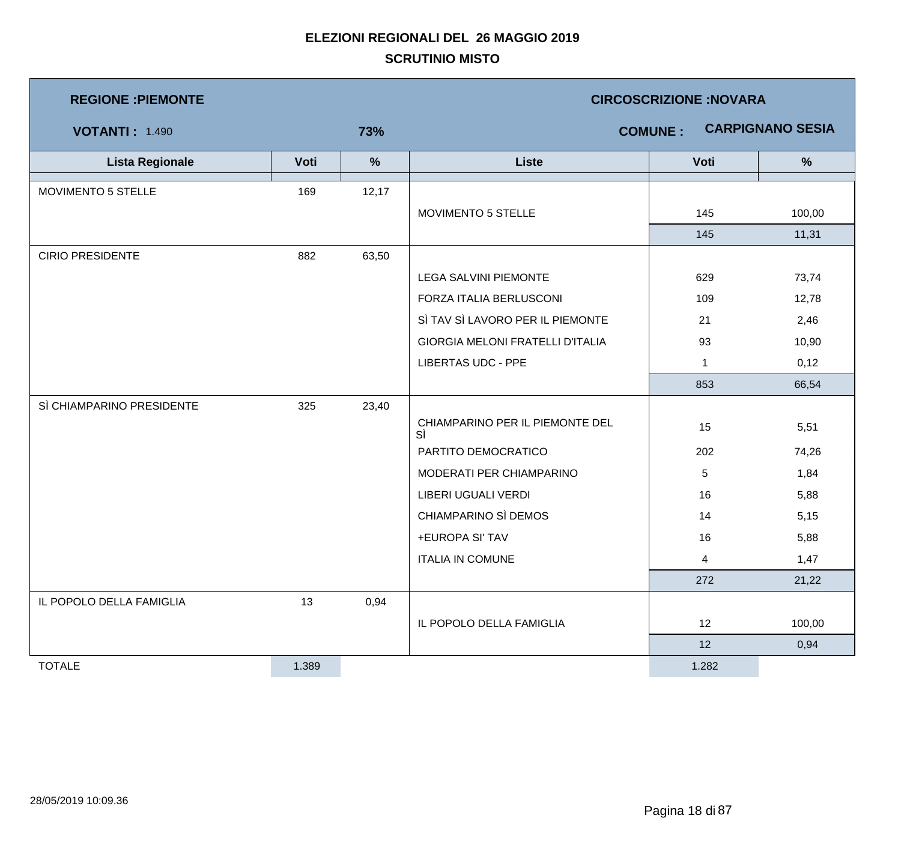**ELEZIONI REGIONALI DEL 26 MAGGIO 2019**

**SCRUTINIO MISTO**

**REGIONE :PIEMONTE** | **CIRCOSCRIZIONE :NOVARA**

**VOTANTI :** 1.490 | **73%** | **COMUNE : CARPIGNANO SESIA**

| Lista Regionale | Voti | % | Liste | Voti | % |
|---|---|---|---|---|---|
| MOVIMENTO 5 STELLE | 169 | 12,17 | | | |
| | | | MOVIMENTO 5 STELLE | 145 | 100,00 |
| | | | | 145 | 11,31 |
| CIRIO PRESIDENTE | 882 | 63,50 | | | |
| | | | LEGA SALVINI PIEMONTE | 629 | 73,74 |
| | | | FORZA ITALIA BERLUSCONI | 109 | 12,78 |
| | | | SÌ TAV SÌ LAVORO PER IL PIEMONTE | 21 | 2,46 |
| | | | GIORGIA MELONI FRATELLI D'ITALIA | 93 | 10,90 |
| | | | LIBERTAS UDC - PPE | 1 | 0,12 |
| | | | | 853 | 66,54 |
| SÌ CHIAMPARINO PRESIDENTE | 325 | 23,40 | | | |
| | | | CHIAMPARINO PER IL PIEMONTE DEL SÌ | 15 | 5,51 |
| | | | PARTITO DEMOCRATICO | 202 | 74,26 |
| | | | MODERATI PER CHIAMPARINO | 5 | 1,84 |
| | | | LIBERI UGUALI VERDI | 16 | 5,88 |
| | | | CHIAMPARINO SÌ DEMOS | 14 | 5,15 |
| | | | +EUROPA SI' TAV | 16 | 5,88 |
| | | | ITALIA IN COMUNE | 4 | 1,47 |
| | | | | 272 | 21,22 |
| IL POPOLO DELLA FAMIGLIA | 13 | 0,94 | | | |
| | | | IL POPOLO DELLA FAMIGLIA | 12 | 100,00 |
| | | | | 12 | 0,94 |
| TOTALE | 1.389 | | | 1.282 | |

28/05/2019 10:09.36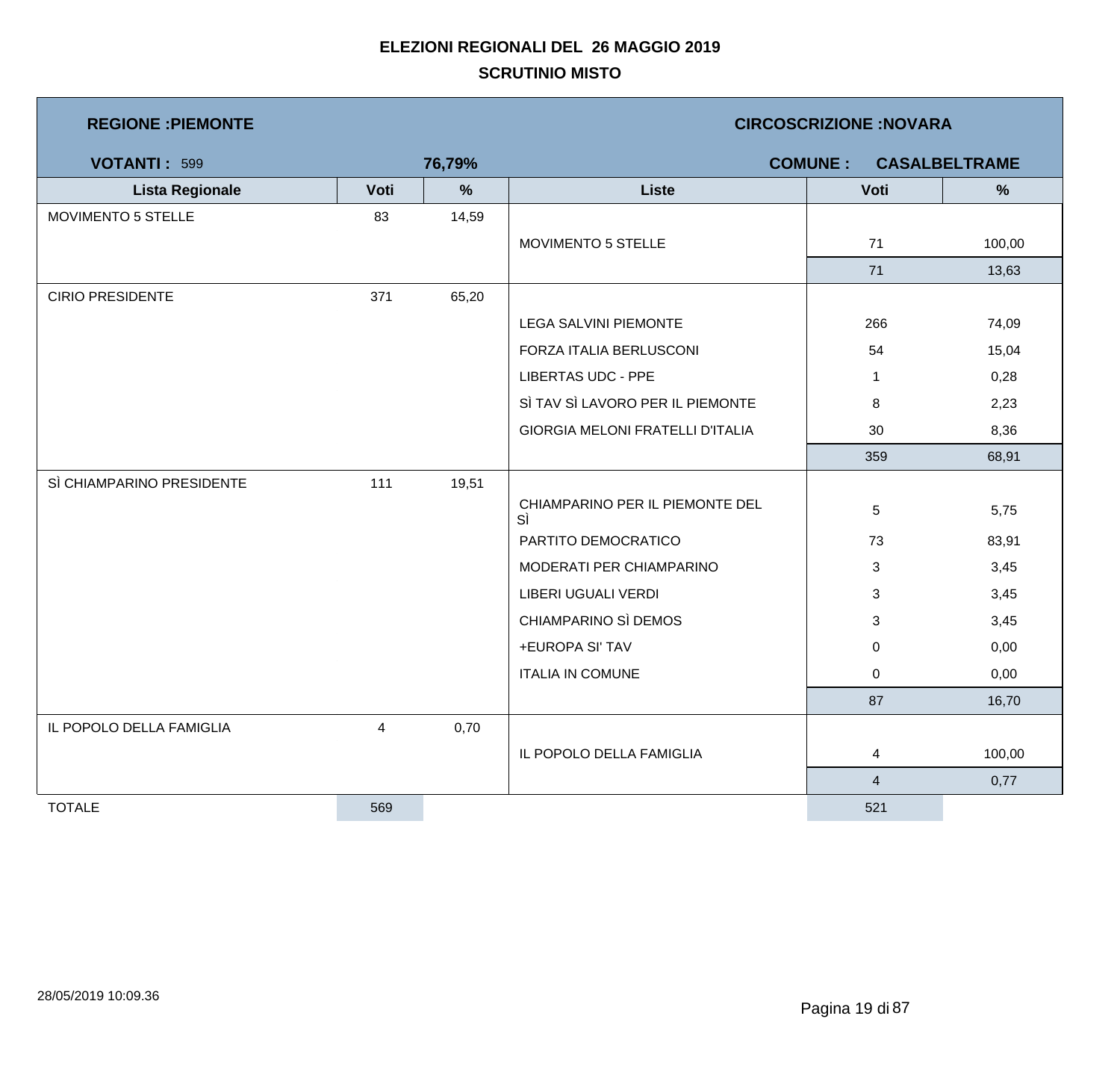# ELEZIONI REGIONALI DEL 26 MAGGIO 2019

## SCRUTINIO MISTO

**REGIONE :PIEMONTE** | **CIRCOSCRIZIONE :NOVARA**

**VOTANTI :** 599 **76,79%** | **COMUNE : CASALBELTRAME**

| Lista Regionale | Voti | % | Liste | Voti | % |
|---|---|---|---|---|---|
| MOVIMENTO 5 STELLE | 83 | 14,59 | | | |
| | | | MOVIMENTO 5 STELLE | 71 | 100,00 |
| | | | | 71 | 13,63 |
| CIRIO PRESIDENTE | 371 | 65,20 | | | |
| | | | LEGA SALVINI PIEMONTE | 266 | 74,09 |
| | | | FORZA ITALIA BERLUSCONI | 54 | 15,04 |
| | | | LIBERTAS UDC - PPE | 1 | 0,28 |
| | | | SÌ TAV SÌ LAVORO PER IL PIEMONTE | 8 | 2,23 |
| | | | GIORGIA MELONI FRATELLI D'ITALIA | 30 | 8,36 |
| | | | | 359 | 68,91 |
| SÌ CHIAMPARINO PRESIDENTE | 111 | 19,51 | | | |
| | | | CHIAMPARINO PER IL PIEMONTE DEL SÌ | 5 | 5,75 |
| | | | PARTITO DEMOCRATICO | 73 | 83,91 |
| | | | MODERATI PER CHIAMPARINO | 3 | 3,45 |
| | | | LIBERI UGUALI VERDI | 3 | 3,45 |
| | | | CHIAMPARINO SÌ DEMOS | 3 | 3,45 |
| | | | +EUROPA SI' TAV | 0 | 0,00 |
| | | | ITALIA IN COMUNE | 0 | 0,00 |
| | | | | 87 | 16,70 |
| IL POPOLO DELLA FAMIGLIA | 4 | 0,70 | | | |
| | | | IL POPOLO DELLA FAMIGLIA | 4 | 100,00 |
| | | | | 4 | 0,77 |
| TOTALE | 569 | | | 521 | |

28/05/2019 10:09.36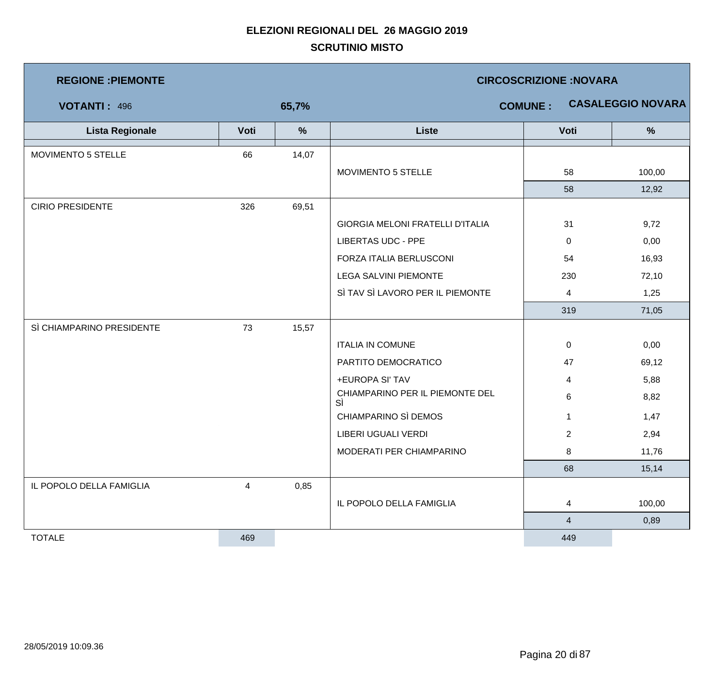# ELEZIONI REGIONALI DEL 26 MAGGIO 2019

## SCRUTINIO MISTO

**REGIONE :PIEMONTE** — **CIRCOSCRIZIONE :NOVARA**

**VOTANTI :** 496 — **65,7%** — **COMUNE : CASALEGGIO NOVARA**

| Lista Regionale | Voti | % | Liste | Voti | % |
|---|---|---|---|---|---|
| MOVIMENTO 5 STELLE | 66 | 14,07 | | | |
| | | | MOVIMENTO 5 STELLE | 58 | 100,00 |
| | | | | 58 | 12,92 |
| CIRIO PRESIDENTE | 326 | 69,51 | | | |
| | | | GIORGIA MELONI FRATELLI D'ITALIA | 31 | 9,72 |
| | | | LIBERTAS UDC - PPE | 0 | 0,00 |
| | | | FORZA ITALIA BERLUSCONI | 54 | 16,93 |
| | | | LEGA SALVINI PIEMONTE | 230 | 72,10 |
| | | | SÌ TAV SÌ LAVORO PER IL PIEMONTE | 4 | 1,25 |
| | | | | 319 | 71,05 |
| SÌ CHIAMPARINO PRESIDENTE | 73 | 15,57 | | | |
| | | | ITALIA IN COMUNE | 0 | 0,00 |
| | | | PARTITO DEMOCRATICO | 47 | 69,12 |
| | | | +EUROPA SI' TAV | 4 | 5,88 |
| | | | CHIAMPARINO PER IL PIEMONTE DEL SÌ | 6 | 8,82 |
| | | | CHIAMPARINO SÌ DEMOS | 1 | 1,47 |
| | | | LIBERI UGUALI VERDI | 2 | 2,94 |
| | | | MODERATI PER CHIAMPARINO | 8 | 11,76 |
| | | | | 68 | 15,14 |
| IL POPOLO DELLA FAMIGLIA | 4 | 0,85 | | | |
| | | | IL POPOLO DELLA FAMIGLIA | 4 | 100,00 |
| | | | | 4 | 0,89 |
| TOTALE | 469 | | | 449 | |

28/05/2019 10:09.36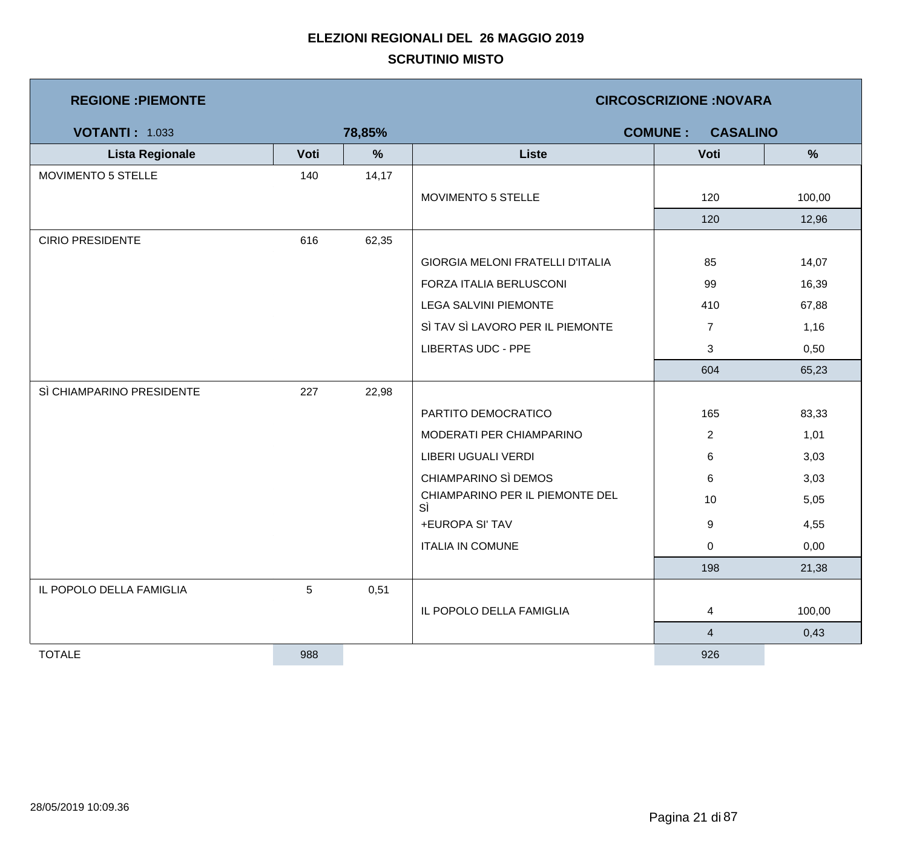# ELEZIONI REGIONALI DEL 26 MAGGIO 2019

## SCRUTINIO MISTO

**REGIONE :PIEMONTE** | **CIRCOSCRIZIONE :NOVARA**

**VOTANTI :** 1.033 | **78,85%** | **COMUNE : CASALINO**

| Lista Regionale | Voti | % | Liste | Voti | % |
|---|---|---|---|---|---|
| MOVIMENTO 5 STELLE | 140 | 14,17 | | | |
| | | | MOVIMENTO 5 STELLE | 120 | 100,00 |
| | | | | 120 | 12,96 |
| CIRIO PRESIDENTE | 616 | 62,35 | | | |
| | | | GIORGIA MELONI FRATELLI D'ITALIA | 85 | 14,07 |
| | | | FORZA ITALIA BERLUSCONI | 99 | 16,39 |
| | | | LEGA SALVINI PIEMONTE | 410 | 67,88 |
| | | | SÌ TAV SÌ LAVORO PER IL PIEMONTE | 7 | 1,16 |
| | | | LIBERTAS UDC - PPE | 3 | 0,50 |
| | | | | 604 | 65,23 |
| SÌ CHIAMPARINO PRESIDENTE | 227 | 22,98 | | | |
| | | | PARTITO DEMOCRATICO | 165 | 83,33 |
| | | | MODERATI PER CHIAMPARINO | 2 | 1,01 |
| | | | LIBERI UGUALI VERDI | 6 | 3,03 |
| | | | CHIAMPARINO SÌ DEMOS | 6 | 3,03 |
| | | | CHIAMPARINO PER IL PIEMONTE DEL SÌ | 10 | 5,05 |
| | | | +EUROPA SI' TAV | 9 | 4,55 |
| | | | ITALIA IN COMUNE | 0 | 0,00 |
| | | | | 198 | 21,38 |
| IL POPOLO DELLA FAMIGLIA | 5 | 0,51 | | | |
| | | | IL POPOLO DELLA FAMIGLIA | 4 | 100,00 |
| | | | | 4 | 0,43 |
| TOTALE | 988 | | | 926 | |

28/05/2019 10:09.36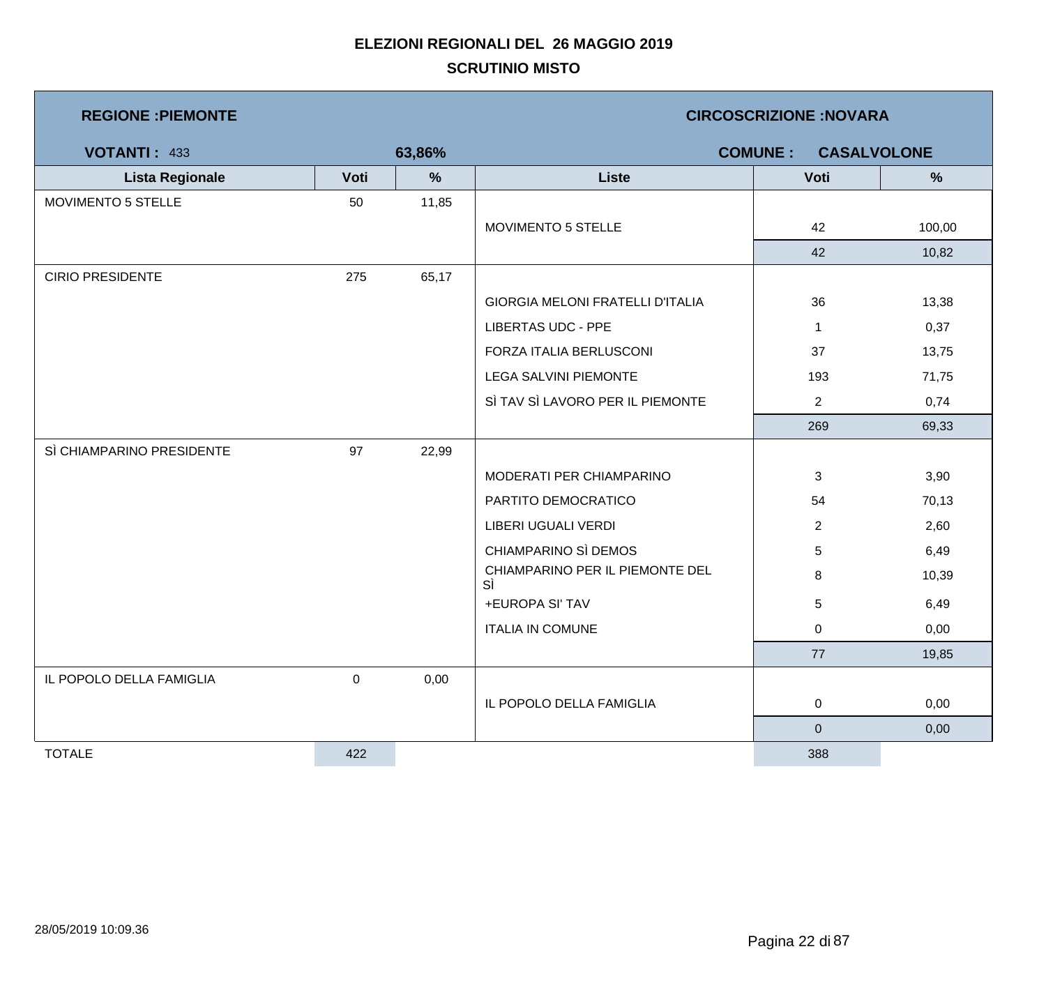# ELEZIONI REGIONALI DEL 26 MAGGIO 2019

## SCRUTINIO MISTO

**REGIONE :PIEMONTE** | **CIRCOSCRIZIONE :NOVARA**

**VOTANTI :** 433 | **63,86%** | **COMUNE : CASALVOLONE**

| Lista Regionale | Voti | % | Liste | Voti | % |
|---|---|---|---|---|---|
| MOVIMENTO 5 STELLE | 50 | 11,85 | | | |
| | | | MOVIMENTO 5 STELLE | 42 | 100,00 |
| | | | | 42 | 10,82 |
| CIRIO PRESIDENTE | 275 | 65,17 | | | |
| | | | GIORGIA MELONI FRATELLI D'ITALIA | 36 | 13,38 |
| | | | LIBERTAS UDC - PPE | 1 | 0,37 |
| | | | FORZA ITALIA BERLUSCONI | 37 | 13,75 |
| | | | LEGA SALVINI PIEMONTE | 193 | 71,75 |
| | | | SÌ TAV SÌ LAVORO PER IL PIEMONTE | 2 | 0,74 |
| | | | | 269 | 69,33 |
| SÌ CHIAMPARINO PRESIDENTE | 97 | 22,99 | | | |
| | | | MODERATI PER CHIAMPARINO | 3 | 3,90 |
| | | | PARTITO DEMOCRATICO | 54 | 70,13 |
| | | | LIBERI UGUALI VERDI | 2 | 2,60 |
| | | | CHIAMPARINO SÌ DEMOS | 5 | 6,49 |
| | | | CHIAMPARINO PER IL PIEMONTE DEL SÌ | 8 | 10,39 |
| | | | +EUROPA SI' TAV | 5 | 6,49 |
| | | | ITALIA IN COMUNE | 0 | 0,00 |
| | | | | 77 | 19,85 |
| IL POPOLO DELLA FAMIGLIA | 0 | 0,00 | | | |
| | | | IL POPOLO DELLA FAMIGLIA | 0 | 0,00 |
| | | | | 0 | 0,00 |
| TOTALE | 422 | | | 388 | |

28/05/2019 10:09.36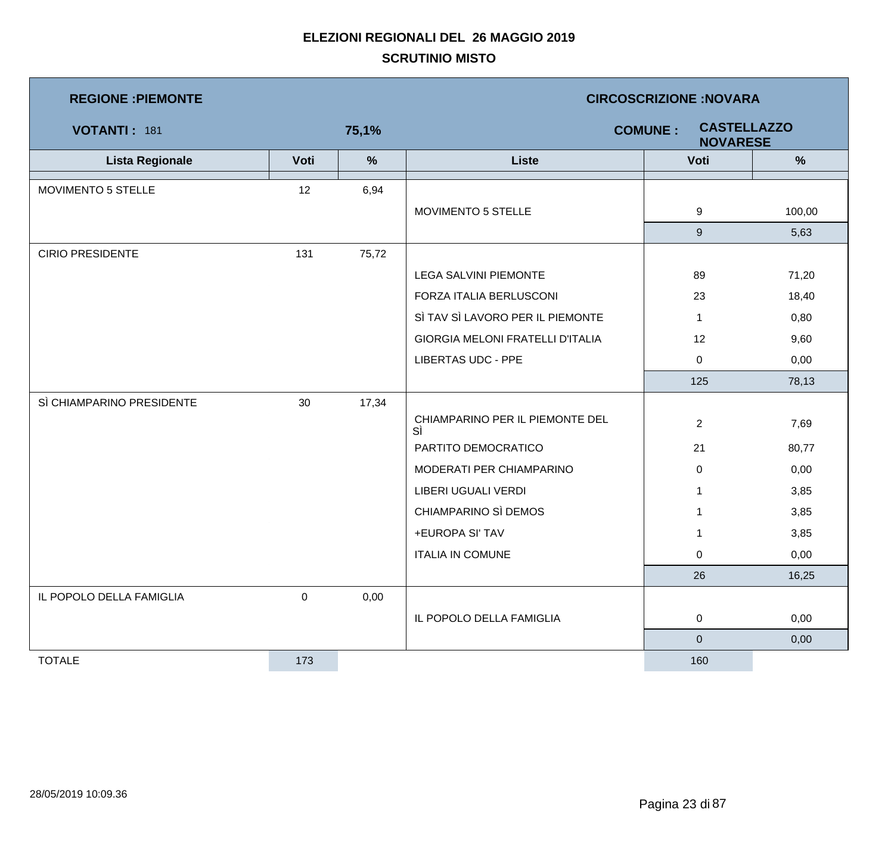# ELEZIONI REGIONALI DEL 26 MAGGIO 2019

## SCRUTINIO MISTO

**REGIONE :PIEMONTE** | **CIRCOSCRIZIONE :NOVARA**

**VOTANTI :** 181 | **75,1%** | **COMUNE :** **CASTELLAZZO NOVARESE**

| Lista Regionale | Voti | % | Liste | Voti | % |
|---|---|---|---|---|---|
| MOVIMENTO 5 STELLE | 12 | 6,94 | | | |
| | | | MOVIMENTO 5 STELLE | 9 | 100,00 |
| | | | | 9 | 5,63 |
| CIRIO PRESIDENTE | 131 | 75,72 | | | |
| | | | LEGA SALVINI PIEMONTE | 89 | 71,20 |
| | | | FORZA ITALIA BERLUSCONI | 23 | 18,40 |
| | | | SÌ TAV SÌ LAVORO PER IL PIEMONTE | 1 | 0,80 |
| | | | GIORGIA MELONI FRATELLI D'ITALIA | 12 | 9,60 |
| | | | LIBERTAS UDC - PPE | 0 | 0,00 |
| | | | | 125 | 78,13 |
| SÌ CHIAMPARINO PRESIDENTE | 30 | 17,34 | | | |
| | | | CHIAMPARINO PER IL PIEMONTE DEL SÌ | 2 | 7,69 |
| | | | PARTITO DEMOCRATICO | 21 | 80,77 |
| | | | MODERATI PER CHIAMPARINO | 0 | 0,00 |
| | | | LIBERI UGUALI VERDI | 1 | 3,85 |
| | | | CHIAMPARINO SÌ DEMOS | 1 | 3,85 |
| | | | +EUROPA SI' TAV | 1 | 3,85 |
| | | | ITALIA IN COMUNE | 0 | 0,00 |
| | | | | 26 | 16,25 |
| IL POPOLO DELLA FAMIGLIA | 0 | 0,00 | | | |
| | | | IL POPOLO DELLA FAMIGLIA | 0 | 0,00 |
| | | | | 0 | 0,00 |
| TOTALE | 173 | | | 160 | |

28/05/2019 10:09.36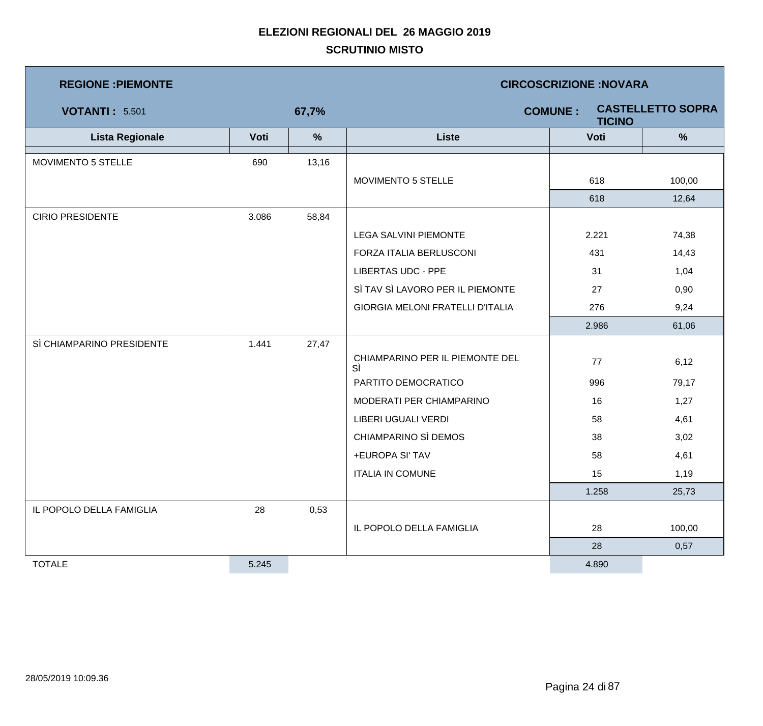# ELEZIONI REGIONALI DEL 26 MAGGIO 2019

## SCRUTINIO MISTO

**REGIONE :PIEMONTE** — **CIRCOSCRIZIONE :NOVARA**

**VOTANTI :** 5.501 — **67,7%** — **COMUNE :** **CASTELLETTO SOPRA TICINO**

| Lista Regionale | Voti | % | Liste | Voti | % |
|---|---|---|---|---|---|
| MOVIMENTO 5 STELLE | 690 | 13,16 | | | |
| | | | MOVIMENTO 5 STELLE | 618 | 100,00 |
| | | | | 618 | 12,64 |
| CIRIO PRESIDENTE | 3.086 | 58,84 | | | |
| | | | LEGA SALVINI PIEMONTE | 2.221 | 74,38 |
| | | | FORZA ITALIA BERLUSCONI | 431 | 14,43 |
| | | | LIBERTAS UDC - PPE | 31 | 1,04 |
| | | | SÌ TAV SÌ LAVORO PER IL PIEMONTE | 27 | 0,90 |
| | | | GIORGIA MELONI FRATELLI D'ITALIA | 276 | 9,24 |
| | | | | 2.986 | 61,06 |
| SÌ CHIAMPARINO PRESIDENTE | 1.441 | 27,47 | | | |
| | | | CHIAMPARINO PER IL PIEMONTE DEL SÌ | 77 | 6,12 |
| | | | PARTITO DEMOCRATICO | 996 | 79,17 |
| | | | MODERATI PER CHIAMPARINO | 16 | 1,27 |
| | | | LIBERI UGUALI VERDI | 58 | 4,61 |
| | | | CHIAMPARINO SÌ DEMOS | 38 | 3,02 |
| | | | +EUROPA SI' TAV | 58 | 4,61 |
| | | | ITALIA IN COMUNE | 15 | 1,19 |
| | | | | 1.258 | 25,73 |
| IL POPOLO DELLA FAMIGLIA | 28 | 0,53 | | | |
| | | | IL POPOLO DELLA FAMIGLIA | 28 | 100,00 |
| | | | | 28 | 0,57 |
| TOTALE | 5.245 | | | 4.890 | |

28/05/2019 10:09.36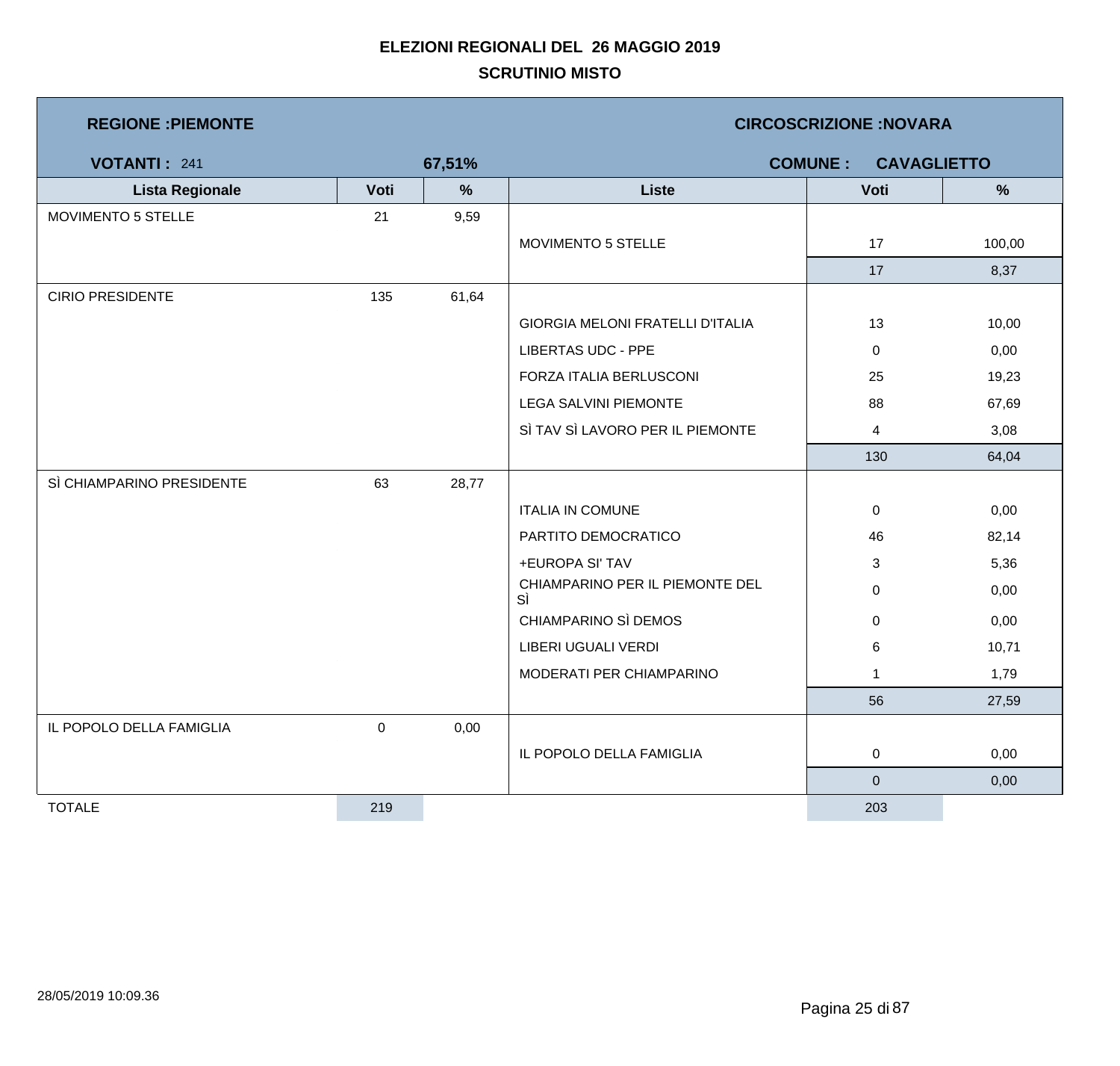# ELEZIONI REGIONALI DEL 26 MAGGIO 2019

## SCRUTINIO MISTO

**REGIONE :PIEMONTE** | **CIRCOSCRIZIONE :NOVARA**

**VOTANTI :** 241 | **67,51%** | **COMUNE : CAVAGLIETTO**

| Lista Regionale | Voti | % | Liste | Voti | % |
|---|---|---|---|---|---|
| MOVIMENTO 5 STELLE | 21 | 9,59 | | | |
| | | | MOVIMENTO 5 STELLE | 17 | 100,00 |
| | | | | 17 | 8,37 |
| CIRIO PRESIDENTE | 135 | 61,64 | | | |
| | | | GIORGIA MELONI FRATELLI D'ITALIA | 13 | 10,00 |
| | | | LIBERTAS UDC - PPE | 0 | 0,00 |
| | | | FORZA ITALIA BERLUSCONI | 25 | 19,23 |
| | | | LEGA SALVINI PIEMONTE | 88 | 67,69 |
| | | | SÌ TAV SÌ LAVORO PER IL PIEMONTE | 4 | 3,08 |
| | | | | 130 | 64,04 |
| SÌ CHIAMPARINO PRESIDENTE | 63 | 28,77 | | | |
| | | | ITALIA IN COMUNE | 0 | 0,00 |
| | | | PARTITO DEMOCRATICO | 46 | 82,14 |
| | | | +EUROPA SI' TAV | 3 | 5,36 |
| | | | CHIAMPARINO PER IL PIEMONTE DEL SÌ | 0 | 0,00 |
| | | | CHIAMPARINO SÌ DEMOS | 0 | 0,00 |
| | | | LIBERI UGUALI VERDI | 6 | 10,71 |
| | | | MODERATI PER CHIAMPARINO | 1 | 1,79 |
| | | | | 56 | 27,59 |
| IL POPOLO DELLA FAMIGLIA | 0 | 0,00 | | | |
| | | | IL POPOLO DELLA FAMIGLIA | 0 | 0,00 |
| | | | | 0 | 0,00 |
| TOTALE | 219 | | | 203 | |

28/05/2019 10:09.36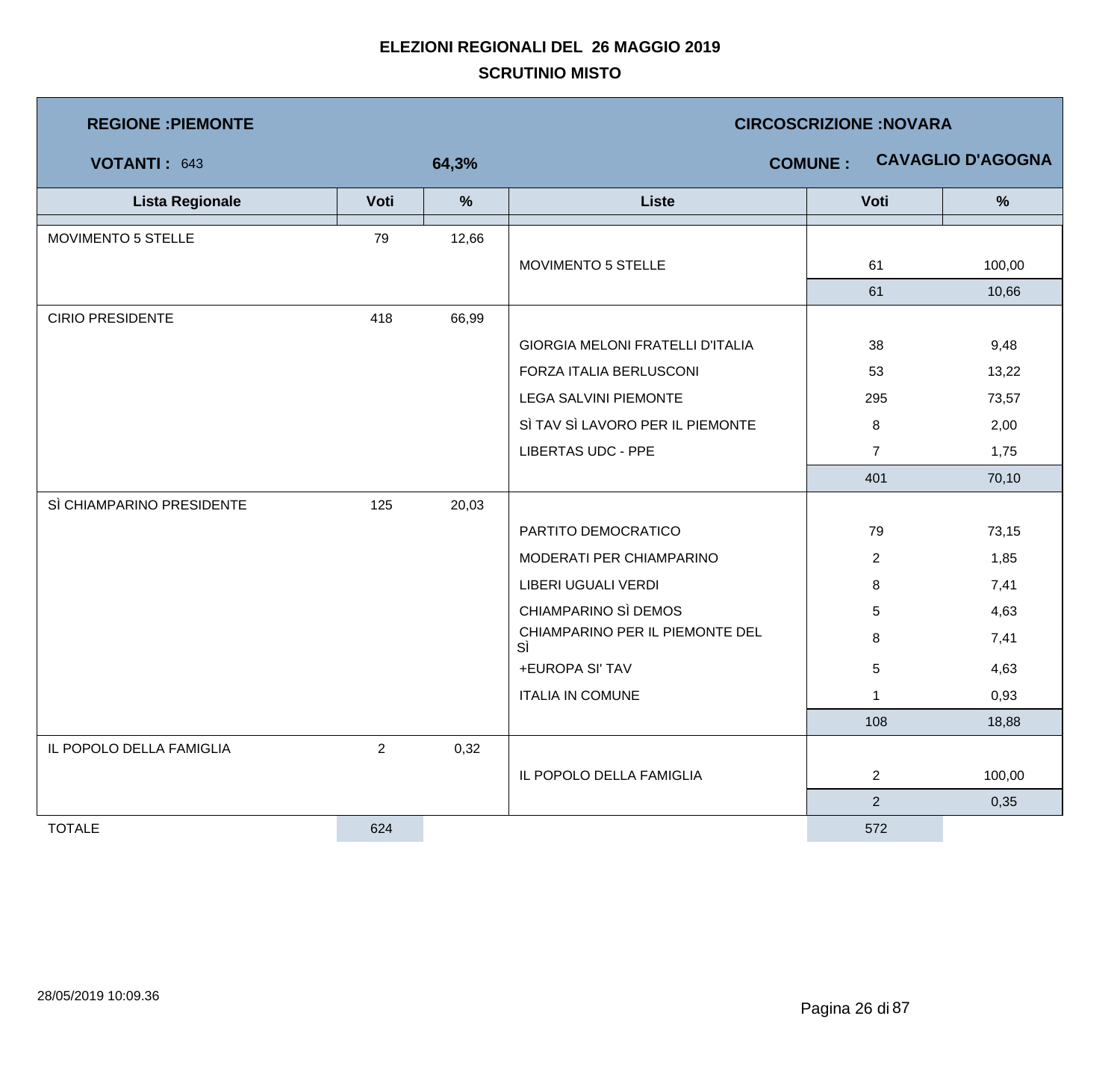# ELEZIONI REGIONALI DEL 26 MAGGIO 2019

## SCRUTINIO MISTO

**REGIONE :PIEMONTE** | **CIRCOSCRIZIONE :NOVARA**

**VOTANTI :** 643 | **64,3%** | **COMUNE :** **CAVAGLIO D'AGOGNA**

| Lista Regionale | Voti | % | Liste | Voti | % |
|---|---|---|---|---|---|
| MOVIMENTO 5 STELLE | 79 | 12,66 | | | |
| | | | MOVIMENTO 5 STELLE | 61 | 100,00 |
| | | | | 61 | 10,66 |
| CIRIO PRESIDENTE | 418 | 66,99 | | | |
| | | | GIORGIA MELONI FRATELLI D'ITALIA | 38 | 9,48 |
| | | | FORZA ITALIA BERLUSCONI | 53 | 13,22 |
| | | | LEGA SALVINI PIEMONTE | 295 | 73,57 |
| | | | SÌ TAV SÌ LAVORO PER IL PIEMONTE | 8 | 2,00 |
| | | | LIBERTAS UDC - PPE | 7 | 1,75 |
| | | | | 401 | 70,10 |
| SÌ CHIAMPARINO PRESIDENTE | 125 | 20,03 | | | |
| | | | PARTITO DEMOCRATICO | 79 | 73,15 |
| | | | MODERATI PER CHIAMPARINO | 2 | 1,85 |
| | | | LIBERI UGUALI VERDI | 8 | 7,41 |
| | | | CHIAMPARINO SÌ DEMOS | 5 | 4,63 |
| | | | CHIAMPARINO PER IL PIEMONTE DEL SÌ | 8 | 7,41 |
| | | | +EUROPA SI' TAV | 5 | 4,63 |
| | | | ITALIA IN COMUNE | 1 | 0,93 |
| | | | | 108 | 18,88 |
| IL POPOLO DELLA FAMIGLIA | 2 | 0,32 | | | |
| | | | IL POPOLO DELLA FAMIGLIA | 2 | 100,00 |
| | | | | 2 | 0,35 |
| TOTALE | 624 | | | 572 | |

28/05/2019 10:09.36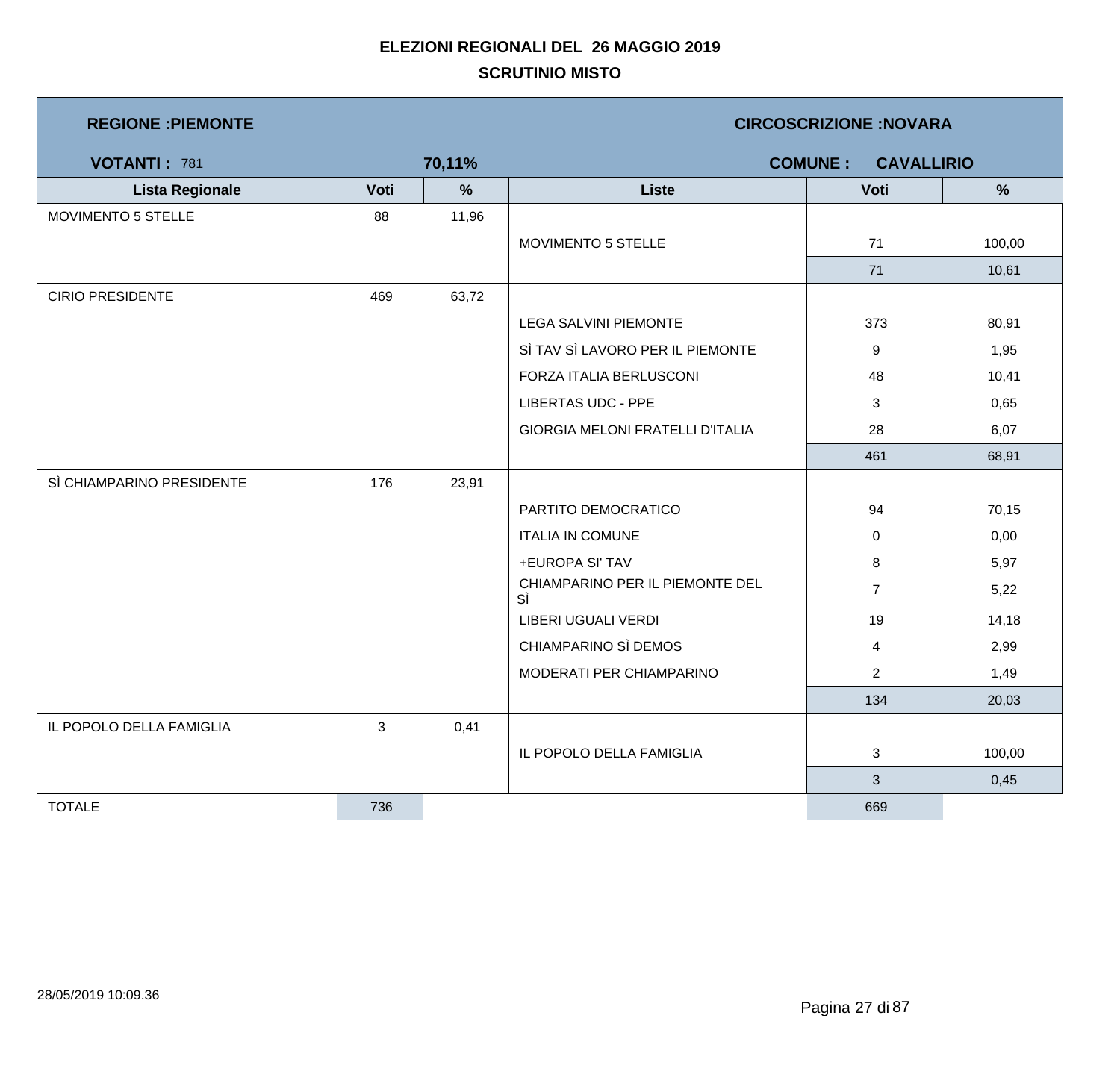# ELEZIONI REGIONALI DEL 26 MAGGIO 2019

## SCRUTINIO MISTO

**REGIONE :PIEMONTE** | **CIRCOSCRIZIONE :NOVARA**

**VOTANTI :** 781 | **70,11%** | **COMUNE : CAVALLIRIO**

| Lista Regionale | Voti | % | Liste | Voti | % |
|---|---|---|---|---|---|
| MOVIMENTO 5 STELLE | 88 | 11,96 | | | |
| | | | MOVIMENTO 5 STELLE | 71 | 100,00 |
| | | | | 71 | 10,61 |
| CIRIO PRESIDENTE | 469 | 63,72 | | | |
| | | | LEGA SALVINI PIEMONTE | 373 | 80,91 |
| | | | SÌ TAV SÌ LAVORO PER IL PIEMONTE | 9 | 1,95 |
| | | | FORZA ITALIA BERLUSCONI | 48 | 10,41 |
| | | | LIBERTAS UDC - PPE | 3 | 0,65 |
| | | | GIORGIA MELONI FRATELLI D'ITALIA | 28 | 6,07 |
| | | | | 461 | 68,91 |
| SÌ CHIAMPARINO PRESIDENTE | 176 | 23,91 | | | |
| | | | PARTITO DEMOCRATICO | 94 | 70,15 |
| | | | ITALIA IN COMUNE | 0 | 0,00 |
| | | | +EUROPA SI' TAV | 8 | 5,97 |
| | | | CHIAMPARINO PER IL PIEMONTE DEL SÌ | 7 | 5,22 |
| | | | LIBERI UGUALI VERDI | 19 | 14,18 |
| | | | CHIAMPARINO SÌ DEMOS | 4 | 2,99 |
| | | | MODERATI PER CHIAMPARINO | 2 | 1,49 |
| | | | | 134 | 20,03 |
| IL POPOLO DELLA FAMIGLIA | 3 | 0,41 | | | |
| | | | IL POPOLO DELLA FAMIGLIA | 3 | 100,00 |
| | | | | 3 | 0,45 |
| TOTALE | 736 | | | 669 | |

28/05/2019 10:09.36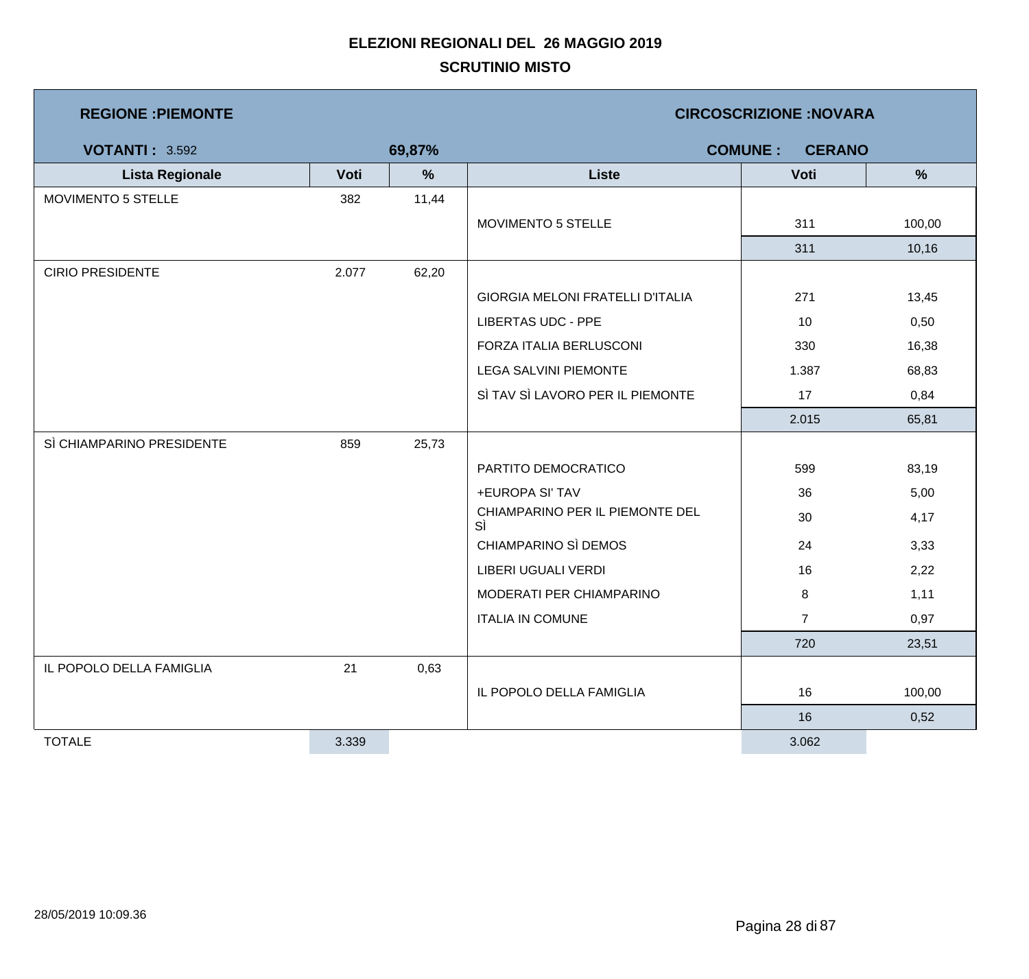# ELEZIONI REGIONALI DEL 26 MAGGIO 2019

## SCRUTINIO MISTO

**REGIONE :PIEMONTE** | **CIRCOSCRIZIONE :NOVARA**

**VOTANTI :** 3.592 **69,87%** | **COMUNE : CERANO**

| Lista Regionale | Voti | % | Liste | Voti | % |
|---|---|---|---|---|---|
| MOVIMENTO 5 STELLE | 382 | 11,44 | | | |
| | | | MOVIMENTO 5 STELLE | 311 | 100,00 |
| | | | | 311 | 10,16 |
| CIRIO PRESIDENTE | 2.077 | 62,20 | | | |
| | | | GIORGIA MELONI FRATELLI D'ITALIA | 271 | 13,45 |
| | | | LIBERTAS UDC - PPE | 10 | 0,50 |
| | | | FORZA ITALIA BERLUSCONI | 330 | 16,38 |
| | | | LEGA SALVINI PIEMONTE | 1.387 | 68,83 |
| | | | SÌ TAV SÌ LAVORO PER IL PIEMONTE | 17 | 0,84 |
| | | | | 2.015 | 65,81 |
| SÌ CHIAMPARINO PRESIDENTE | 859 | 25,73 | | | |
| | | | PARTITO DEMOCRATICO | 599 | 83,19 |
| | | | +EUROPA SI' TAV | 36 | 5,00 |
| | | | CHIAMPARINO PER IL PIEMONTE DEL SÌ | 30 | 4,17 |
| | | | CHIAMPARINO SÌ DEMOS | 24 | 3,33 |
| | | | LIBERI UGUALI VERDI | 16 | 2,22 |
| | | | MODERATI PER CHIAMPARINO | 8 | 1,11 |
| | | | ITALIA IN COMUNE | 7 | 0,97 |
| | | | | 720 | 23,51 |
| IL POPOLO DELLA FAMIGLIA | 21 | 0,63 | | | |
| | | | IL POPOLO DELLA FAMIGLIA | 16 | 100,00 |
| | | | | 16 | 0,52 |
| TOTALE | 3.339 | | | 3.062 | |

28/05/2019 10:09.36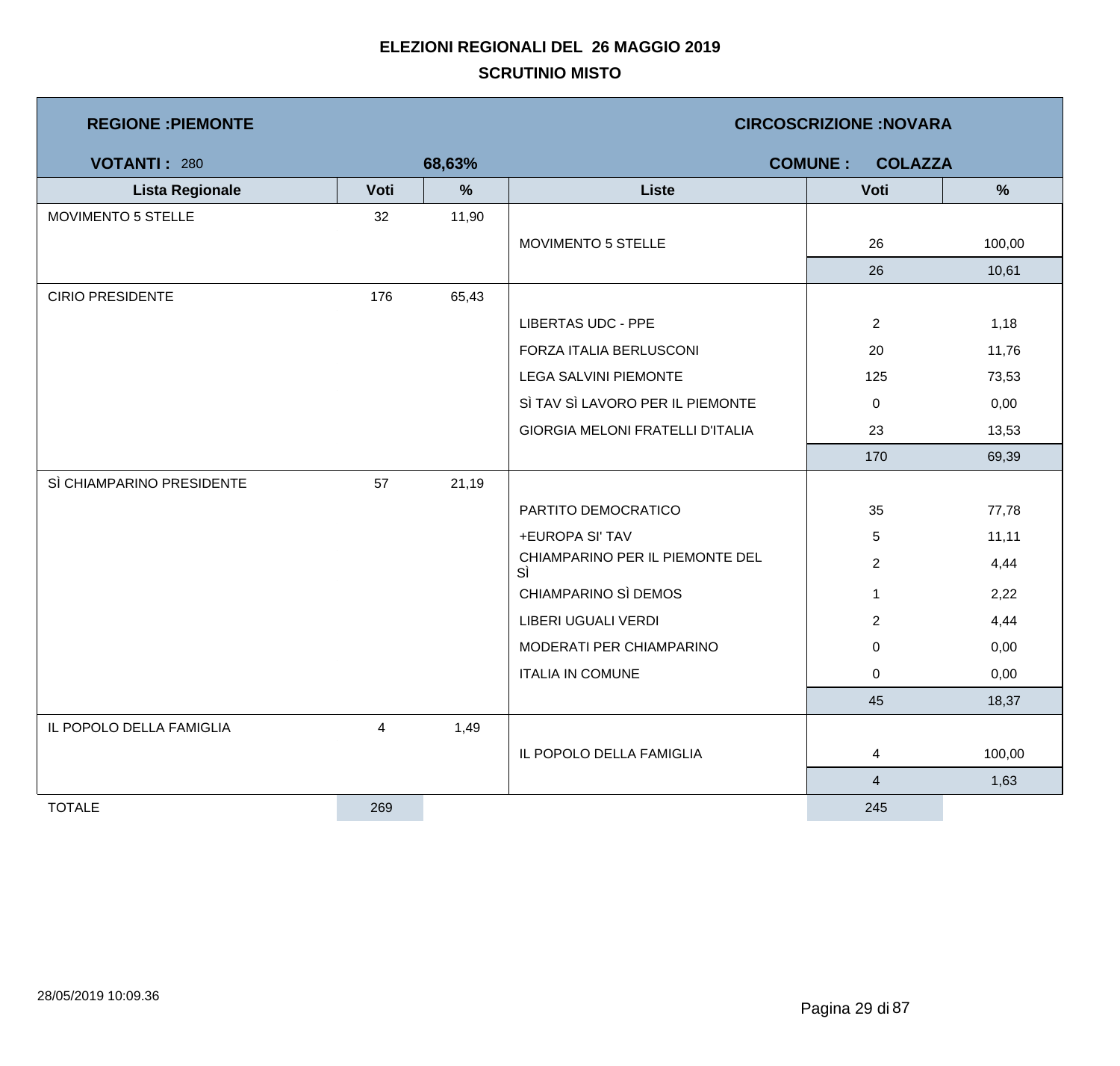# ELEZIONI REGIONALI DEL 26 MAGGIO 2019

## SCRUTINIO MISTO

**REGIONE :PIEMONTE** | **CIRCOSCRIZIONE :NOVARA**

**VOTANTI :** 280 | **68,63%** | **COMUNE : COLAZZA**

| Lista Regionale | Voti | % | Liste | Voti | % |
|---|---|---|---|---|---|
| MOVIMENTO 5 STELLE | 32 | 11,90 | | | |
| | | | MOVIMENTO 5 STELLE | 26 | 100,00 |
| | | | | 26 | 10,61 |
| CIRIO PRESIDENTE | 176 | 65,43 | | | |
| | | | LIBERTAS UDC - PPE | 2 | 1,18 |
| | | | FORZA ITALIA BERLUSCONI | 20 | 11,76 |
| | | | LEGA SALVINI PIEMONTE | 125 | 73,53 |
| | | | SÌ TAV SÌ LAVORO PER IL PIEMONTE | 0 | 0,00 |
| | | | GIORGIA MELONI FRATELLI D'ITALIA | 23 | 13,53 |
| | | | | 170 | 69,39 |
| SÌ CHIAMPARINO PRESIDENTE | 57 | 21,19 | | | |
| | | | PARTITO DEMOCRATICO | 35 | 77,78 |
| | | | +EUROPA SI' TAV | 5 | 11,11 |
| | | | CHIAMPARINO PER IL PIEMONTE DEL SÌ | 2 | 4,44 |
| | | | CHIAMPARINO SÌ DEMOS | 1 | 2,22 |
| | | | LIBERI UGUALI VERDI | 2 | 4,44 |
| | | | MODERATI PER CHIAMPARINO | 0 | 0,00 |
| | | | ITALIA IN COMUNE | 0 | 0,00 |
| | | | | 45 | 18,37 |
| IL POPOLO DELLA FAMIGLIA | 4 | 1,49 | | | |
| | | | IL POPOLO DELLA FAMIGLIA | 4 | 100,00 |
| | | | | 4 | 1,63 |
| TOTALE | 269 | | | 245 | |

28/05/2019 10:09.36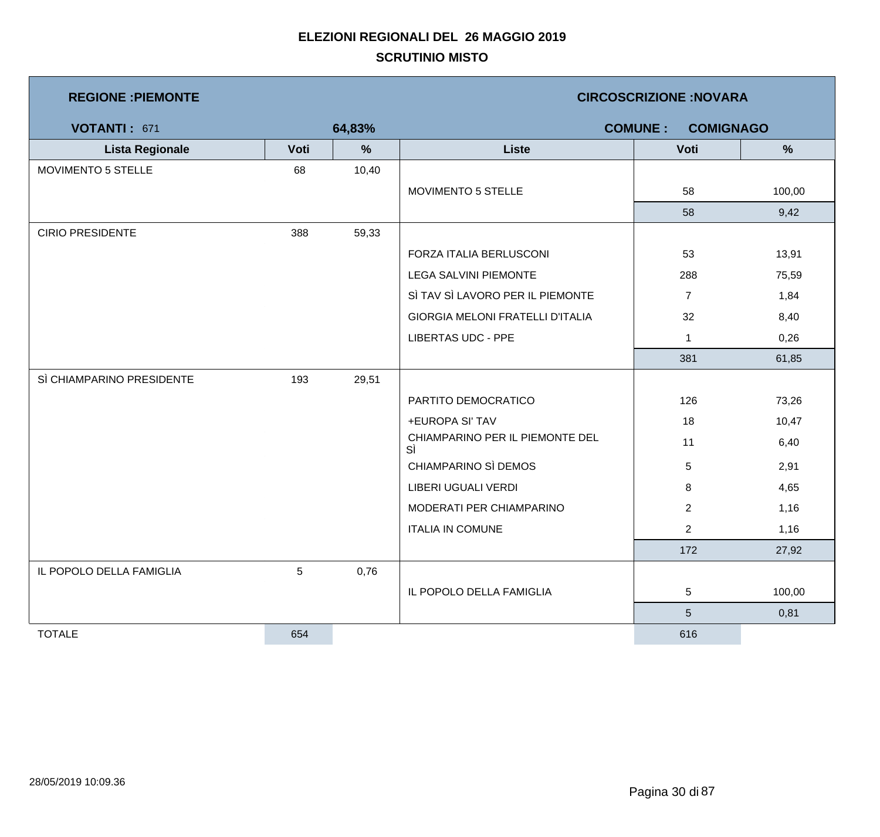**ELEZIONI REGIONALI DEL 26 MAGGIO 2019**

**SCRUTINIO MISTO**

**REGIONE :PIEMONTE** | **CIRCOSCRIZIONE :NOVARA**

**VOTANTI :** 671 | **64,83%** | **COMUNE : COMIGNAGO**

| Lista Regionale | Voti | % | Liste | Voti | % |
|---|---|---|---|---|---|
| MOVIMENTO 5 STELLE | 68 | 10,40 | | | |
| | | | MOVIMENTO 5 STELLE | 58 | 100,00 |
| | | | | 58 | 9,42 |
| CIRIO PRESIDENTE | 388 | 59,33 | | | |
| | | | FORZA ITALIA BERLUSCONI | 53 | 13,91 |
| | | | LEGA SALVINI PIEMONTE | 288 | 75,59 |
| | | | SÌ TAV SÌ LAVORO PER IL PIEMONTE | 7 | 1,84 |
| | | | GIORGIA MELONI FRATELLI D'ITALIA | 32 | 8,40 |
| | | | LIBERTAS UDC - PPE | 1 | 0,26 |
| | | | | 381 | 61,85 |
| SÌ CHIAMPARINO PRESIDENTE | 193 | 29,51 | | | |
| | | | PARTITO DEMOCRATICO | 126 | 73,26 |
| | | | +EUROPA SI' TAV | 18 | 10,47 |
| | | | CHIAMPARINO PER IL PIEMONTE DEL SÌ | 11 | 6,40 |
| | | | CHIAMPARINO SÌ DEMOS | 5 | 2,91 |
| | | | LIBERI UGUALI VERDI | 8 | 4,65 |
| | | | MODERATI PER CHIAMPARINO | 2 | 1,16 |
| | | | ITALIA IN COMUNE | 2 | 1,16 |
| | | | | 172 | 27,92 |
| IL POPOLO DELLA FAMIGLIA | 5 | 0,76 | | | |
| | | | IL POPOLO DELLA FAMIGLIA | 5 | 100,00 |
| | | | | 5 | 0,81 |
| TOTALE | 654 | | | 616 | |

28/05/2019 10:09.36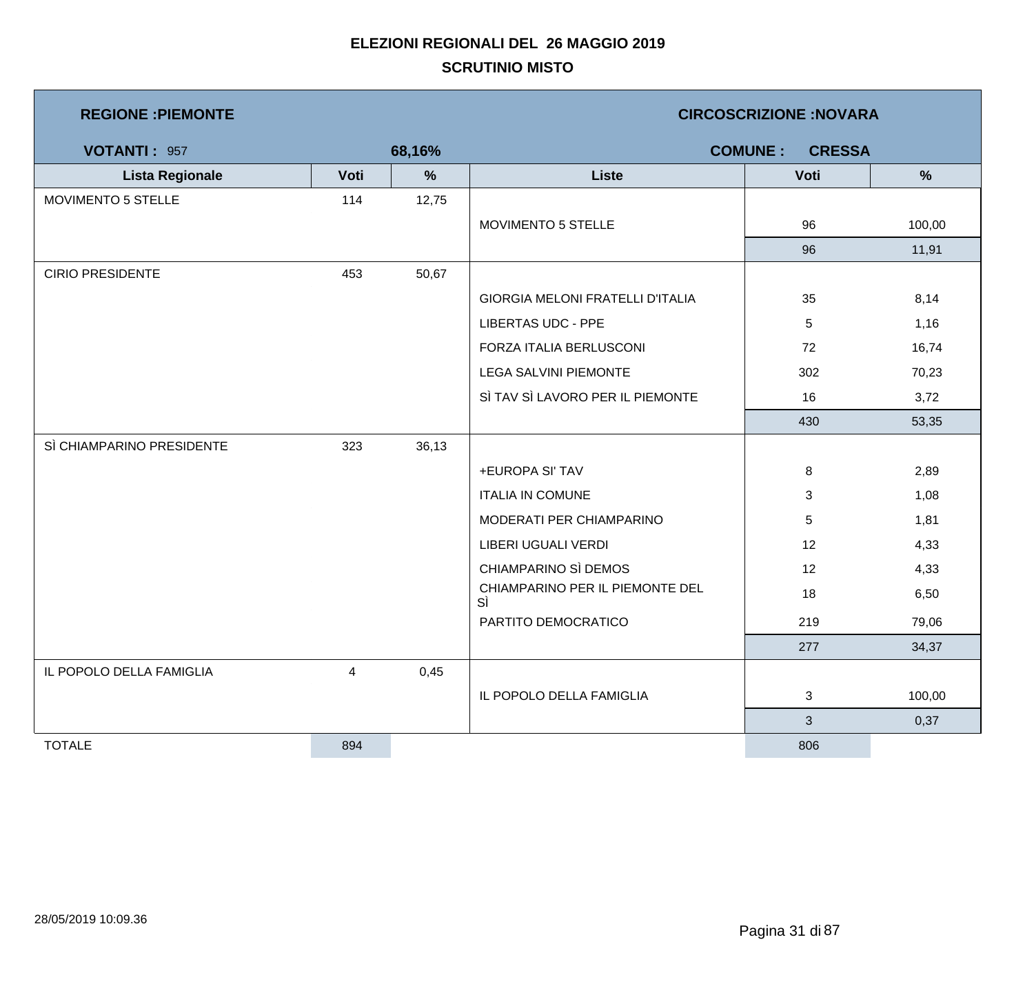# ELEZIONI REGIONALI DEL 26 MAGGIO 2019

## SCRUTINIO MISTO

**REGIONE :PIEMONTE** **CIRCOSCRIZIONE :NOVARA**

**VOTANTI :** 957 **68,16%** **COMUNE : CRESSA**

| Lista Regionale | Voti | % | Liste | Voti | % |
|---|---|---|---|---|---|
| MOVIMENTO 5 STELLE | 114 | 12,75 | | | |
| | | | MOVIMENTO 5 STELLE | 96 | 100,00 |
| | | | | 96 | 11,91 |
| CIRIO PRESIDENTE | 453 | 50,67 | | | |
| | | | GIORGIA MELONI FRATELLI D'ITALIA | 35 | 8,14 |
| | | | LIBERTAS UDC - PPE | 5 | 1,16 |
| | | | FORZA ITALIA BERLUSCONI | 72 | 16,74 |
| | | | LEGA SALVINI PIEMONTE | 302 | 70,23 |
| | | | SÌ TAV SÌ LAVORO PER IL PIEMONTE | 16 | 3,72 |
| | | | | 430 | 53,35 |
| SÌ CHIAMPARINO PRESIDENTE | 323 | 36,13 | | | |
| | | | +EUROPA SI' TAV | 8 | 2,89 |
| | | | ITALIA IN COMUNE | 3 | 1,08 |
| | | | MODERATI PER CHIAMPARINO | 5 | 1,81 |
| | | | LIBERI UGUALI VERDI | 12 | 4,33 |
| | | | CHIAMPARINO SÌ DEMOS | 12 | 4,33 |
| | | | CHIAMPARINO PER IL PIEMONTE DEL SÌ | 18 | 6,50 |
| | | | PARTITO DEMOCRATICO | 219 | 79,06 |
| | | | | 277 | 34,37 |
| IL POPOLO DELLA FAMIGLIA | 4 | 0,45 | | | |
| | | | IL POPOLO DELLA FAMIGLIA | 3 | 100,00 |
| | | | | 3 | 0,37 |
| TOTALE | 894 | | | 806 | |

28/05/2019 10:09.36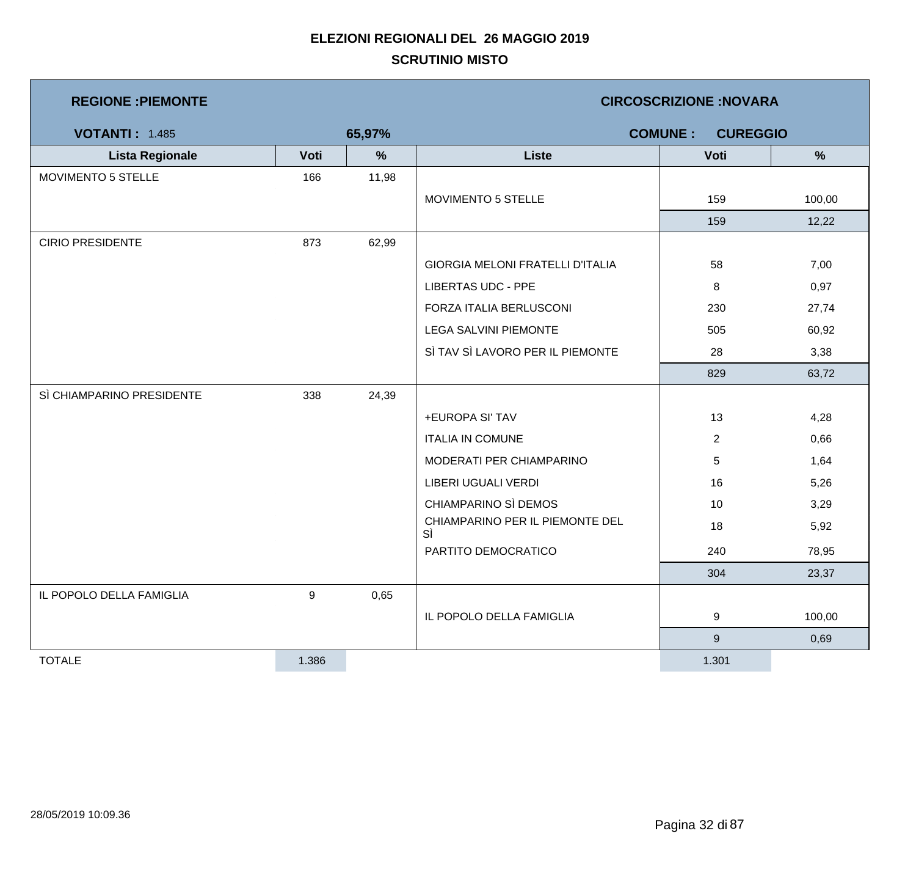# ELEZIONI REGIONALI DEL 26 MAGGIO 2019

## SCRUTINIO MISTO

**REGIONE :PIEMONTE** | **CIRCOSCRIZIONE :NOVARA**

**VOTANTI :** 1.485 | **65,97%** | **COMUNE : CUREGGIO**

| Lista Regionale | Voti | % | Liste | Voti | % |
|---|---|---|---|---|---|
| MOVIMENTO 5 STELLE | 166 | 11,98 | | | |
| | | | MOVIMENTO 5 STELLE | 159 | 100,00 |
| | | | | 159 | 12,22 |
| CIRIO PRESIDENTE | 873 | 62,99 | | | |
| | | | GIORGIA MELONI FRATELLI D'ITALIA | 58 | 7,00 |
| | | | LIBERTAS UDC - PPE | 8 | 0,97 |
| | | | FORZA ITALIA BERLUSCONI | 230 | 27,74 |
| | | | LEGA SALVINI PIEMONTE | 505 | 60,92 |
| | | | SÌ TAV SÌ LAVORO PER IL PIEMONTE | 28 | 3,38 |
| | | | | 829 | 63,72 |
| SÌ CHIAMPARINO PRESIDENTE | 338 | 24,39 | | | |
| | | | +EUROPA SI' TAV | 13 | 4,28 |
| | | | ITALIA IN COMUNE | 2 | 0,66 |
| | | | MODERATI PER CHIAMPARINO | 5 | 1,64 |
| | | | LIBERI UGUALI VERDI | 16 | 5,26 |
| | | | CHIAMPARINO SÌ DEMOS | 10 | 3,29 |
| | | | CHIAMPARINO PER IL PIEMONTE DEL SÌ | 18 | 5,92 |
| | | | PARTITO DEMOCRATICO | 240 | 78,95 |
| | | | | 304 | 23,37 |
| IL POPOLO DELLA FAMIGLIA | 9 | 0,65 | | | |
| | | | IL POPOLO DELLA FAMIGLIA | 9 | 100,00 |
| | | | | 9 | 0,69 |
| TOTALE | 1.386 | | | 1.301 | |

28/05/2019 10:09.36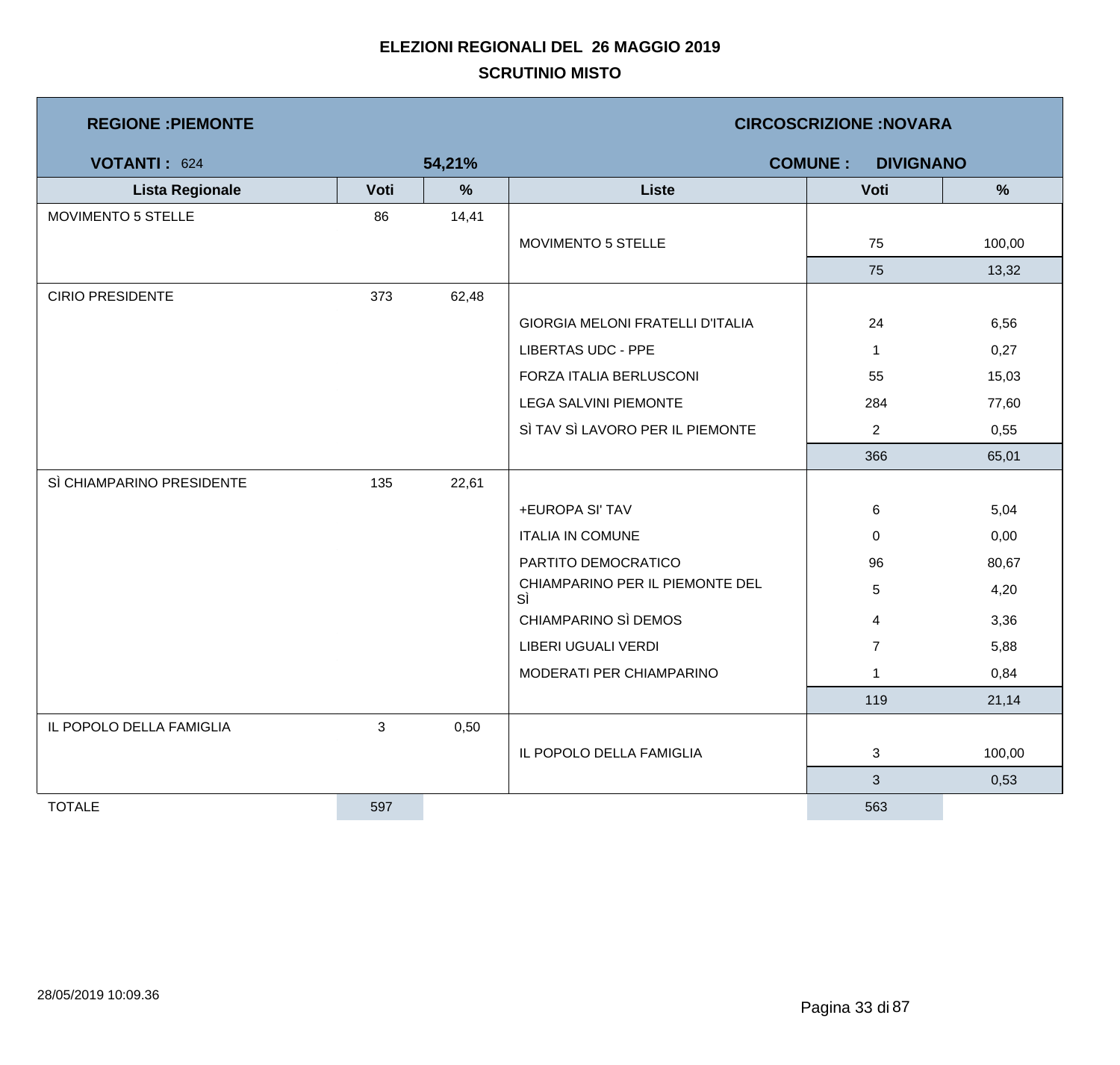**ELEZIONI REGIONALI DEL 26 MAGGIO 2019**

**SCRUTINIO MISTO**

| **REGIONE :PIEMONTE** | | | **CIRCOSCRIZIONE :NOVARA** | | |
|---|---|---|---|---|---|
| **VOTANTI :** 624 | | **54,21%** | **COMUNE : DIVIGNANO** | | |
| **Lista Regionale** | **Voti** | **%** | **Liste** | **Voti** | **%** |
| MOVIMENTO 5 STELLE | 86 | 14,41 | | | |
| | | | MOVIMENTO 5 STELLE | 75 | 100,00 |
| | | | | 75 | 13,32 |
| CIRIO PRESIDENTE | 373 | 62,48 | | | |
| | | | GIORGIA MELONI FRATELLI D'ITALIA | 24 | 6,56 |
| | | | LIBERTAS UDC - PPE | 1 | 0,27 |
| | | | FORZA ITALIA BERLUSCONI | 55 | 15,03 |
| | | | LEGA SALVINI PIEMONTE | 284 | 77,60 |
| | | | SÌ TAV SÌ LAVORO PER IL PIEMONTE | 2 | 0,55 |
| | | | | 366 | 65,01 |
| SÌ CHIAMPARINO PRESIDENTE | 135 | 22,61 | | | |
| | | | +EUROPA SI' TAV | 6 | 5,04 |
| | | | ITALIA IN COMUNE | 0 | 0,00 |
| | | | PARTITO DEMOCRATICO | 96 | 80,67 |
| | | | CHIAMPARINO PER IL PIEMONTE DEL SÌ | 5 | 4,20 |
| | | | CHIAMPARINO SÌ DEMOS | 4 | 3,36 |
| | | | LIBERI UGUALI VERDI | 7 | 5,88 |
| | | | MODERATI PER CHIAMPARINO | 1 | 0,84 |
| | | | | 119 | 21,14 |
| IL POPOLO DELLA FAMIGLIA | 3 | 0,50 | | | |
| | | | IL POPOLO DELLA FAMIGLIA | 3 | 100,00 |
| | | | | 3 | 0,53 |
| TOTALE | 597 | | | 563 | |

28/05/2019 10:09.36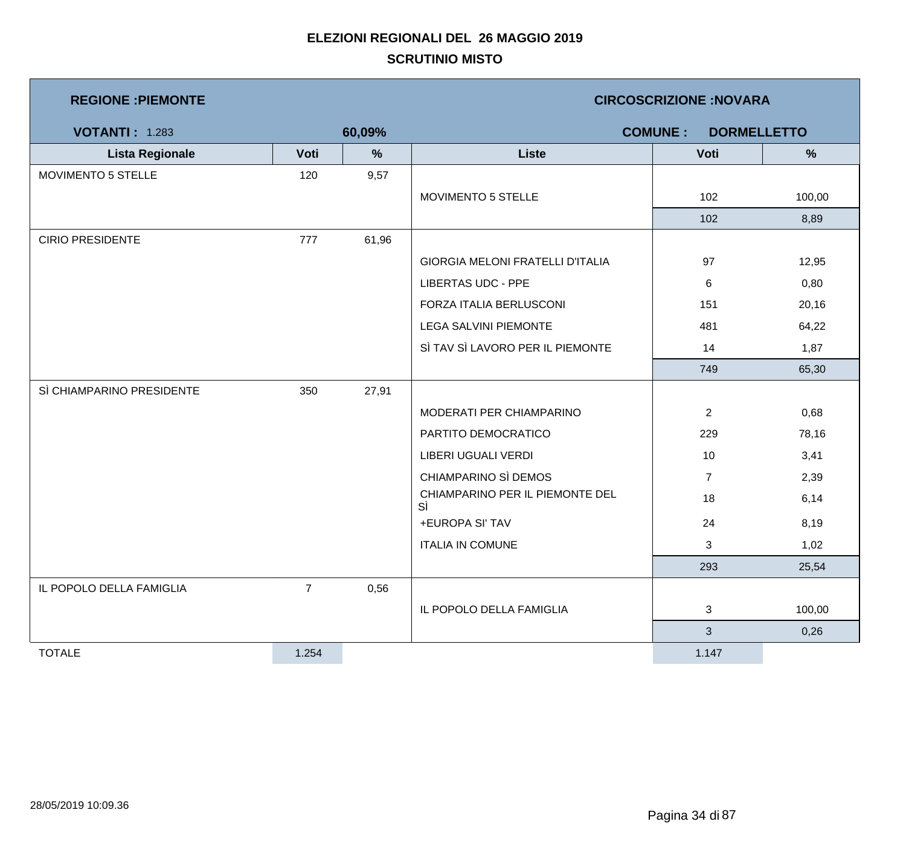**ELEZIONI REGIONALI DEL 26 MAGGIO 2019**

**SCRUTINIO MISTO**

**REGIONE :PIEMONTE** | **CIRCOSCRIZIONE :NOVARA**

**VOTANTI :** 1.283 | **60,09%** | **COMUNE : DORMELLETTO**

| Lista Regionale | Voti | % | Liste | Voti | % |
|---|---|---|---|---|---|
| MOVIMENTO 5 STELLE | 120 | 9,57 | | | |
| | | | MOVIMENTO 5 STELLE | 102 | 100,00 |
| | | | | 102 | 8,89 |
| CIRIO PRESIDENTE | 777 | 61,96 | | | |
| | | | GIORGIA MELONI FRATELLI D'ITALIA | 97 | 12,95 |
| | | | LIBERTAS UDC - PPE | 6 | 0,80 |
| | | | FORZA ITALIA BERLUSCONI | 151 | 20,16 |
| | | | LEGA SALVINI PIEMONTE | 481 | 64,22 |
| | | | SÌ TAV SÌ LAVORO PER IL PIEMONTE | 14 | 1,87 |
| | | | | 749 | 65,30 |
| SÌ CHIAMPARINO PRESIDENTE | 350 | 27,91 | | | |
| | | | MODERATI PER CHIAMPARINO | 2 | 0,68 |
| | | | PARTITO DEMOCRATICO | 229 | 78,16 |
| | | | LIBERI UGUALI VERDI | 10 | 3,41 |
| | | | CHIAMPARINO SÌ DEMOS | 7 | 2,39 |
| | | | CHIAMPARINO PER IL PIEMONTE DEL SÌ | 18 | 6,14 |
| | | | +EUROPA SI' TAV | 24 | 8,19 |
| | | | ITALIA IN COMUNE | 3 | 1,02 |
| | | | | 293 | 25,54 |
| IL POPOLO DELLA FAMIGLIA | 7 | 0,56 | | | |
| | | | IL POPOLO DELLA FAMIGLIA | 3 | 100,00 |
| | | | | 3 | 0,26 |
| TOTALE | 1.254 | | | 1.147 | |

28/05/2019 10:09.36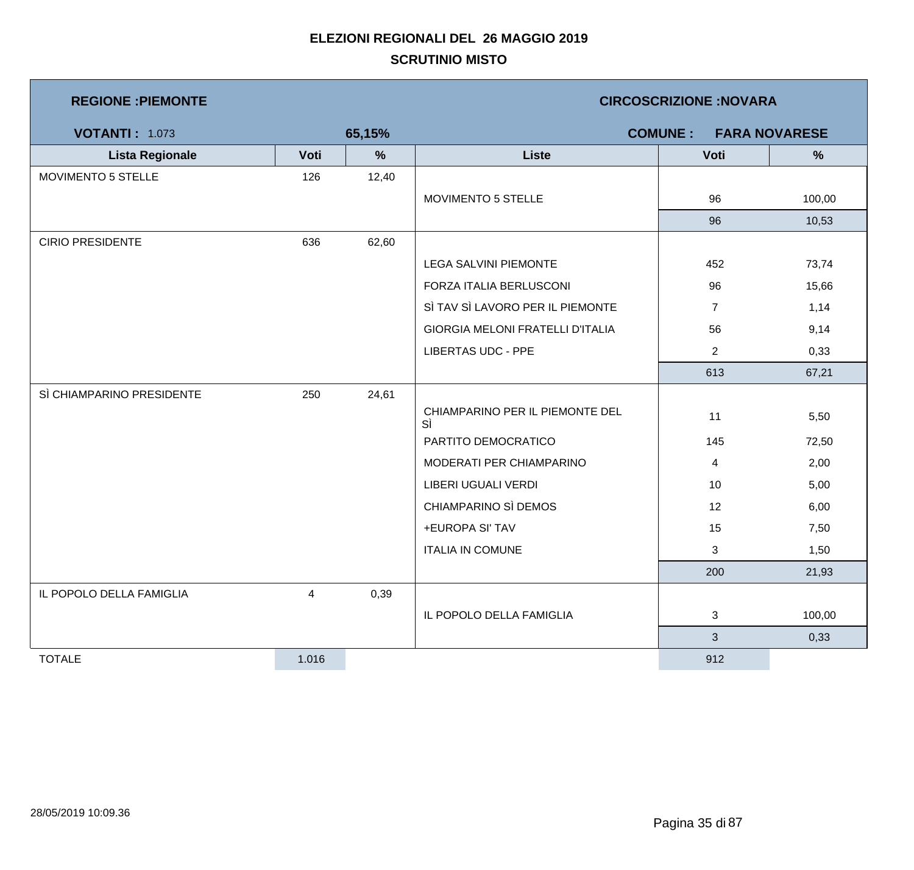# ELEZIONI REGIONALI DEL 26 MAGGIO 2019

## SCRUTINIO MISTO

**REGIONE :PIEMONTE** | **CIRCOSCRIZIONE :NOVARA**

**VOTANTI :** 1.073 | **65,15%** | **COMUNE : FARA NOVARESE**

| Lista Regionale | Voti | % | Liste | Voti | % |
|---|---|---|---|---|---|
| MOVIMENTO 5 STELLE | 126 | 12,40 | | | |
| | | | MOVIMENTO 5 STELLE | 96 | 100,00 |
| | | | | 96 | 10,53 |
| CIRIO PRESIDENTE | 636 | 62,60 | | | |
| | | | LEGA SALVINI PIEMONTE | 452 | 73,74 |
| | | | FORZA ITALIA BERLUSCONI | 96 | 15,66 |
| | | | SÌ TAV SÌ LAVORO PER IL PIEMONTE | 7 | 1,14 |
| | | | GIORGIA MELONI FRATELLI D'ITALIA | 56 | 9,14 |
| | | | LIBERTAS UDC - PPE | 2 | 0,33 |
| | | | | 613 | 67,21 |
| SÌ CHIAMPARINO PRESIDENTE | 250 | 24,61 | | | |
| | | | CHIAMPARINO PER IL PIEMONTE DEL SÌ | 11 | 5,50 |
| | | | PARTITO DEMOCRATICO | 145 | 72,50 |
| | | | MODERATI PER CHIAMPARINO | 4 | 2,00 |
| | | | LIBERI UGUALI VERDI | 10 | 5,00 |
| | | | CHIAMPARINO SÌ DEMOS | 12 | 6,00 |
| | | | +EUROPA SI' TAV | 15 | 7,50 |
| | | | ITALIA IN COMUNE | 3 | 1,50 |
| | | | | 200 | 21,93 |
| IL POPOLO DELLA FAMIGLIA | 4 | 0,39 | | | |
| | | | IL POPOLO DELLA FAMIGLIA | 3 | 100,00 |
| | | | | 3 | 0,33 |
| TOTALE | 1.016 | | | 912 | |

28/05/2019 10:09.36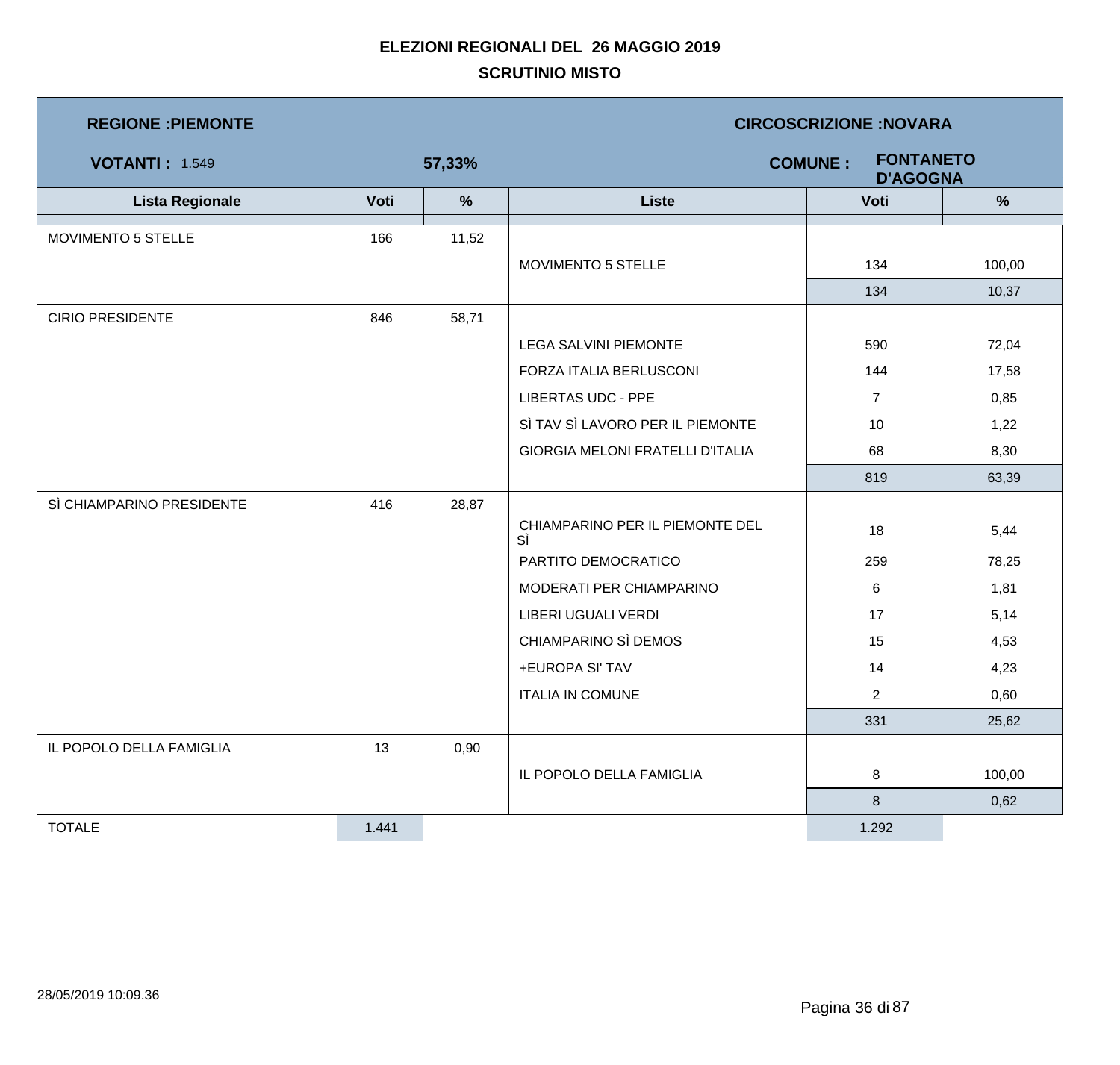**ELEZIONI REGIONALI DEL 26 MAGGIO 2019**

**SCRUTINIO MISTO**

**REGIONE :PIEMONTE** | **CIRCOSCRIZIONE :NOVARA**

**VOTANTI :** 1.549 | **57,33%** | **COMUNE :** **FONTANETO D'AGOGNA**

| Lista Regionale | Voti | % | Liste | Voti | % |
|---|---|---|---|---|---|
| MOVIMENTO 5 STELLE | 166 | 11,52 | | | |
| | | | MOVIMENTO 5 STELLE | 134 | 100,00 |
| | | | | 134 | 10,37 |
| CIRIO PRESIDENTE | 846 | 58,71 | | | |
| | | | LEGA SALVINI PIEMONTE | 590 | 72,04 |
| | | | FORZA ITALIA BERLUSCONI | 144 | 17,58 |
| | | | LIBERTAS UDC - PPE | 7 | 0,85 |
| | | | SÌ TAV SÌ LAVORO PER IL PIEMONTE | 10 | 1,22 |
| | | | GIORGIA MELONI FRATELLI D'ITALIA | 68 | 8,30 |
| | | | | 819 | 63,39 |
| SÌ CHIAMPARINO PRESIDENTE | 416 | 28,87 | | | |
| | | | CHIAMPARINO PER IL PIEMONTE DEL SÌ | 18 | 5,44 |
| | | | PARTITO DEMOCRATICO | 259 | 78,25 |
| | | | MODERATI PER CHIAMPARINO | 6 | 1,81 |
| | | | LIBERI UGUALI VERDI | 17 | 5,14 |
| | | | CHIAMPARINO SÌ DEMOS | 15 | 4,53 |
| | | | +EUROPA SI' TAV | 14 | 4,23 |
| | | | ITALIA IN COMUNE | 2 | 0,60 |
| | | | | 331 | 25,62 |
| IL POPOLO DELLA FAMIGLIA | 13 | 0,90 | | | |
| | | | IL POPOLO DELLA FAMIGLIA | 8 | 100,00 |
| | | | | 8 | 0,62 |
| TOTALE | 1.441 | | | 1.292 | |

28/05/2019 10:09.36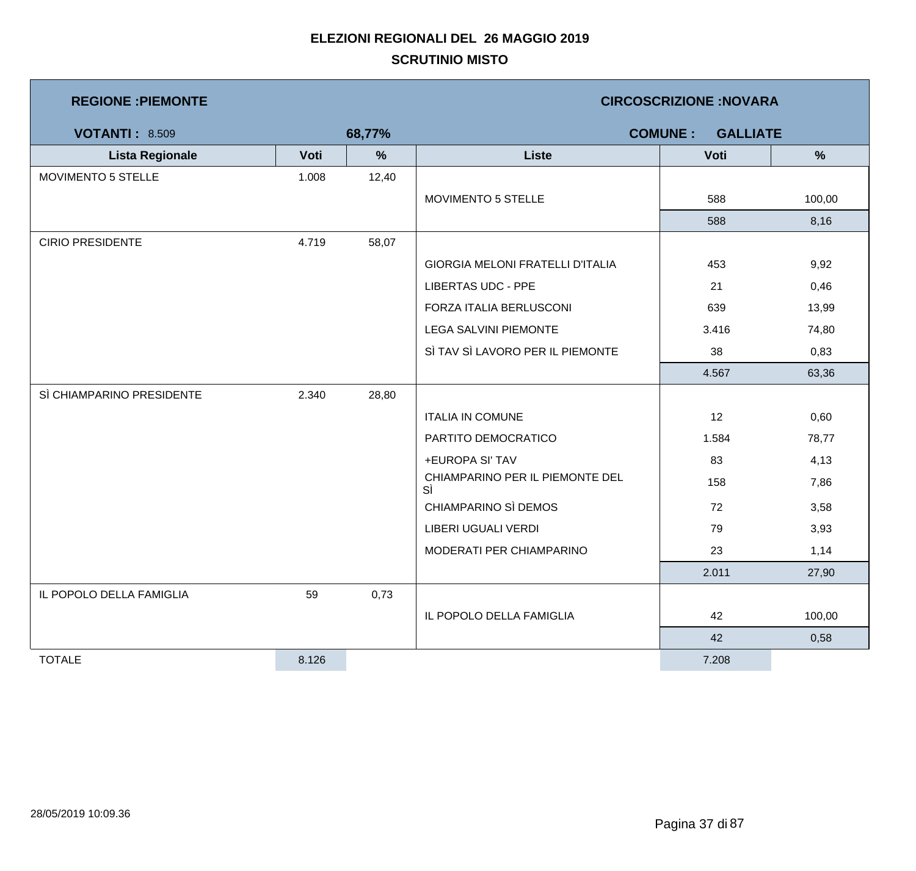# ELEZIONI REGIONALI DEL 26 MAGGIO 2019

## SCRUTINIO MISTO

| **REGIONE :PIEMONTE** | | | **CIRCOSCRIZIONE :NOVARA** | | |
|---|---|---|---|---|---|
| **VOTANTI :** 8.509 | | **68,77%** | **COMUNE : GALLIATE** | | |
| **Lista Regionale** | **Voti** | **%** | **Liste** | **Voti** | **%** |
| MOVIMENTO 5 STELLE | 1.008 | 12,40 | | | |
| | | | MOVIMENTO 5 STELLE | 588 | 100,00 |
| | | | | 588 | 8,16 |
| CIRIO PRESIDENTE | 4.719 | 58,07 | | | |
| | | | GIORGIA MELONI FRATELLI D'ITALIA | 453 | 9,92 |
| | | | LIBERTAS UDC - PPE | 21 | 0,46 |
| | | | FORZA ITALIA BERLUSCONI | 639 | 13,99 |
| | | | LEGA SALVINI PIEMONTE | 3.416 | 74,80 |
| | | | SÌ TAV SÌ LAVORO PER IL PIEMONTE | 38 | 0,83 |
| | | | | 4.567 | 63,36 |
| SÌ CHIAMPARINO PRESIDENTE | 2.340 | 28,80 | | | |
| | | | ITALIA IN COMUNE | 12 | 0,60 |
| | | | PARTITO DEMOCRATICO | 1.584 | 78,77 |
| | | | +EUROPA SI' TAV | 83 | 4,13 |
| | | | CHIAMPARINO PER IL PIEMONTE DEL SÌ | 158 | 7,86 |
| | | | CHIAMPARINO SÌ DEMOS | 72 | 3,58 |
| | | | LIBERI UGUALI VERDI | 79 | 3,93 |
| | | | MODERATI PER CHIAMPARINO | 23 | 1,14 |
| | | | | 2.011 | 27,90 |
| IL POPOLO DELLA FAMIGLIA | 59 | 0,73 | | | |
| | | | IL POPOLO DELLA FAMIGLIA | 42 | 100,00 |
| | | | | 42 | 0,58 |
| TOTALE | 8.126 | | | 7.208 | |

28/05/2019 10:09.36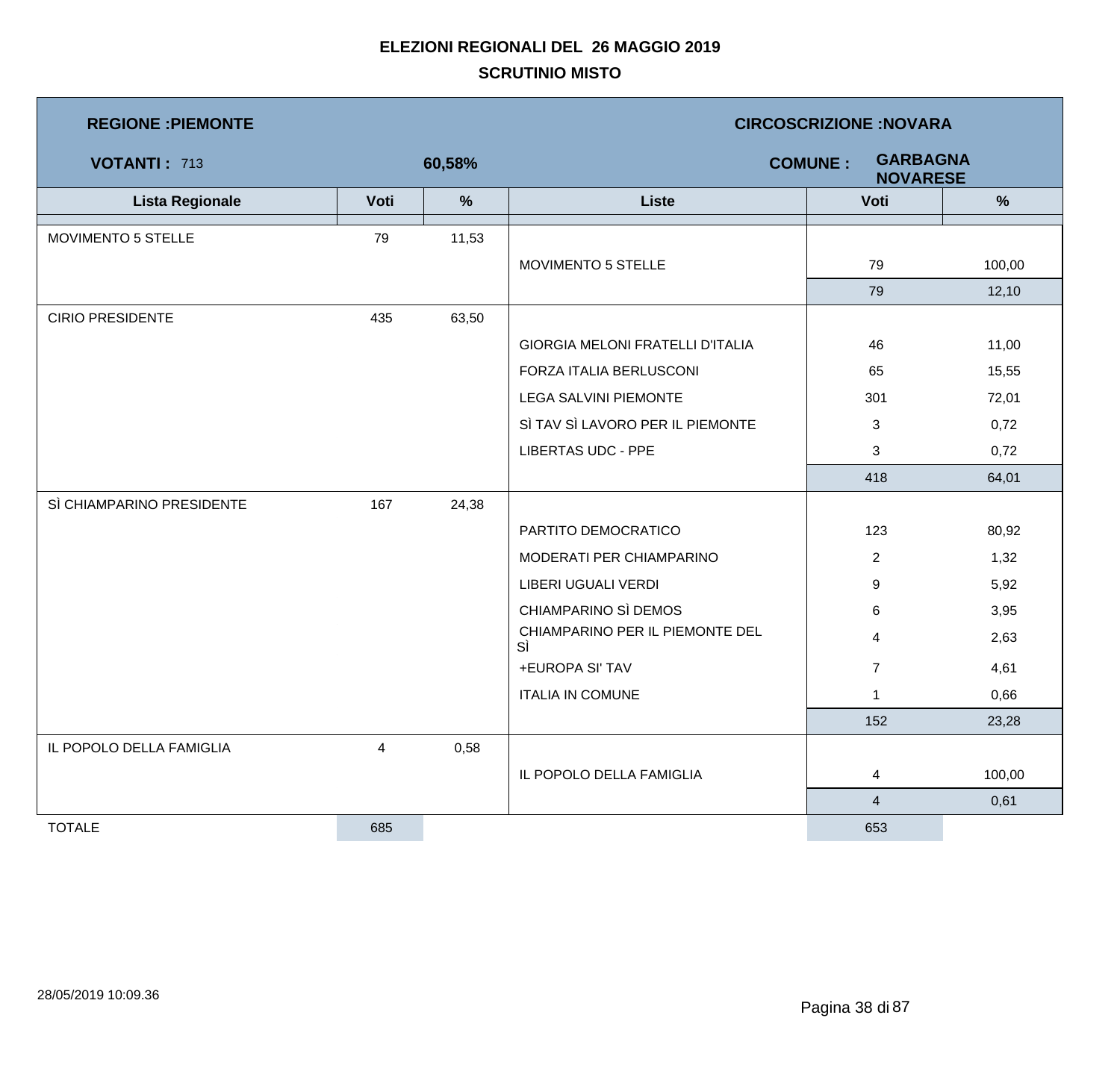## ELEZIONI REGIONALI DEL 26 MAGGIO 2019

### SCRUTINIO MISTO

**REGIONE :PIEMONTE** — **CIRCOSCRIZIONE :NOVARA**

**VOTANTI :** 713 — **60,58%** — **COMUNE : GARBAGNA NOVARESE**

| Lista Regionale | Voti | % | Liste | Voti | % |
|---|---|---|---|---|---|
| MOVIMENTO 5 STELLE | 79 | 11,53 | | | |
| | | | MOVIMENTO 5 STELLE | 79 | 100,00 |
| | | | | 79 | 12,10 |
| CIRIO PRESIDENTE | 435 | 63,50 | | | |
| | | | GIORGIA MELONI FRATELLI D'ITALIA | 46 | 11,00 |
| | | | FORZA ITALIA BERLUSCONI | 65 | 15,55 |
| | | | LEGA SALVINI PIEMONTE | 301 | 72,01 |
| | | | SÌ TAV SÌ LAVORO PER IL PIEMONTE | 3 | 0,72 |
| | | | LIBERTAS UDC - PPE | 3 | 0,72 |
| | | | | 418 | 64,01 |
| SÌ CHIAMPARINO PRESIDENTE | 167 | 24,38 | | | |
| | | | PARTITO DEMOCRATICO | 123 | 80,92 |
| | | | MODERATI PER CHIAMPARINO | 2 | 1,32 |
| | | | LIBERI UGUALI VERDI | 9 | 5,92 |
| | | | CHIAMPARINO SÌ DEMOS | 6 | 3,95 |
| | | | CHIAMPARINO PER IL PIEMONTE DEL SÌ | 4 | 2,63 |
| | | | +EUROPA SI' TAV | 7 | 4,61 |
| | | | ITALIA IN COMUNE | 1 | 0,66 |
| | | | | 152 | 23,28 |
| IL POPOLO DELLA FAMIGLIA | 4 | 0,58 | | | |
| | | | IL POPOLO DELLA FAMIGLIA | 4 | 100,00 |
| | | | | 4 | 0,61 |
| TOTALE | 685 | | | 653 | |

28/05/2019 10:09.36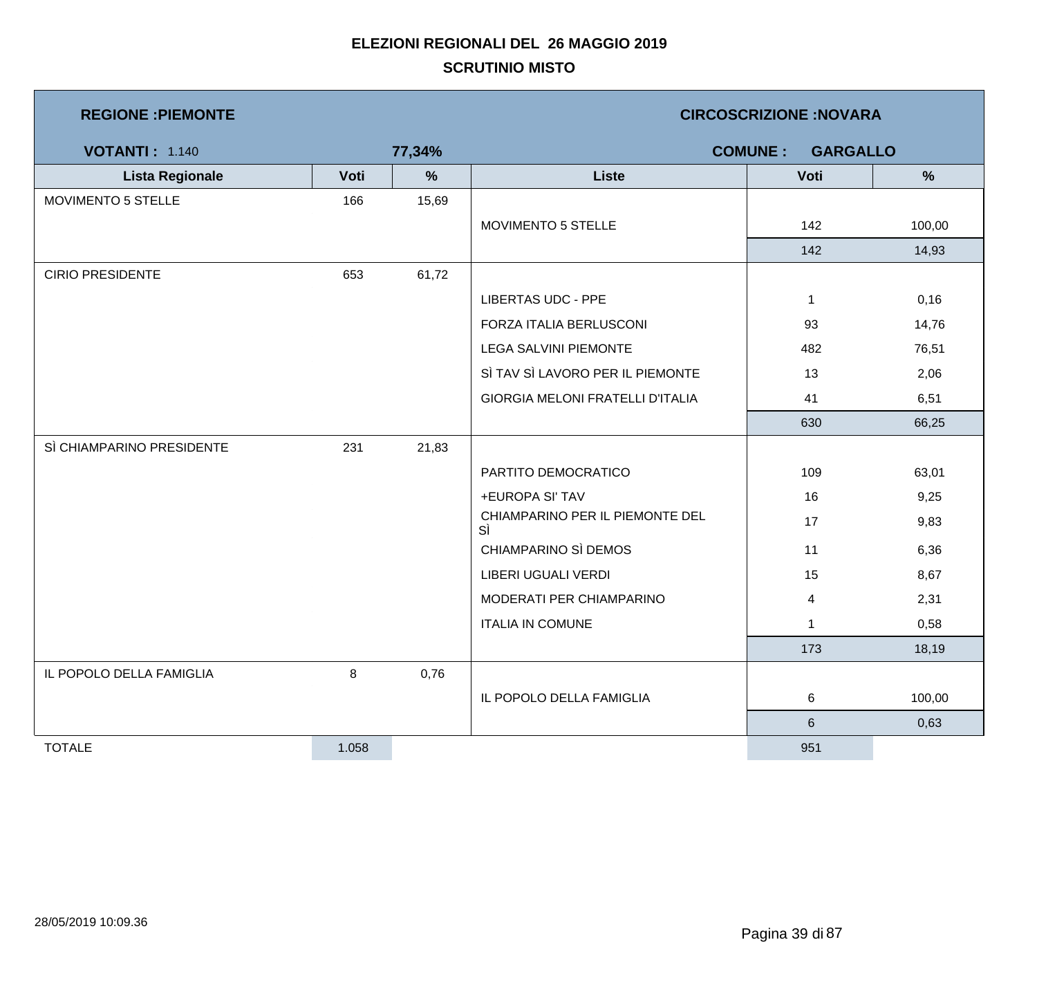# ELEZIONI REGIONALI DEL 26 MAGGIO 2019

## SCRUTINIO MISTO

**REGIONE :PIEMONTE** | **CIRCOSCRIZIONE :NOVARA**

**VOTANTI :** 1.140 | **77,34%** | **COMUNE : GARGALLO**

| Lista Regionale | Voti | % | Liste | Voti | % |
|---|---|---|---|---|---|
| MOVIMENTO 5 STELLE | 166 | 15,69 | | | |
| | | | MOVIMENTO 5 STELLE | 142 | 100,00 |
| | | | | 142 | 14,93 |
| CIRIO PRESIDENTE | 653 | 61,72 | | | |
| | | | LIBERTAS UDC - PPE | 1 | 0,16 |
| | | | FORZA ITALIA BERLUSCONI | 93 | 14,76 |
| | | | LEGA SALVINI PIEMONTE | 482 | 76,51 |
| | | | SÌ TAV SÌ LAVORO PER IL PIEMONTE | 13 | 2,06 |
| | | | GIORGIA MELONI FRATELLI D'ITALIA | 41 | 6,51 |
| | | | | 630 | 66,25 |
| SÌ CHIAMPARINO PRESIDENTE | 231 | 21,83 | | | |
| | | | PARTITO DEMOCRATICO | 109 | 63,01 |
| | | | +EUROPA SI' TAV | 16 | 9,25 |
| | | | CHIAMPARINO PER IL PIEMONTE DEL SÌ | 17 | 9,83 |
| | | | CHIAMPARINO SÌ DEMOS | 11 | 6,36 |
| | | | LIBERI UGUALI VERDI | 15 | 8,67 |
| | | | MODERATI PER CHIAMPARINO | 4 | 2,31 |
| | | | ITALIA IN COMUNE | 1 | 0,58 |
| | | | | 173 | 18,19 |
| IL POPOLO DELLA FAMIGLIA | 8 | 0,76 | | | |
| | | | IL POPOLO DELLA FAMIGLIA | 6 | 100,00 |
| | | | | 6 | 0,63 |
| TOTALE | 1.058 | | | 951 | |

28/05/2019 10:09.36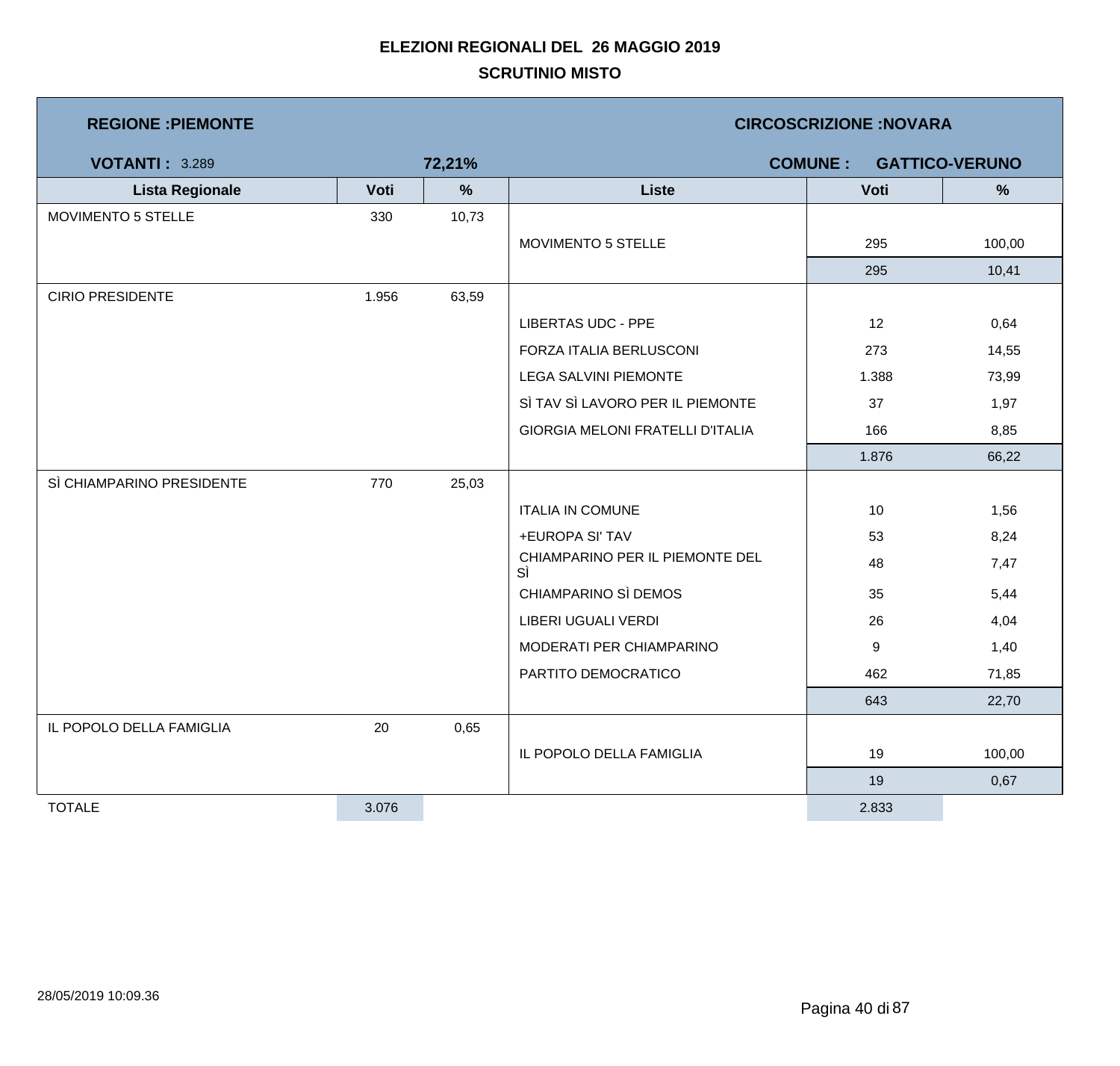# ELEZIONI REGIONALI DEL 26 MAGGIO 2019

## SCRUTINIO MISTO

**REGIONE :PIEMONTE** | **CIRCOSCRIZIONE :NOVARA**

**VOTANTI :** 3.289 | **72,21%** | **COMUNE : GATTICO-VERUNO**

| Lista Regionale | Voti | % | Liste | Voti | % |
|---|---|---|---|---|---|
| MOVIMENTO 5 STELLE | 330 | 10,73 | | | |
| | | | MOVIMENTO 5 STELLE | 295 | 100,00 |
| | | | | 295 | 10,41 |
| CIRIO PRESIDENTE | 1.956 | 63,59 | | | |
| | | | LIBERTAS UDC - PPE | 12 | 0,64 |
| | | | FORZA ITALIA BERLUSCONI | 273 | 14,55 |
| | | | LEGA SALVINI PIEMONTE | 1.388 | 73,99 |
| | | | SÌ TAV SÌ LAVORO PER IL PIEMONTE | 37 | 1,97 |
| | | | GIORGIA MELONI FRATELLI D'ITALIA | 166 | 8,85 |
| | | | | 1.876 | 66,22 |
| SÌ CHIAMPARINO PRESIDENTE | 770 | 25,03 | | | |
| | | | ITALIA IN COMUNE | 10 | 1,56 |
| | | | +EUROPA SI' TAV | 53 | 8,24 |
| | | | CHIAMPARINO PER IL PIEMONTE DEL SÌ | 48 | 7,47 |
| | | | CHIAMPARINO SÌ DEMOS | 35 | 5,44 |
| | | | LIBERI UGUALI VERDI | 26 | 4,04 |
| | | | MODERATI PER CHIAMPARINO | 9 | 1,40 |
| | | | PARTITO DEMOCRATICO | 462 | 71,85 |
| | | | | 643 | 22,70 |
| IL POPOLO DELLA FAMIGLIA | 20 | 0,65 | | | |
| | | | IL POPOLO DELLA FAMIGLIA | 19 | 100,00 |
| | | | | 19 | 0,67 |
| TOTALE | 3.076 | | | 2.833 | |

28/05/2019 10:09.36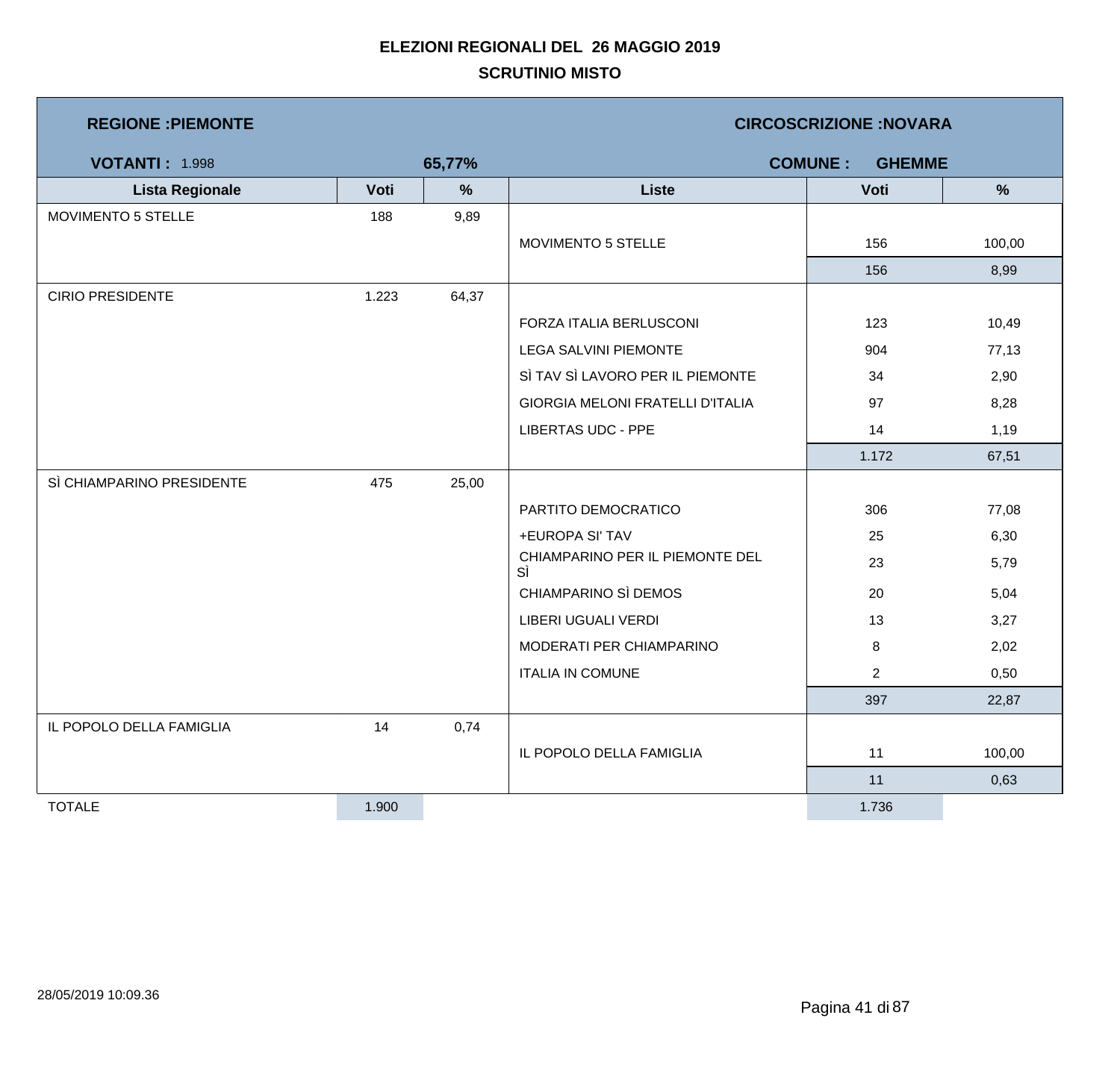# ELEZIONI REGIONALI DEL 26 MAGGIO 2019

## SCRUTINIO MISTO

| **REGIONE :PIEMONTE** | | | **CIRCOSCRIZIONE :NOVARA** | | |
|---|---|---|---|---|---|
| **VOTANTI :** 1.998 | | **65,77%** | **COMUNE : GHEMME** | | |
| **Lista Regionale** | **Voti** | **%** | **Liste** | **Voti** | **%** |
| MOVIMENTO 5 STELLE | 188 | 9,89 | | | |
| | | | MOVIMENTO 5 STELLE | 156 | 100,00 |
| | | | | 156 | 8,99 |
| CIRIO PRESIDENTE | 1.223 | 64,37 | | | |
| | | | FORZA ITALIA BERLUSCONI | 123 | 10,49 |
| | | | LEGA SALVINI PIEMONTE | 904 | 77,13 |
| | | | SÌ TAV SÌ LAVORO PER IL PIEMONTE | 34 | 2,90 |
| | | | GIORGIA MELONI FRATELLI D'ITALIA | 97 | 8,28 |
| | | | LIBERTAS UDC - PPE | 14 | 1,19 |
| | | | | 1.172 | 67,51 |
| SÌ CHIAMPARINO PRESIDENTE | 475 | 25,00 | | | |
| | | | PARTITO DEMOCRATICO | 306 | 77,08 |
| | | | +EUROPA SI' TAV | 25 | 6,30 |
| | | | CHIAMPARINO PER IL PIEMONTE DEL SÌ | 23 | 5,79 |
| | | | CHIAMPARINO SÌ DEMOS | 20 | 5,04 |
| | | | LIBERI UGUALI VERDI | 13 | 3,27 |
| | | | MODERATI PER CHIAMPARINO | 8 | 2,02 |
| | | | ITALIA IN COMUNE | 2 | 0,50 |
| | | | | 397 | 22,87 |
| IL POPOLO DELLA FAMIGLIA | 14 | 0,74 | | | |
| | | | IL POPOLO DELLA FAMIGLIA | 11 | 100,00 |
| | | | | 11 | 0,63 |
| TOTALE | 1.900 | | | 1.736 | |

28/05/2019 10:09.36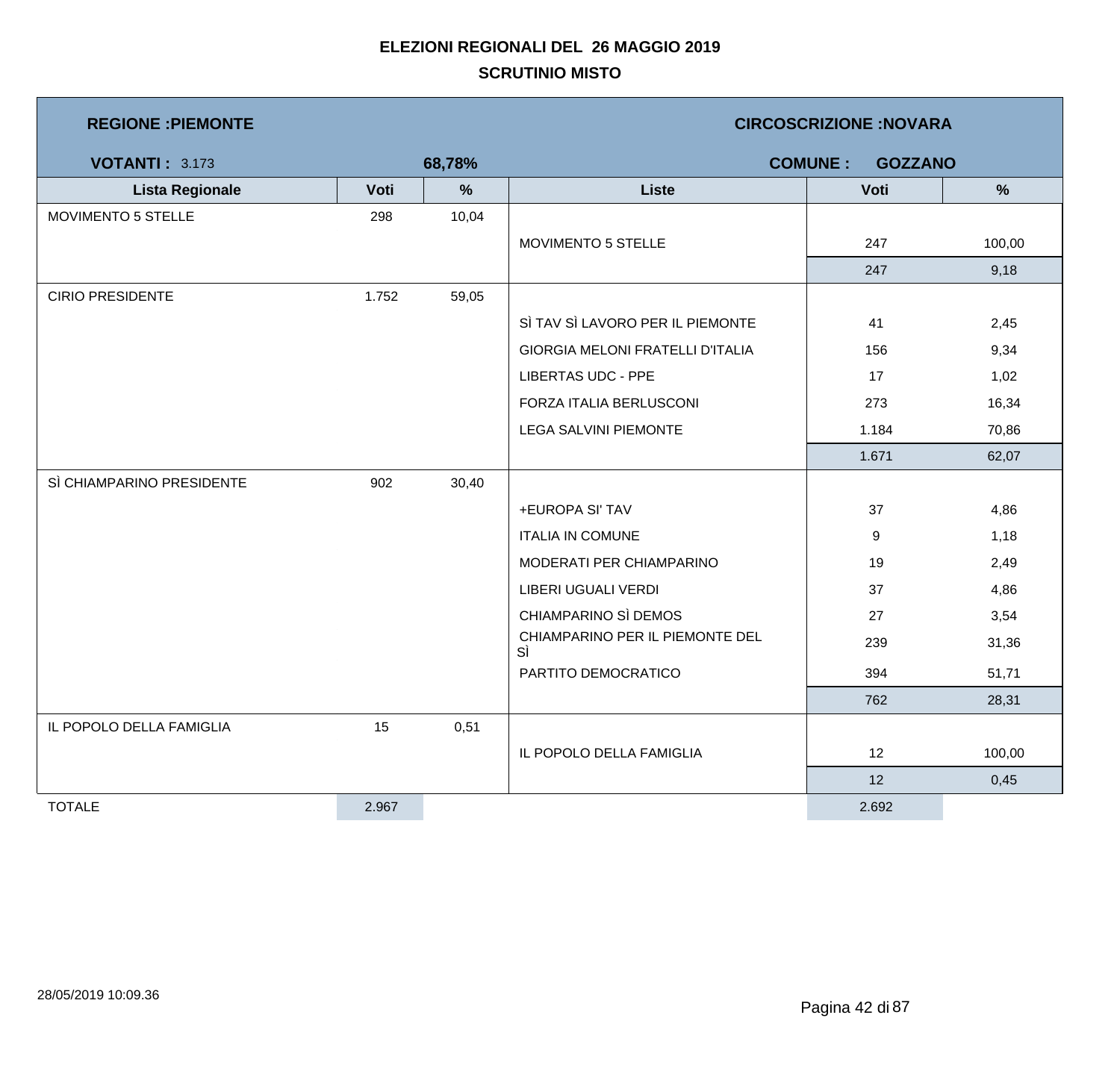# ELEZIONI REGIONALI DEL 26 MAGGIO 2019

## SCRUTINIO MISTO

| **REGIONE :PIEMONTE** | | | **CIRCOSCRIZIONE :NOVARA** | | |
|---|---|---|---|---|---|
| **VOTANTI :** 3.173 | | **68,78%** | **COMUNE : GOZZANO** | | |
| **Lista Regionale** | **Voti** | **%** | **Liste** | **Voti** | **%** |
| MOVIMENTO 5 STELLE | 298 | 10,04 | | | |
| | | | MOVIMENTO 5 STELLE | 247 | 100,00 |
| | | | | 247 | 9,18 |
| CIRIO PRESIDENTE | 1.752 | 59,05 | | | |
| | | | SÌ TAV SÌ LAVORO PER IL PIEMONTE | 41 | 2,45 |
| | | | GIORGIA MELONI FRATELLI D'ITALIA | 156 | 9,34 |
| | | | LIBERTAS UDC - PPE | 17 | 1,02 |
| | | | FORZA ITALIA BERLUSCONI | 273 | 16,34 |
| | | | LEGA SALVINI PIEMONTE | 1.184 | 70,86 |
| | | | | 1.671 | 62,07 |
| SÌ CHIAMPARINO PRESIDENTE | 902 | 30,40 | | | |
| | | | +EUROPA SI' TAV | 37 | 4,86 |
| | | | ITALIA IN COMUNE | 9 | 1,18 |
| | | | MODERATI PER CHIAMPARINO | 19 | 2,49 |
| | | | LIBERI UGUALI VERDI | 37 | 4,86 |
| | | | CHIAMPARINO SÌ DEMOS | 27 | 3,54 |
| | | | CHIAMPARINO PER IL PIEMONTE DEL SÌ | 239 | 31,36 |
| | | | PARTITO DEMOCRATICO | 394 | 51,71 |
| | | | | 762 | 28,31 |
| IL POPOLO DELLA FAMIGLIA | 15 | 0,51 | | | |
| | | | IL POPOLO DELLA FAMIGLIA | 12 | 100,00 |
| | | | | 12 | 0,45 |
| TOTALE | 2.967 | | | 2.692 | |

28/05/2019 10:09.36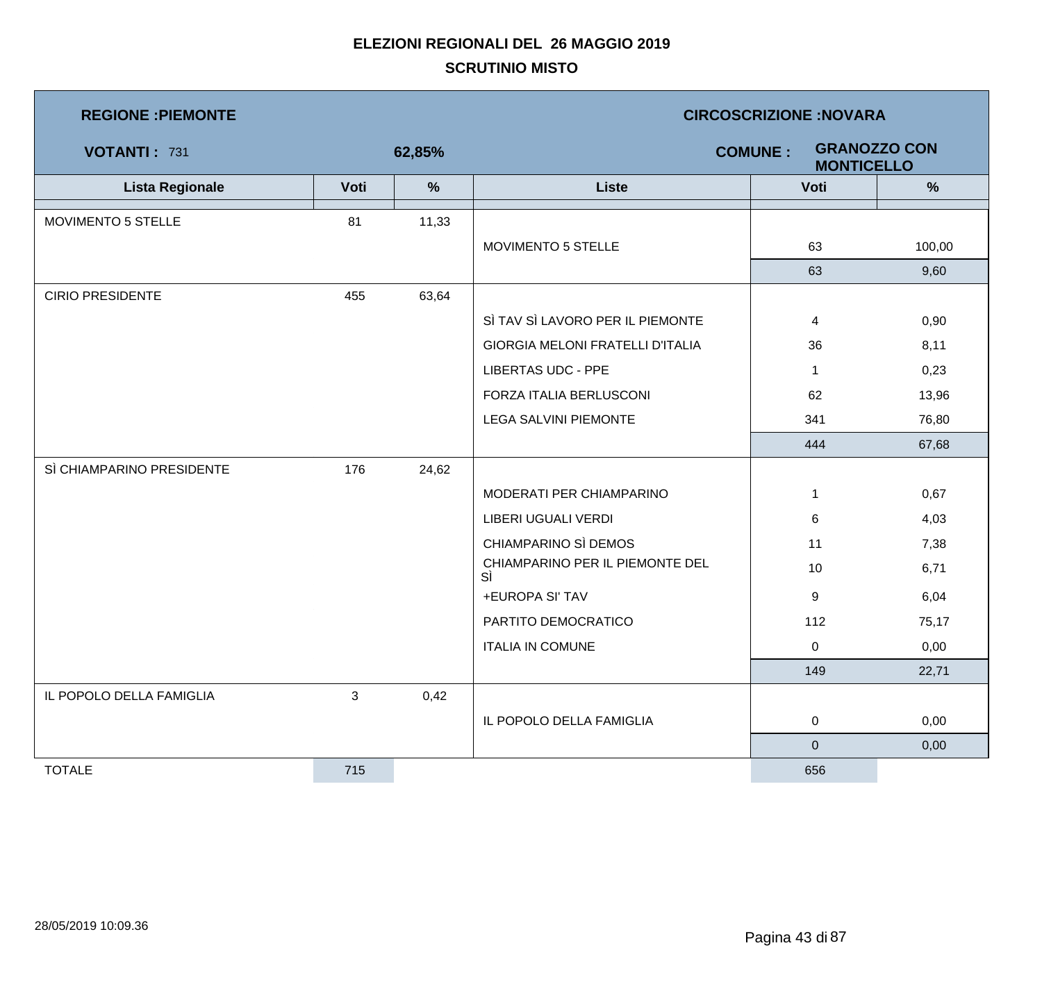# ELEZIONI REGIONALI DEL 26 MAGGIO 2019

## SCRUTINIO MISTO

**REGIONE :PIEMONTE** | **CIRCOSCRIZIONE :NOVARA**

**VOTANTI :** 731 | **62,85%** | **COMUNE :** **GRANOZZO CON MONTICELLO**

| Lista Regionale | Voti | % | Liste | Voti | % |
|---|---|---|---|---|---|
| MOVIMENTO 5 STELLE | 81 | 11,33 | | | |
| | | | MOVIMENTO 5 STELLE | 63 | 100,00 |
| | | | | 63 | 9,60 |
| CIRIO PRESIDENTE | 455 | 63,64 | | | |
| | | | SÌ TAV SÌ LAVORO PER IL PIEMONTE | 4 | 0,90 |
| | | | GIORGIA MELONI FRATELLI D'ITALIA | 36 | 8,11 |
| | | | LIBERTAS UDC - PPE | 1 | 0,23 |
| | | | FORZA ITALIA BERLUSCONI | 62 | 13,96 |
| | | | LEGA SALVINI PIEMONTE | 341 | 76,80 |
| | | | | 444 | 67,68 |
| SÌ CHIAMPARINO PRESIDENTE | 176 | 24,62 | | | |
| | | | MODERATI PER CHIAMPARINO | 1 | 0,67 |
| | | | LIBERI UGUALI VERDI | 6 | 4,03 |
| | | | CHIAMPARINO SÌ DEMOS | 11 | 7,38 |
| | | | CHIAMPARINO PER IL PIEMONTE DEL SÌ | 10 | 6,71 |
| | | | +EUROPA SI' TAV | 9 | 6,04 |
| | | | PARTITO DEMOCRATICO | 112 | 75,17 |
| | | | ITALIA IN COMUNE | 0 | 0,00 |
| | | | | 149 | 22,71 |
| IL POPOLO DELLA FAMIGLIA | 3 | 0,42 | | | |
| | | | IL POPOLO DELLA FAMIGLIA | 0 | 0,00 |
| | | | | 0 | 0,00 |
| TOTALE | 715 | | | 656 | |

28/05/2019 10:09.36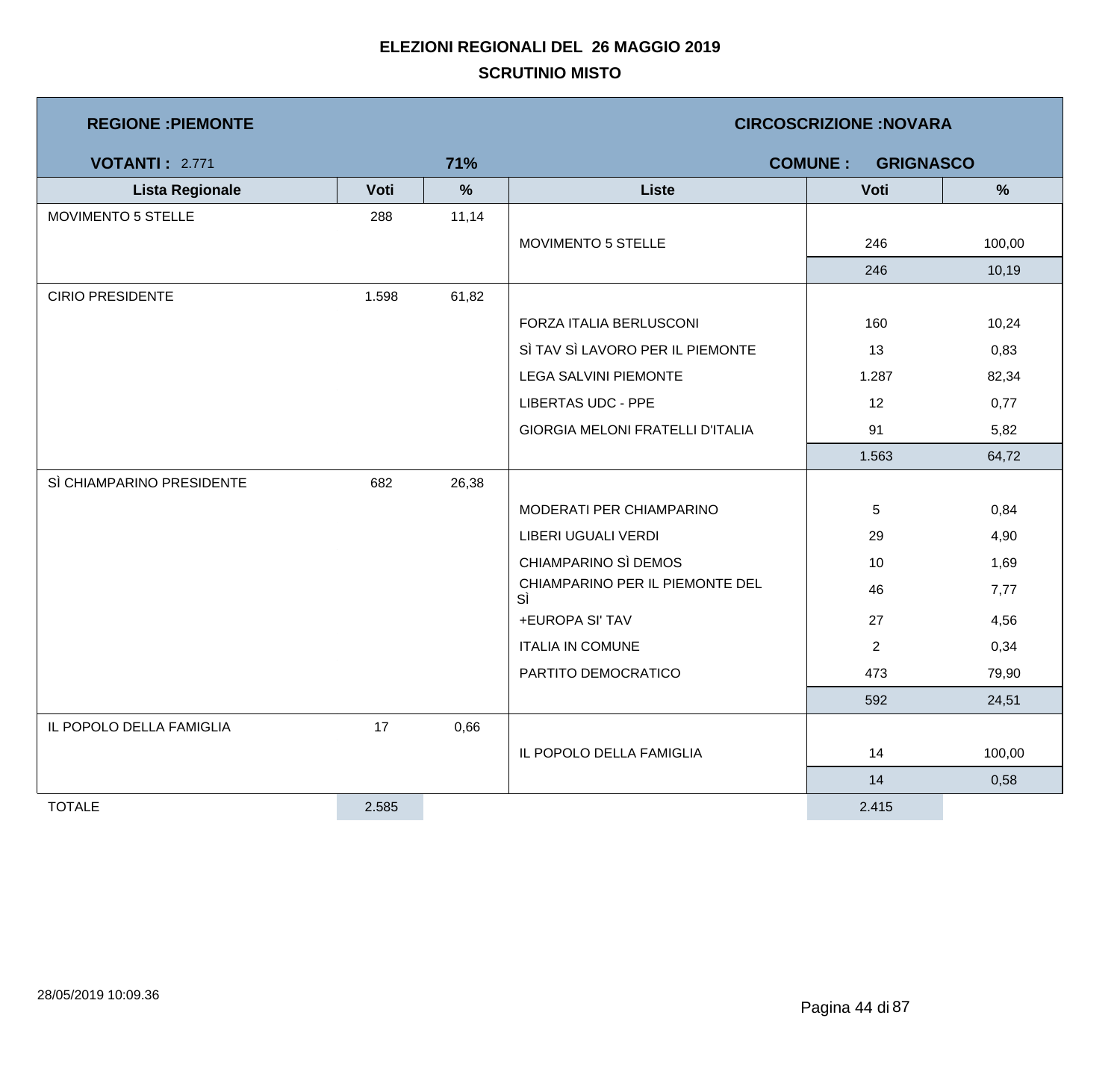# ELEZIONI REGIONALI DEL 26 MAGGIO 2019

## SCRUTINIO MISTO

| **REGIONE :PIEMONTE** | | | **CIRCOSCRIZIONE :NOVARA** | | |
|---|---|---|---|---|---|
| **VOTANTI :** 2.771 | | **71%** | **COMUNE : GRIGNASCO** | | |
| **Lista Regionale** | **Voti** | **%** | **Liste** | **Voti** | **%** |
| MOVIMENTO 5 STELLE | 288 | 11,14 | | | |
| | | | MOVIMENTO 5 STELLE | 246 | 100,00 |
| | | | | 246 | 10,19 |
| CIRIO PRESIDENTE | 1.598 | 61,82 | | | |
| | | | FORZA ITALIA BERLUSCONI | 160 | 10,24 |
| | | | SÌ TAV SÌ LAVORO PER IL PIEMONTE | 13 | 0,83 |
| | | | LEGA SALVINI PIEMONTE | 1.287 | 82,34 |
| | | | LIBERTAS UDC - PPE | 12 | 0,77 |
| | | | GIORGIA MELONI FRATELLI D'ITALIA | 91 | 5,82 |
| | | | | 1.563 | 64,72 |
| SÌ CHIAMPARINO PRESIDENTE | 682 | 26,38 | | | |
| | | | MODERATI PER CHIAMPARINO | 5 | 0,84 |
| | | | LIBERI UGUALI VERDI | 29 | 4,90 |
| | | | CHIAMPARINO SÌ DEMOS | 10 | 1,69 |
| | | | CHIAMPARINO PER IL PIEMONTE DEL SÌ | 46 | 7,77 |
| | | | +EUROPA SI' TAV | 27 | 4,56 |
| | | | ITALIA IN COMUNE | 2 | 0,34 |
| | | | PARTITO DEMOCRATICO | 473 | 79,90 |
| | | | | 592 | 24,51 |
| IL POPOLO DELLA FAMIGLIA | 17 | 0,66 | | | |
| | | | IL POPOLO DELLA FAMIGLIA | 14 | 100,00 |
| | | | | 14 | 0,58 |
| TOTALE | 2.585 | | | 2.415 | |

28/05/2019 10:09.36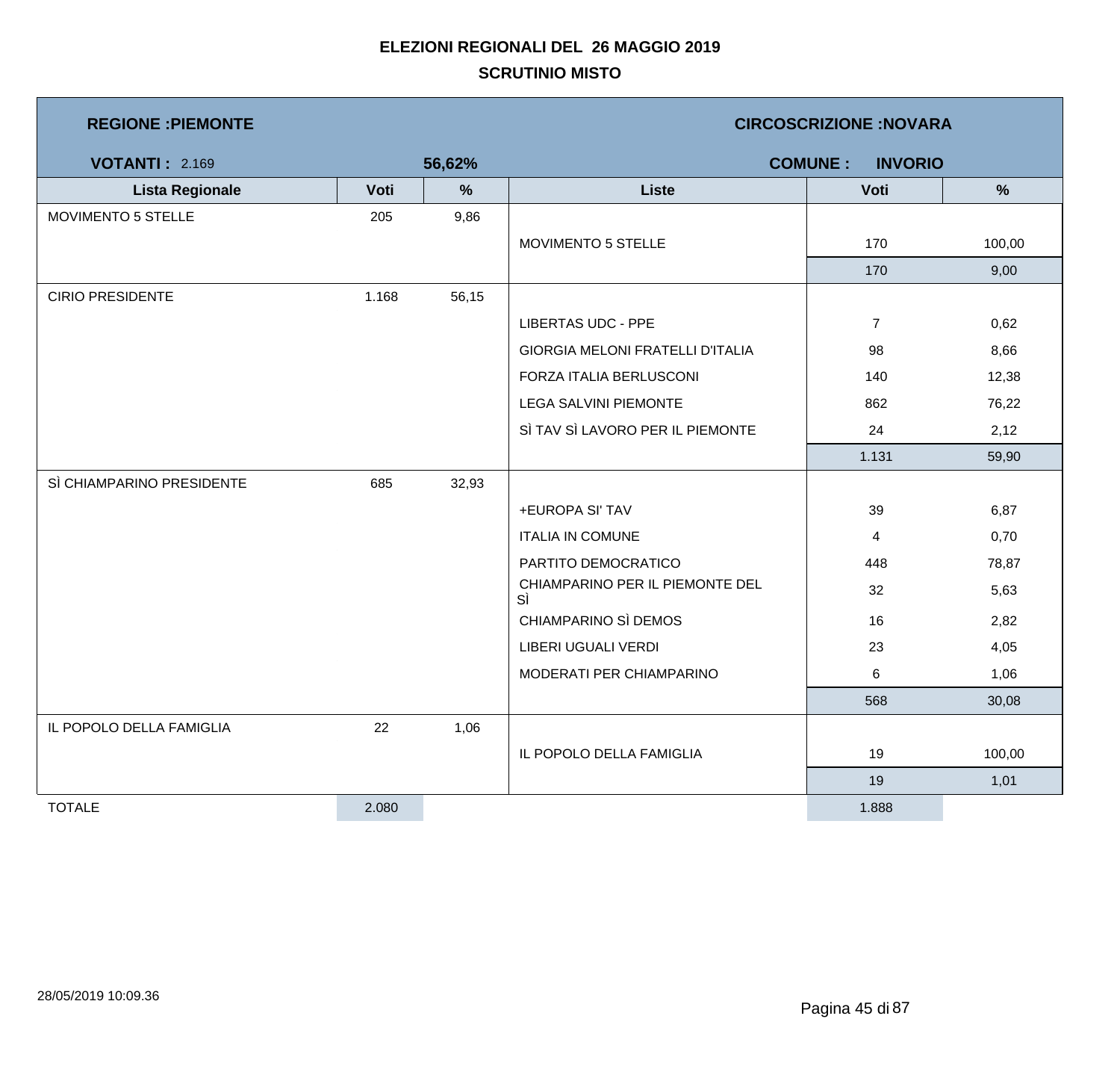**ELEZIONI REGIONALI DEL 26 MAGGIO 2019**

**SCRUTINIO MISTO**

| **REGIONE :PIEMONTE** | | | **CIRCOSCRIZIONE :NOVARA** | | |
|---|---|---|---|---|---|
| **VOTANTI :** 2.169 | | **56,62%** | **COMUNE : INVORIO** | | |
| **Lista Regionale** | **Voti** | **%** | **Liste** | **Voti** | **%** |
| MOVIMENTO 5 STELLE | 205 | 9,86 | | | |
| | | | MOVIMENTO 5 STELLE | 170 | 100,00 |
| | | | | 170 | 9,00 |
| CIRIO PRESIDENTE | 1.168 | 56,15 | | | |
| | | | LIBERTAS UDC - PPE | 7 | 0,62 |
| | | | GIORGIA MELONI FRATELLI D'ITALIA | 98 | 8,66 |
| | | | FORZA ITALIA BERLUSCONI | 140 | 12,38 |
| | | | LEGA SALVINI PIEMONTE | 862 | 76,22 |
| | | | SÌ TAV SÌ LAVORO PER IL PIEMONTE | 24 | 2,12 |
| | | | | 1.131 | 59,90 |
| SÌ CHIAMPARINO PRESIDENTE | 685 | 32,93 | | | |
| | | | +EUROPA SI' TAV | 39 | 6,87 |
| | | | ITALIA IN COMUNE | 4 | 0,70 |
| | | | PARTITO DEMOCRATICO | 448 | 78,87 |
| | | | CHIAMPARINO PER IL PIEMONTE DEL SÌ | 32 | 5,63 |
| | | | CHIAMPARINO SÌ DEMOS | 16 | 2,82 |
| | | | LIBERI UGUALI VERDI | 23 | 4,05 |
| | | | MODERATI PER CHIAMPARINO | 6 | 1,06 |
| | | | | 568 | 30,08 |
| IL POPOLO DELLA FAMIGLIA | 22 | 1,06 | | | |
| | | | IL POPOLO DELLA FAMIGLIA | 19 | 100,00 |
| | | | | 19 | 1,01 |
| TOTALE | 2.080 | | | 1.888 | |

28/05/2019 10:09.36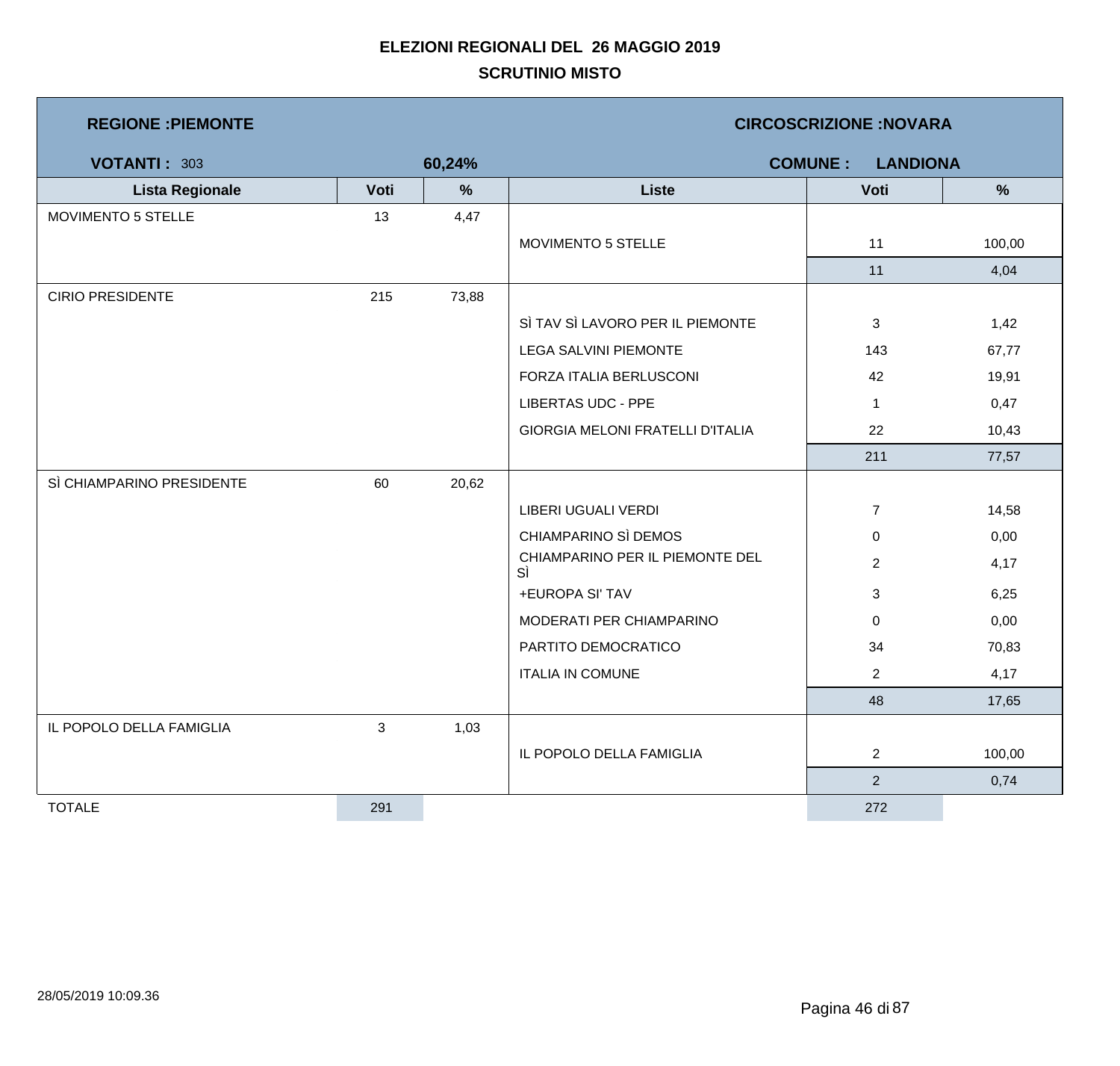# ELEZIONI REGIONALI DEL 26 MAGGIO 2019

## SCRUTINIO MISTO

**REGIONE :PIEMONTE** | **CIRCOSCRIZIONE :NOVARA**

**VOTANTI :** 303 | **60,24%** | **COMUNE : LANDIONA**

| Lista Regionale | Voti | % | Liste | Voti | % |
|---|---|---|---|---|---|
| MOVIMENTO 5 STELLE | 13 | 4,47 | | | |
| | | | MOVIMENTO 5 STELLE | 11 | 100,00 |
| | | | | 11 | 4,04 |
| CIRIO PRESIDENTE | 215 | 73,88 | | | |
| | | | SÌ TAV SÌ LAVORO PER IL PIEMONTE | 3 | 1,42 |
| | | | LEGA SALVINI PIEMONTE | 143 | 67,77 |
| | | | FORZA ITALIA BERLUSCONI | 42 | 19,91 |
| | | | LIBERTAS UDC - PPE | 1 | 0,47 |
| | | | GIORGIA MELONI FRATELLI D'ITALIA | 22 | 10,43 |
| | | | | 211 | 77,57 |
| SÌ CHIAMPARINO PRESIDENTE | 60 | 20,62 | | | |
| | | | LIBERI UGUALI VERDI | 7 | 14,58 |
| | | | CHIAMPARINO SÌ DEMOS | 0 | 0,00 |
| | | | CHIAMPARINO PER IL PIEMONTE DEL SÌ | 2 | 4,17 |
| | | | +EUROPA SI' TAV | 3 | 6,25 |
| | | | MODERATI PER CHIAMPARINO | 0 | 0,00 |
| | | | PARTITO DEMOCRATICO | 34 | 70,83 |
| | | | ITALIA IN COMUNE | 2 | 4,17 |
| | | | | 48 | 17,65 |
| IL POPOLO DELLA FAMIGLIA | 3 | 1,03 | | | |
| | | | IL POPOLO DELLA FAMIGLIA | 2 | 100,00 |
| | | | | 2 | 0,74 |
| TOTALE | 291 | | | 272 | |

28/05/2019 10:09.36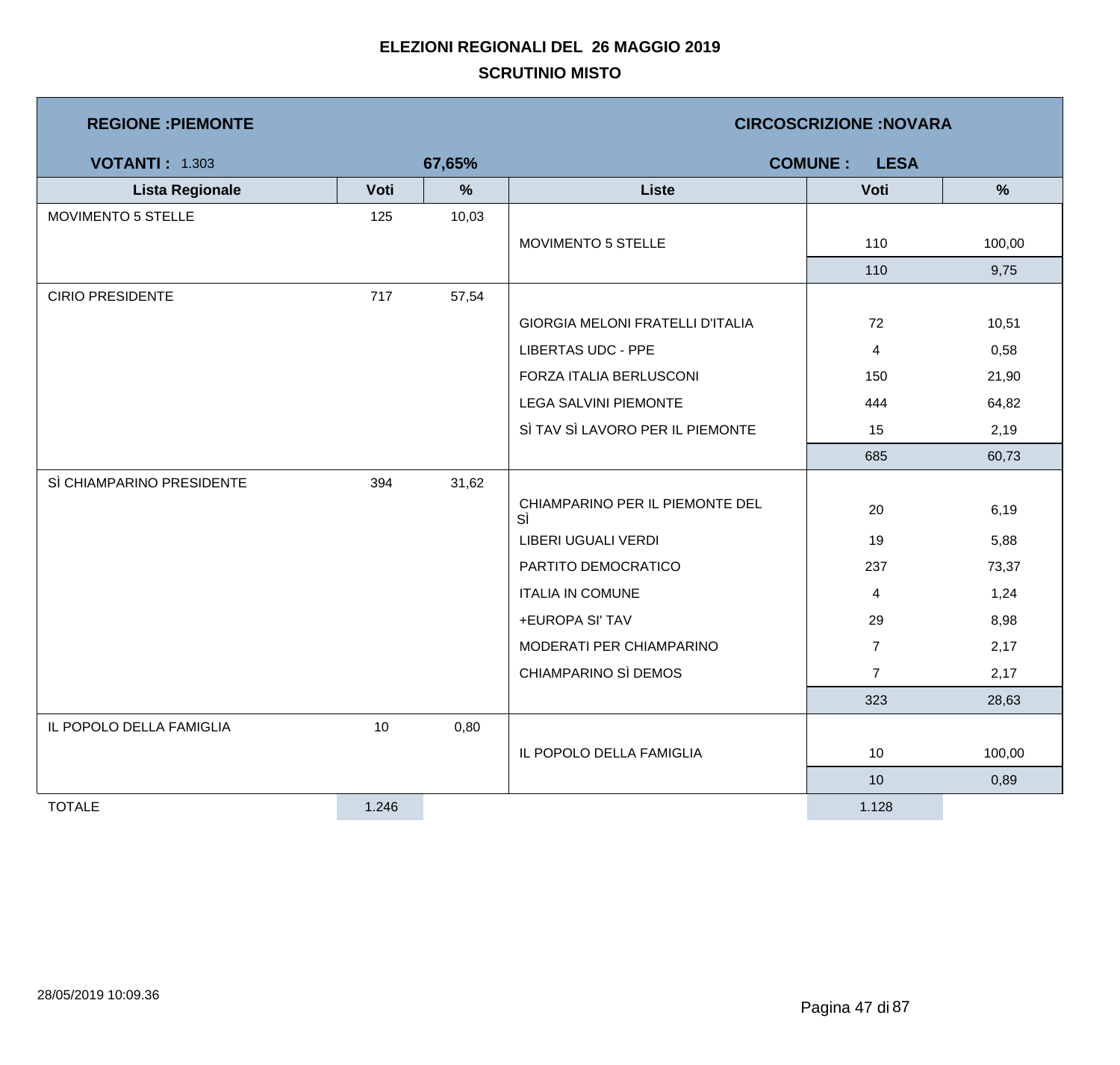# ELEZIONI REGIONALI DEL 26 MAGGIO 2019

## SCRUTINIO MISTO

**REGIONE :PIEMONTE** — **CIRCOSCRIZIONE :NOVARA**

**VOTANTI :** 1.303 — **67,65%** — **COMUNE : LESA**

| Lista Regionale | Voti | % | Liste | Voti | % |
|---|---|---|---|---|---|
| MOVIMENTO 5 STELLE | 125 | 10,03 | | | |
| | | | MOVIMENTO 5 STELLE | 110 | 100,00 |
| | | | | 110 | 9,75 |
| CIRIO PRESIDENTE | 717 | 57,54 | | | |
| | | | GIORGIA MELONI FRATELLI D'ITALIA | 72 | 10,51 |
| | | | LIBERTAS UDC - PPE | 4 | 0,58 |
| | | | FORZA ITALIA BERLUSCONI | 150 | 21,90 |
| | | | LEGA SALVINI PIEMONTE | 444 | 64,82 |
| | | | SÌ TAV SÌ LAVORO PER IL PIEMONTE | 15 | 2,19 |
| | | | | 685 | 60,73 |
| SÌ CHIAMPARINO PRESIDENTE | 394 | 31,62 | | | |
| | | | CHIAMPARINO PER IL PIEMONTE DEL SÌ | 20 | 6,19 |
| | | | LIBERI UGUALI VERDI | 19 | 5,88 |
| | | | PARTITO DEMOCRATICO | 237 | 73,37 |
| | | | ITALIA IN COMUNE | 4 | 1,24 |
| | | | +EUROPA SI' TAV | 29 | 8,98 |
| | | | MODERATI PER CHIAMPARINO | 7 | 2,17 |
| | | | CHIAMPARINO SÌ DEMOS | 7 | 2,17 |
| | | | | 323 | 28,63 |
| IL POPOLO DELLA FAMIGLIA | 10 | 0,80 | | | |
| | | | IL POPOLO DELLA FAMIGLIA | 10 | 100,00 |
| | | | | 10 | 0,89 |
| TOTALE | 1.246 | | | 1.128 | |

28/05/2019 10:09.36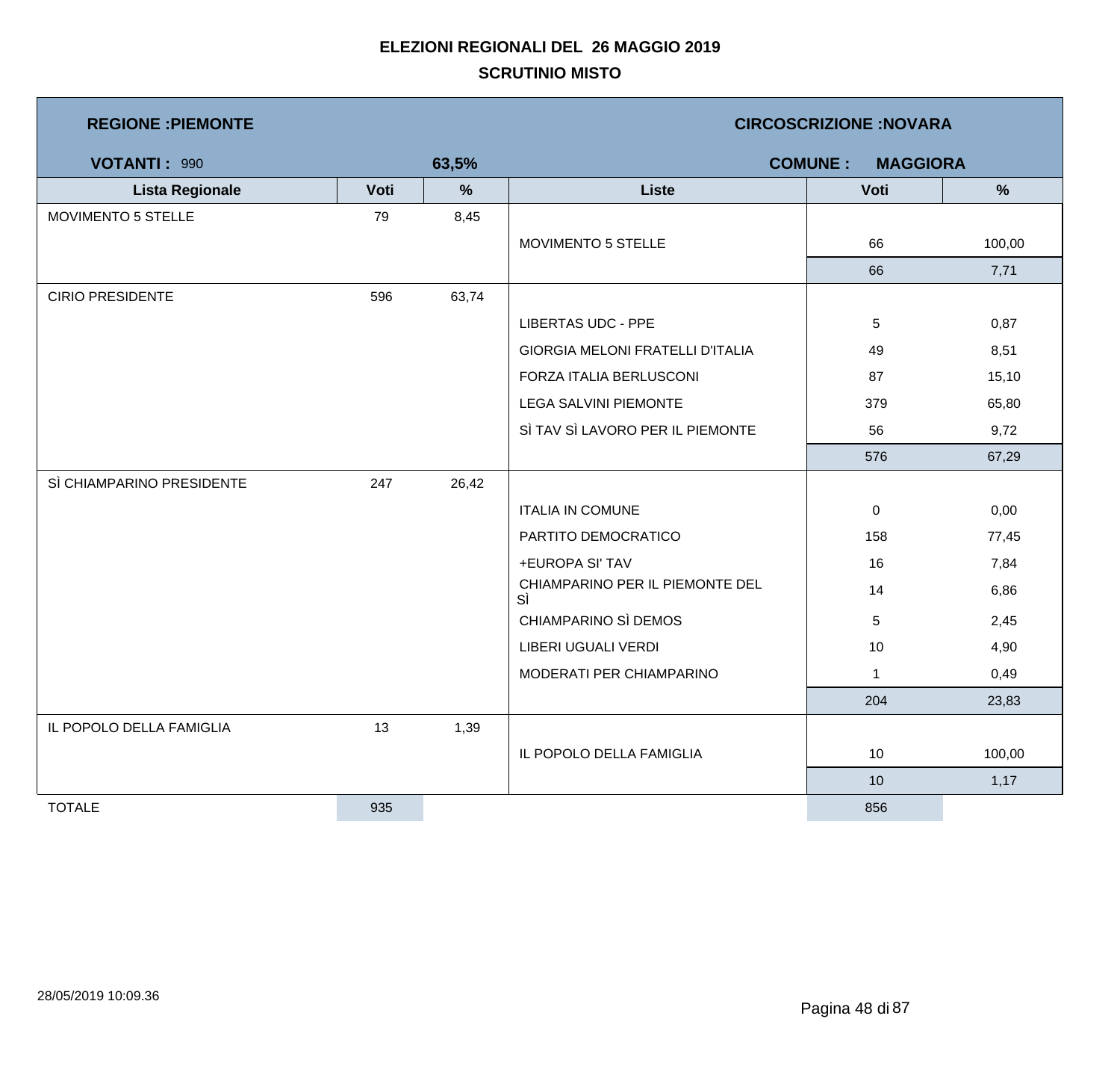# ELEZIONI REGIONALI DEL 26 MAGGIO 2019

## SCRUTINIO MISTO

| **REGIONE :PIEMONTE** | | | **CIRCOSCRIZIONE :NOVARA** | | |
|---|---|---|---|---|---|
| **VOTANTI :** 990 | | **63,5%** | **COMUNE : MAGGIORA** | | |
| **Lista Regionale** | **Voti** | **%** | **Liste** | **Voti** | **%** |
| MOVIMENTO 5 STELLE | 79 | 8,45 | | | |
| | | | MOVIMENTO 5 STELLE | 66 | 100,00 |
| | | | | 66 | 7,71 |
| CIRIO PRESIDENTE | 596 | 63,74 | | | |
| | | | LIBERTAS UDC - PPE | 5 | 0,87 |
| | | | GIORGIA MELONI FRATELLI D'ITALIA | 49 | 8,51 |
| | | | FORZA ITALIA BERLUSCONI | 87 | 15,10 |
| | | | LEGA SALVINI PIEMONTE | 379 | 65,80 |
| | | | SÌ TAV SÌ LAVORO PER IL PIEMONTE | 56 | 9,72 |
| | | | | 576 | 67,29 |
| SÌ CHIAMPARINO PRESIDENTE | 247 | 26,42 | | | |
| | | | ITALIA IN COMUNE | 0 | 0,00 |
| | | | PARTITO DEMOCRATICO | 158 | 77,45 |
| | | | +EUROPA SI' TAV | 16 | 7,84 |
| | | | CHIAMPARINO PER IL PIEMONTE DEL SÌ | 14 | 6,86 |
| | | | CHIAMPARINO SÌ DEMOS | 5 | 2,45 |
| | | | LIBERI UGUALI VERDI | 10 | 4,90 |
| | | | MODERATI PER CHIAMPARINO | 1 | 0,49 |
| | | | | 204 | 23,83 |
| IL POPOLO DELLA FAMIGLIA | 13 | 1,39 | | | |
| | | | IL POPOLO DELLA FAMIGLIA | 10 | 100,00 |
| | | | | 10 | 1,17 |
| TOTALE | 935 | | | 856 | |

28/05/2019 10:09.36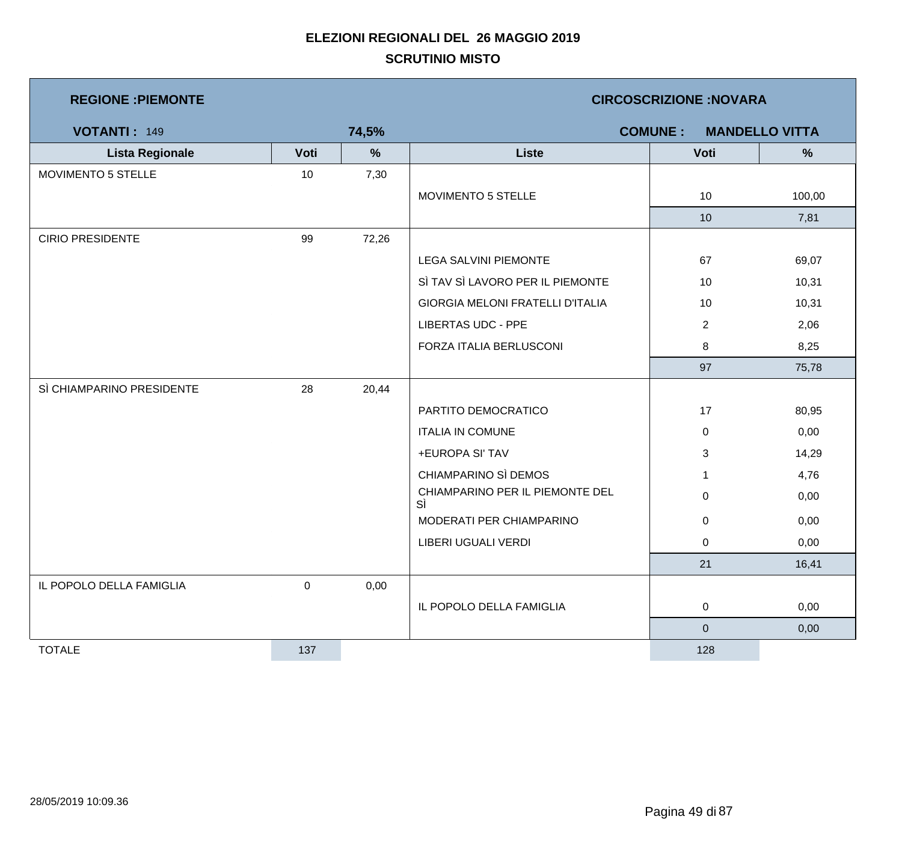# ELEZIONI REGIONALI DEL 26 MAGGIO 2019

## SCRUTINIO MISTO

**REGIONE :PIEMONTE** — **CIRCOSCRIZIONE :NOVARA**

**VOTANTI :** 149 — **74,5%** — **COMUNE : MANDELLO VITTA**

| Lista Regionale | Voti | % | Liste | Voti | % |
|---|---|---|---|---|---|
| MOVIMENTO 5 STELLE | 10 | 7,30 | | | |
| | | | MOVIMENTO 5 STELLE | 10 | 100,00 |
| | | | | 10 | 7,81 |
| CIRIO PRESIDENTE | 99 | 72,26 | | | |
| | | | LEGA SALVINI PIEMONTE | 67 | 69,07 |
| | | | SÌ TAV SÌ LAVORO PER IL PIEMONTE | 10 | 10,31 |
| | | | GIORGIA MELONI FRATELLI D'ITALIA | 10 | 10,31 |
| | | | LIBERTAS UDC - PPE | 2 | 2,06 |
| | | | FORZA ITALIA BERLUSCONI | 8 | 8,25 |
| | | | | 97 | 75,78 |
| SÌ CHIAMPARINO PRESIDENTE | 28 | 20,44 | | | |
| | | | PARTITO DEMOCRATICO | 17 | 80,95 |
| | | | ITALIA IN COMUNE | 0 | 0,00 |
| | | | +EUROPA SI' TAV | 3 | 14,29 |
| | | | CHIAMPARINO SÌ DEMOS | 1 | 4,76 |
| | | | CHIAMPARINO PER IL PIEMONTE DEL SÌ | 0 | 0,00 |
| | | | MODERATI PER CHIAMPARINO | 0 | 0,00 |
| | | | LIBERI UGUALI VERDI | 0 | 0,00 |
| | | | | 21 | 16,41 |
| IL POPOLO DELLA FAMIGLIA | 0 | 0,00 | | | |
| | | | IL POPOLO DELLA FAMIGLIA | 0 | 0,00 |
| | | | | 0 | 0,00 |
| TOTALE | 137 | | | 128 | |

28/05/2019 10:09.36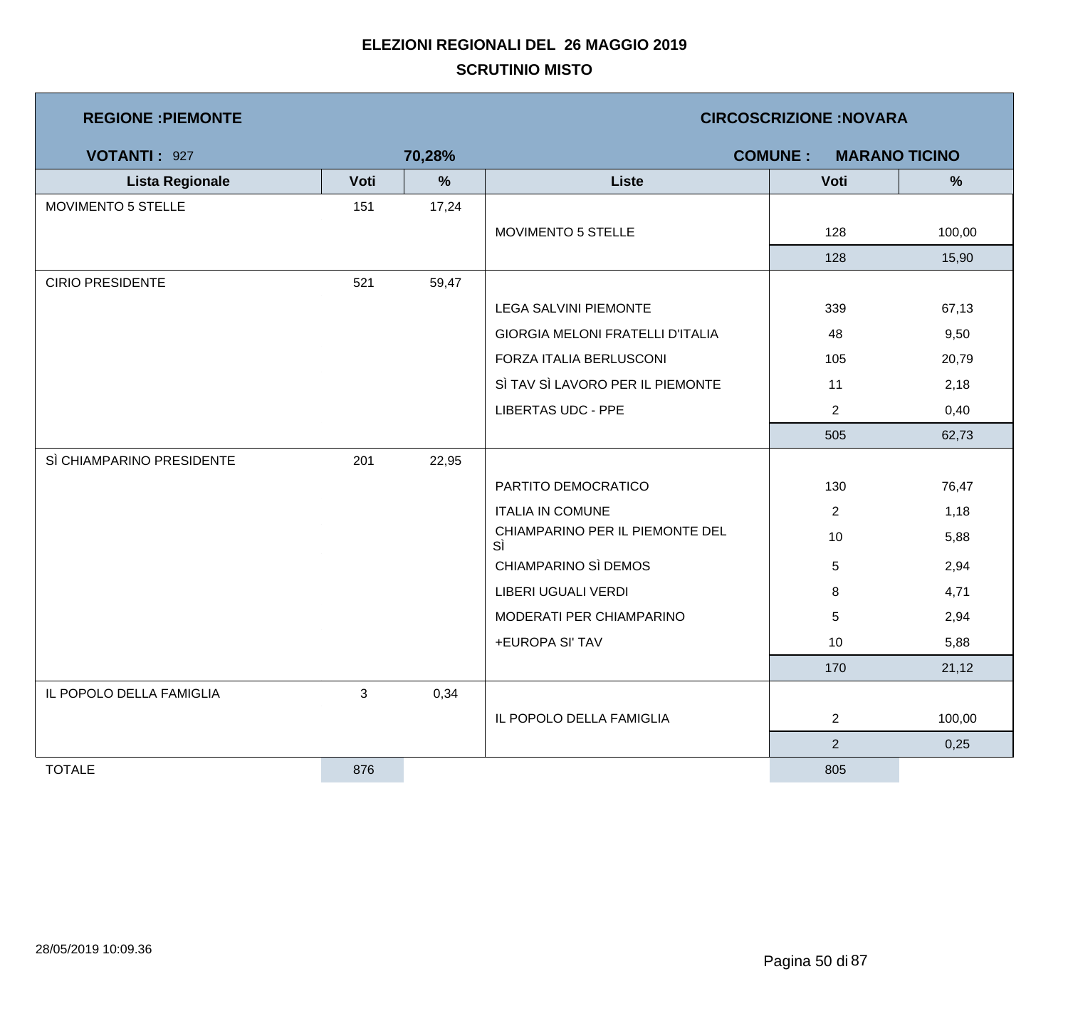# ELEZIONI REGIONALI DEL 26 MAGGIO 2019

## SCRUTINIO MISTO

**REGIONE :PIEMONTE** | **CIRCOSCRIZIONE :NOVARA**

**VOTANTI :** 927 | **70,28%** | **COMUNE : MARANO TICINO**

| Lista Regionale | Voti | % | Liste | Voti | % |
|---|---|---|---|---|---|
| MOVIMENTO 5 STELLE | 151 | 17,24 | | | |
| | | | MOVIMENTO 5 STELLE | 128 | 100,00 |
| | | | | 128 | 15,90 |
| CIRIO PRESIDENTE | 521 | 59,47 | | | |
| | | | LEGA SALVINI PIEMONTE | 339 | 67,13 |
| | | | GIORGIA MELONI FRATELLI D'ITALIA | 48 | 9,50 |
| | | | FORZA ITALIA BERLUSCONI | 105 | 20,79 |
| | | | SÌ TAV SÌ LAVORO PER IL PIEMONTE | 11 | 2,18 |
| | | | LIBERTAS UDC - PPE | 2 | 0,40 |
| | | | | 505 | 62,73 |
| SÌ CHIAMPARINO PRESIDENTE | 201 | 22,95 | | | |
| | | | PARTITO DEMOCRATICO | 130 | 76,47 |
| | | | ITALIA IN COMUNE | 2 | 1,18 |
| | | | CHIAMPARINO PER IL PIEMONTE DEL SÌ | 10 | 5,88 |
| | | | CHIAMPARINO SÌ DEMOS | 5 | 2,94 |
| | | | LIBERI UGUALI VERDI | 8 | 4,71 |
| | | | MODERATI PER CHIAMPARINO | 5 | 2,94 |
| | | | +EUROPA SI' TAV | 10 | 5,88 |
| | | | | 170 | 21,12 |
| IL POPOLO DELLA FAMIGLIA | 3 | 0,34 | | | |
| | | | IL POPOLO DELLA FAMIGLIA | 2 | 100,00 |
| | | | | 2 | 0,25 |
| TOTALE | 876 | | | 805 | |

28/05/2019 10:09.36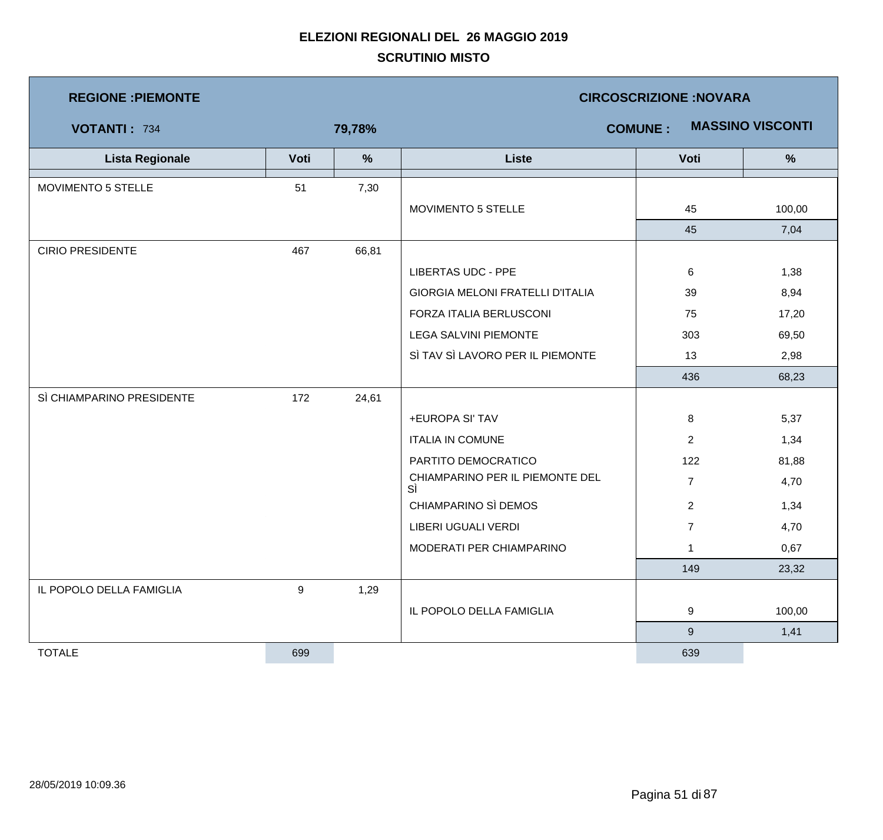# ELEZIONI REGIONALI DEL 26 MAGGIO 2019

## SCRUTINIO MISTO

**REGIONE :PIEMONTE** | **CIRCOSCRIZIONE :NOVARA**

**VOTANTI :** 734 **79,78%** | **COMUNE : MASSINO VISCONTI**

| Lista Regionale | Voti | % | Liste | Voti | % |
|---|---|---|---|---|---|
| MOVIMENTO 5 STELLE | 51 | 7,30 | | | |
| | | | MOVIMENTO 5 STELLE | 45 | 100,00 |
| | | | | 45 | 7,04 |
| CIRIO PRESIDENTE | 467 | 66,81 | | | |
| | | | LIBERTAS UDC - PPE | 6 | 1,38 |
| | | | GIORGIA MELONI FRATELLI D'ITALIA | 39 | 8,94 |
| | | | FORZA ITALIA BERLUSCONI | 75 | 17,20 |
| | | | LEGA SALVINI PIEMONTE | 303 | 69,50 |
| | | | SÌ TAV SÌ LAVORO PER IL PIEMONTE | 13 | 2,98 |
| | | | | 436 | 68,23 |
| SÌ CHIAMPARINO PRESIDENTE | 172 | 24,61 | | | |
| | | | +EUROPA SI' TAV | 8 | 5,37 |
| | | | ITALIA IN COMUNE | 2 | 1,34 |
| | | | PARTITO DEMOCRATICO | 122 | 81,88 |
| | | | CHIAMPARINO PER IL PIEMONTE DEL SÌ | 7 | 4,70 |
| | | | CHIAMPARINO SÌ DEMOS | 2 | 1,34 |
| | | | LIBERI UGUALI VERDI | 7 | 4,70 |
| | | | MODERATI PER CHIAMPARINO | 1 | 0,67 |
| | | | | 149 | 23,32 |
| IL POPOLO DELLA FAMIGLIA | 9 | 1,29 | | | |
| | | | IL POPOLO DELLA FAMIGLIA | 9 | 100,00 |
| | | | | 9 | 1,41 |
| TOTALE | 699 | | | 639 | |

28/05/2019 10:09.36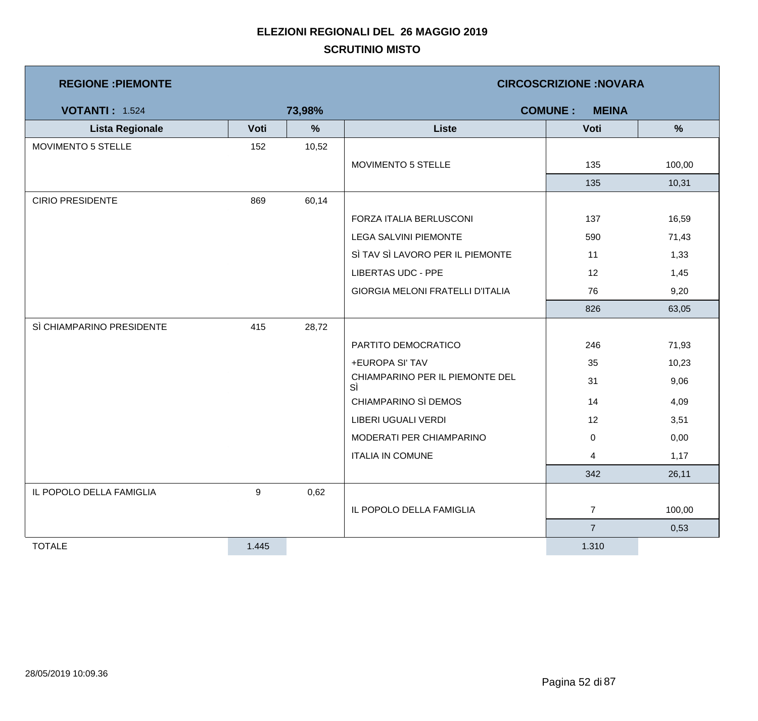# ELEZIONI REGIONALI DEL 26 MAGGIO 2019

## SCRUTINIO MISTO

**REGIONE :PIEMONTE** | **CIRCOSCRIZIONE :NOVARA**

**VOTANTI :** 1.524 | **73,98%** | **COMUNE : MEINA**

| Lista Regionale | Voti | % | Liste | Voti | % |
|---|---|---|---|---|---|
| MOVIMENTO 5 STELLE | 152 | 10,52 | | | |
| | | | MOVIMENTO 5 STELLE | 135 | 100,00 |
| | | | | 135 | 10,31 |
| CIRIO PRESIDENTE | 869 | 60,14 | | | |
| | | | FORZA ITALIA BERLUSCONI | 137 | 16,59 |
| | | | LEGA SALVINI PIEMONTE | 590 | 71,43 |
| | | | SÌ TAV SÌ LAVORO PER IL PIEMONTE | 11 | 1,33 |
| | | | LIBERTAS UDC - PPE | 12 | 1,45 |
| | | | GIORGIA MELONI FRATELLI D'ITALIA | 76 | 9,20 |
| | | | | 826 | 63,05 |
| SÌ CHIAMPARINO PRESIDENTE | 415 | 28,72 | | | |
| | | | PARTITO DEMOCRATICO | 246 | 71,93 |
| | | | +EUROPA SI' TAV | 35 | 10,23 |
| | | | CHIAMPARINO PER IL PIEMONTE DEL SÌ | 31 | 9,06 |
| | | | CHIAMPARINO SÌ DEMOS | 14 | 4,09 |
| | | | LIBERI UGUALI VERDI | 12 | 3,51 |
| | | | MODERATI PER CHIAMPARINO | 0 | 0,00 |
| | | | ITALIA IN COMUNE | 4 | 1,17 |
| | | | | 342 | 26,11 |
| IL POPOLO DELLA FAMIGLIA | 9 | 0,62 | | | |
| | | | IL POPOLO DELLA FAMIGLIA | 7 | 100,00 |
| | | | | 7 | 0,53 |
| TOTALE | 1.445 | | | 1.310 | |

28/05/2019 10:09.36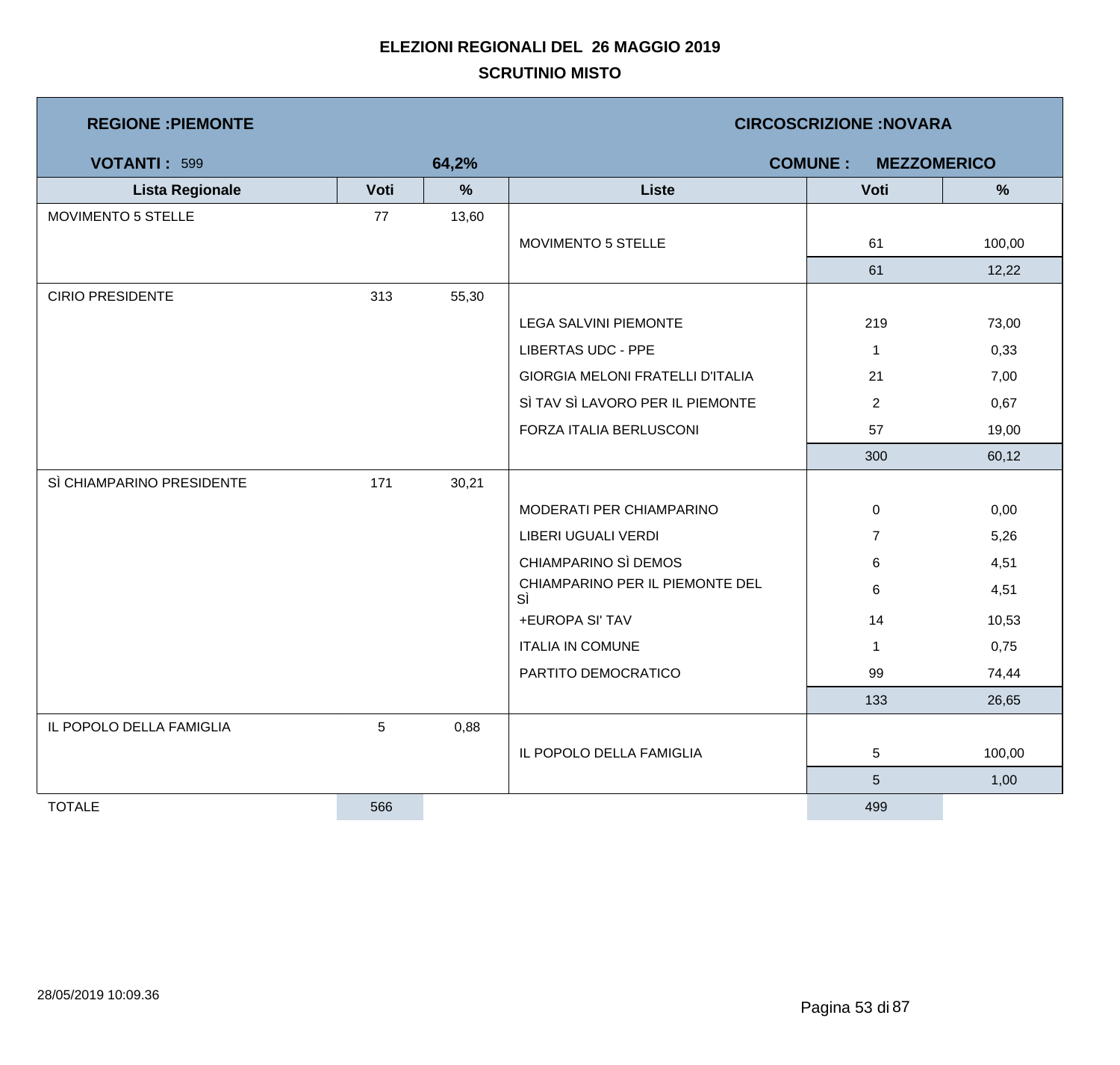# ELEZIONI REGIONALI DEL 26 MAGGIO 2019

## SCRUTINIO MISTO

**REGIONE :PIEMONTE** — **CIRCOSCRIZIONE :NOVARA**

**VOTANTI :** 599 — **64,2%** — **COMUNE : MEZZOMERICO**

| Lista Regionale | Voti | % | Liste | Voti | % |
|---|---|---|---|---|---|
| MOVIMENTO 5 STELLE | 77 | 13,60 | | | |
| | | | MOVIMENTO 5 STELLE | 61 | 100,00 |
| | | | | 61 | 12,22 |
| CIRIO PRESIDENTE | 313 | 55,30 | | | |
| | | | LEGA SALVINI PIEMONTE | 219 | 73,00 |
| | | | LIBERTAS UDC - PPE | 1 | 0,33 |
| | | | GIORGIA MELONI FRATELLI D'ITALIA | 21 | 7,00 |
| | | | SÌ TAV SÌ LAVORO PER IL PIEMONTE | 2 | 0,67 |
| | | | FORZA ITALIA BERLUSCONI | 57 | 19,00 |
| | | | | 300 | 60,12 |
| SÌ CHIAMPARINO PRESIDENTE | 171 | 30,21 | | | |
| | | | MODERATI PER CHIAMPARINO | 0 | 0,00 |
| | | | LIBERI UGUALI VERDI | 7 | 5,26 |
| | | | CHIAMPARINO SÌ DEMOS | 6 | 4,51 |
| | | | CHIAMPARINO PER IL PIEMONTE DEL SÌ | 6 | 4,51 |
| | | | +EUROPA SI' TAV | 14 | 10,53 |
| | | | ITALIA IN COMUNE | 1 | 0,75 |
| | | | PARTITO DEMOCRATICO | 99 | 74,44 |
| | | | | 133 | 26,65 |
| IL POPOLO DELLA FAMIGLIA | 5 | 0,88 | | | |
| | | | IL POPOLO DELLA FAMIGLIA | 5 | 100,00 |
| | | | | 5 | 1,00 |
| TOTALE | 566 | | | 499 | |

28/05/2019 10:09.36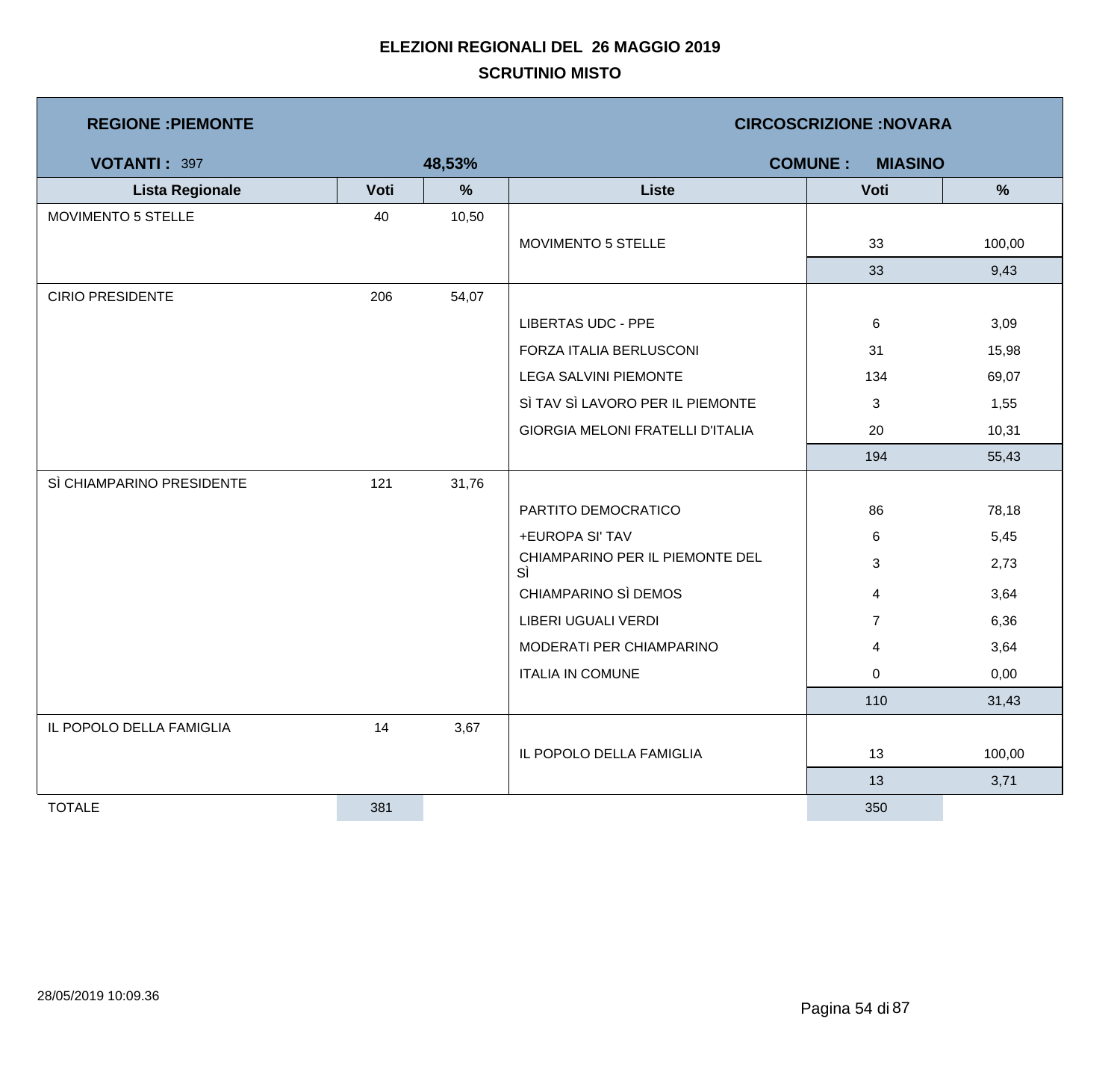# ELEZIONI REGIONALI DEL 26 MAGGIO 2019

## SCRUTINIO MISTO

**REGIONE :PIEMONTE** — **CIRCOSCRIZIONE :NOVARA**

**VOTANTI :** 397 — **48,53%** — **COMUNE : MIASINO**

| Lista Regionale | Voti | % | Liste | Voti | % |
|---|---|---|---|---|---|
| MOVIMENTO 5 STELLE | 40 | 10,50 | | | |
| | | | MOVIMENTO 5 STELLE | 33 | 100,00 |
| | | | | 33 | 9,43 |
| CIRIO PRESIDENTE | 206 | 54,07 | | | |
| | | | LIBERTAS UDC - PPE | 6 | 3,09 |
| | | | FORZA ITALIA BERLUSCONI | 31 | 15,98 |
| | | | LEGA SALVINI PIEMONTE | 134 | 69,07 |
| | | | SÌ TAV SÌ LAVORO PER IL PIEMONTE | 3 | 1,55 |
| | | | GIORGIA MELONI FRATELLI D'ITALIA | 20 | 10,31 |
| | | | | 194 | 55,43 |
| SÌ CHIAMPARINO PRESIDENTE | 121 | 31,76 | | | |
| | | | PARTITO DEMOCRATICO | 86 | 78,18 |
| | | | +EUROPA SI' TAV | 6 | 5,45 |
| | | | CHIAMPARINO PER IL PIEMONTE DEL SÌ | 3 | 2,73 |
| | | | CHIAMPARINO SÌ DEMOS | 4 | 3,64 |
| | | | LIBERI UGUALI VERDI | 7 | 6,36 |
| | | | MODERATI PER CHIAMPARINO | 4 | 3,64 |
| | | | ITALIA IN COMUNE | 0 | 0,00 |
| | | | | 110 | 31,43 |
| IL POPOLO DELLA FAMIGLIA | 14 | 3,67 | | | |
| | | | IL POPOLO DELLA FAMIGLIA | 13 | 100,00 |
| | | | | 13 | 3,71 |
| TOTALE | 381 | | | 350 | |

28/05/2019 10:09.36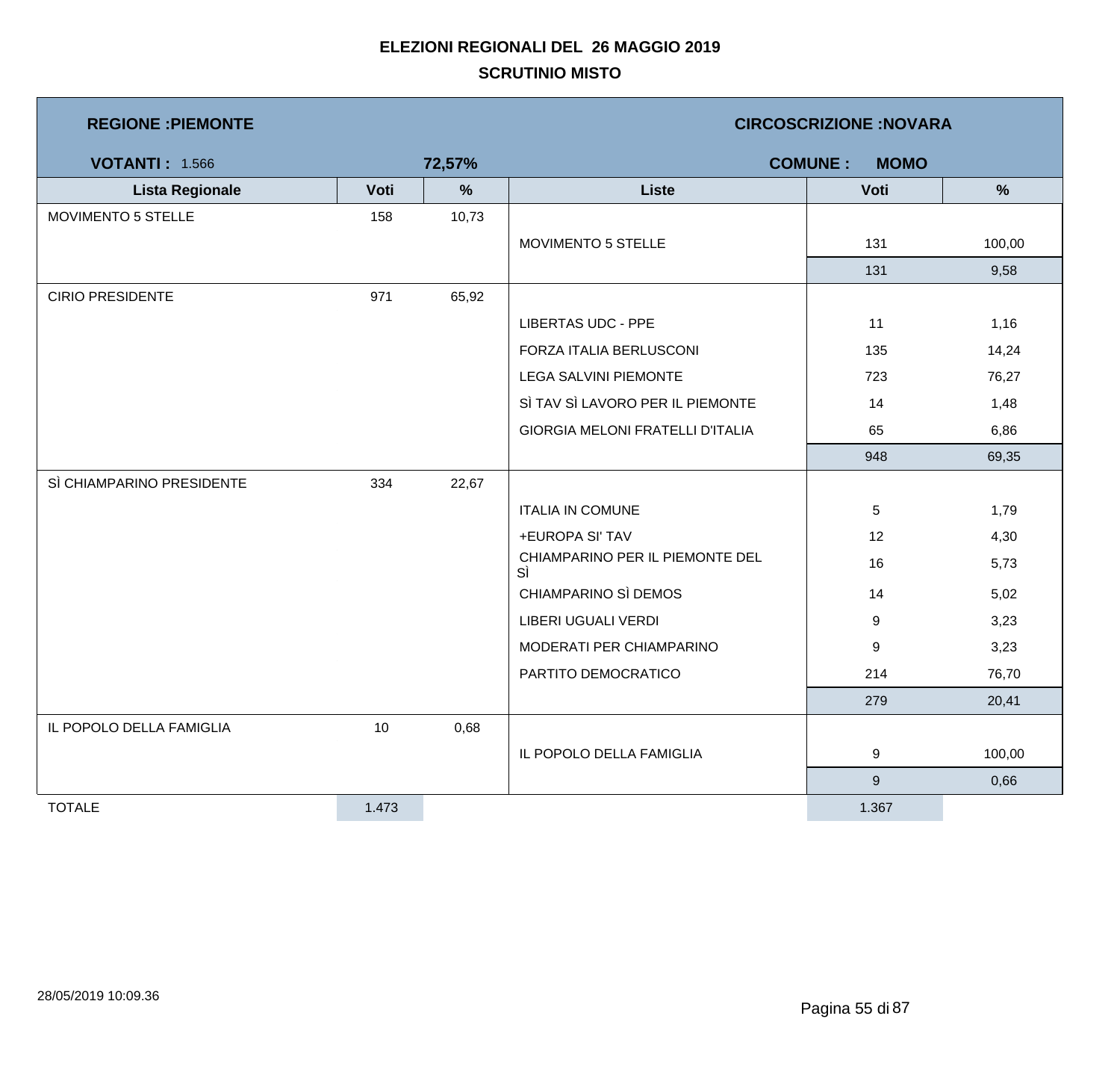# ELEZIONI REGIONALI DEL 26 MAGGIO 2019

## SCRUTINIO MISTO

**REGIONE :PIEMONTE** — **CIRCOSCRIZIONE :NOVARA**

**VOTANTI :** 1.566 — **72,57%** — **COMUNE : MOMO**

| Lista Regionale | Voti | % | Liste | Voti | % |
|---|---|---|---|---|---|
| MOVIMENTO 5 STELLE | 158 | 10,73 | | | |
| | | | MOVIMENTO 5 STELLE | 131 | 100,00 |
| | | | | 131 | 9,58 |
| CIRIO PRESIDENTE | 971 | 65,92 | | | |
| | | | LIBERTAS UDC - PPE | 11 | 1,16 |
| | | | FORZA ITALIA BERLUSCONI | 135 | 14,24 |
| | | | LEGA SALVINI PIEMONTE | 723 | 76,27 |
| | | | SÌ TAV SÌ LAVORO PER IL PIEMONTE | 14 | 1,48 |
| | | | GIORGIA MELONI FRATELLI D'ITALIA | 65 | 6,86 |
| | | | | 948 | 69,35 |
| SÌ CHIAMPARINO PRESIDENTE | 334 | 22,67 | | | |
| | | | ITALIA IN COMUNE | 5 | 1,79 |
| | | | +EUROPA SI' TAV | 12 | 4,30 |
| | | | CHIAMPARINO PER IL PIEMONTE DEL SÌ | 16 | 5,73 |
| | | | CHIAMPARINO SÌ DEMOS | 14 | 5,02 |
| | | | LIBERI UGUALI VERDI | 9 | 3,23 |
| | | | MODERATI PER CHIAMPARINO | 9 | 3,23 |
| | | | PARTITO DEMOCRATICO | 214 | 76,70 |
| | | | | 279 | 20,41 |
| IL POPOLO DELLA FAMIGLIA | 10 | 0,68 | | | |
| | | | IL POPOLO DELLA FAMIGLIA | 9 | 100,00 |
| | | | | 9 | 0,66 |
| TOTALE | 1.473 | | | 1.367 | |

28/05/2019 10:09.36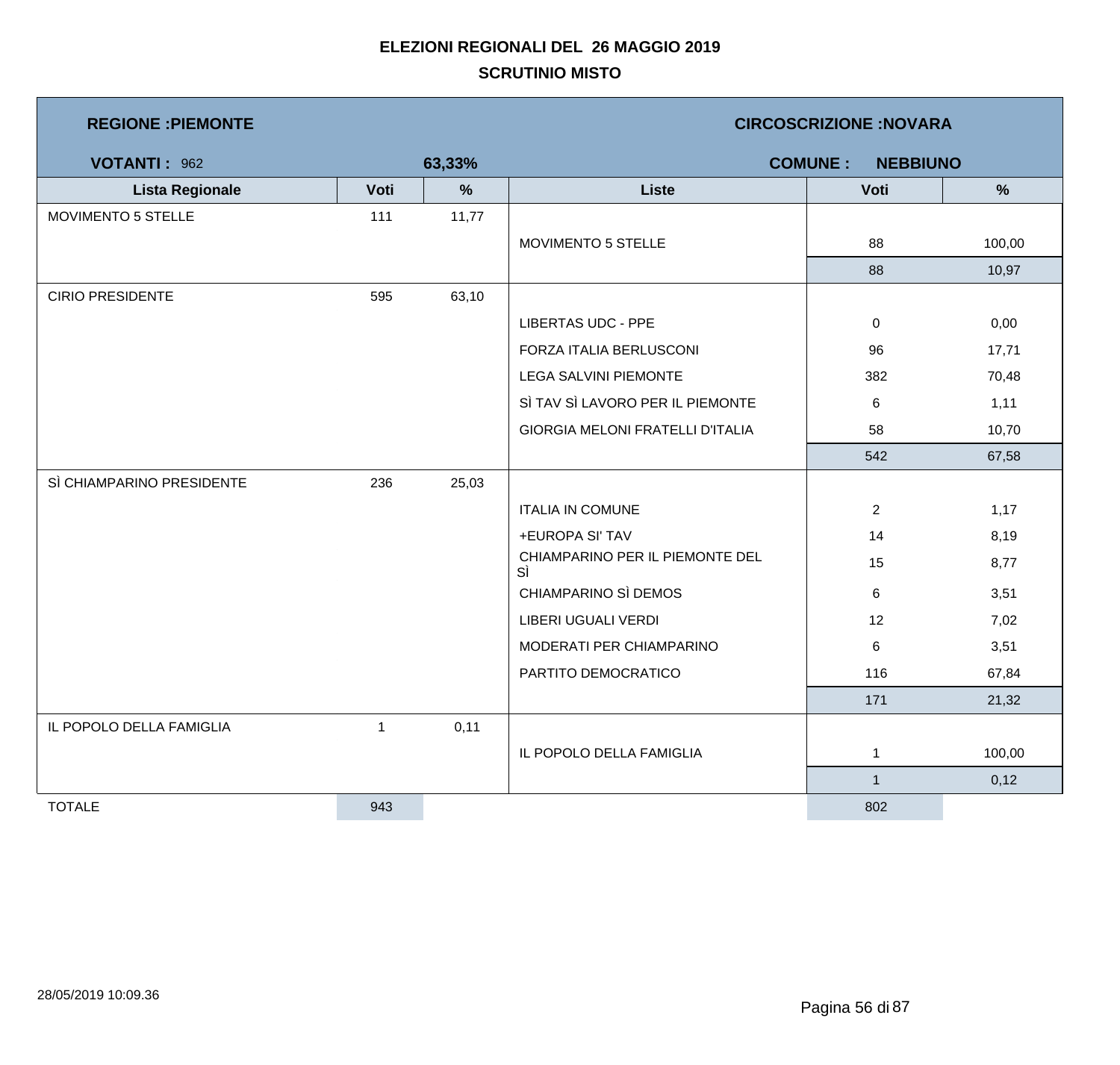# ELEZIONI REGIONALI DEL 26 MAGGIO 2019

## SCRUTINIO MISTO

| **REGIONE :PIEMONTE** | | | **CIRCOSCRIZIONE :NOVARA** | | |
|---|---|---|---|---|---|
| **VOTANTI :** 962 | | **63,33%** | **COMUNE : NEBBIUNO** | | |
| **Lista Regionale** | **Voti** | **%** | **Liste** | **Voti** | **%** |
| MOVIMENTO 5 STELLE | 111 | 11,77 | | | |
| | | | MOVIMENTO 5 STELLE | 88 | 100,00 |
| | | | | 88 | 10,97 |
| CIRIO PRESIDENTE | 595 | 63,10 | | | |
| | | | LIBERTAS UDC - PPE | 0 | 0,00 |
| | | | FORZA ITALIA BERLUSCONI | 96 | 17,71 |
| | | | LEGA SALVINI PIEMONTE | 382 | 70,48 |
| | | | SÌ TAV SÌ LAVORO PER IL PIEMONTE | 6 | 1,11 |
| | | | GIORGIA MELONI FRATELLI D'ITALIA | 58 | 10,70 |
| | | | | 542 | 67,58 |
| SÌ CHIAMPARINO PRESIDENTE | 236 | 25,03 | | | |
| | | | ITALIA IN COMUNE | 2 | 1,17 |
| | | | +EUROPA SI' TAV | 14 | 8,19 |
| | | | CHIAMPARINO PER IL PIEMONTE DEL SÌ | 15 | 8,77 |
| | | | CHIAMPARINO SÌ DEMOS | 6 | 3,51 |
| | | | LIBERI UGUALI VERDI | 12 | 7,02 |
| | | | MODERATI PER CHIAMPARINO | 6 | 3,51 |
| | | | PARTITO DEMOCRATICO | 116 | 67,84 |
| | | | | 171 | 21,32 |
| IL POPOLO DELLA FAMIGLIA | 1 | 0,11 | | | |
| | | | IL POPOLO DELLA FAMIGLIA | 1 | 100,00 |
| | | | | 1 | 0,12 |
| TOTALE | 943 | | | 802 | |

28/05/2019 10:09.36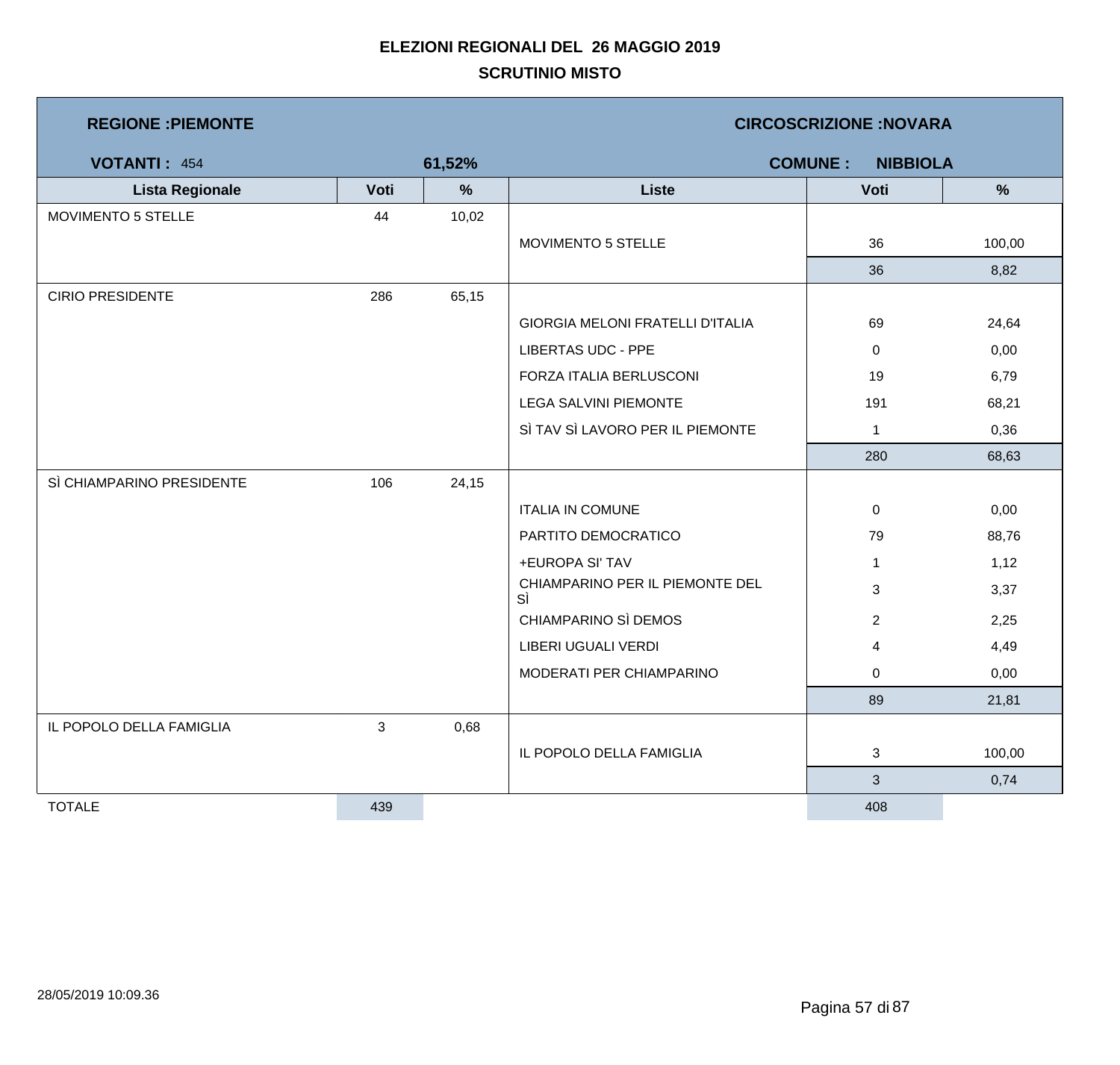# ELEZIONI REGIONALI DEL 26 MAGGIO 2019

## SCRUTINIO MISTO

**REGIONE :PIEMONTE** | **CIRCOSCRIZIONE :NOVARA**

**VOTANTI :** 454 | **61,52%** | **COMUNE : NIBBIOLA**

| Lista Regionale | Voti | % | Liste | Voti | % |
|---|---|---|---|---|---|
| MOVIMENTO 5 STELLE | 44 | 10,02 | | | |
| | | | MOVIMENTO 5 STELLE | 36 | 100,00 |
| | | | | 36 | 8,82 |
| CIRIO PRESIDENTE | 286 | 65,15 | | | |
| | | | GIORGIA MELONI FRATELLI D'ITALIA | 69 | 24,64 |
| | | | LIBERTAS UDC - PPE | 0 | 0,00 |
| | | | FORZA ITALIA BERLUSCONI | 19 | 6,79 |
| | | | LEGA SALVINI PIEMONTE | 191 | 68,21 |
| | | | SÌ TAV SÌ LAVORO PER IL PIEMONTE | 1 | 0,36 |
| | | | | 280 | 68,63 |
| SÌ CHIAMPARINO PRESIDENTE | 106 | 24,15 | | | |
| | | | ITALIA IN COMUNE | 0 | 0,00 |
| | | | PARTITO DEMOCRATICO | 79 | 88,76 |
| | | | +EUROPA SI' TAV | 1 | 1,12 |
| | | | CHIAMPARINO PER IL PIEMONTE DEL SÌ | 3 | 3,37 |
| | | | CHIAMPARINO SÌ DEMOS | 2 | 2,25 |
| | | | LIBERI UGUALI VERDI | 4 | 4,49 |
| | | | MODERATI PER CHIAMPARINO | 0 | 0,00 |
| | | | | 89 | 21,81 |
| IL POPOLO DELLA FAMIGLIA | 3 | 0,68 | | | |
| | | | IL POPOLO DELLA FAMIGLIA | 3 | 100,00 |
| | | | | 3 | 0,74 |
| TOTALE | 439 | | | 408 | |

28/05/2019 10:09.36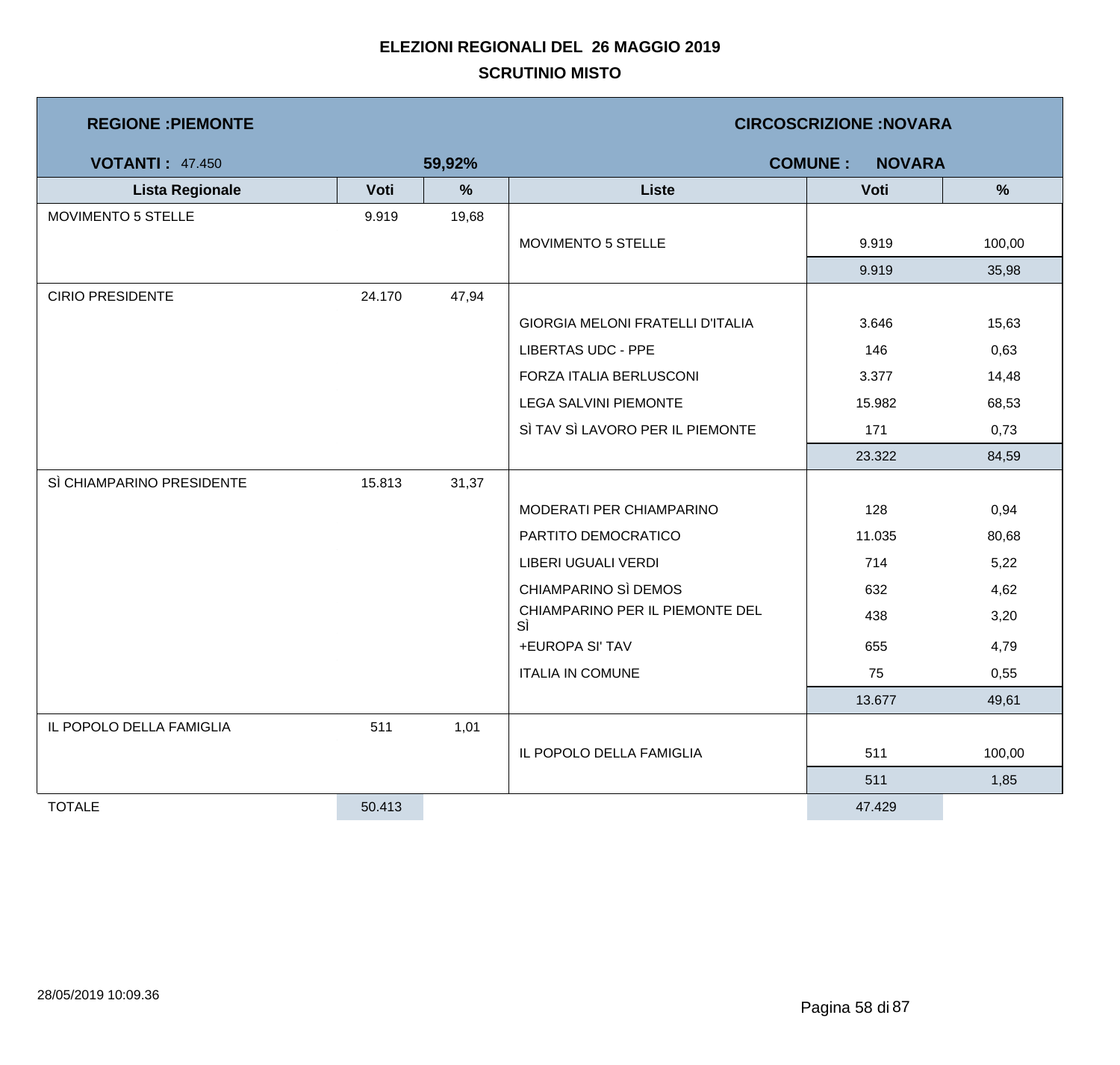**ELEZIONI REGIONALI DEL 26 MAGGIO 2019**

**SCRUTINIO MISTO**

**REGIONE :PIEMONTE** | **CIRCOSCRIZIONE :NOVARA**

**VOTANTI :** 47.450 | **59,92%** | **COMUNE : NOVARA**

| Lista Regionale | Voti | % | Liste | Voti | % |
|---|---|---|---|---|---|
| MOVIMENTO 5 STELLE | 9.919 | 19,68 | | | |
| | | | MOVIMENTO 5 STELLE | 9.919 | 100,00 |
| | | | | 9.919 | 35,98 |
| CIRIO PRESIDENTE | 24.170 | 47,94 | | | |
| | | | GIORGIA MELONI FRATELLI D'ITALIA | 3.646 | 15,63 |
| | | | LIBERTAS UDC - PPE | 146 | 0,63 |
| | | | FORZA ITALIA BERLUSCONI | 3.377 | 14,48 |
| | | | LEGA SALVINI PIEMONTE | 15.982 | 68,53 |
| | | | SÌ TAV SÌ LAVORO PER IL PIEMONTE | 171 | 0,73 |
| | | | | 23.322 | 84,59 |
| SÌ CHIAMPARINO PRESIDENTE | 15.813 | 31,37 | | | |
| | | | MODERATI PER CHIAMPARINO | 128 | 0,94 |
| | | | PARTITO DEMOCRATICO | 11.035 | 80,68 |
| | | | LIBERI UGUALI VERDI | 714 | 5,22 |
| | | | CHIAMPARINO SÌ DEMOS | 632 | 4,62 |
| | | | CHIAMPARINO PER IL PIEMONTE DEL SÌ | 438 | 3,20 |
| | | | +EUROPA SI' TAV | 655 | 4,79 |
| | | | ITALIA IN COMUNE | 75 | 0,55 |
| | | | | 13.677 | 49,61 |
| IL POPOLO DELLA FAMIGLIA | 511 | 1,01 | | | |
| | | | IL POPOLO DELLA FAMIGLIA | 511 | 100,00 |
| | | | | 511 | 1,85 |
| TOTALE | 50.413 | | | 47.429 | |

28/05/2019 10:09.36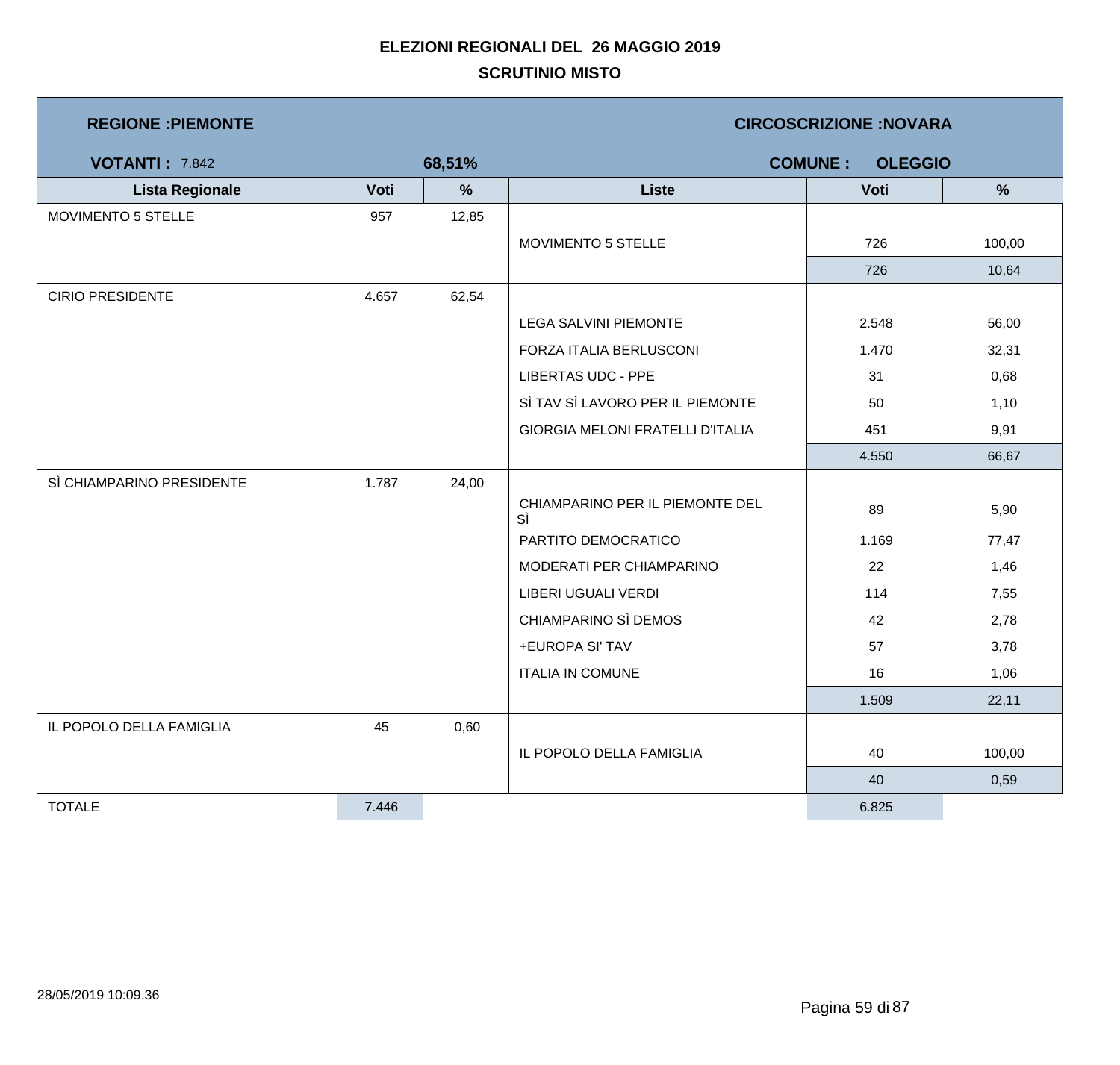# ELEZIONI REGIONALI DEL 26 MAGGIO 2019

## SCRUTINIO MISTO

**REGIONE :PIEMONTE** — **CIRCOSCRIZIONE :NOVARA**

**VOTANTI :** 7.842 — **68,51%** — **COMUNE : OLEGGIO**

| Lista Regionale | Voti | % | Liste | Voti | % |
|---|---|---|---|---|---|
| MOVIMENTO 5 STELLE | 957 | 12,85 | | | |
| | | | MOVIMENTO 5 STELLE | 726 | 100,00 |
| | | | | 726 | 10,64 |
| CIRIO PRESIDENTE | 4.657 | 62,54 | | | |
| | | | LEGA SALVINI PIEMONTE | 2.548 | 56,00 |
| | | | FORZA ITALIA BERLUSCONI | 1.470 | 32,31 |
| | | | LIBERTAS UDC - PPE | 31 | 0,68 |
| | | | SÌ TAV SÌ LAVORO PER IL PIEMONTE | 50 | 1,10 |
| | | | GIORGIA MELONI FRATELLI D'ITALIA | 451 | 9,91 |
| | | | | 4.550 | 66,67 |
| SÌ CHIAMPARINO PRESIDENTE | 1.787 | 24,00 | | | |
| | | | CHIAMPARINO PER IL PIEMONTE DEL SÌ | 89 | 5,90 |
| | | | PARTITO DEMOCRATICO | 1.169 | 77,47 |
| | | | MODERATI PER CHIAMPARINO | 22 | 1,46 |
| | | | LIBERI UGUALI VERDI | 114 | 7,55 |
| | | | CHIAMPARINO SÌ DEMOS | 42 | 2,78 |
| | | | +EUROPA SI' TAV | 57 | 3,78 |
| | | | ITALIA IN COMUNE | 16 | 1,06 |
| | | | | 1.509 | 22,11 |
| IL POPOLO DELLA FAMIGLIA | 45 | 0,60 | | | |
| | | | IL POPOLO DELLA FAMIGLIA | 40 | 100,00 |
| | | | | 40 | 0,59 |
| TOTALE | 7.446 | | | 6.825 | |

28/05/2019 10:09.36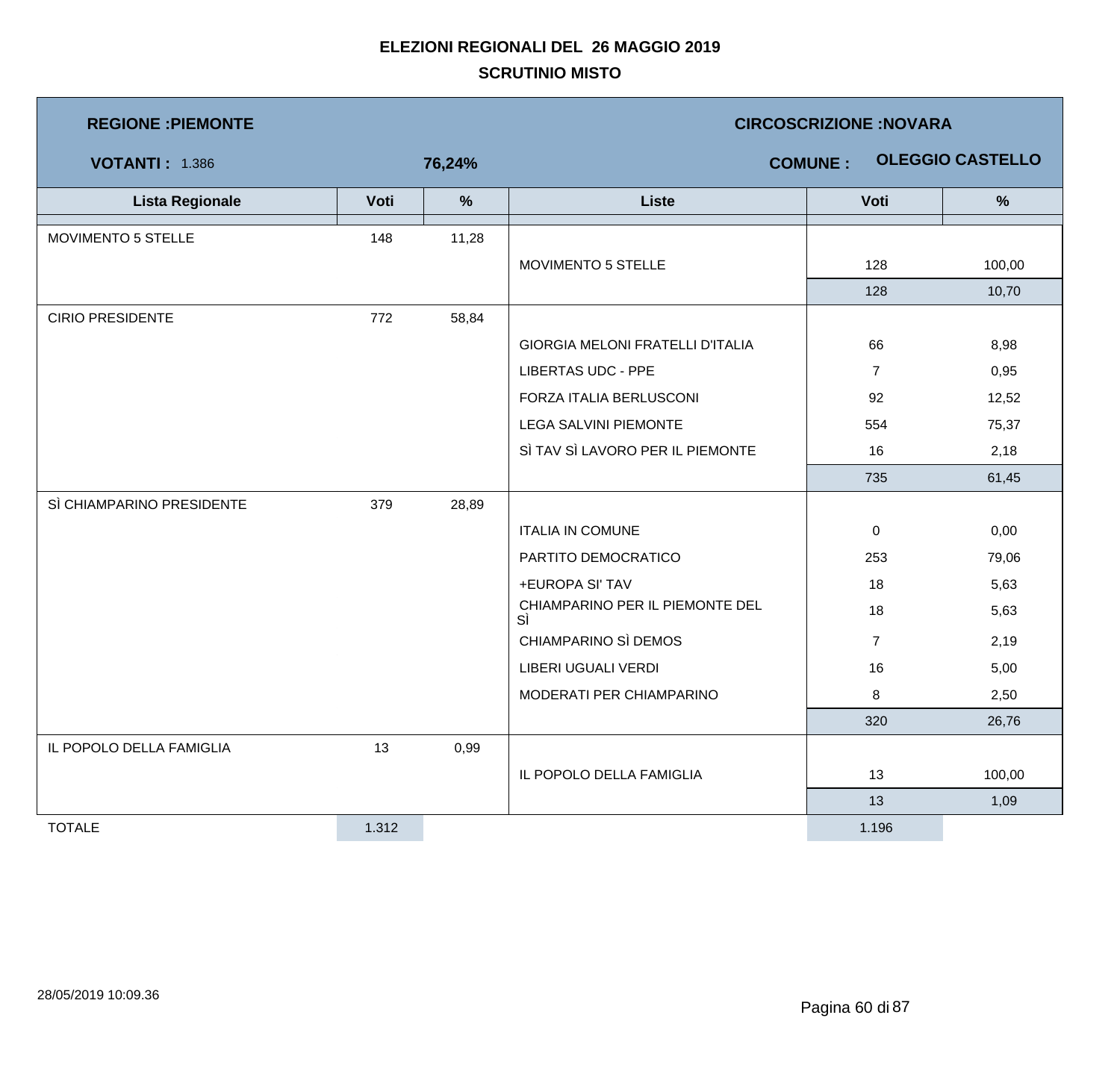# ELEZIONI REGIONALI DEL 26 MAGGIO 2019

## SCRUTINIO MISTO

**REGIONE :PIEMONTE** | **CIRCOSCRIZIONE :NOVARA**

**VOTANTI :** 1.386 | **76,24%** | **COMUNE :** **OLEGGIO CASTELLO**

| Lista Regionale | Voti | % | Liste | Voti | % |
|---|---|---|---|---|---|
| MOVIMENTO 5 STELLE | 148 | 11,28 | | | |
| | | | MOVIMENTO 5 STELLE | 128 | 100,00 |
| | | | | 128 | 10,70 |
| CIRIO PRESIDENTE | 772 | 58,84 | | | |
| | | | GIORGIA MELONI FRATELLI D'ITALIA | 66 | 8,98 |
| | | | LIBERTAS UDC - PPE | 7 | 0,95 |
| | | | FORZA ITALIA BERLUSCONI | 92 | 12,52 |
| | | | LEGA SALVINI PIEMONTE | 554 | 75,37 |
| | | | SÌ TAV SÌ LAVORO PER IL PIEMONTE | 16 | 2,18 |
| | | | | 735 | 61,45 |
| SÌ CHIAMPARINO PRESIDENTE | 379 | 28,89 | | | |
| | | | ITALIA IN COMUNE | 0 | 0,00 |
| | | | PARTITO DEMOCRATICO | 253 | 79,06 |
| | | | +EUROPA SI' TAV | 18 | 5,63 |
| | | | CHIAMPARINO PER IL PIEMONTE DEL SÌ | 18 | 5,63 |
| | | | CHIAMPARINO SÌ DEMOS | 7 | 2,19 |
| | | | LIBERI UGUALI VERDI | 16 | 5,00 |
| | | | MODERATI PER CHIAMPARINO | 8 | 2,50 |
| | | | | 320 | 26,76 |
| IL POPOLO DELLA FAMIGLIA | 13 | 0,99 | | | |
| | | | IL POPOLO DELLA FAMIGLIA | 13 | 100,00 |
| | | | | 13 | 1,09 |
| TOTALE | 1.312 | | | 1.196 | |

28/05/2019 10:09.36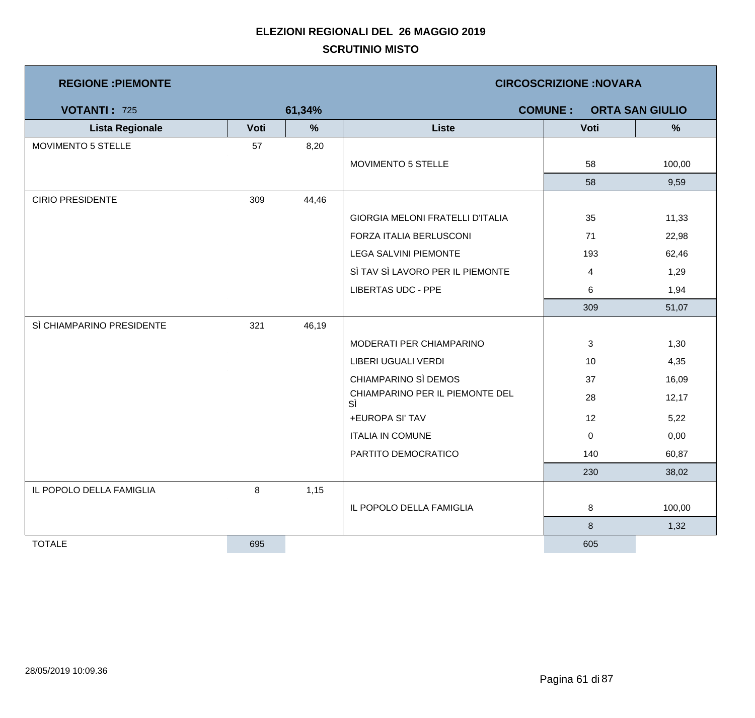**ELEZIONI REGIONALI DEL 26 MAGGIO 2019**

**SCRUTINIO MISTO**

**REGIONE :PIEMONTE** | **CIRCOSCRIZIONE :NOVARA**

**VOTANTI :** 725 | **61,34%** | **COMUNE : ORTA SAN GIULIO**

| Lista Regionale | Voti | % | Liste | Voti | % |
|---|---|---|---|---|---|
| MOVIMENTO 5 STELLE | 57 | 8,20 | | | |
| | | | MOVIMENTO 5 STELLE | 58 | 100,00 |
| | | | | 58 | 9,59 |
| CIRIO PRESIDENTE | 309 | 44,46 | | | |
| | | | GIORGIA MELONI FRATELLI D'ITALIA | 35 | 11,33 |
| | | | FORZA ITALIA BERLUSCONI | 71 | 22,98 |
| | | | LEGA SALVINI PIEMONTE | 193 | 62,46 |
| | | | SÌ TAV SÌ LAVORO PER IL PIEMONTE | 4 | 1,29 |
| | | | LIBERTAS UDC - PPE | 6 | 1,94 |
| | | | | 309 | 51,07 |
| SÌ CHIAMPARINO PRESIDENTE | 321 | 46,19 | | | |
| | | | MODERATI PER CHIAMPARINO | 3 | 1,30 |
| | | | LIBERI UGUALI VERDI | 10 | 4,35 |
| | | | CHIAMPARINO SÌ DEMOS | 37 | 16,09 |
| | | | CHIAMPARINO PER IL PIEMONTE DEL SÌ | 28 | 12,17 |
| | | | +EUROPA SI' TAV | 12 | 5,22 |
| | | | ITALIA IN COMUNE | 0 | 0,00 |
| | | | PARTITO DEMOCRATICO | 140 | 60,87 |
| | | | | 230 | 38,02 |
| IL POPOLO DELLA FAMIGLIA | 8 | 1,15 | | | |
| | | | IL POPOLO DELLA FAMIGLIA | 8 | 100,00 |
| | | | | 8 | 1,32 |
| TOTALE | 695 | | | 605 | |

28/05/2019 10:09.36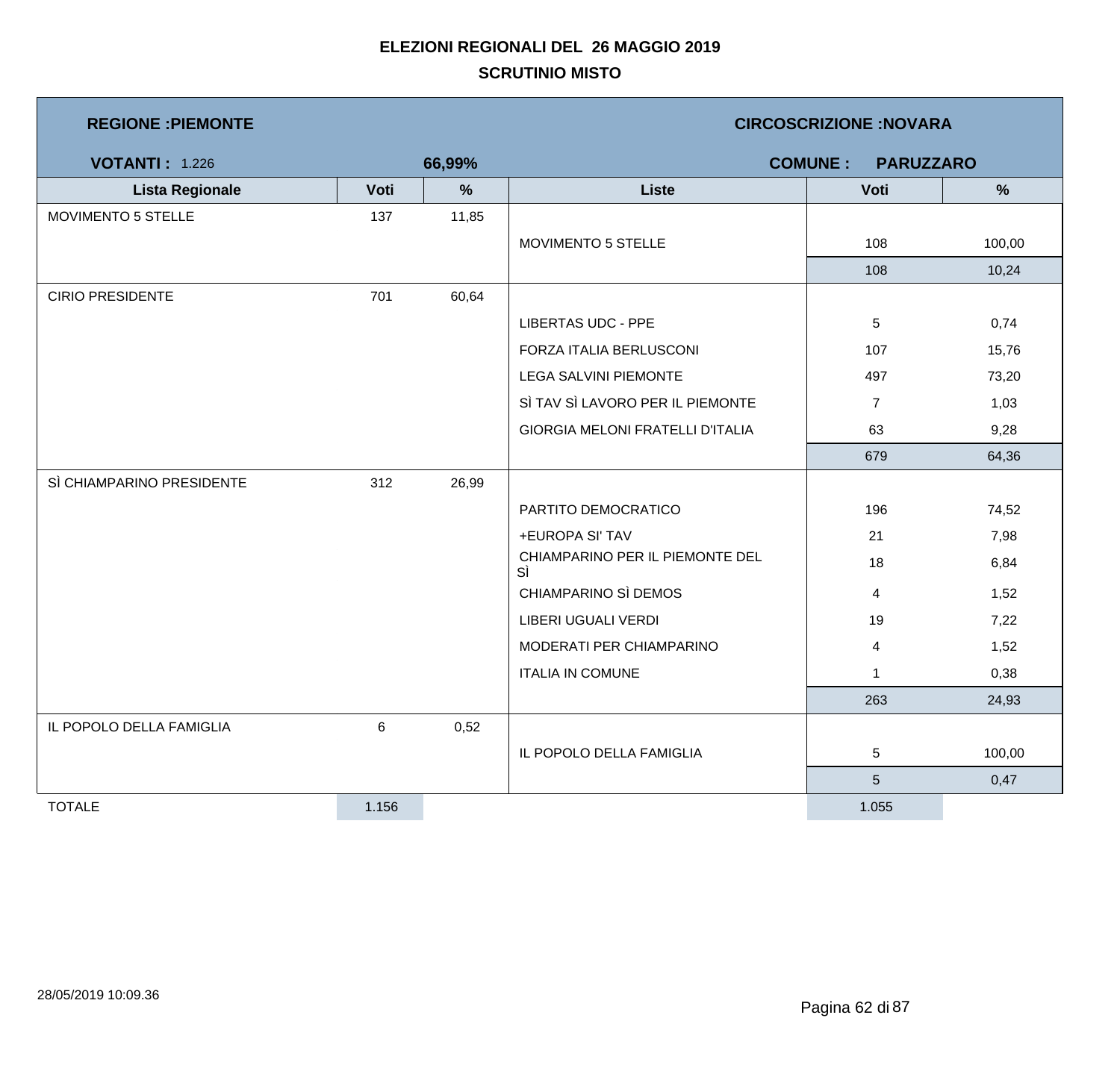# ELEZIONI REGIONALI DEL 26 MAGGIO 2019

## SCRUTINIO MISTO

**REGIONE :PIEMONTE** | **CIRCOSCRIZIONE :NOVARA**

**VOTANTI :** 1.226 **66,99%** | **COMUNE : PARUZZARO**

| Lista Regionale | Voti | % | Liste | Voti | % |
|---|---|---|---|---|---|
| MOVIMENTO 5 STELLE | 137 | 11,85 | | | |
| | | | MOVIMENTO 5 STELLE | 108 | 100,00 |
| | | | | 108 | 10,24 |
| CIRIO PRESIDENTE | 701 | 60,64 | | | |
| | | | LIBERTAS UDC - PPE | 5 | 0,74 |
| | | | FORZA ITALIA BERLUSCONI | 107 | 15,76 |
| | | | LEGA SALVINI PIEMONTE | 497 | 73,20 |
| | | | SÌ TAV SÌ LAVORO PER IL PIEMONTE | 7 | 1,03 |
| | | | GIORGIA MELONI FRATELLI D'ITALIA | 63 | 9,28 |
| | | | | 679 | 64,36 |
| SÌ CHIAMPARINO PRESIDENTE | 312 | 26,99 | | | |
| | | | PARTITO DEMOCRATICO | 196 | 74,52 |
| | | | +EUROPA SI' TAV | 21 | 7,98 |
| | | | CHIAMPARINO PER IL PIEMONTE DEL SÌ | 18 | 6,84 |
| | | | CHIAMPARINO SÌ DEMOS | 4 | 1,52 |
| | | | LIBERI UGUALI VERDI | 19 | 7,22 |
| | | | MODERATI PER CHIAMPARINO | 4 | 1,52 |
| | | | ITALIA IN COMUNE | 1 | 0,38 |
| | | | | 263 | 24,93 |
| IL POPOLO DELLA FAMIGLIA | 6 | 0,52 | | | |
| | | | IL POPOLO DELLA FAMIGLIA | 5 | 100,00 |
| | | | | 5 | 0,47 |
| TOTALE | 1.156 | | | 1.055 | |

28/05/2019 10:09.36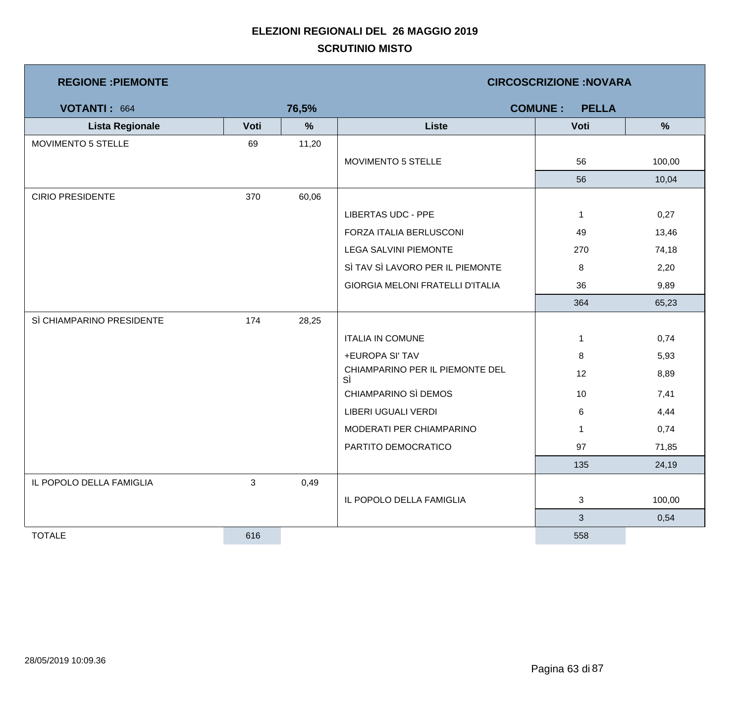# ELEZIONI REGIONALI DEL 26 MAGGIO 2019

## SCRUTINIO MISTO

**REGIONE :PIEMONTE** — **CIRCOSCRIZIONE :NOVARA**

**VOTANTI :** 664 — **76,5%** — **COMUNE : PELLA**

| Lista Regionale | Voti | % | Liste | Voti | % |
|---|---|---|---|---|---|
| MOVIMENTO 5 STELLE | 69 | 11,20 | | | |
| | | | MOVIMENTO 5 STELLE | 56 | 100,00 |
| | | | | 56 | 10,04 |
| CIRIO PRESIDENTE | 370 | 60,06 | | | |
| | | | LIBERTAS UDC - PPE | 1 | 0,27 |
| | | | FORZA ITALIA BERLUSCONI | 49 | 13,46 |
| | | | LEGA SALVINI PIEMONTE | 270 | 74,18 |
| | | | SÌ TAV SÌ LAVORO PER IL PIEMONTE | 8 | 2,20 |
| | | | GIORGIA MELONI FRATELLI D'ITALIA | 36 | 9,89 |
| | | | | 364 | 65,23 |
| SÌ CHIAMPARINO PRESIDENTE | 174 | 28,25 | | | |
| | | | ITALIA IN COMUNE | 1 | 0,74 |
| | | | +EUROPA SI' TAV | 8 | 5,93 |
| | | | CHIAMPARINO PER IL PIEMONTE DEL SÌ | 12 | 8,89 |
| | | | CHIAMPARINO SÌ DEMOS | 10 | 7,41 |
| | | | LIBERI UGUALI VERDI | 6 | 4,44 |
| | | | MODERATI PER CHIAMPARINO | 1 | 0,74 |
| | | | PARTITO DEMOCRATICO | 97 | 71,85 |
| | | | | 135 | 24,19 |
| IL POPOLO DELLA FAMIGLIA | 3 | 0,49 | | | |
| | | | IL POPOLO DELLA FAMIGLIA | 3 | 100,00 |
| | | | | 3 | 0,54 |
| TOTALE | 616 | | | 558 | |

28/05/2019 10:09.36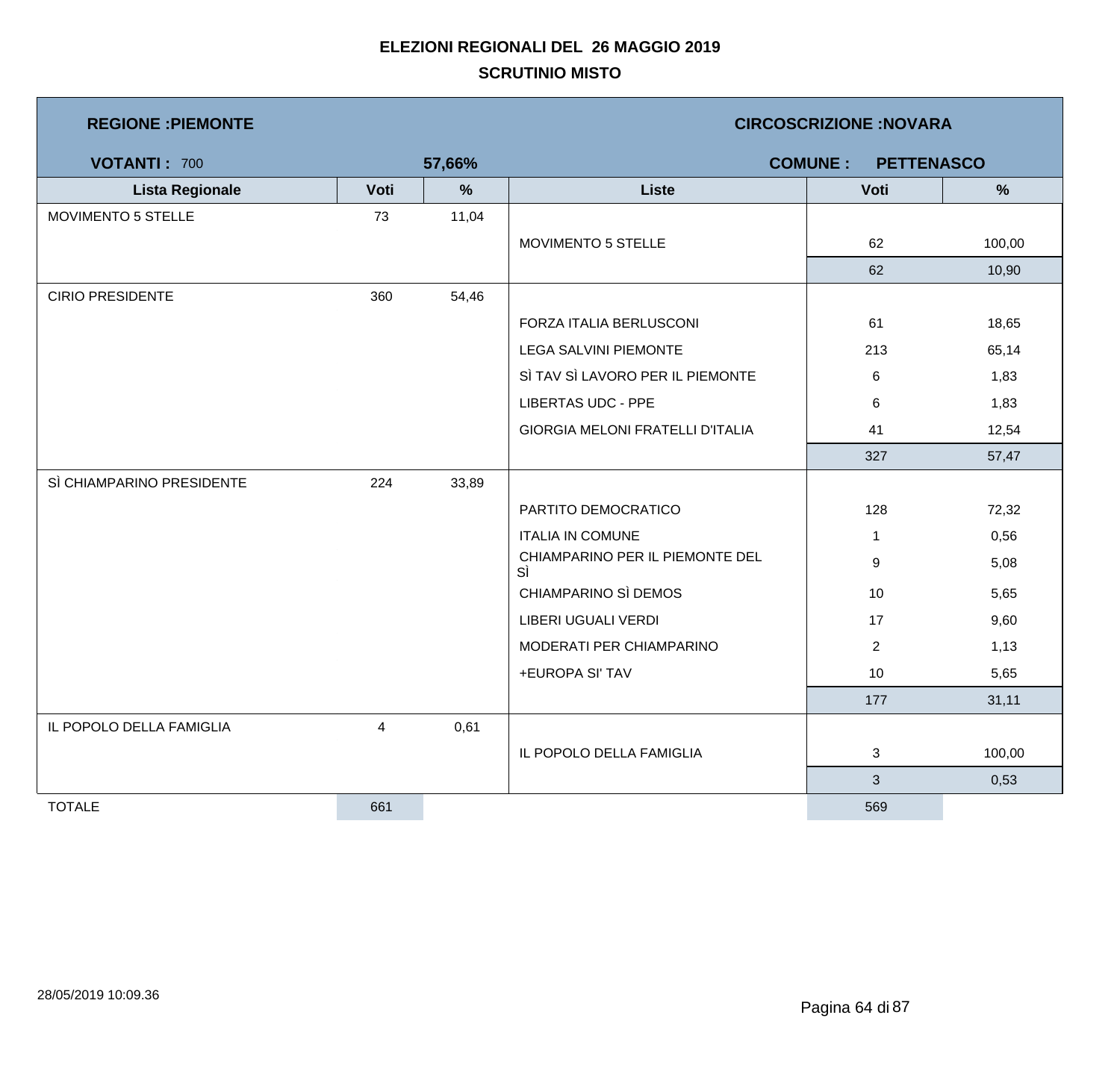# ELEZIONI REGIONALI DEL 26 MAGGIO 2019

## SCRUTINIO MISTO

**REGIONE :PIEMONTE** | **CIRCOSCRIZIONE :NOVARA**

**VOTANTI :** 700 | **57,66%** | **COMUNE : PETTENASCO**

| Lista Regionale | Voti | % | Liste | Voti | % |
|---|---|---|---|---|---|
| MOVIMENTO 5 STELLE | 73 | 11,04 | | | |
| | | | MOVIMENTO 5 STELLE | 62 | 100,00 |
| | | | | 62 | 10,90 |
| CIRIO PRESIDENTE | 360 | 54,46 | | | |
| | | | FORZA ITALIA BERLUSCONI | 61 | 18,65 |
| | | | LEGA SALVINI PIEMONTE | 213 | 65,14 |
| | | | SÌ TAV SÌ LAVORO PER IL PIEMONTE | 6 | 1,83 |
| | | | LIBERTAS UDC - PPE | 6 | 1,83 |
| | | | GIORGIA MELONI FRATELLI D'ITALIA | 41 | 12,54 |
| | | | | 327 | 57,47 |
| SÌ CHIAMPARINO PRESIDENTE | 224 | 33,89 | | | |
| | | | PARTITO DEMOCRATICO | 128 | 72,32 |
| | | | ITALIA IN COMUNE | 1 | 0,56 |
| | | | CHIAMPARINO PER IL PIEMONTE DEL SÌ | 9 | 5,08 |
| | | | CHIAMPARINO SÌ DEMOS | 10 | 5,65 |
| | | | LIBERI UGUALI VERDI | 17 | 9,60 |
| | | | MODERATI PER CHIAMPARINO | 2 | 1,13 |
| | | | +EUROPA SI' TAV | 10 | 5,65 |
| | | | | 177 | 31,11 |
| IL POPOLO DELLA FAMIGLIA | 4 | 0,61 | | | |
| | | | IL POPOLO DELLA FAMIGLIA | 3 | 100,00 |
| | | | | 3 | 0,53 |
| TOTALE | 661 | | | 569 | |

28/05/2019 10:09.36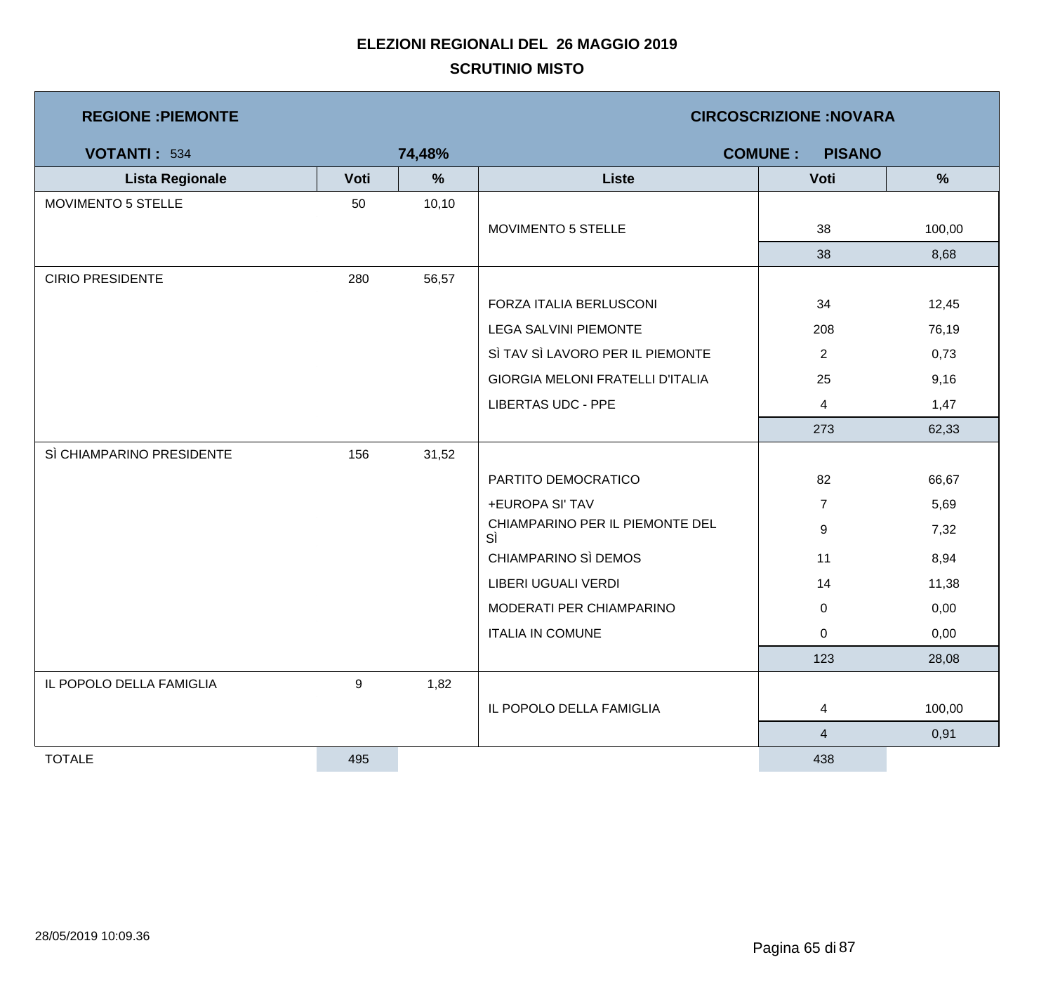**ELEZIONI REGIONALI DEL 26 MAGGIO 2019**

**SCRUTINIO MISTO**

**REGIONE :PIEMONTE** | **CIRCOSCRIZIONE :NOVARA**

**VOTANTI :** 534 | **74,48%** | **COMUNE : PISANO**

| Lista Regionale | Voti | % | Liste | Voti | % |
|---|---|---|---|---|---|
| MOVIMENTO 5 STELLE | 50 | 10,10 | | | |
| | | | MOVIMENTO 5 STELLE | 38 | 100,00 |
| | | | | 38 | 8,68 |
| CIRIO PRESIDENTE | 280 | 56,57 | | | |
| | | | FORZA ITALIA BERLUSCONI | 34 | 12,45 |
| | | | LEGA SALVINI PIEMONTE | 208 | 76,19 |
| | | | SÌ TAV SÌ LAVORO PER IL PIEMONTE | 2 | 0,73 |
| | | | GIORGIA MELONI FRATELLI D'ITALIA | 25 | 9,16 |
| | | | LIBERTAS UDC - PPE | 4 | 1,47 |
| | | | | 273 | 62,33 |
| SÌ CHIAMPARINO PRESIDENTE | 156 | 31,52 | | | |
| | | | PARTITO DEMOCRATICO | 82 | 66,67 |
| | | | +EUROPA SI' TAV | 7 | 5,69 |
| | | | CHIAMPARINO PER IL PIEMONTE DEL SÌ | 9 | 7,32 |
| | | | CHIAMPARINO SÌ DEMOS | 11 | 8,94 |
| | | | LIBERI UGUALI VERDI | 14 | 11,38 |
| | | | MODERATI PER CHIAMPARINO | 0 | 0,00 |
| | | | ITALIA IN COMUNE | 0 | 0,00 |
| | | | | 123 | 28,08 |
| IL POPOLO DELLA FAMIGLIA | 9 | 1,82 | | | |
| | | | IL POPOLO DELLA FAMIGLIA | 4 | 100,00 |
| | | | | 4 | 0,91 |
| TOTALE | 495 | | | 438 | |

28/05/2019 10:09.36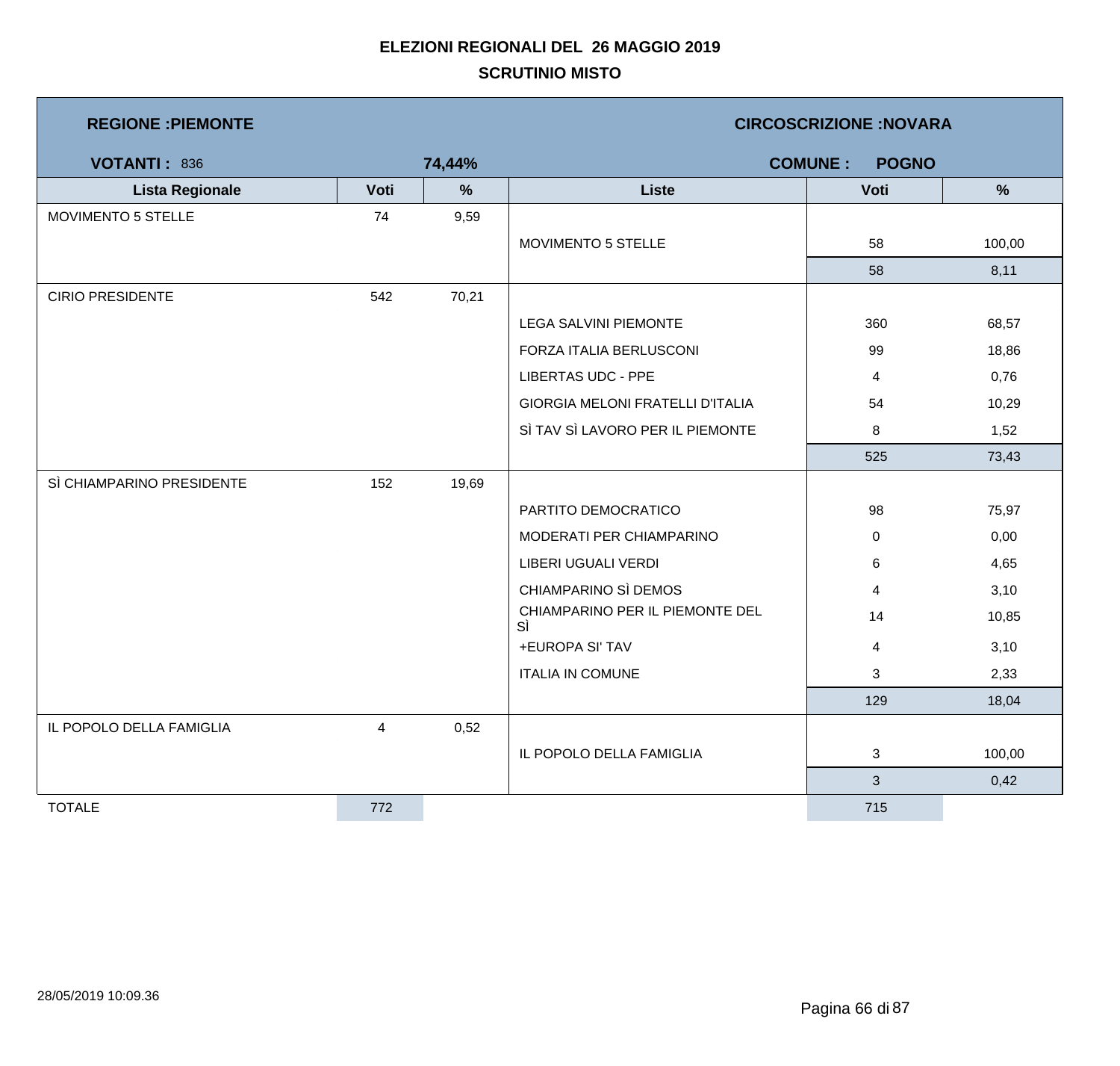# ELEZIONI REGIONALI DEL 26 MAGGIO 2019

## SCRUTINIO MISTO

**REGIONE :PIEMONTE** | **CIRCOSCRIZIONE :NOVARA**

**VOTANTI :** 836 | **74,44%** | **COMUNE : POGNO**

| Lista Regionale | Voti | % | Liste | Voti | % |
|---|---|---|---|---|---|
| MOVIMENTO 5 STELLE | 74 | 9,59 | | | |
| | | | MOVIMENTO 5 STELLE | 58 | 100,00 |
| | | | | 58 | 8,11 |
| CIRIO PRESIDENTE | 542 | 70,21 | | | |
| | | | LEGA SALVINI PIEMONTE | 360 | 68,57 |
| | | | FORZA ITALIA BERLUSCONI | 99 | 18,86 |
| | | | LIBERTAS UDC - PPE | 4 | 0,76 |
| | | | GIORGIA MELONI FRATELLI D'ITALIA | 54 | 10,29 |
| | | | SÌ TAV SÌ LAVORO PER IL PIEMONTE | 8 | 1,52 |
| | | | | 525 | 73,43 |
| SÌ CHIAMPARINO PRESIDENTE | 152 | 19,69 | | | |
| | | | PARTITO DEMOCRATICO | 98 | 75,97 |
| | | | MODERATI PER CHIAMPARINO | 0 | 0,00 |
| | | | LIBERI UGUALI VERDI | 6 | 4,65 |
| | | | CHIAMPARINO SÌ DEMOS | 4 | 3,10 |
| | | | CHIAMPARINO PER IL PIEMONTE DEL SÌ | 14 | 10,85 |
| | | | +EUROPA SI' TAV | 4 | 3,10 |
| | | | ITALIA IN COMUNE | 3 | 2,33 |
| | | | | 129 | 18,04 |
| IL POPOLO DELLA FAMIGLIA | 4 | 0,52 | | | |
| | | | IL POPOLO DELLA FAMIGLIA | 3 | 100,00 |
| | | | | 3 | 0,42 |
| TOTALE | 772 | | | 715 | |

28/05/2019 10:09.36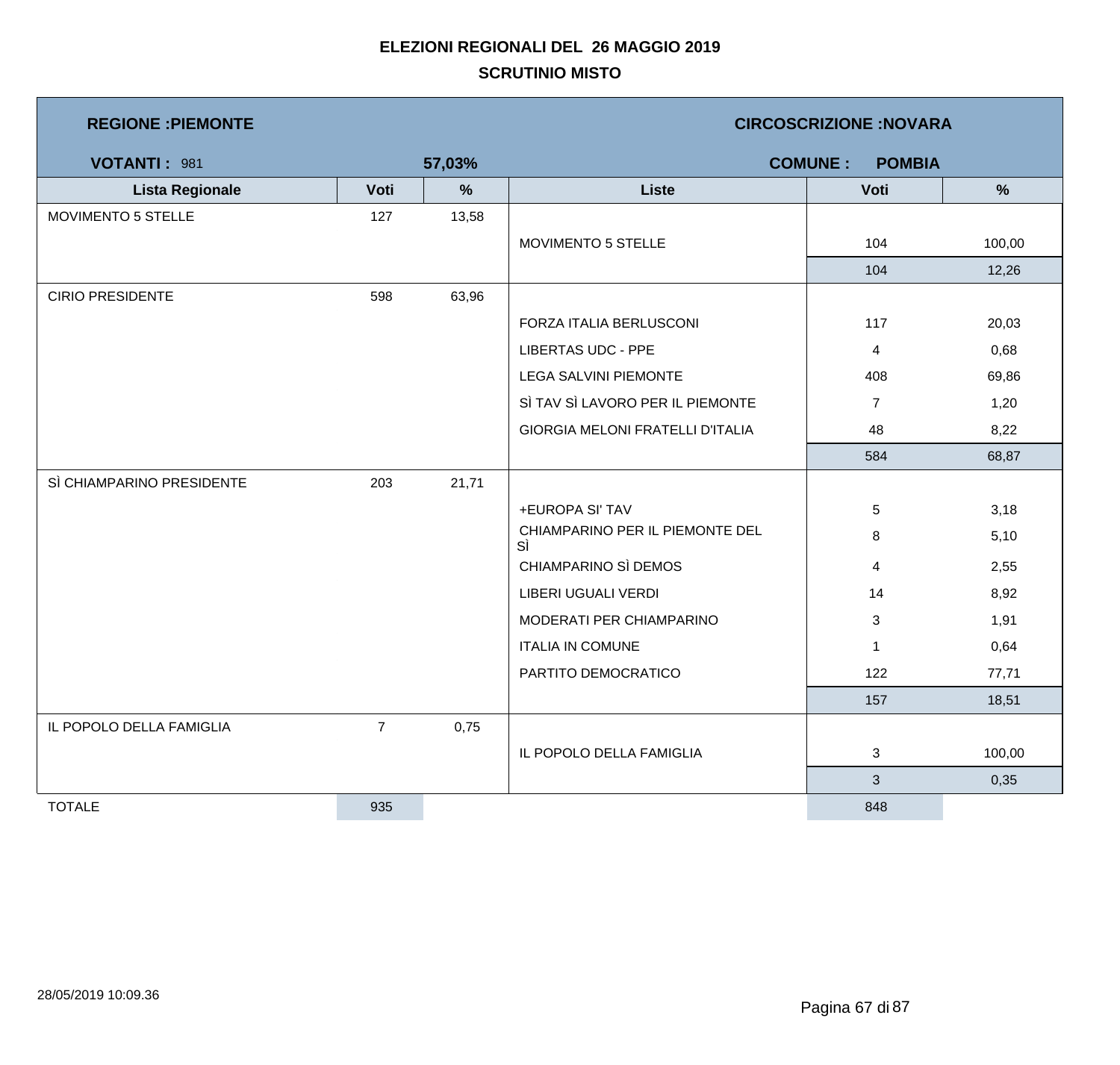**ELEZIONI REGIONALI DEL 26 MAGGIO 2019**

**SCRUTINIO MISTO**

| **REGIONE :PIEMONTE** | | | **CIRCOSCRIZIONE :NOVARA** | | |
|---|---|---|---|---|---|
| **VOTANTI :** 981 | | **57,03%** | **COMUNE : POMBIA** | | |
| **Lista Regionale** | **Voti** | **%** | **Liste** | **Voti** | **%** |
| MOVIMENTO 5 STELLE | 127 | 13,58 | | | |
| | | | MOVIMENTO 5 STELLE | 104 | 100,00 |
| | | | | 104 | 12,26 |
| CIRIO PRESIDENTE | 598 | 63,96 | | | |
| | | | FORZA ITALIA BERLUSCONI | 117 | 20,03 |
| | | | LIBERTAS UDC - PPE | 4 | 0,68 |
| | | | LEGA SALVINI PIEMONTE | 408 | 69,86 |
| | | | SÌ TAV SÌ LAVORO PER IL PIEMONTE | 7 | 1,20 |
| | | | GIORGIA MELONI FRATELLI D'ITALIA | 48 | 8,22 |
| | | | | 584 | 68,87 |
| SÌ CHIAMPARINO PRESIDENTE | 203 | 21,71 | | | |
| | | | +EUROPA SI' TAV | 5 | 3,18 |
| | | | CHIAMPARINO PER IL PIEMONTE DEL SÌ | 8 | 5,10 |
| | | | CHIAMPARINO SÌ DEMOS | 4 | 2,55 |
| | | | LIBERI UGUALI VERDI | 14 | 8,92 |
| | | | MODERATI PER CHIAMPARINO | 3 | 1,91 |
| | | | ITALIA IN COMUNE | 1 | 0,64 |
| | | | PARTITO DEMOCRATICO | 122 | 77,71 |
| | | | | 157 | 18,51 |
| IL POPOLO DELLA FAMIGLIA | 7 | 0,75 | | | |
| | | | IL POPOLO DELLA FAMIGLIA | 3 | 100,00 |
| | | | | 3 | 0,35 |
| TOTALE | 935 | | | 848 | |

28/05/2019 10:09.36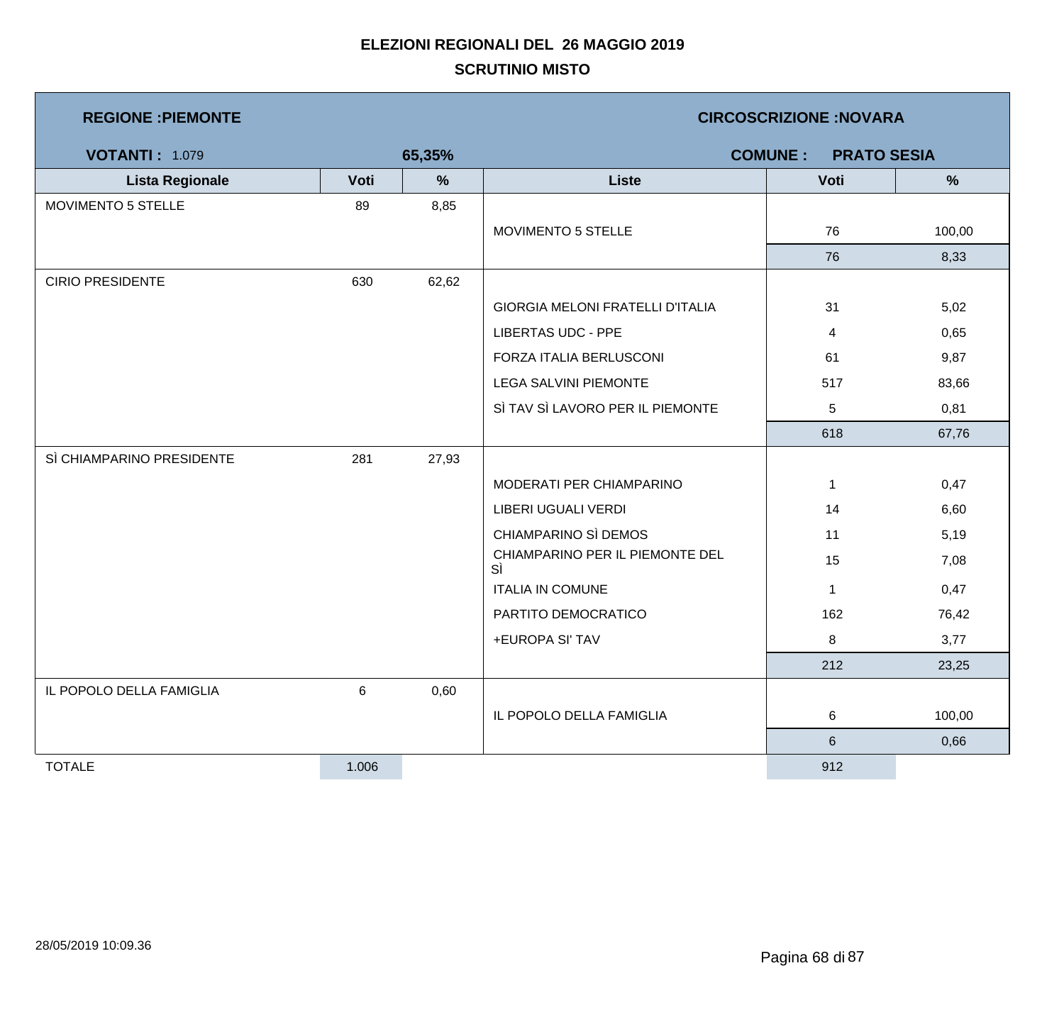# ELEZIONI REGIONALI DEL 26 MAGGIO 2019

## SCRUTINIO MISTO

**REGIONE :PIEMONTE** | **CIRCOSCRIZIONE :NOVARA**

**VOTANTI :** 1.079 | **65,35%** | **COMUNE : PRATO SESIA**

| Lista Regionale | Voti | % | Liste | Voti | % |
|---|---|---|---|---|---|
| MOVIMENTO 5 STELLE | 89 | 8,85 | | | |
| | | | MOVIMENTO 5 STELLE | 76 | 100,00 |
| | | | | 76 | 8,33 |
| CIRIO PRESIDENTE | 630 | 62,62 | | | |
| | | | GIORGIA MELONI FRATELLI D'ITALIA | 31 | 5,02 |
| | | | LIBERTAS UDC - PPE | 4 | 0,65 |
| | | | FORZA ITALIA BERLUSCONI | 61 | 9,87 |
| | | | LEGA SALVINI PIEMONTE | 517 | 83,66 |
| | | | SÌ TAV SÌ LAVORO PER IL PIEMONTE | 5 | 0,81 |
| | | | | 618 | 67,76 |
| SÌ CHIAMPARINO PRESIDENTE | 281 | 27,93 | | | |
| | | | MODERATI PER CHIAMPARINO | 1 | 0,47 |
| | | | LIBERI UGUALI VERDI | 14 | 6,60 |
| | | | CHIAMPARINO SÌ DEMOS | 11 | 5,19 |
| | | | CHIAMPARINO PER IL PIEMONTE DEL SÌ | 15 | 7,08 |
| | | | ITALIA IN COMUNE | 1 | 0,47 |
| | | | PARTITO DEMOCRATICO | 162 | 76,42 |
| | | | +EUROPA SI' TAV | 8 | 3,77 |
| | | | | 212 | 23,25 |
| IL POPOLO DELLA FAMIGLIA | 6 | 0,60 | | | |
| | | | IL POPOLO DELLA FAMIGLIA | 6 | 100,00 |
| | | | | 6 | 0,66 |
| TOTALE | 1.006 | | | 912 | |

28/05/2019 10:09.36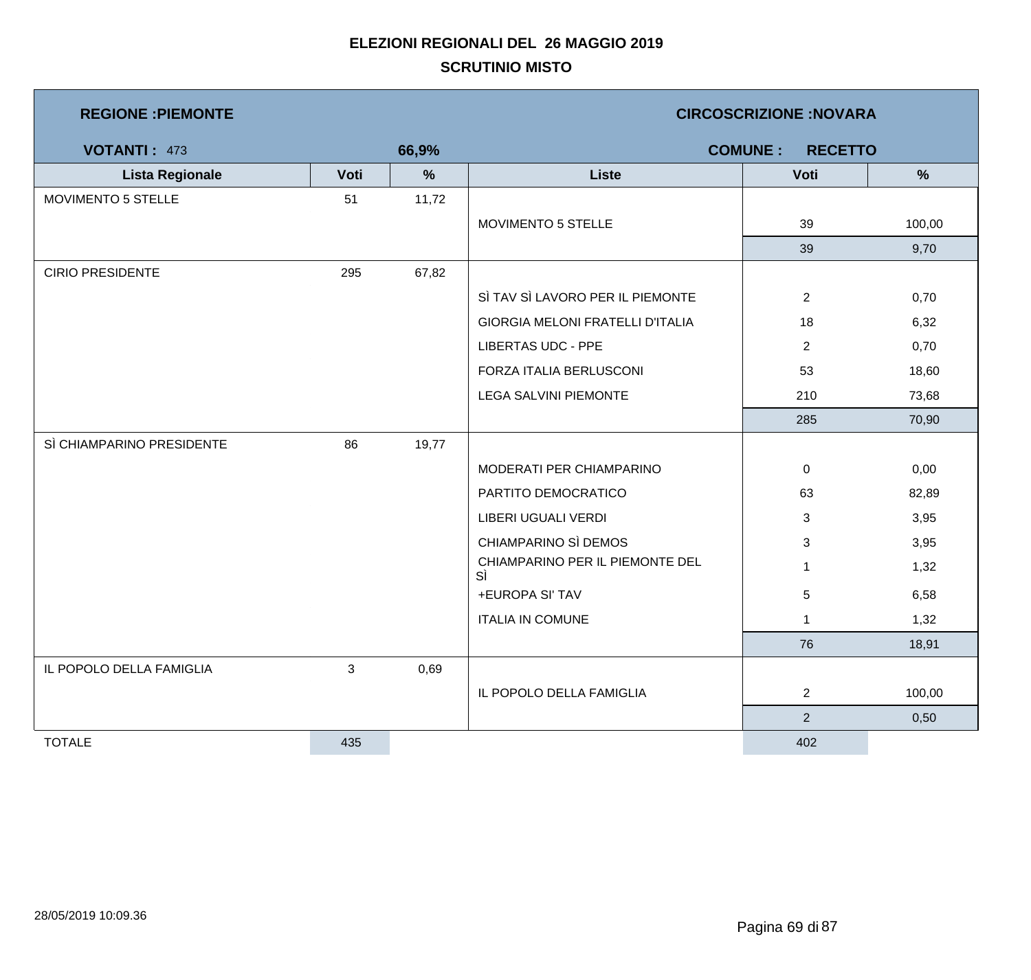# ELEZIONI REGIONALI DEL 26 MAGGIO 2019

## SCRUTINIO MISTO

**REGIONE :PIEMONTE** | **CIRCOSCRIZIONE :NOVARA**

**VOTANTI :** 473 | **66,9%** | **COMUNE : RECETTO**

| Lista Regionale | Voti | % | Liste | Voti | % |
|---|---|---|---|---|---|
| MOVIMENTO 5 STELLE | 51 | 11,72 | | | |
| | | | MOVIMENTO 5 STELLE | 39 | 100,00 |
| | | | | 39 | 9,70 |
| CIRIO PRESIDENTE | 295 | 67,82 | | | |
| | | | SÌ TAV SÌ LAVORO PER IL PIEMONTE | 2 | 0,70 |
| | | | GIORGIA MELONI FRATELLI D'ITALIA | 18 | 6,32 |
| | | | LIBERTAS UDC - PPE | 2 | 0,70 |
| | | | FORZA ITALIA BERLUSCONI | 53 | 18,60 |
| | | | LEGA SALVINI PIEMONTE | 210 | 73,68 |
| | | | | 285 | 70,90 |
| SÌ CHIAMPARINO PRESIDENTE | 86 | 19,77 | | | |
| | | | MODERATI PER CHIAMPARINO | 0 | 0,00 |
| | | | PARTITO DEMOCRATICO | 63 | 82,89 |
| | | | LIBERI UGUALI VERDI | 3 | 3,95 |
| | | | CHIAMPARINO SÌ DEMOS | 3 | 3,95 |
| | | | CHIAMPARINO PER IL PIEMONTE DEL SÌ | 1 | 1,32 |
| | | | +EUROPA SI' TAV | 5 | 6,58 |
| | | | ITALIA IN COMUNE | 1 | 1,32 |
| | | | | 76 | 18,91 |
| IL POPOLO DELLA FAMIGLIA | 3 | 0,69 | | | |
| | | | IL POPOLO DELLA FAMIGLIA | 2 | 100,00 |
| | | | | 2 | 0,50 |
| TOTALE | 435 | | | 402 | |

28/05/2019 10:09.36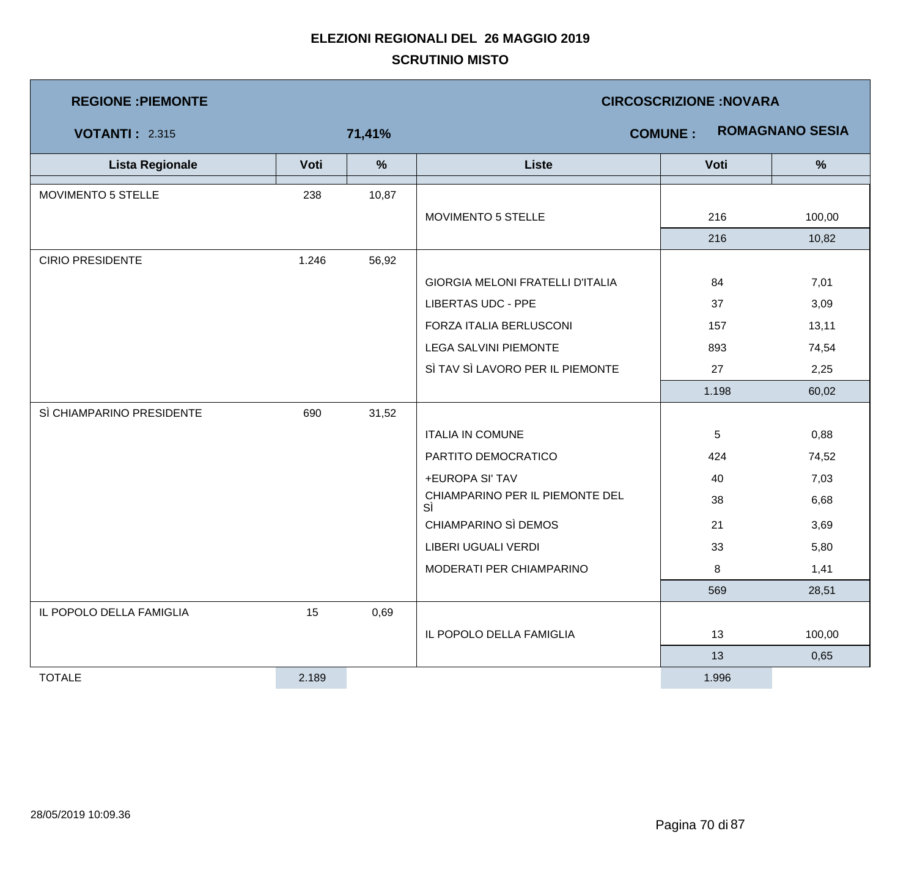# ELEZIONI REGIONALI DEL 26 MAGGIO 2019

## SCRUTINIO MISTO

**REGIONE :PIEMONTE** — **CIRCOSCRIZIONE :NOVARA**

**VOTANTI :** 2.315 — **71,41%** — **COMUNE :** **ROMAGNANO SESIA**

| Lista Regionale | Voti | % | Liste | Voti | % |
|---|---|---|---|---|---|
| MOVIMENTO 5 STELLE | 238 | 10,87 | | | |
| | | | MOVIMENTO 5 STELLE | 216 | 100,00 |
| | | | | 216 | 10,82 |
| CIRIO PRESIDENTE | 1.246 | 56,92 | | | |
| | | | GIORGIA MELONI FRATELLI D'ITALIA | 84 | 7,01 |
| | | | LIBERTAS UDC - PPE | 37 | 3,09 |
| | | | FORZA ITALIA BERLUSCONI | 157 | 13,11 |
| | | | LEGA SALVINI PIEMONTE | 893 | 74,54 |
| | | | SÌ TAV SÌ LAVORO PER IL PIEMONTE | 27 | 2,25 |
| | | | | 1.198 | 60,02 |
| SÌ CHIAMPARINO PRESIDENTE | 690 | 31,52 | | | |
| | | | ITALIA IN COMUNE | 5 | 0,88 |
| | | | PARTITO DEMOCRATICO | 424 | 74,52 |
| | | | +EUROPA SI' TAV | 40 | 7,03 |
| | | | CHIAMPARINO PER IL PIEMONTE DEL SÌ | 38 | 6,68 |
| | | | CHIAMPARINO SÌ DEMOS | 21 | 3,69 |
| | | | LIBERI UGUALI VERDI | 33 | 5,80 |
| | | | MODERATI PER CHIAMPARINO | 8 | 1,41 |
| | | | | 569 | 28,51 |
| IL POPOLO DELLA FAMIGLIA | 15 | 0,69 | | | |
| | | | IL POPOLO DELLA FAMIGLIA | 13 | 100,00 |
| | | | | 13 | 0,65 |
| TOTALE | 2.189 | | | 1.996 | |

28/05/2019 10:09.36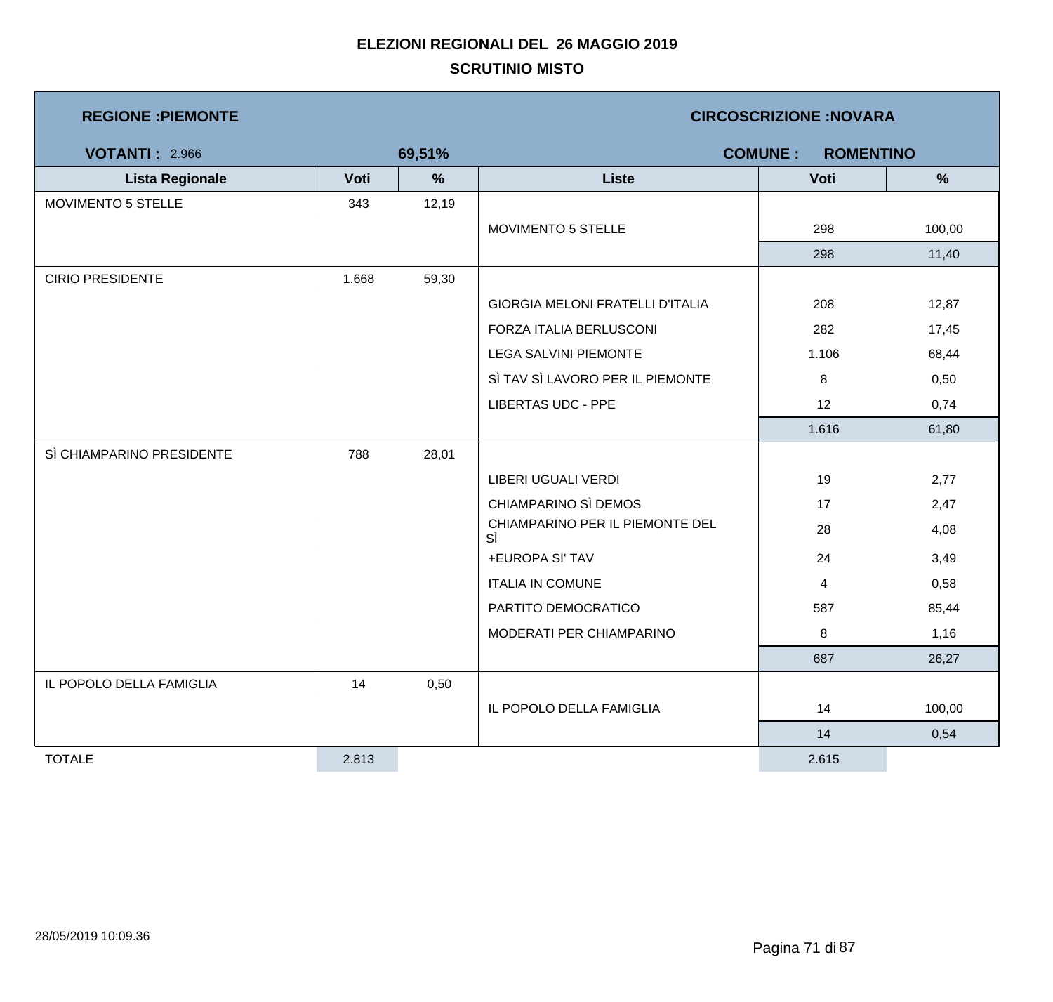# ELEZIONI REGIONALI DEL 26 MAGGIO 2019

## SCRUTINIO MISTO

**REGIONE :PIEMONTE** | **CIRCOSCRIZIONE :NOVARA**

**VOTANTI :** 2.966 **69,51%** | **COMUNE : ROMENTINO**

| Lista Regionale | Voti | % | Liste | Voti | % |
|---|---|---|---|---|---|
| MOVIMENTO 5 STELLE | 343 | 12,19 | | | |
| | | | MOVIMENTO 5 STELLE | 298 | 100,00 |
| | | | | 298 | 11,40 |
| CIRIO PRESIDENTE | 1.668 | 59,30 | | | |
| | | | GIORGIA MELONI FRATELLI D'ITALIA | 208 | 12,87 |
| | | | FORZA ITALIA BERLUSCONI | 282 | 17,45 |
| | | | LEGA SALVINI PIEMONTE | 1.106 | 68,44 |
| | | | SÌ TAV SÌ LAVORO PER IL PIEMONTE | 8 | 0,50 |
| | | | LIBERTAS UDC - PPE | 12 | 0,74 |
| | | | | 1.616 | 61,80 |
| SÌ CHIAMPARINO PRESIDENTE | 788 | 28,01 | | | |
| | | | LIBERI UGUALI VERDI | 19 | 2,77 |
| | | | CHIAMPARINO SÌ DEMOS | 17 | 2,47 |
| | | | CHIAMPARINO PER IL PIEMONTE DEL SÌ | 28 | 4,08 |
| | | | +EUROPA SI' TAV | 24 | 3,49 |
| | | | ITALIA IN COMUNE | 4 | 0,58 |
| | | | PARTITO DEMOCRATICO | 587 | 85,44 |
| | | | MODERATI PER CHIAMPARINO | 8 | 1,16 |
| | | | | 687 | 26,27 |
| IL POPOLO DELLA FAMIGLIA | 14 | 0,50 | | | |
| | | | IL POPOLO DELLA FAMIGLIA | 14 | 100,00 |
| | | | | 14 | 0,54 |
| TOTALE | 2.813 | | | 2.615 | |

28/05/2019 10:09.36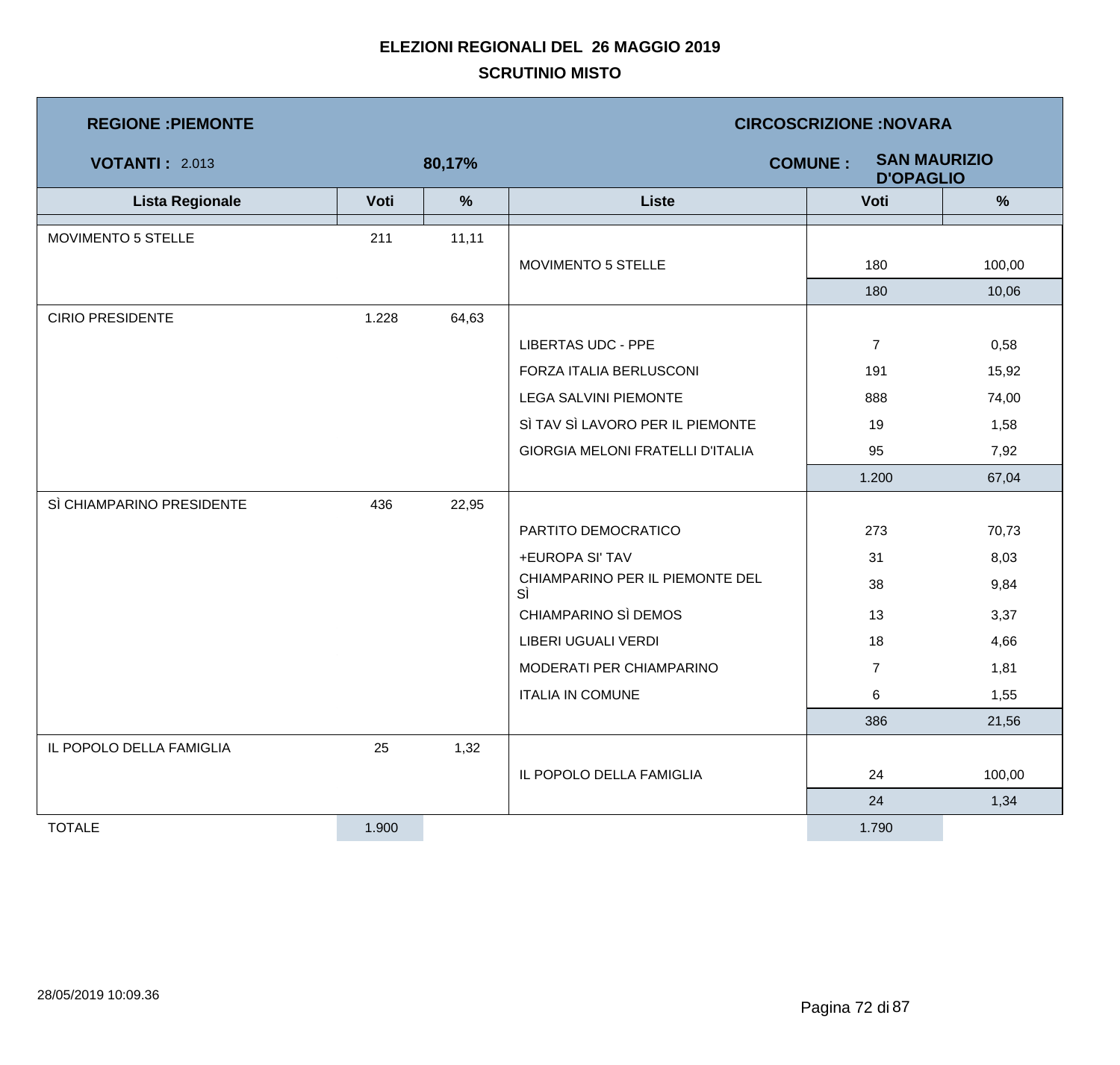# ELEZIONI REGIONALI DEL 26 MAGGIO 2019

## SCRUTINIO MISTO

**REGIONE :PIEMONTE** | **CIRCOSCRIZIONE :NOVARA**

**VOTANTI :** 2.013 | **80,17%** | **COMUNE :** **SAN MAURIZIO D'OPAGLIO**

| Lista Regionale | Voti | % | Liste | Voti | % |
|---|---|---|---|---|---|
| MOVIMENTO 5 STELLE | 211 | 11,11 | | | |
| | | | MOVIMENTO 5 STELLE | 180 | 100,00 |
| | | | | 180 | 10,06 |
| CIRIO PRESIDENTE | 1.228 | 64,63 | | | |
| | | | LIBERTAS UDC - PPE | 7 | 0,58 |
| | | | FORZA ITALIA BERLUSCONI | 191 | 15,92 |
| | | | LEGA SALVINI PIEMONTE | 888 | 74,00 |
| | | | SÌ TAV SÌ LAVORO PER IL PIEMONTE | 19 | 1,58 |
| | | | GIORGIA MELONI FRATELLI D'ITALIA | 95 | 7,92 |
| | | | | 1.200 | 67,04 |
| SÌ CHIAMPARINO PRESIDENTE | 436 | 22,95 | | | |
| | | | PARTITO DEMOCRATICO | 273 | 70,73 |
| | | | +EUROPA SI' TAV | 31 | 8,03 |
| | | | CHIAMPARINO PER IL PIEMONTE DEL SÌ | 38 | 9,84 |
| | | | CHIAMPARINO SÌ DEMOS | 13 | 3,37 |
| | | | LIBERI UGUALI VERDI | 18 | 4,66 |
| | | | MODERATI PER CHIAMPARINO | 7 | 1,81 |
| | | | ITALIA IN COMUNE | 6 | 1,55 |
| | | | | 386 | 21,56 |
| IL POPOLO DELLA FAMIGLIA | 25 | 1,32 | | | |
| | | | IL POPOLO DELLA FAMIGLIA | 24 | 100,00 |
| | | | | 24 | 1,34 |
| TOTALE | 1.900 | | | 1.790 | |

28/05/2019 10:09.36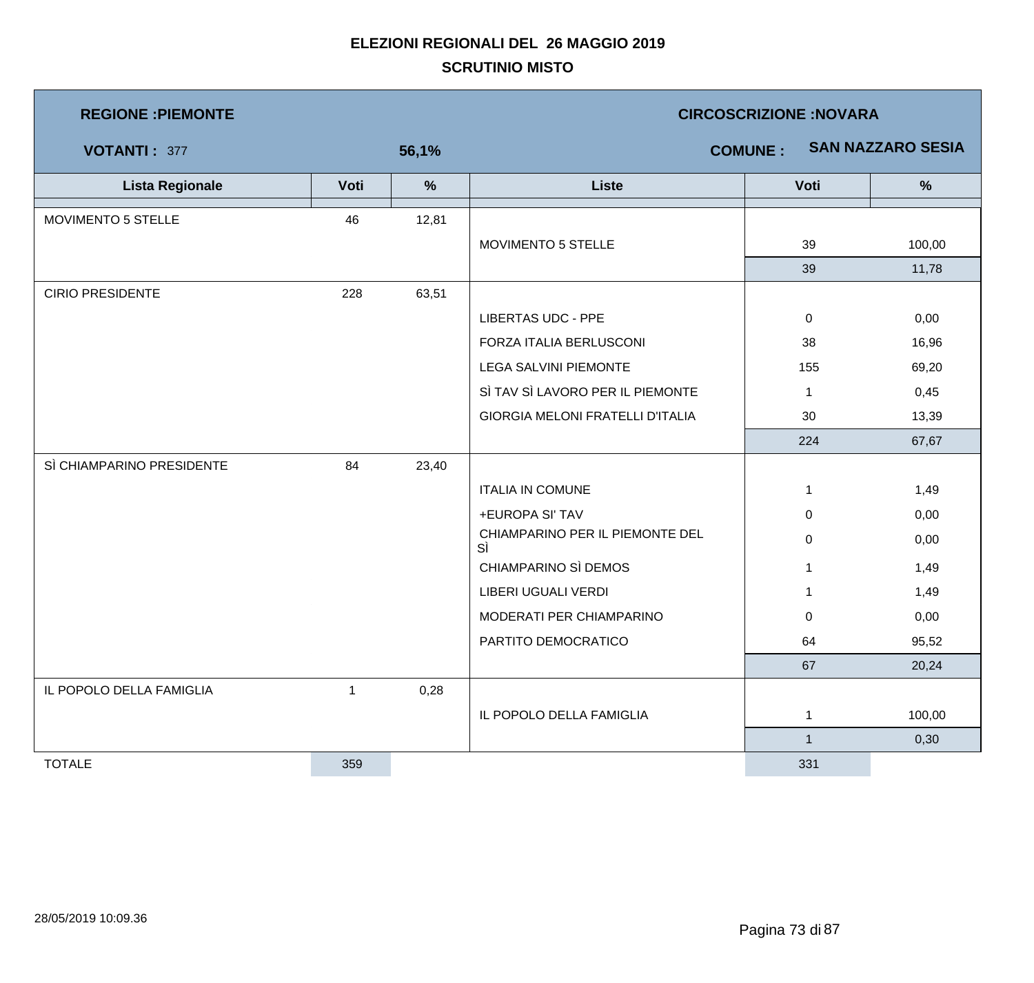# ELEZIONI REGIONALI DEL 26 MAGGIO 2019

## SCRUTINIO MISTO

**REGIONE :PIEMONTE** | **CIRCOSCRIZIONE :NOVARA**

**VOTANTI :** 377 | **56,1%** | **COMUNE :** **SAN NAZZARO SESIA**

| Lista Regionale | Voti | % | Liste | Voti | % |
|---|---|---|---|---|---|
| MOVIMENTO 5 STELLE | 46 | 12,81 | | | |
| | | | MOVIMENTO 5 STELLE | 39 | 100,00 |
| | | | | 39 | 11,78 |
| CIRIO PRESIDENTE | 228 | 63,51 | | | |
| | | | LIBERTAS UDC - PPE | 0 | 0,00 |
| | | | FORZA ITALIA BERLUSCONI | 38 | 16,96 |
| | | | LEGA SALVINI PIEMONTE | 155 | 69,20 |
| | | | SÌ TAV SÌ LAVORO PER IL PIEMONTE | 1 | 0,45 |
| | | | GIORGIA MELONI FRATELLI D'ITALIA | 30 | 13,39 |
| | | | | 224 | 67,67 |
| SÌ CHIAMPARINO PRESIDENTE | 84 | 23,40 | | | |
| | | | ITALIA IN COMUNE | 1 | 1,49 |
| | | | +EUROPA SI' TAV | 0 | 0,00 |
| | | | CHIAMPARINO PER IL PIEMONTE DEL SÌ | 0 | 0,00 |
| | | | CHIAMPARINO SÌ DEMOS | 1 | 1,49 |
| | | | LIBERI UGUALI VERDI | 1 | 1,49 |
| | | | MODERATI PER CHIAMPARINO | 0 | 0,00 |
| | | | PARTITO DEMOCRATICO | 64 | 95,52 |
| | | | | 67 | 20,24 |
| IL POPOLO DELLA FAMIGLIA | 1 | 0,28 | | | |
| | | | IL POPOLO DELLA FAMIGLIA | 1 | 100,00 |
| | | | | 1 | 0,30 |
| TOTALE | 359 | | | 331 | |

28/05/2019 10:09.36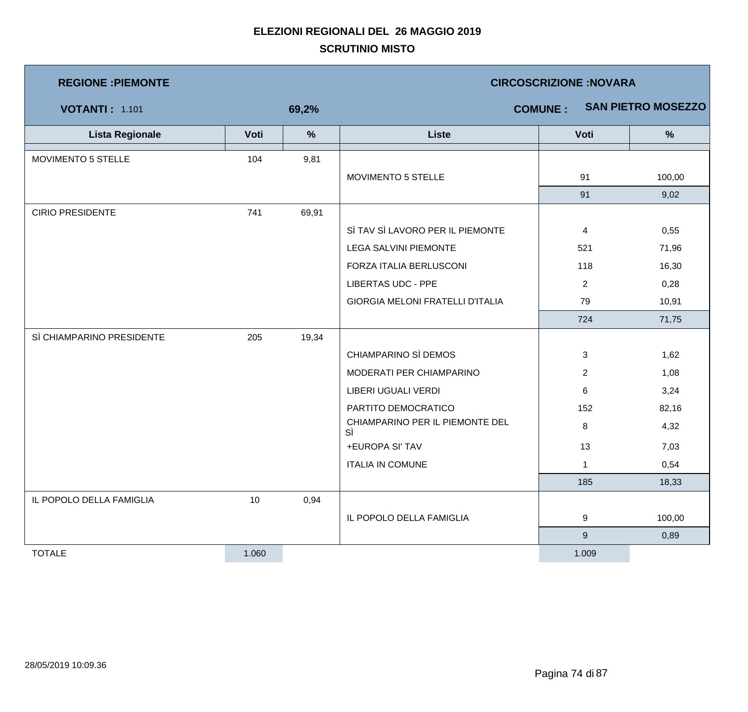# ELEZIONI REGIONALI DEL 26 MAGGIO 2019

## SCRUTINIO MISTO

**REGIONE :PIEMONTE** | **CIRCOSCRIZIONE :NOVARA**

**VOTANTI :** 1.101 **69,2%** | **COMUNE : SAN PIETRO MOSEZZO**

| Lista Regionale | Voti | % | Liste | Voti | % |
|---|---|---|---|---|---|
| MOVIMENTO 5 STELLE | 104 | 9,81 | | | |
| | | | MOVIMENTO 5 STELLE | 91 | 100,00 |
| | | | | 91 | 9,02 |
| CIRIO PRESIDENTE | 741 | 69,91 | | | |
| | | | SÌ TAV SÌ LAVORO PER IL PIEMONTE | 4 | 0,55 |
| | | | LEGA SALVINI PIEMONTE | 521 | 71,96 |
| | | | FORZA ITALIA BERLUSCONI | 118 | 16,30 |
| | | | LIBERTAS UDC - PPE | 2 | 0,28 |
| | | | GIORGIA MELONI FRATELLI D'ITALIA | 79 | 10,91 |
| | | | | 724 | 71,75 |
| SÌ CHIAMPARINO PRESIDENTE | 205 | 19,34 | | | |
| | | | CHIAMPARINO SÌ DEMOS | 3 | 1,62 |
| | | | MODERATI PER CHIAMPARINO | 2 | 1,08 |
| | | | LIBERI UGUALI VERDI | 6 | 3,24 |
| | | | PARTITO DEMOCRATICO | 152 | 82,16 |
| | | | CHIAMPARINO PER IL PIEMONTE DEL SÌ | 8 | 4,32 |
| | | | +EUROPA SI' TAV | 13 | 7,03 |
| | | | ITALIA IN COMUNE | 1 | 0,54 |
| | | | | 185 | 18,33 |
| IL POPOLO DELLA FAMIGLIA | 10 | 0,94 | | | |
| | | | IL POPOLO DELLA FAMIGLIA | 9 | 100,00 |
| | | | | 9 | 0,89 |
| TOTALE | 1.060 | | | 1.009 | |

28/05/2019 10:09.36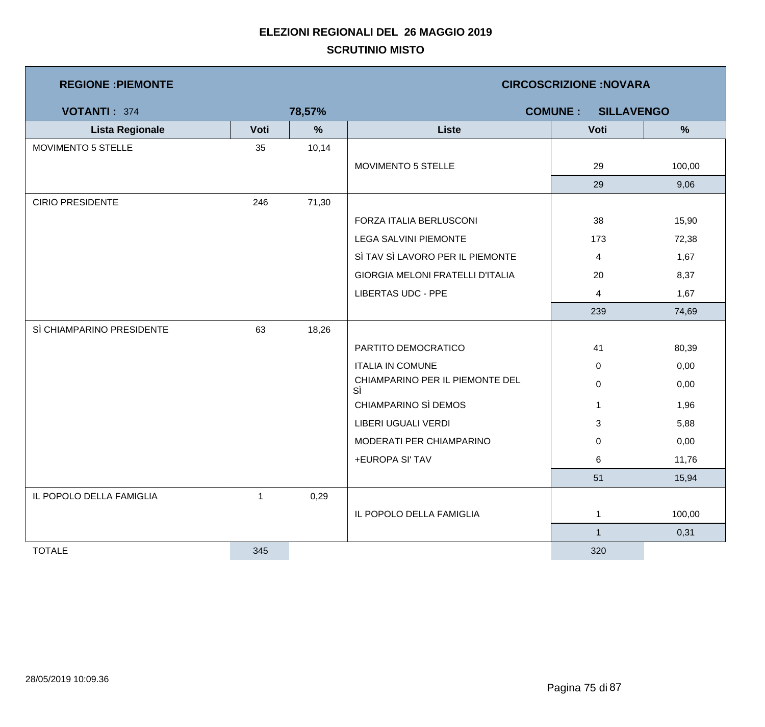# ELEZIONI REGIONALI DEL 26 MAGGIO 2019

## SCRUTINIO MISTO

| **REGIONE :PIEMONTE** | | | **CIRCOSCRIZIONE :NOVARA** | | |
|---|---|---|---|---|---|
| **VOTANTI :** 374 | | **78,57%** | **COMUNE : SILLAVENGO** | | |
| **Lista Regionale** | **Voti** | **%** | **Liste** | **Voti** | **%** |
| MOVIMENTO 5 STELLE | 35 | 10,14 | | | |
| | | | MOVIMENTO 5 STELLE | 29 | 100,00 |
| | | | | 29 | 9,06 |
| CIRIO PRESIDENTE | 246 | 71,30 | | | |
| | | | FORZA ITALIA BERLUSCONI | 38 | 15,90 |
| | | | LEGA SALVINI PIEMONTE | 173 | 72,38 |
| | | | SÌ TAV SÌ LAVORO PER IL PIEMONTE | 4 | 1,67 |
| | | | GIORGIA MELONI FRATELLI D'ITALIA | 20 | 8,37 |
| | | | LIBERTAS UDC - PPE | 4 | 1,67 |
| | | | | 239 | 74,69 |
| SÌ CHIAMPARINO PRESIDENTE | 63 | 18,26 | | | |
| | | | PARTITO DEMOCRATICO | 41 | 80,39 |
| | | | ITALIA IN COMUNE | 0 | 0,00 |
| | | | CHIAMPARINO PER IL PIEMONTE DEL SÌ | 0 | 0,00 |
| | | | CHIAMPARINO SÌ DEMOS | 1 | 1,96 |
| | | | LIBERI UGUALI VERDI | 3 | 5,88 |
| | | | MODERATI PER CHIAMPARINO | 0 | 0,00 |
| | | | +EUROPA SI' TAV | 6 | 11,76 |
| | | | | 51 | 15,94 |
| IL POPOLO DELLA FAMIGLIA | 1 | 0,29 | | | |
| | | | IL POPOLO DELLA FAMIGLIA | 1 | 100,00 |
| | | | | 1 | 0,31 |
| TOTALE | 345 | | | 320 | |

28/05/2019 10:09.36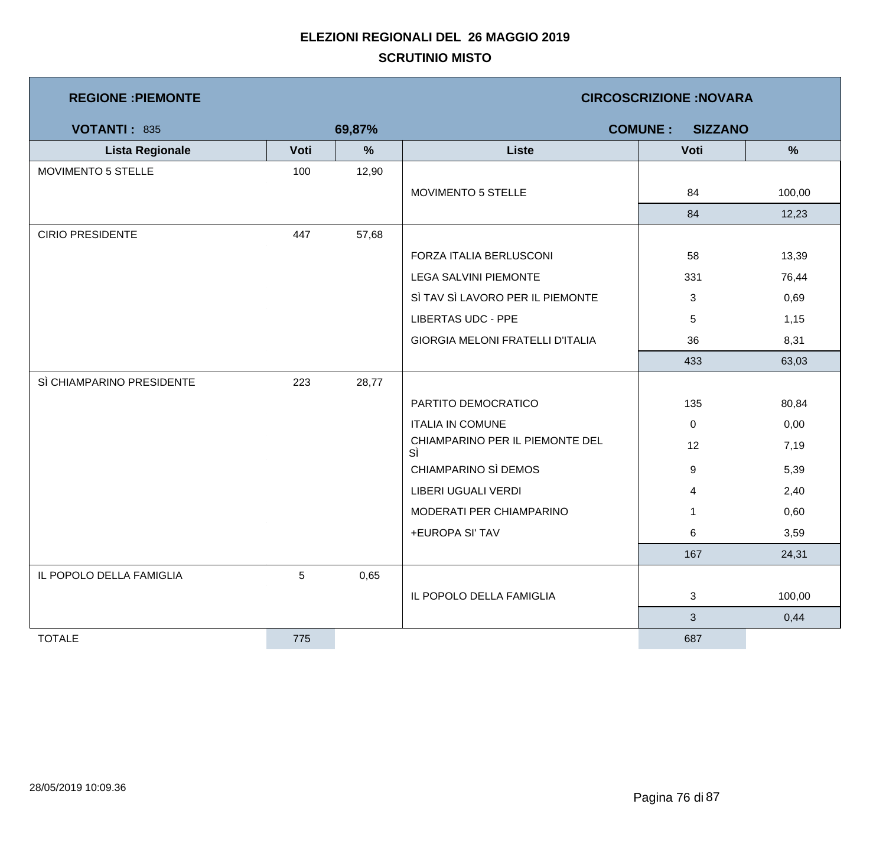**ELEZIONI REGIONALI DEL 26 MAGGIO 2019**

**SCRUTINIO MISTO**

| **REGIONE :PIEMONTE** | | | **CIRCOSCRIZIONE :NOVARA** | | |
|---|---|---|---|---|---|
| **VOTANTI :** 835 | | **69,87%** | **COMUNE : SIZZANO** | | |
| **Lista Regionale** | **Voti** | **%** | **Liste** | **Voti** | **%** |
| MOVIMENTO 5 STELLE | 100 | 12,90 | | | |
| | | | MOVIMENTO 5 STELLE | 84 | 100,00 |
| | | | | 84 | 12,23 |
| CIRIO PRESIDENTE | 447 | 57,68 | | | |
| | | | FORZA ITALIA BERLUSCONI | 58 | 13,39 |
| | | | LEGA SALVINI PIEMONTE | 331 | 76,44 |
| | | | SÌ TAV SÌ LAVORO PER IL PIEMONTE | 3 | 0,69 |
| | | | LIBERTAS UDC - PPE | 5 | 1,15 |
| | | | GIORGIA MELONI FRATELLI D'ITALIA | 36 | 8,31 |
| | | | | 433 | 63,03 |
| SÌ CHIAMPARINO PRESIDENTE | 223 | 28,77 | | | |
| | | | PARTITO DEMOCRATICO | 135 | 80,84 |
| | | | ITALIA IN COMUNE | 0 | 0,00 |
| | | | CHIAMPARINO PER IL PIEMONTE DEL SÌ | 12 | 7,19 |
| | | | CHIAMPARINO SÌ DEMOS | 9 | 5,39 |
| | | | LIBERI UGUALI VERDI | 4 | 2,40 |
| | | | MODERATI PER CHIAMPARINO | 1 | 0,60 |
| | | | +EUROPA SI' TAV | 6 | 3,59 |
| | | | | 167 | 24,31 |
| IL POPOLO DELLA FAMIGLIA | 5 | 0,65 | | | |
| | | | IL POPOLO DELLA FAMIGLIA | 3 | 100,00 |
| | | | | 3 | 0,44 |
| TOTALE | 775 | | | 687 | |

28/05/2019 10:09.36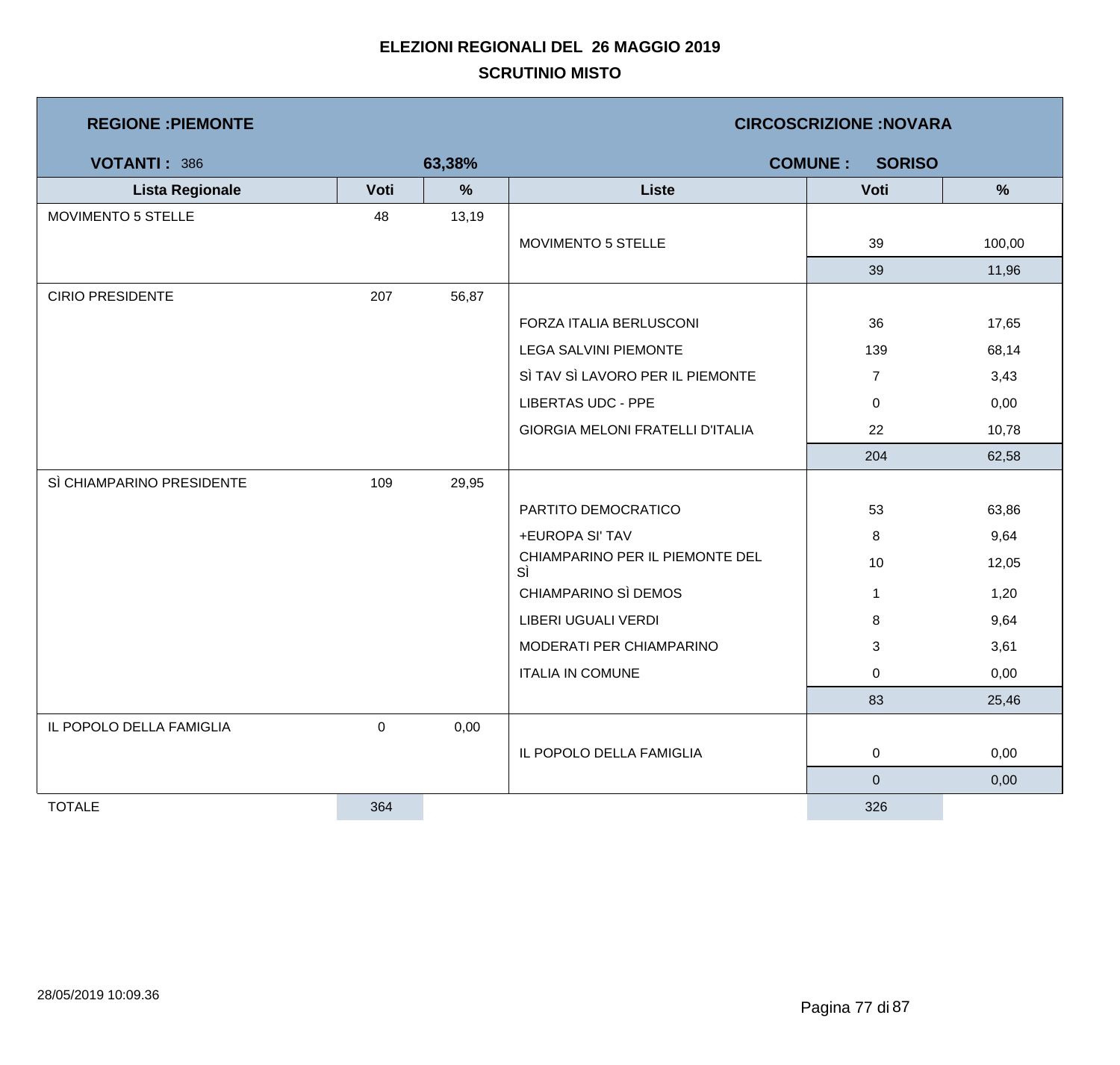# ELEZIONI REGIONALI DEL 26 MAGGIO 2019

## SCRUTINIO MISTO

**REGIONE :PIEMONTE** | **CIRCOSCRIZIONE :NOVARA**

**VOTANTI :** 386 | **63,38%** | **COMUNE : SORISO**

| Lista Regionale | Voti | % | Liste | Voti | % |
|---|---|---|---|---|---|
| MOVIMENTO 5 STELLE | 48 | 13,19 | | | |
| | | | MOVIMENTO 5 STELLE | 39 | 100,00 |
| | | | | 39 | 11,96 |
| CIRIO PRESIDENTE | 207 | 56,87 | | | |
| | | | FORZA ITALIA BERLUSCONI | 36 | 17,65 |
| | | | LEGA SALVINI PIEMONTE | 139 | 68,14 |
| | | | SÌ TAV SÌ LAVORO PER IL PIEMONTE | 7 | 3,43 |
| | | | LIBERTAS UDC - PPE | 0 | 0,00 |
| | | | GIORGIA MELONI FRATELLI D'ITALIA | 22 | 10,78 |
| | | | | 204 | 62,58 |
| SÌ CHIAMPARINO PRESIDENTE | 109 | 29,95 | | | |
| | | | PARTITO DEMOCRATICO | 53 | 63,86 |
| | | | +EUROPA SI' TAV | 8 | 9,64 |
| | | | CHIAMPARINO PER IL PIEMONTE DEL SÌ | 10 | 12,05 |
| | | | CHIAMPARINO SÌ DEMOS | 1 | 1,20 |
| | | | LIBERI UGUALI VERDI | 8 | 9,64 |
| | | | MODERATI PER CHIAMPARINO | 3 | 3,61 |
| | | | ITALIA IN COMUNE | 0 | 0,00 |
| | | | | 83 | 25,46 |
| IL POPOLO DELLA FAMIGLIA | 0 | 0,00 | | | |
| | | | IL POPOLO DELLA FAMIGLIA | 0 | 0,00 |
| | | | | 0 | 0,00 |
| TOTALE | 364 | | | 326 | |

28/05/2019 10:09.36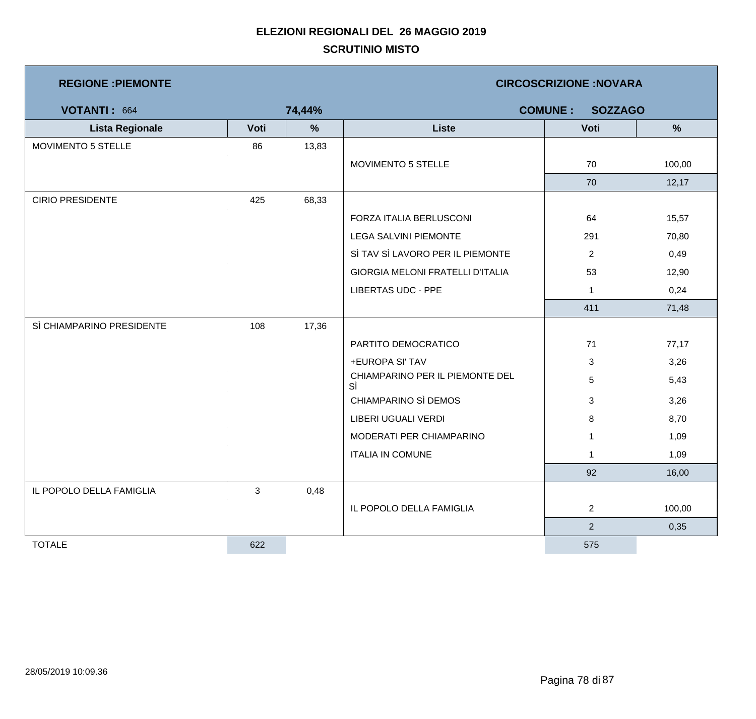# ELEZIONI REGIONALI DEL 26 MAGGIO 2019

## SCRUTINIO MISTO

**REGIONE :PIEMONTE** — **CIRCOSCRIZIONE :NOVARA**

**VOTANTI :** 664 — **74,44%** — **COMUNE : SOZZAGO**

| Lista Regionale | Voti | % | Liste | Voti | % |
|---|---|---|---|---|---|
| MOVIMENTO 5 STELLE | 86 | 13,83 | | | |
| | | | MOVIMENTO 5 STELLE | 70 | 100,00 |
| | | | | 70 | 12,17 |
| CIRIO PRESIDENTE | 425 | 68,33 | | | |
| | | | FORZA ITALIA BERLUSCONI | 64 | 15,57 |
| | | | LEGA SALVINI PIEMONTE | 291 | 70,80 |
| | | | SÌ TAV SÌ LAVORO PER IL PIEMONTE | 2 | 0,49 |
| | | | GIORGIA MELONI FRATELLI D'ITALIA | 53 | 12,90 |
| | | | LIBERTAS UDC - PPE | 1 | 0,24 |
| | | | | 411 | 71,48 |
| SÌ CHIAMPARINO PRESIDENTE | 108 | 17,36 | | | |
| | | | PARTITO DEMOCRATICO | 71 | 77,17 |
| | | | +EUROPA SI' TAV | 3 | 3,26 |
| | | | CHIAMPARINO PER IL PIEMONTE DEL SÌ | 5 | 5,43 |
| | | | CHIAMPARINO SÌ DEMOS | 3 | 3,26 |
| | | | LIBERI UGUALI VERDI | 8 | 8,70 |
| | | | MODERATI PER CHIAMPARINO | 1 | 1,09 |
| | | | ITALIA IN COMUNE | 1 | 1,09 |
| | | | | 92 | 16,00 |
| IL POPOLO DELLA FAMIGLIA | 3 | 0,48 | | | |
| | | | IL POPOLO DELLA FAMIGLIA | 2 | 100,00 |
| | | | | 2 | 0,35 |
| TOTALE | 622 | | | 575 | |

28/05/2019 10:09.36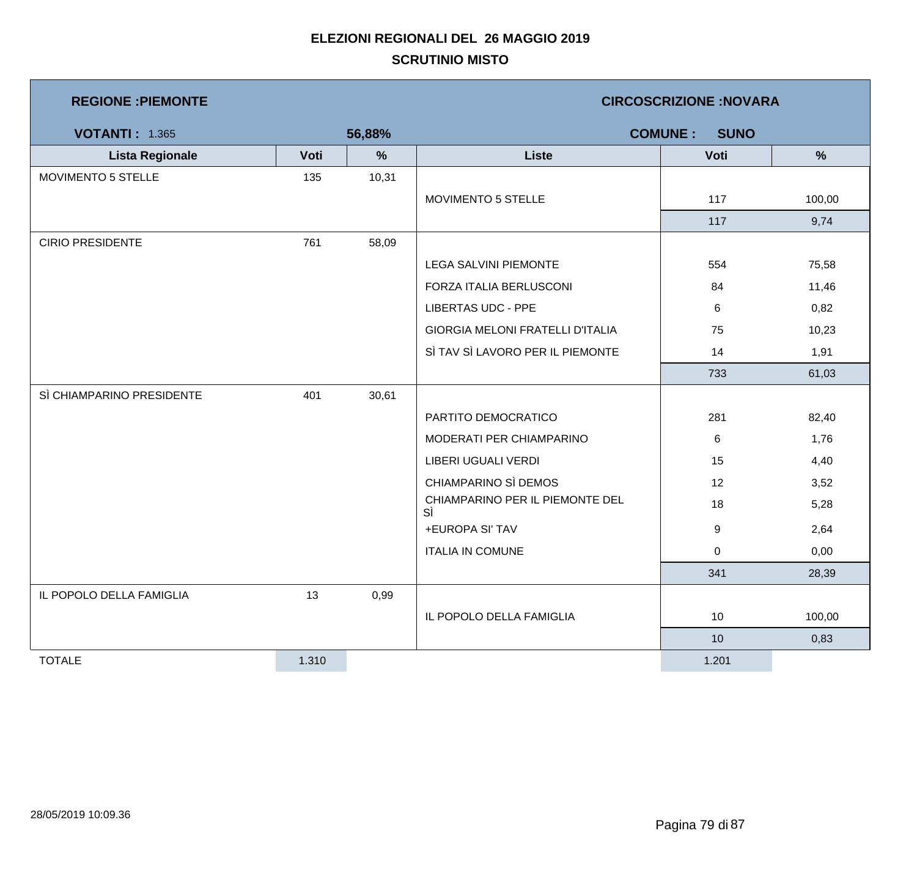**ELEZIONI REGIONALI DEL 26 MAGGIO 2019**

**SCRUTINIO MISTO**

| **REGIONE :PIEMONTE** | | | **CIRCOSCRIZIONE :NOVARA** | | |
|---|---|---|---|---|---|
| **VOTANTI :** 1.365 | | **56,88%** | **COMUNE : SUNO** | | |
| **Lista Regionale** | **Voti** | **%** | **Liste** | **Voti** | **%** |
| MOVIMENTO 5 STELLE | 135 | 10,31 | | | |
| | | | MOVIMENTO 5 STELLE | 117 | 100,00 |
| | | | | 117 | 9,74 |
| CIRIO PRESIDENTE | 761 | 58,09 | | | |
| | | | LEGA SALVINI PIEMONTE | 554 | 75,58 |
| | | | FORZA ITALIA BERLUSCONI | 84 | 11,46 |
| | | | LIBERTAS UDC - PPE | 6 | 0,82 |
| | | | GIORGIA MELONI FRATELLI D'ITALIA | 75 | 10,23 |
| | | | SÌ TAV SÌ LAVORO PER IL PIEMONTE | 14 | 1,91 |
| | | | | 733 | 61,03 |
| SÌ CHIAMPARINO PRESIDENTE | 401 | 30,61 | | | |
| | | | PARTITO DEMOCRATICO | 281 | 82,40 |
| | | | MODERATI PER CHIAMPARINO | 6 | 1,76 |
| | | | LIBERI UGUALI VERDI | 15 | 4,40 |
| | | | CHIAMPARINO SÌ DEMOS | 12 | 3,52 |
| | | | CHIAMPARINO PER IL PIEMONTE DEL SÌ | 18 | 5,28 |
| | | | +EUROPA SI' TAV | 9 | 2,64 |
| | | | ITALIA IN COMUNE | 0 | 0,00 |
| | | | | 341 | 28,39 |
| IL POPOLO DELLA FAMIGLIA | 13 | 0,99 | | | |
| | | | IL POPOLO DELLA FAMIGLIA | 10 | 100,00 |
| | | | | 10 | 0,83 |
| TOTALE | 1.310 | | | 1.201 | |

28/05/2019 10:09.36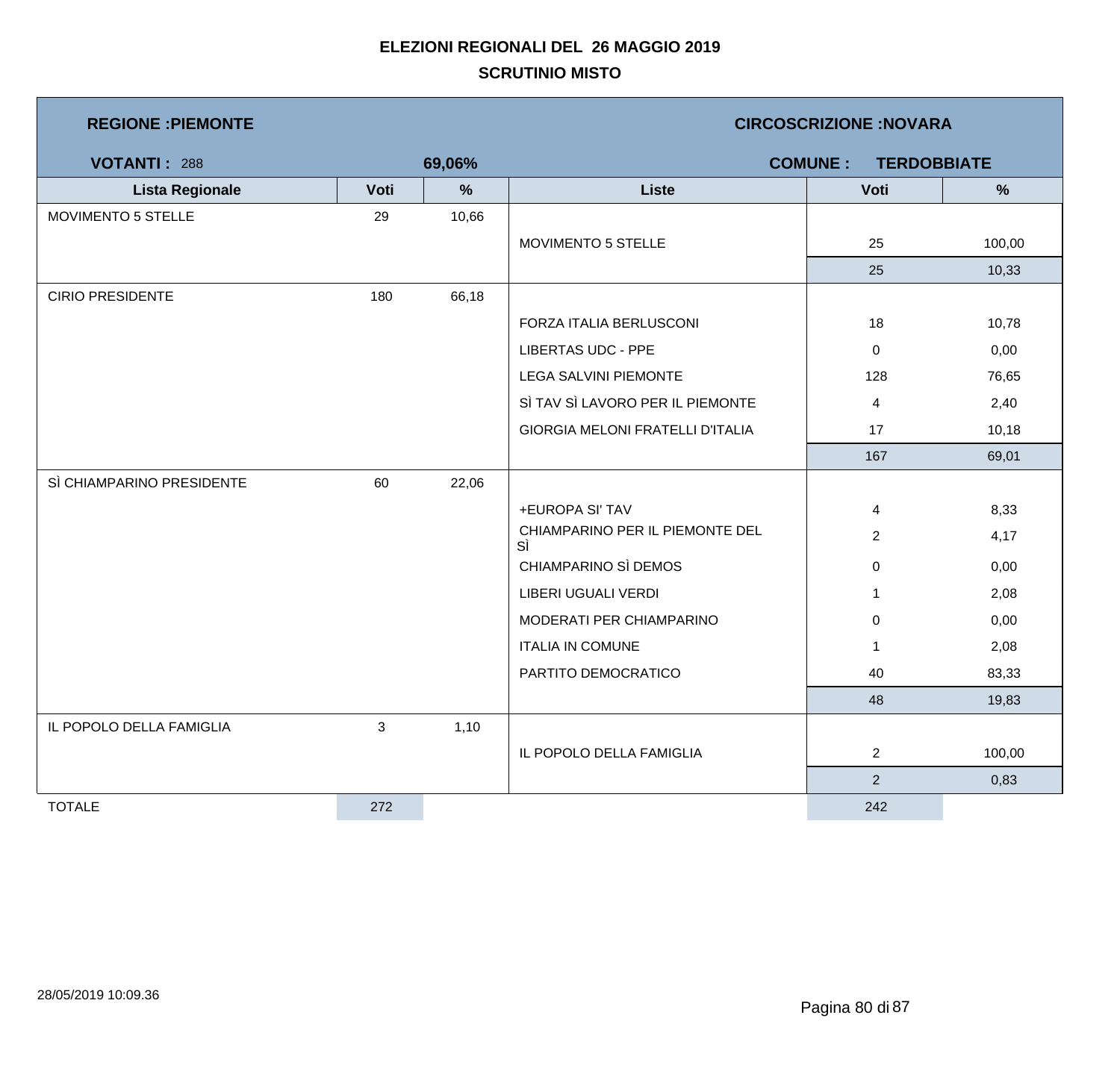**ELEZIONI REGIONALI DEL 26 MAGGIO 2019**

**SCRUTINIO MISTO**

| **REGIONE :PIEMONTE** | | | **CIRCOSCRIZIONE :NOVARA** | | |
|---|---|---|---|---|---|
| **VOTANTI :** 288 | | **69,06%** | **COMUNE :** | **TERDOBBIATE** | |
| **Lista Regionale** | **Voti** | **%** | **Liste** | **Voti** | **%** |
| MOVIMENTO 5 STELLE | 29 | 10,66 | | | |
| | | | MOVIMENTO 5 STELLE | 25 | 100,00 |
| | | | | 25 | 10,33 |
| CIRIO PRESIDENTE | 180 | 66,18 | | | |
| | | | FORZA ITALIA BERLUSCONI | 18 | 10,78 |
| | | | LIBERTAS UDC - PPE | 0 | 0,00 |
| | | | LEGA SALVINI PIEMONTE | 128 | 76,65 |
| | | | SÌ TAV SÌ LAVORO PER IL PIEMONTE | 4 | 2,40 |
| | | | GIORGIA MELONI FRATELLI D'ITALIA | 17 | 10,18 |
| | | | | 167 | 69,01 |
| SÌ CHIAMPARINO PRESIDENTE | 60 | 22,06 | | | |
| | | | +EUROPA SI' TAV | 4 | 8,33 |
| | | | CHIAMPARINO PER IL PIEMONTE DEL SÌ | 2 | 4,17 |
| | | | CHIAMPARINO SÌ DEMOS | 0 | 0,00 |
| | | | LIBERI UGUALI VERDI | 1 | 2,08 |
| | | | MODERATI PER CHIAMPARINO | 0 | 0,00 |
| | | | ITALIA IN COMUNE | 1 | 2,08 |
| | | | PARTITO DEMOCRATICO | 40 | 83,33 |
| | | | | 48 | 19,83 |
| IL POPOLO DELLA FAMIGLIA | 3 | 1,10 | | | |
| | | | IL POPOLO DELLA FAMIGLIA | 2 | 100,00 |
| | | | | 2 | 0,83 |
| TOTALE | 272 | | | 242 | |

28/05/2019 10:09.36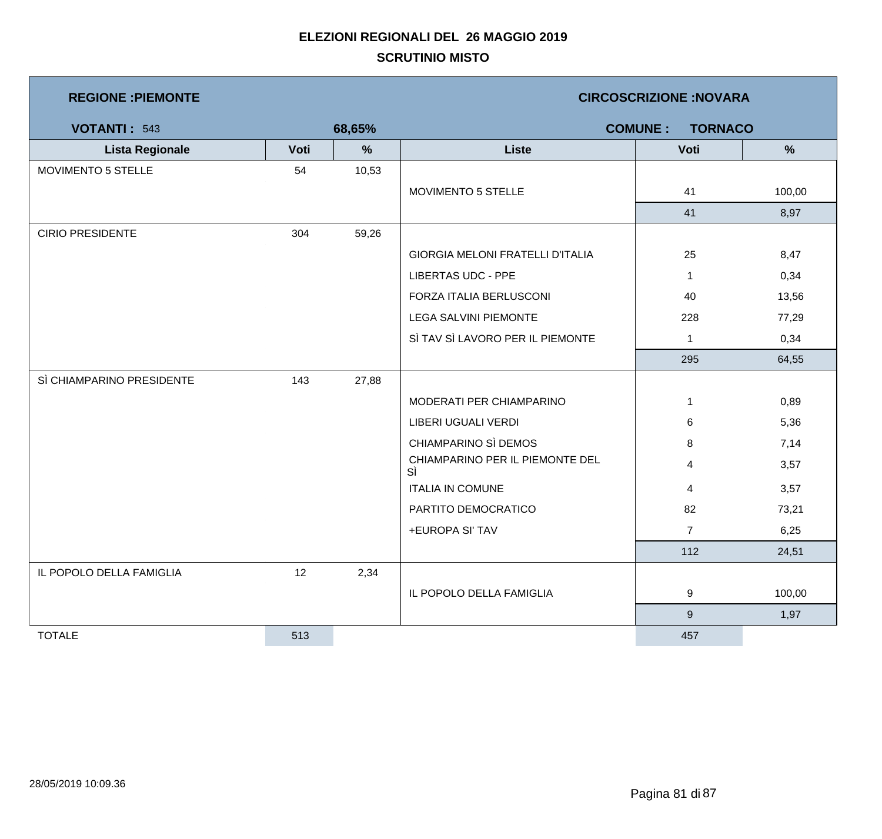# ELEZIONI REGIONALI DEL 26 MAGGIO 2019

## SCRUTINIO MISTO

**REGIONE :PIEMONTE** — **CIRCOSCRIZIONE :NOVARA**

**VOTANTI :** 543 — **68,65%** — **COMUNE : TORNACO**

| Lista Regionale | Voti | % | Liste | Voti | % |
|---|---|---|---|---|---|
| MOVIMENTO 5 STELLE | 54 | 10,53 | | | |
| | | | MOVIMENTO 5 STELLE | 41 | 100,00 |
| | | | | 41 | 8,97 |
| CIRIO PRESIDENTE | 304 | 59,26 | | | |
| | | | GIORGIA MELONI FRATELLI D'ITALIA | 25 | 8,47 |
| | | | LIBERTAS UDC - PPE | 1 | 0,34 |
| | | | FORZA ITALIA BERLUSCONI | 40 | 13,56 |
| | | | LEGA SALVINI PIEMONTE | 228 | 77,29 |
| | | | SÌ TAV SÌ LAVORO PER IL PIEMONTE | 1 | 0,34 |
| | | | | 295 | 64,55 |
| SÌ CHIAMPARINO PRESIDENTE | 143 | 27,88 | | | |
| | | | MODERATI PER CHIAMPARINO | 1 | 0,89 |
| | | | LIBERI UGUALI VERDI | 6 | 5,36 |
| | | | CHIAMPARINO SÌ DEMOS | 8 | 7,14 |
| | | | CHIAMPARINO PER IL PIEMONTE DEL SÌ | 4 | 3,57 |
| | | | ITALIA IN COMUNE | 4 | 3,57 |
| | | | PARTITO DEMOCRATICO | 82 | 73,21 |
| | | | +EUROPA SI' TAV | 7 | 6,25 |
| | | | | 112 | 24,51 |
| IL POPOLO DELLA FAMIGLIA | 12 | 2,34 | | | |
| | | | IL POPOLO DELLA FAMIGLIA | 9 | 100,00 |
| | | | | 9 | 1,97 |
| TOTALE | 513 | | | 457 | |

28/05/2019 10:09.36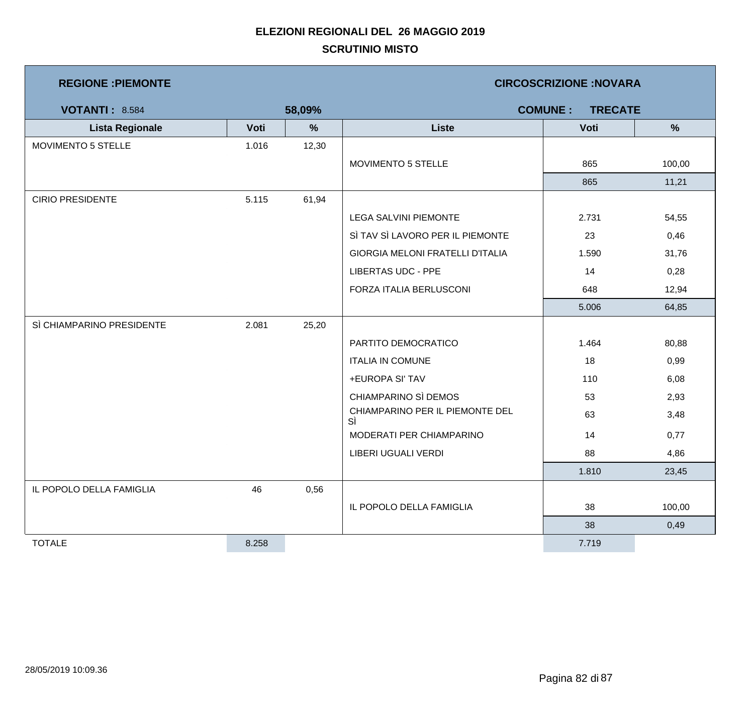# ELEZIONI REGIONALI DEL 26 MAGGIO 2019

## SCRUTINIO MISTO

**REGIONE :PIEMONTE** — **CIRCOSCRIZIONE :NOVARA**

**VOTANTI :** 8.584 **58,09%** — **COMUNE : TRECATE**

| Lista Regionale | Voti | % | Liste | Voti | % |
|---|---|---|---|---|---|
| MOVIMENTO 5 STELLE | 1.016 | 12,30 | | | |
| | | | MOVIMENTO 5 STELLE | 865 | 100,00 |
| | | | | 865 | 11,21 |
| CIRIO PRESIDENTE | 5.115 | 61,94 | | | |
| | | | LEGA SALVINI PIEMONTE | 2.731 | 54,55 |
| | | | SÌ TAV SÌ LAVORO PER IL PIEMONTE | 23 | 0,46 |
| | | | GIORGIA MELONI FRATELLI D'ITALIA | 1.590 | 31,76 |
| | | | LIBERTAS UDC - PPE | 14 | 0,28 |
| | | | FORZA ITALIA BERLUSCONI | 648 | 12,94 |
| | | | | 5.006 | 64,85 |
| SÌ CHIAMPARINO PRESIDENTE | 2.081 | 25,20 | | | |
| | | | PARTITO DEMOCRATICO | 1.464 | 80,88 |
| | | | ITALIA IN COMUNE | 18 | 0,99 |
| | | | +EUROPA SI' TAV | 110 | 6,08 |
| | | | CHIAMPARINO SÌ DEMOS | 53 | 2,93 |
| | | | CHIAMPARINO PER IL PIEMONTE DEL SÌ | 63 | 3,48 |
| | | | MODERATI PER CHIAMPARINO | 14 | 0,77 |
| | | | LIBERI UGUALI VERDI | 88 | 4,86 |
| | | | | 1.810 | 23,45 |
| IL POPOLO DELLA FAMIGLIA | 46 | 0,56 | | | |
| | | | IL POPOLO DELLA FAMIGLIA | 38 | 100,00 |
| | | | | 38 | 0,49 |
| TOTALE | 8.258 | | | 7.719 | |

28/05/2019 10:09.36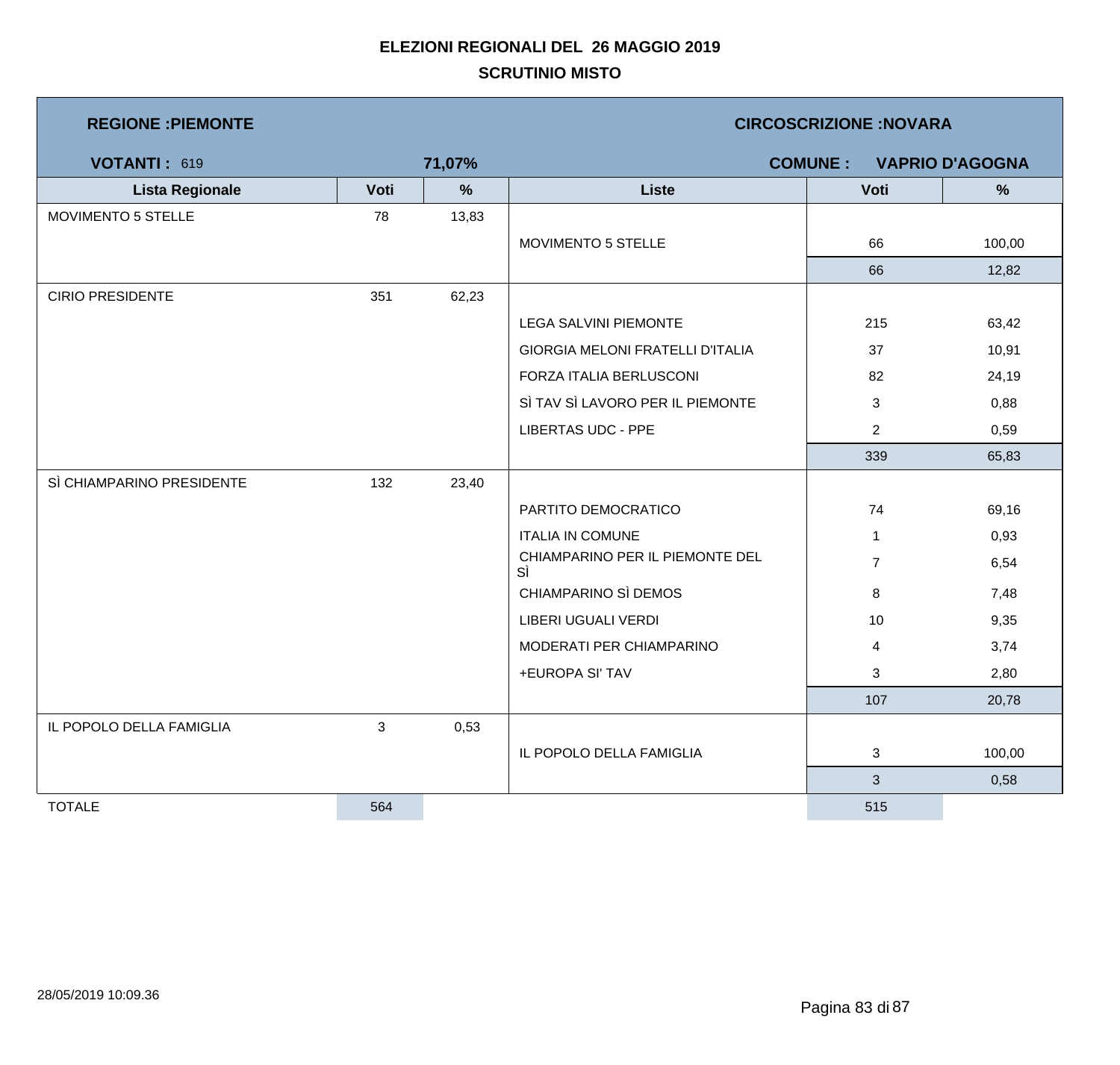# ELEZIONI REGIONALI DEL 26 MAGGIO 2019

## SCRUTINIO MISTO

**REGIONE :PIEMONTE** | **CIRCOSCRIZIONE :NOVARA**

**VOTANTI :** 619 | **71,07%** | **COMUNE :** **VAPRIO D'AGOGNA**

| Lista Regionale | Voti | % | Liste | Voti | % |
|---|---|---|---|---|---|
| MOVIMENTO 5 STELLE | 78 | 13,83 | | | |
| | | | MOVIMENTO 5 STELLE | 66 | 100,00 |
| | | | | 66 | 12,82 |
| CIRIO PRESIDENTE | 351 | 62,23 | | | |
| | | | LEGA SALVINI PIEMONTE | 215 | 63,42 |
| | | | GIORGIA MELONI FRATELLI D'ITALIA | 37 | 10,91 |
| | | | FORZA ITALIA BERLUSCONI | 82 | 24,19 |
| | | | SÌ TAV SÌ LAVORO PER IL PIEMONTE | 3 | 0,88 |
| | | | LIBERTAS UDC - PPE | 2 | 0,59 |
| | | | | 339 | 65,83 |
| SÌ CHIAMPARINO PRESIDENTE | 132 | 23,40 | | | |
| | | | PARTITO DEMOCRATICO | 74 | 69,16 |
| | | | ITALIA IN COMUNE | 1 | 0,93 |
| | | | CHIAMPARINO PER IL PIEMONTE DEL SÌ | 7 | 6,54 |
| | | | CHIAMPARINO SÌ DEMOS | 8 | 7,48 |
| | | | LIBERI UGUALI VERDI | 10 | 9,35 |
| | | | MODERATI PER CHIAMPARINO | 4 | 3,74 |
| | | | +EUROPA SI' TAV | 3 | 2,80 |
| | | | | 107 | 20,78 |
| IL POPOLO DELLA FAMIGLIA | 3 | 0,53 | | | |
| | | | IL POPOLO DELLA FAMIGLIA | 3 | 100,00 |
| | | | | 3 | 0,58 |
| TOTALE | 564 | | | 515 | |

28/05/2019 10:09.36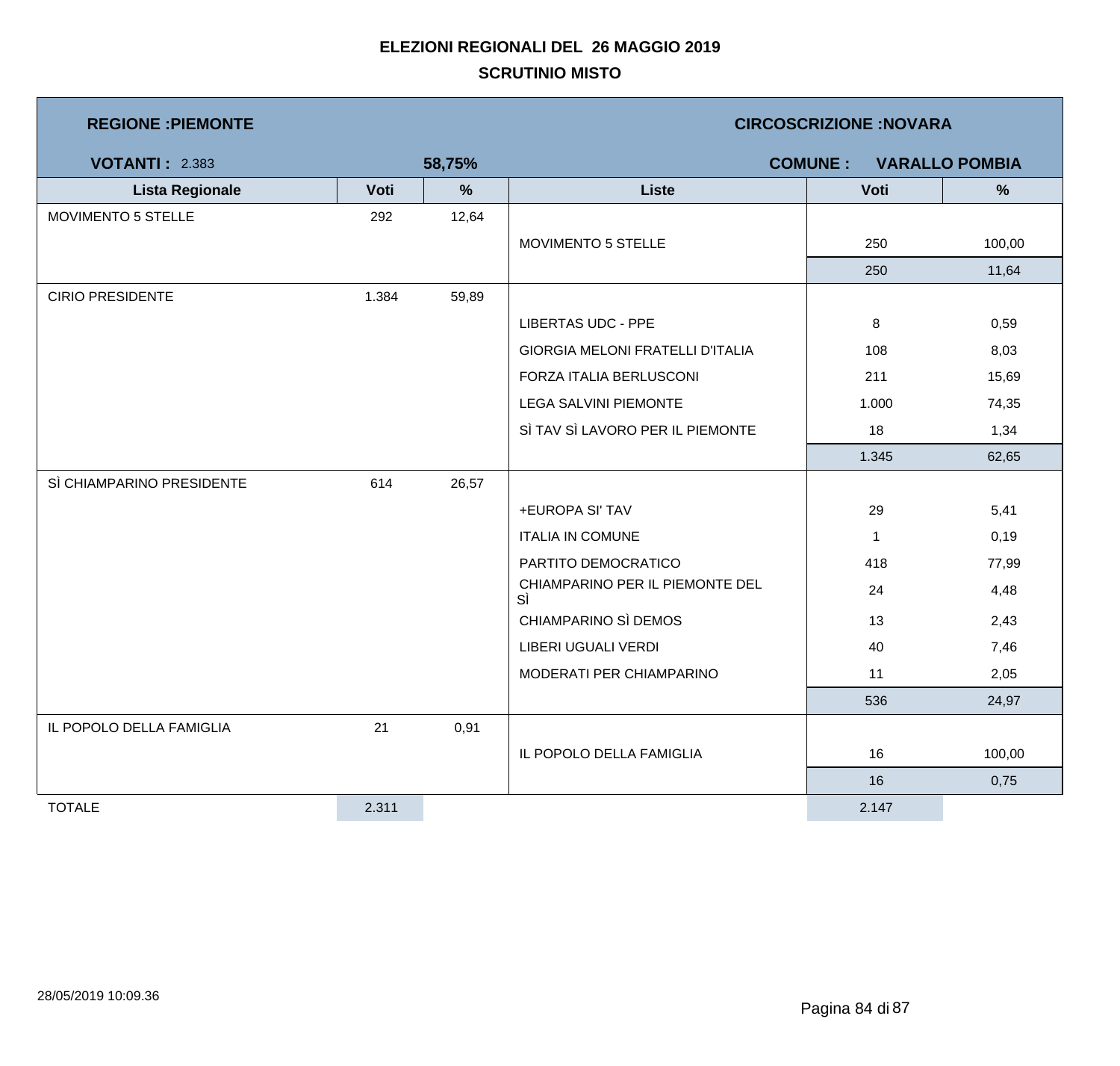# ELEZIONI REGIONALI DEL 26 MAGGIO 2019

## SCRUTINIO MISTO

**REGIONE :PIEMONTE** | **CIRCOSCRIZIONE :NOVARA**

**VOTANTI :** 2.383 | **58,75%** | **COMUNE : VARALLO POMBIA**

| Lista Regionale | Voti | % | Liste | Voti | % |
|---|---|---|---|---|---|
| MOVIMENTO 5 STELLE | 292 | 12,64 | | | |
| | | | MOVIMENTO 5 STELLE | 250 | 100,00 |
| | | | | 250 | 11,64 |
| CIRIO PRESIDENTE | 1.384 | 59,89 | | | |
| | | | LIBERTAS UDC - PPE | 8 | 0,59 |
| | | | GIORGIA MELONI FRATELLI D'ITALIA | 108 | 8,03 |
| | | | FORZA ITALIA BERLUSCONI | 211 | 15,69 |
| | | | LEGA SALVINI PIEMONTE | 1.000 | 74,35 |
| | | | SÌ TAV SÌ LAVORO PER IL PIEMONTE | 18 | 1,34 |
| | | | | 1.345 | 62,65 |
| SÌ CHIAMPARINO PRESIDENTE | 614 | 26,57 | | | |
| | | | +EUROPA SI' TAV | 29 | 5,41 |
| | | | ITALIA IN COMUNE | 1 | 0,19 |
| | | | PARTITO DEMOCRATICO | 418 | 77,99 |
| | | | CHIAMPARINO PER IL PIEMONTE DEL SÌ | 24 | 4,48 |
| | | | CHIAMPARINO SÌ DEMOS | 13 | 2,43 |
| | | | LIBERI UGUALI VERDI | 40 | 7,46 |
| | | | MODERATI PER CHIAMPARINO | 11 | 2,05 |
| | | | | 536 | 24,97 |
| IL POPOLO DELLA FAMIGLIA | 21 | 0,91 | | | |
| | | | IL POPOLO DELLA FAMIGLIA | 16 | 100,00 |
| | | | | 16 | 0,75 |
| TOTALE | 2.311 | | | 2.147 | |

28/05/2019 10:09.36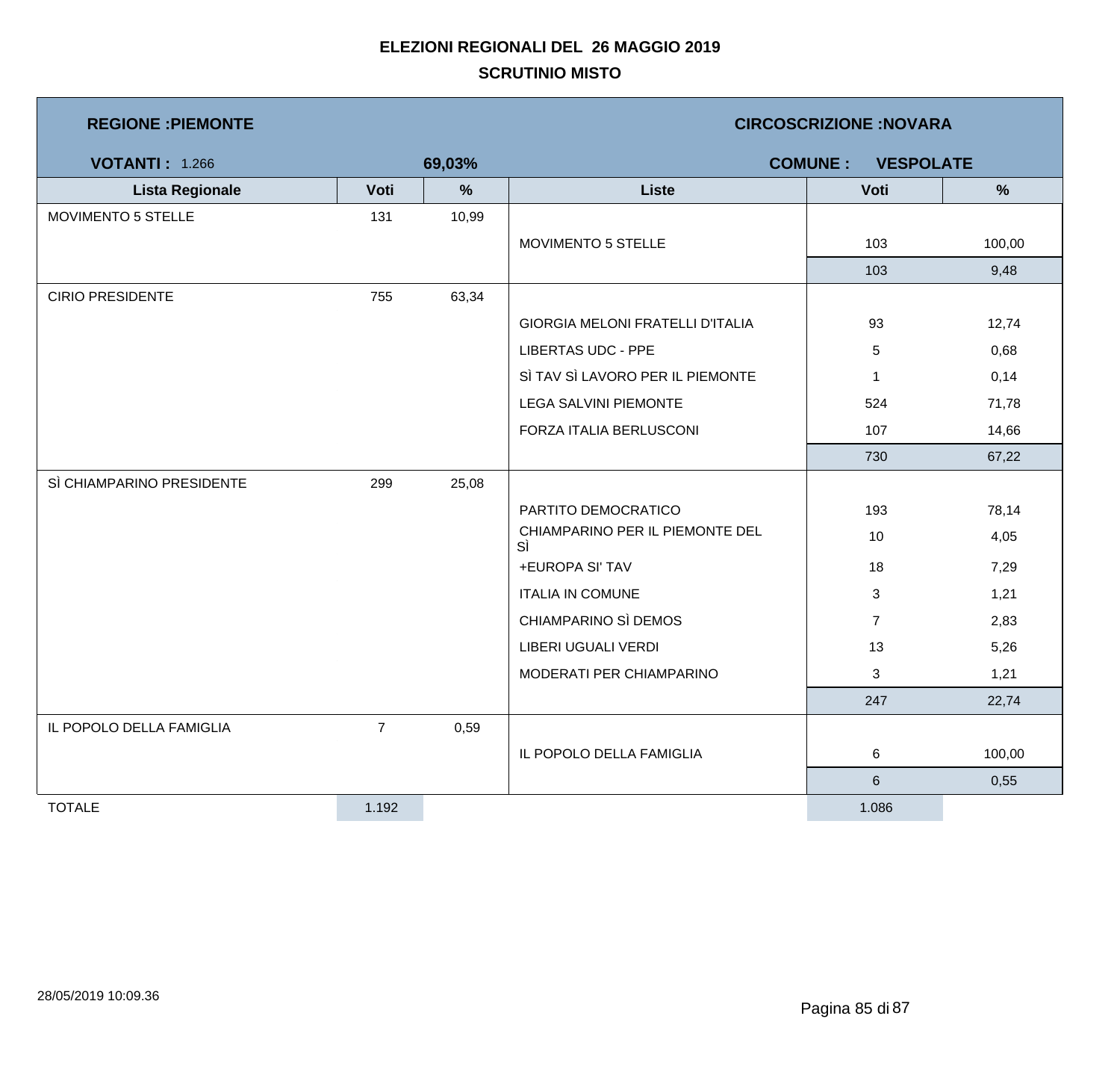# ELEZIONI REGIONALI DEL 26 MAGGIO 2019

## SCRUTINIO MISTO

**REGIONE :PIEMONTE** | **CIRCOSCRIZIONE :NOVARA**

**VOTANTI :** 1.266 | **69,03%** | **COMUNE : VESPOLATE**

| Lista Regionale | Voti | % | Liste | Voti | % |
|---|---|---|---|---|---|
| MOVIMENTO 5 STELLE | 131 | 10,99 | | | |
| | | | MOVIMENTO 5 STELLE | 103 | 100,00 |
| | | | | 103 | 9,48 |
| CIRIO PRESIDENTE | 755 | 63,34 | | | |
| | | | GIORGIA MELONI FRATELLI D'ITALIA | 93 | 12,74 |
| | | | LIBERTAS UDC - PPE | 5 | 0,68 |
| | | | SÌ TAV SÌ LAVORO PER IL PIEMONTE | 1 | 0,14 |
| | | | LEGA SALVINI PIEMONTE | 524 | 71,78 |
| | | | FORZA ITALIA BERLUSCONI | 107 | 14,66 |
| | | | | 730 | 67,22 |
| SÌ CHIAMPARINO PRESIDENTE | 299 | 25,08 | | | |
| | | | PARTITO DEMOCRATICO | 193 | 78,14 |
| | | | CHIAMPARINO PER IL PIEMONTE DEL SÌ | 10 | 4,05 |
| | | | +EUROPA SI' TAV | 18 | 7,29 |
| | | | ITALIA IN COMUNE | 3 | 1,21 |
| | | | CHIAMPARINO SÌ DEMOS | 7 | 2,83 |
| | | | LIBERI UGUALI VERDI | 13 | 5,26 |
| | | | MODERATI PER CHIAMPARINO | 3 | 1,21 |
| | | | | 247 | 22,74 |
| IL POPOLO DELLA FAMIGLIA | 7 | 0,59 | | | |
| | | | IL POPOLO DELLA FAMIGLIA | 6 | 100,00 |
| | | | | 6 | 0,55 |
| TOTALE | 1.192 | | | 1.086 | |

28/05/2019 10:09.36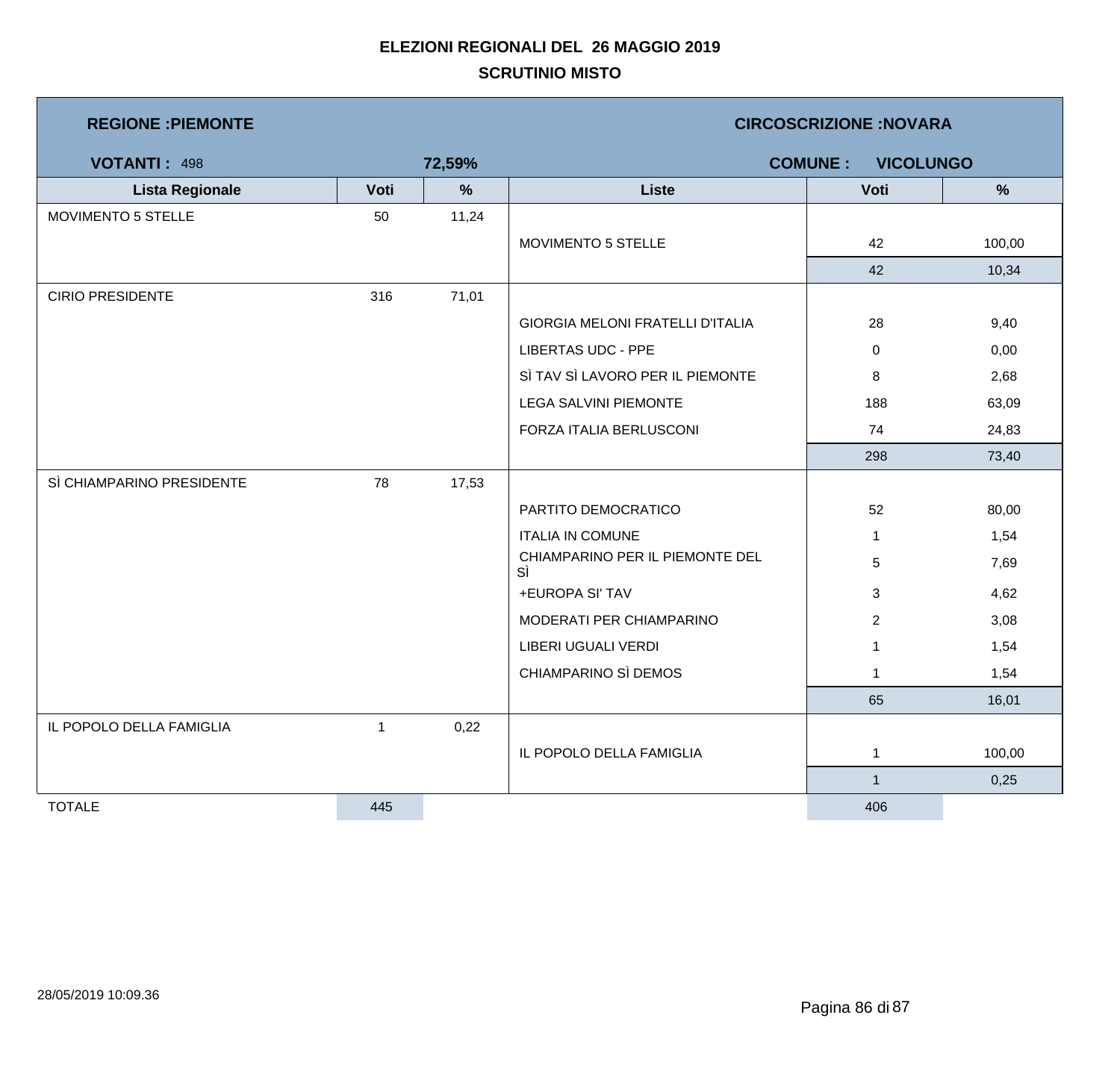# ELEZIONI REGIONALI DEL 26 MAGGIO 2019

## SCRUTINIO MISTO

**REGIONE :PIEMONTE** | **CIRCOSCRIZIONE :NOVARA**

**VOTANTI :** 498 | **72,59%** | **COMUNE : VICOLUNGO**

| Lista Regionale | Voti | % | Liste | Voti | % |
|---|---|---|---|---|---|
| MOVIMENTO 5 STELLE | 50 | 11,24 | | | |
| | | | MOVIMENTO 5 STELLE | 42 | 100,00 |
| | | | | 42 | 10,34 |
| CIRIO PRESIDENTE | 316 | 71,01 | | | |
| | | | GIORGIA MELONI FRATELLI D'ITALIA | 28 | 9,40 |
| | | | LIBERTAS UDC - PPE | 0 | 0,00 |
| | | | SÌ TAV SÌ LAVORO PER IL PIEMONTE | 8 | 2,68 |
| | | | LEGA SALVINI PIEMONTE | 188 | 63,09 |
| | | | FORZA ITALIA BERLUSCONI | 74 | 24,83 |
| | | | | 298 | 73,40 |
| SÌ CHIAMPARINO PRESIDENTE | 78 | 17,53 | | | |
| | | | PARTITO DEMOCRATICO | 52 | 80,00 |
| | | | ITALIA IN COMUNE | 1 | 1,54 |
| | | | CHIAMPARINO PER IL PIEMONTE DEL SÌ | 5 | 7,69 |
| | | | +EUROPA SI' TAV | 3 | 4,62 |
| | | | MODERATI PER CHIAMPARINO | 2 | 3,08 |
| | | | LIBERI UGUALI VERDI | 1 | 1,54 |
| | | | CHIAMPARINO SÌ DEMOS | 1 | 1,54 |
| | | | | 65 | 16,01 |
| IL POPOLO DELLA FAMIGLIA | 1 | 0,22 | | | |
| | | | IL POPOLO DELLA FAMIGLIA | 1 | 100,00 |
| | | | | 1 | 0,25 |
| TOTALE | 445 | | | 406 | |

28/05/2019 10:09.36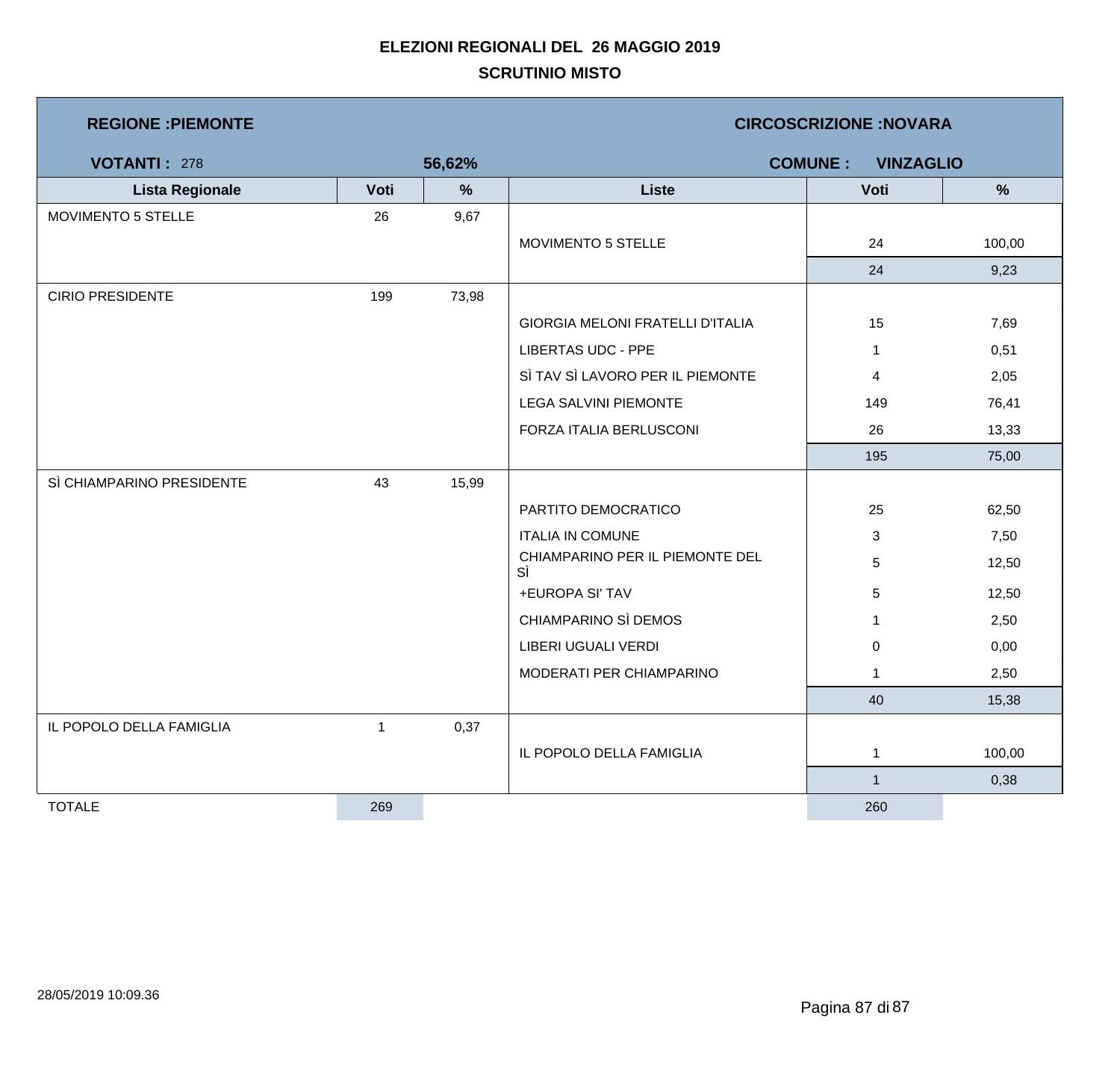# ELEZIONI REGIONALI DEL 26 MAGGIO 2019

## SCRUTINIO MISTO

**REGIONE :PIEMONTE** | **CIRCOSCRIZIONE :NOVARA**

**VOTANTI :** 278 | **56,62%** | **COMUNE : VINZAGLIO**

| Lista Regionale | Voti | % | Liste | Voti | % |
|---|---|---|---|---|---|
| MOVIMENTO 5 STELLE | 26 | 9,67 | | | |
| | | | MOVIMENTO 5 STELLE | 24 | 100,00 |
| | | | | 24 | 9,23 |
| CIRIO PRESIDENTE | 199 | 73,98 | | | |
| | | | GIORGIA MELONI FRATELLI D'ITALIA | 15 | 7,69 |
| | | | LIBERTAS UDC - PPE | 1 | 0,51 |
| | | | SÌ TAV SÌ LAVORO PER IL PIEMONTE | 4 | 2,05 |
| | | | LEGA SALVINI PIEMONTE | 149 | 76,41 |
| | | | FORZA ITALIA BERLUSCONI | 26 | 13,33 |
| | | | | 195 | 75,00 |
| SÌ CHIAMPARINO PRESIDENTE | 43 | 15,99 | | | |
| | | | PARTITO DEMOCRATICO | 25 | 62,50 |
| | | | ITALIA IN COMUNE | 3 | 7,50 |
| | | | CHIAMPARINO PER IL PIEMONTE DEL SÌ | 5 | 12,50 |
| | | | +EUROPA SI' TAV | 5 | 12,50 |
| | | | CHIAMPARINO SÌ DEMOS | 1 | 2,50 |
| | | | LIBERI UGUALI VERDI | 0 | 0,00 |
| | | | MODERATI PER CHIAMPARINO | 1 | 2,50 |
| | | | | 40 | 15,38 |
| IL POPOLO DELLA FAMIGLIA | 1 | 0,37 | | | |
| | | | IL POPOLO DELLA FAMIGLIA | 1 | 100,00 |
| | | | | 1 | 0,38 |
| TOTALE | 269 | | | 260 | |

28/05/2019 10:09.36